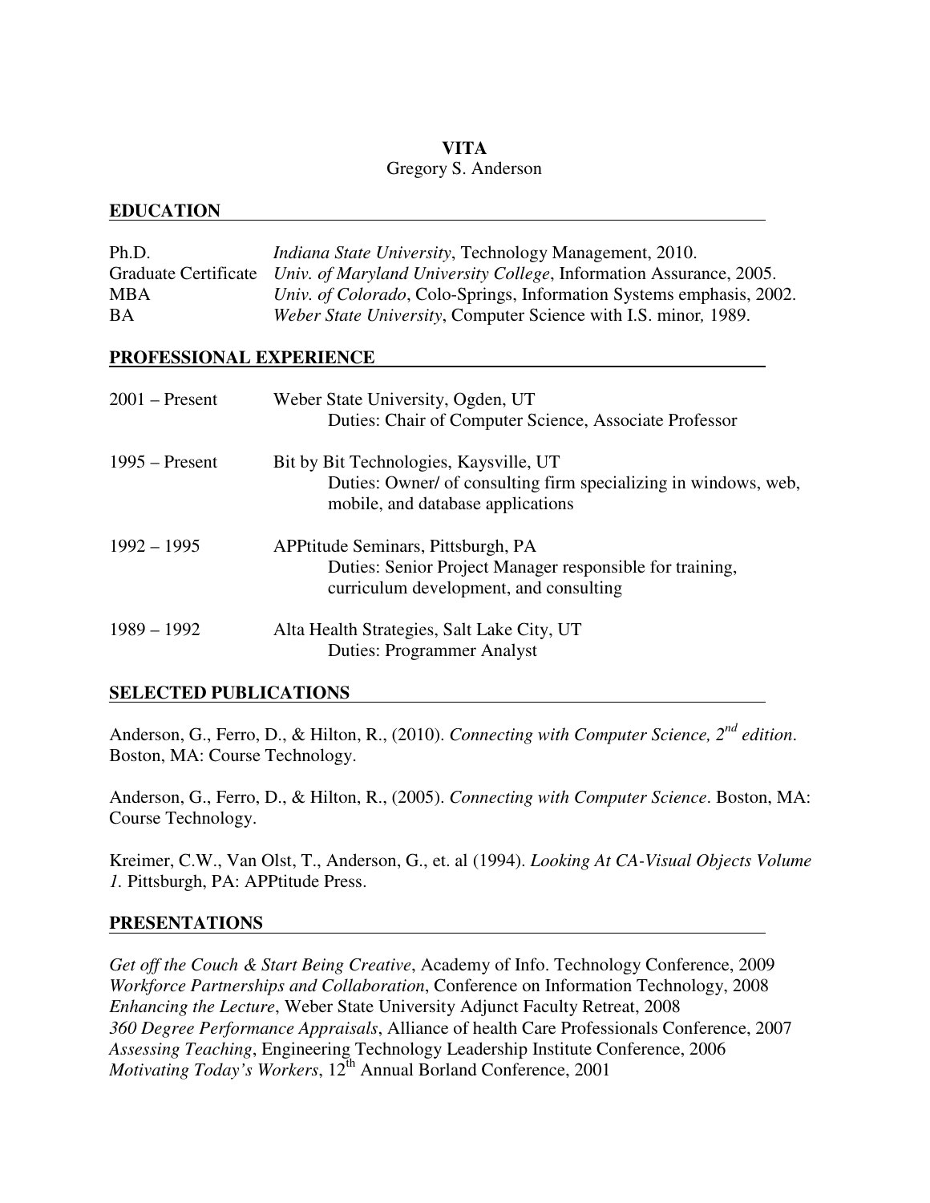# VITA

Gregory S. Anderson

## EDUCATION

| | |
|---|---|
| Ph.D. | *Indiana State University*, Technology Management, 2010. |
| Graduate Certificate | *Univ. of Maryland University College*, Information Assurance, 2005. |
| MBA | *Univ. of Colorado*, Colo-Springs, Information Systems emphasis, 2002. |
| BA | *Weber State University*, Computer Science with I.S. minor*,* 1989. |

## PROFESSIONAL EXPERIENCE

**2001 – Present** — Weber State University, Ogden, UT
Duties: Chair of Computer Science, Associate Professor

**1995 – Present** — Bit by Bit Technologies, Kaysville, UT
Duties: Owner/ of consulting firm specializing in windows, web, mobile, and database applications

**1992 – 1995** — APPtitude Seminars, Pittsburgh, PA
Duties: Senior Project Manager responsible for training, curriculum development, and consulting

**1989 – 1992** — Alta Health Strategies, Salt Lake City, UT
Duties: Programmer Analyst

## SELECTED PUBLICATIONS

Anderson, G., Ferro, D., & Hilton, R., (2010). *Connecting with Computer Science, 2nd edition*. Boston, MA: Course Technology.

Anderson, G., Ferro, D., & Hilton, R., (2005). *Connecting with Computer Science*. Boston, MA: Course Technology.

Kreimer, C.W., Van Olst, T., Anderson, G., et. al (1994). *Looking At CA-Visual Objects Volume 1*. Pittsburgh, PA: APPtitude Press.

## PRESENTATIONS

*Get off the Couch & Start Being Creative*, Academy of Info. Technology Conference, 2009
*Workforce Partnerships and Collaboration*, Conference on Information Technology, 2008
*Enhancing the Lecture*, Weber State University Adjunct Faculty Retreat, 2008
*360 Degree Performance Appraisals*, Alliance of health Care Professionals Conference, 2007
*Assessing Teaching*, Engineering Technology Leadership Institute Conference, 2006
*Motivating Today's Workers*, 12th Annual Borland Conference, 2001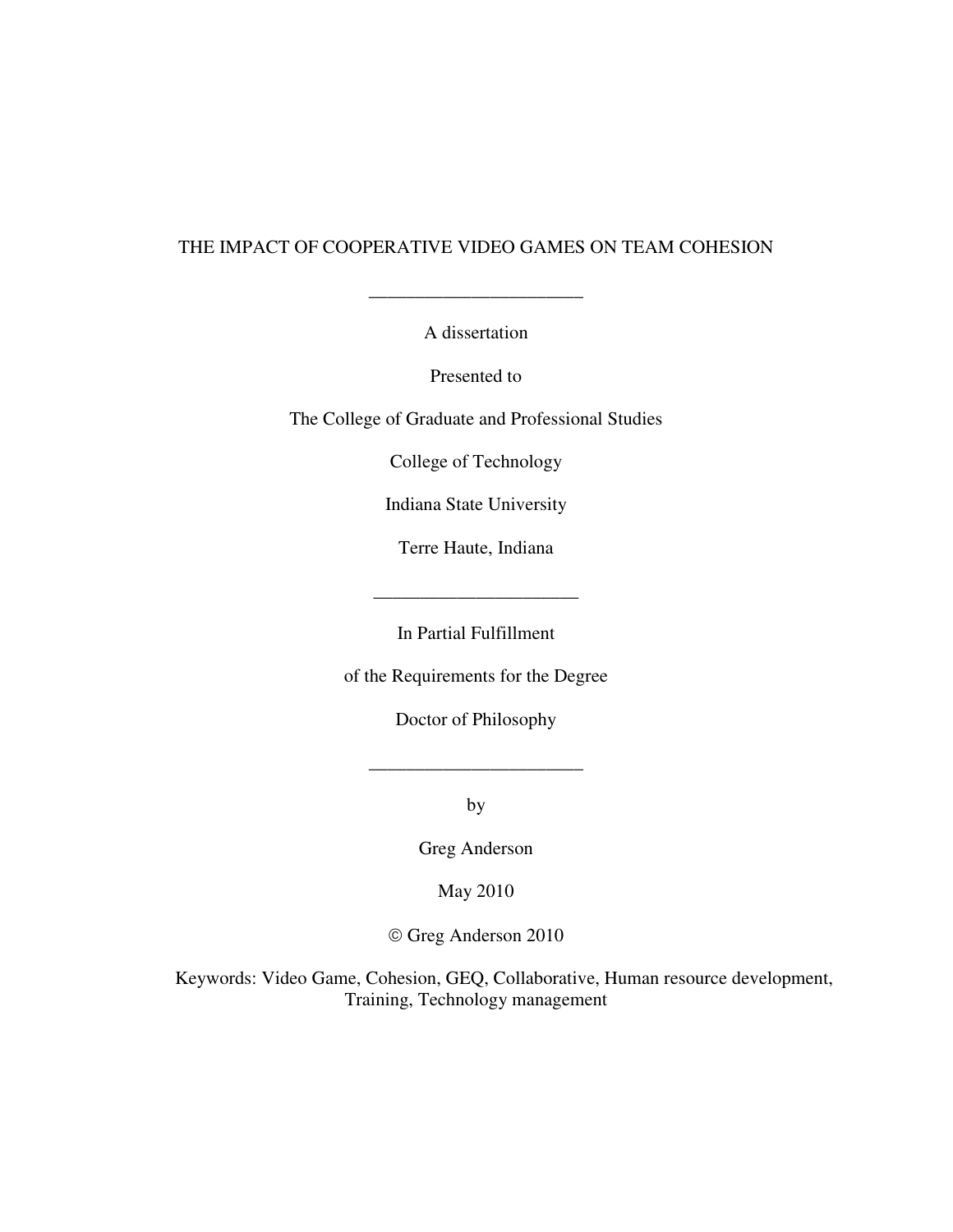# THE IMPACT OF COOPERATIVE VIDEO GAMES ON TEAM COHESION

_______________________

A dissertation

Presented to

The College of Graduate and Professional Studies

College of Technology

Indiana State University

Terre Haute, Indiana

______________________

In Partial Fulfillment

of the Requirements for the Degree

Doctor of Philosophy

_______________________

by

Greg Anderson

May 2010

© Greg Anderson 2010

Keywords: Video Game, Cohesion, GEQ, Collaborative, Human resource development, Training, Technology management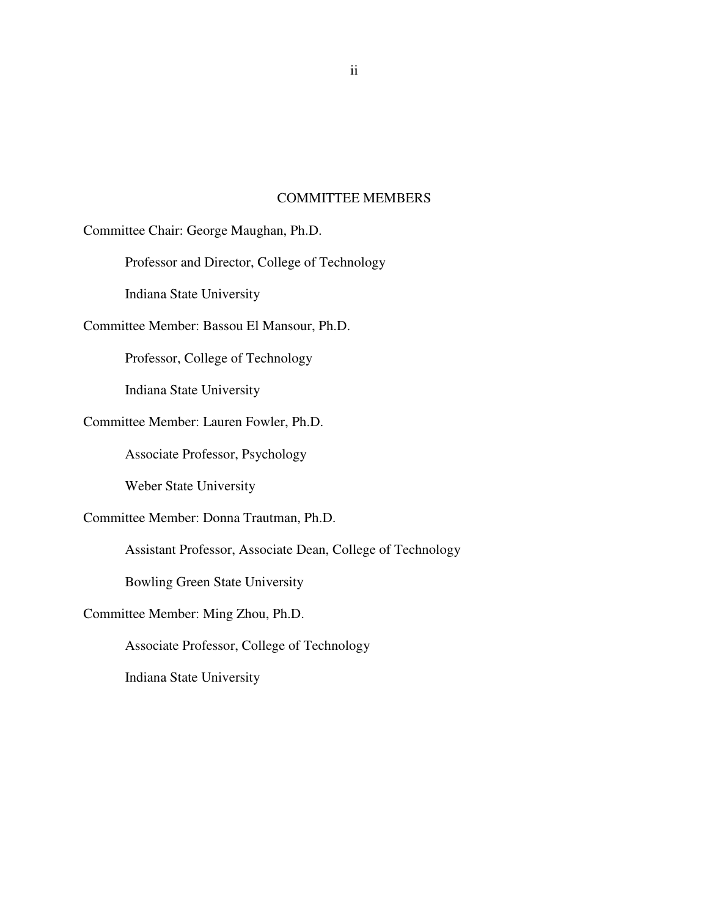## COMMITTEE MEMBERS

Committee Chair: George Maughan, Ph.D.

Professor and Director, College of Technology

Indiana State University

Committee Member: Bassou El Mansour, Ph.D.

Professor, College of Technology

Indiana State University

Committee Member: Lauren Fowler, Ph.D.

Associate Professor, Psychology

Weber State University

Committee Member: Donna Trautman, Ph.D.

Assistant Professor, Associate Dean, College of Technology

Bowling Green State University

Committee Member: Ming Zhou, Ph.D.

Associate Professor, College of Technology

Indiana State University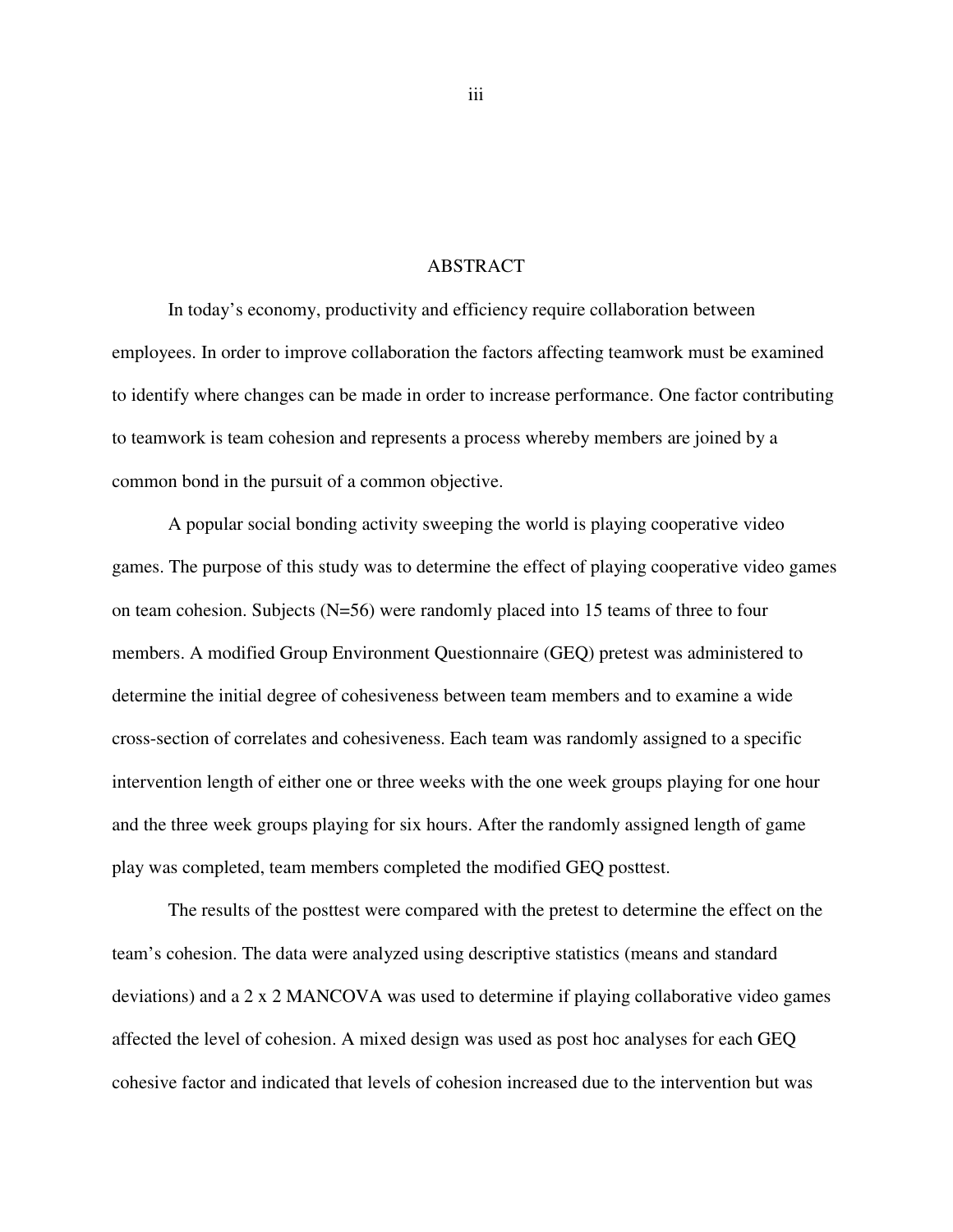# ABSTRACT

In today's economy, productivity and efficiency require collaboration between employees. In order to improve collaboration the factors affecting teamwork must be examined to identify where changes can be made in order to increase performance. One factor contributing to teamwork is team cohesion and represents a process whereby members are joined by a common bond in the pursuit of a common objective.

A popular social bonding activity sweeping the world is playing cooperative video games. The purpose of this study was to determine the effect of playing cooperative video games on team cohesion. Subjects (N=56) were randomly placed into 15 teams of three to four members. A modified Group Environment Questionnaire (GEQ) pretest was administered to determine the initial degree of cohesiveness between team members and to examine a wide cross-section of correlates and cohesiveness. Each team was randomly assigned to a specific intervention length of either one or three weeks with the one week groups playing for one hour and the three week groups playing for six hours. After the randomly assigned length of game play was completed, team members completed the modified GEQ posttest.

The results of the posttest were compared with the pretest to determine the effect on the team's cohesion. The data were analyzed using descriptive statistics (means and standard deviations) and a 2 x 2 MANCOVA was used to determine if playing collaborative video games affected the level of cohesion. A mixed design was used as post hoc analyses for each GEQ cohesive factor and indicated that levels of cohesion increased due to the intervention but was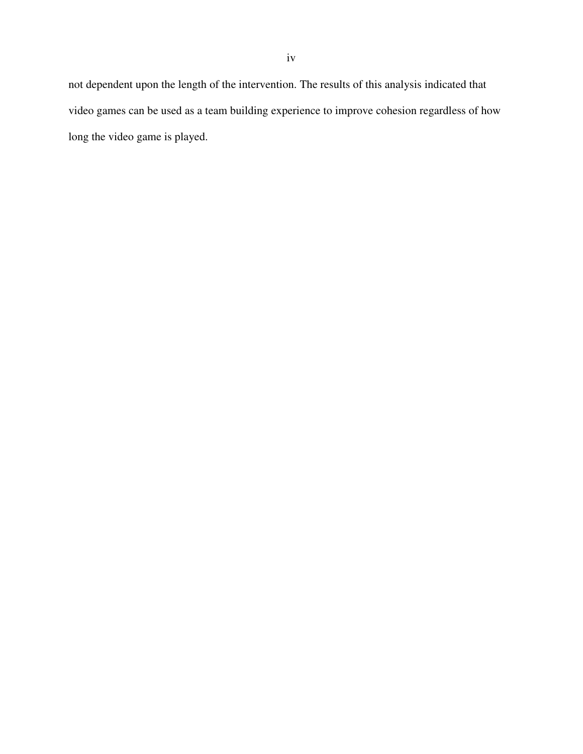not dependent upon the length of the intervention. The results of this analysis indicated that video games can be used as a team building experience to improve cohesion regardless of how long the video game is played.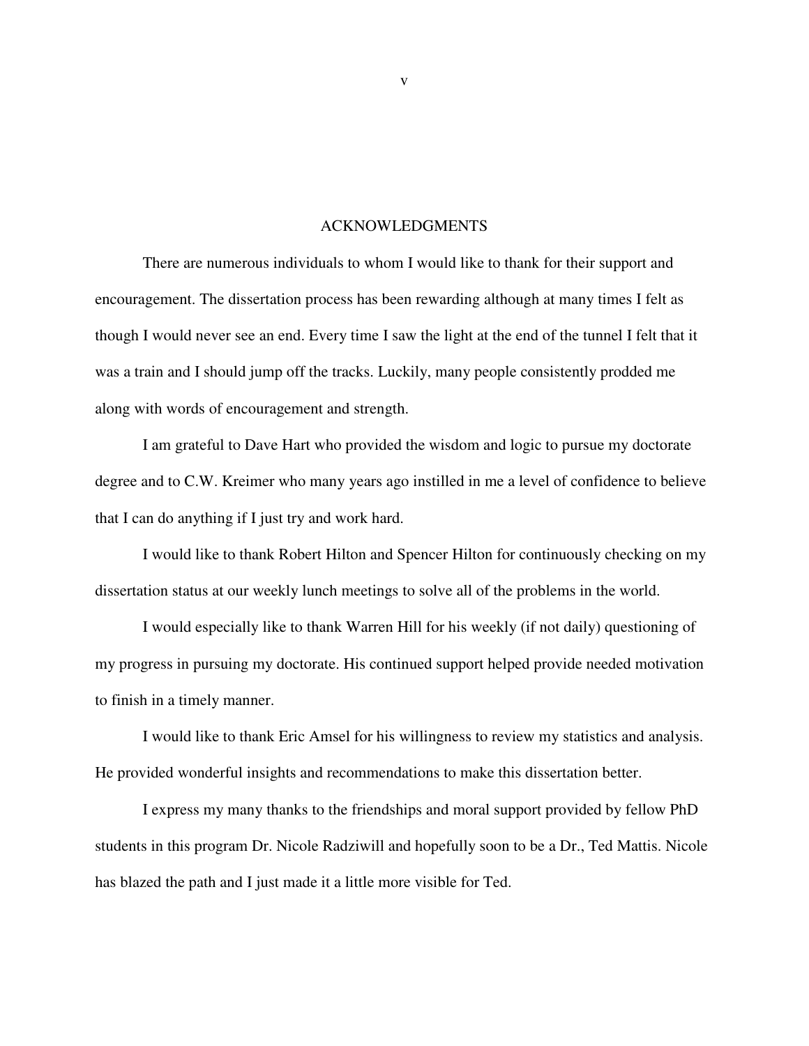# ACKNOWLEDGMENTS

There are numerous individuals to whom I would like to thank for their support and encouragement. The dissertation process has been rewarding although at many times I felt as though I would never see an end. Every time I saw the light at the end of the tunnel I felt that it was a train and I should jump off the tracks. Luckily, many people consistently prodded me along with words of encouragement and strength.

I am grateful to Dave Hart who provided the wisdom and logic to pursue my doctorate degree and to C.W. Kreimer who many years ago instilled in me a level of confidence to believe that I can do anything if I just try and work hard.

I would like to thank Robert Hilton and Spencer Hilton for continuously checking on my dissertation status at our weekly lunch meetings to solve all of the problems in the world.

I would especially like to thank Warren Hill for his weekly (if not daily) questioning of my progress in pursuing my doctorate. His continued support helped provide needed motivation to finish in a timely manner.

I would like to thank Eric Amsel for his willingness to review my statistics and analysis. He provided wonderful insights and recommendations to make this dissertation better.

I express my many thanks to the friendships and moral support provided by fellow PhD students in this program Dr. Nicole Radziwill and hopefully soon to be a Dr., Ted Mattis. Nicole has blazed the path and I just made it a little more visible for Ted.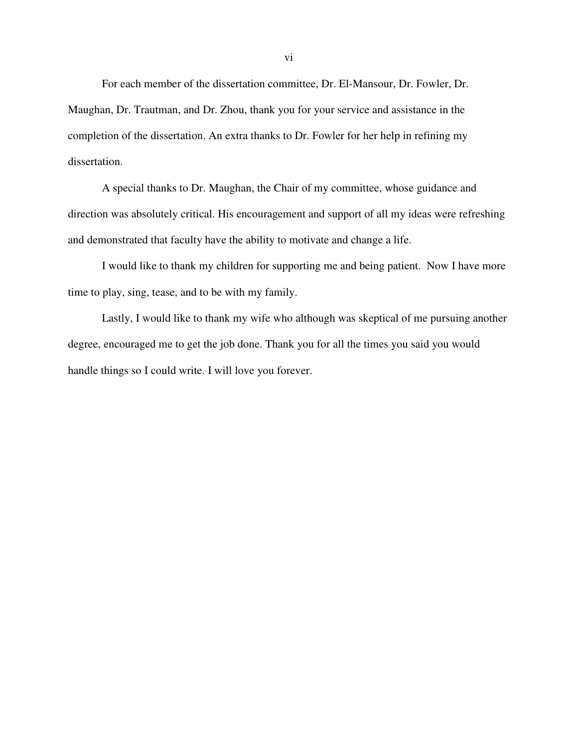For each member of the dissertation committee, Dr. El-Mansour, Dr. Fowler, Dr. Maughan, Dr. Trautman, and Dr. Zhou, thank you for your service and assistance in the completion of the dissertation. An extra thanks to Dr. Fowler for her help in refining my dissertation.

A special thanks to Dr. Maughan, the Chair of my committee, whose guidance and direction was absolutely critical. His encouragement and support of all my ideas were refreshing and demonstrated that faculty have the ability to motivate and change a life.

I would like to thank my children for supporting me and being patient. Now I have more time to play, sing, tease, and to be with my family.

Lastly, I would like to thank my wife who although was skeptical of me pursuing another degree, encouraged me to get the job done. Thank you for all the times you said you would handle things so I could write. I will love you forever.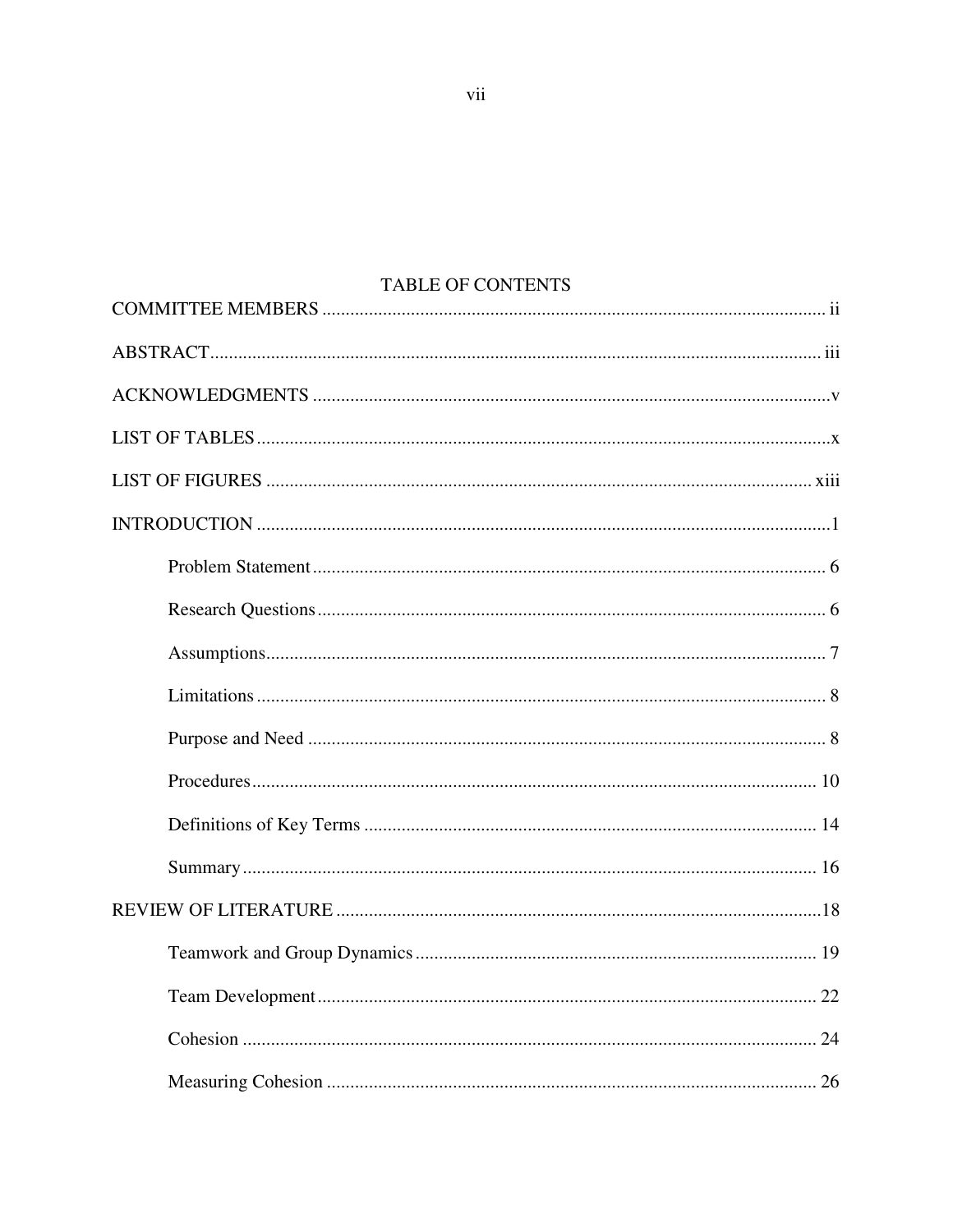# TABLE OF CONTENTS

COMMITTEE MEMBERS ........................................................................................................... ii

ABSTRACT.................................................................................................................................. iii

ACKNOWLEDGMENTS ..............................................................................................................v

LIST OF TABLES .........................................................................................................................x

LIST OF FIGURES ..................................................................................................................... xiii

INTRODUCTION ..........................................................................................................................1

- Problem Statement ............................................................................................................. 6
- Research Questions ............................................................................................................ 6
- Assumptions....................................................................................................................... 7
- Limitations ......................................................................................................................... 8
- Purpose and Need .............................................................................................................. 8
- Procedures ......................................................................................................................... 10
- Definitions of Key Terms ................................................................................................. 14
- Summary ........................................................................................................................... 16

REVIEW OF LITERATURE .......................................................................................................18

- Teamwork and Group Dynamics ...................................................................................... 19
- Team Development ........................................................................................................... 22
- Cohesion ........................................................................................................................... 24
- Measuring Cohesion ......................................................................................................... 26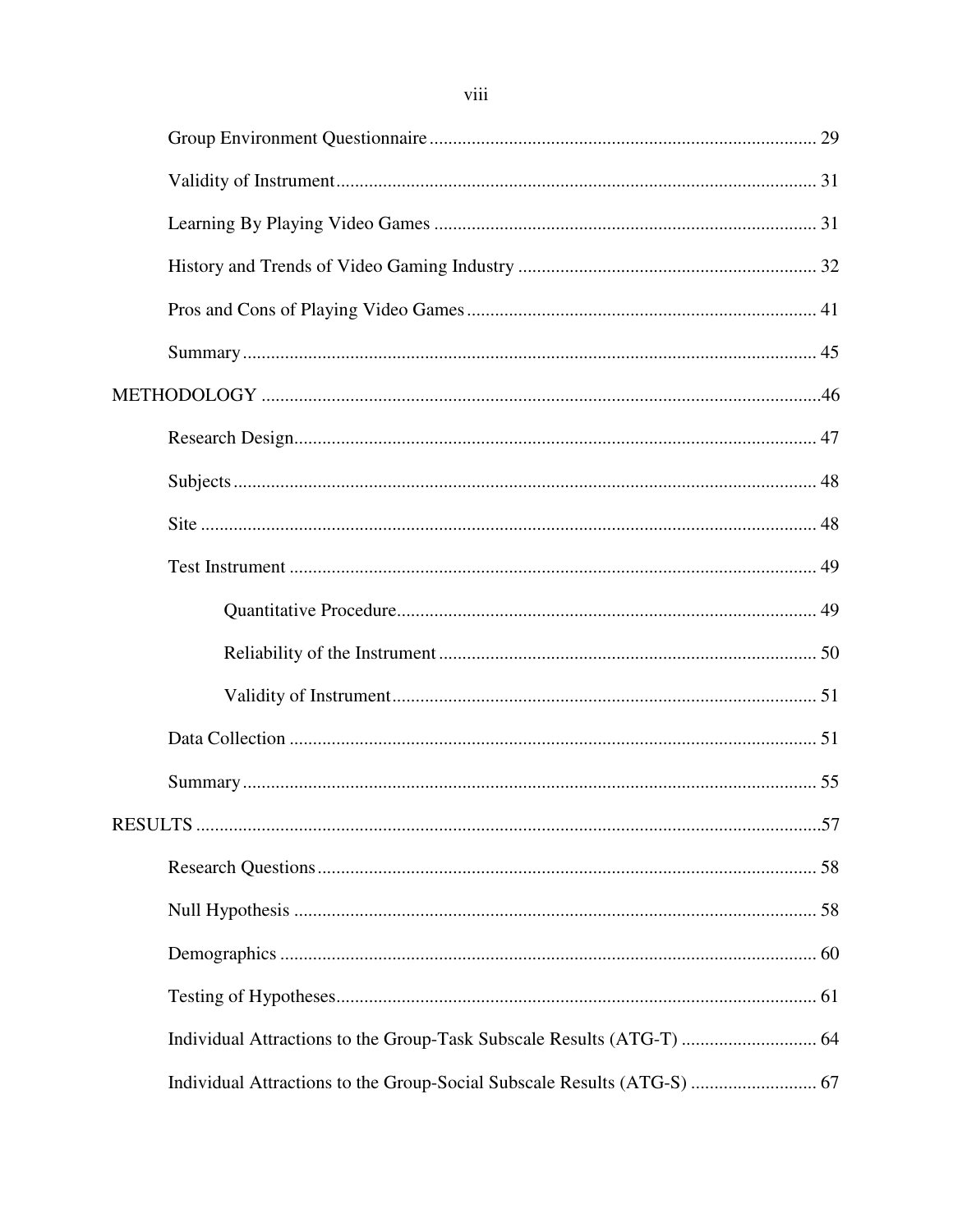Group Environment Questionnaire .................................................................................. 29

Validity of Instrument...................................................................................................... 31

Learning By Playing Video Games ................................................................................. 31

History and Trends of Video Gaming Industry ............................................................... 32

Pros and Cons of Playing Video Games.......................................................................... 41

Summary.......................................................................................................................... 45

METHODOLOGY .........................................................................................................46

Research Design............................................................................................................... 47

Subjects............................................................................................................................ 48

Site ................................................................................................................................... 48

Test Instrument ................................................................................................................ 49

Quantitative Procedure......................................................................................... 49

Reliability of the Instrument ................................................................................ 50

Validity of Instrument.......................................................................................... 51

Data Collection ................................................................................................................ 51

Summary.......................................................................................................................... 55

RESULTS .......................................................................................................................57

Research Questions.......................................................................................................... 58

Null Hypothesis ............................................................................................................... 58

Demographics .................................................................................................................. 60

Testing of Hypotheses...................................................................................................... 61

Individual Attractions to the Group-Task Subscale Results (ATG-T) ............................ 64

Individual Attractions to the Group-Social Subscale Results (ATG-S) .......................... 67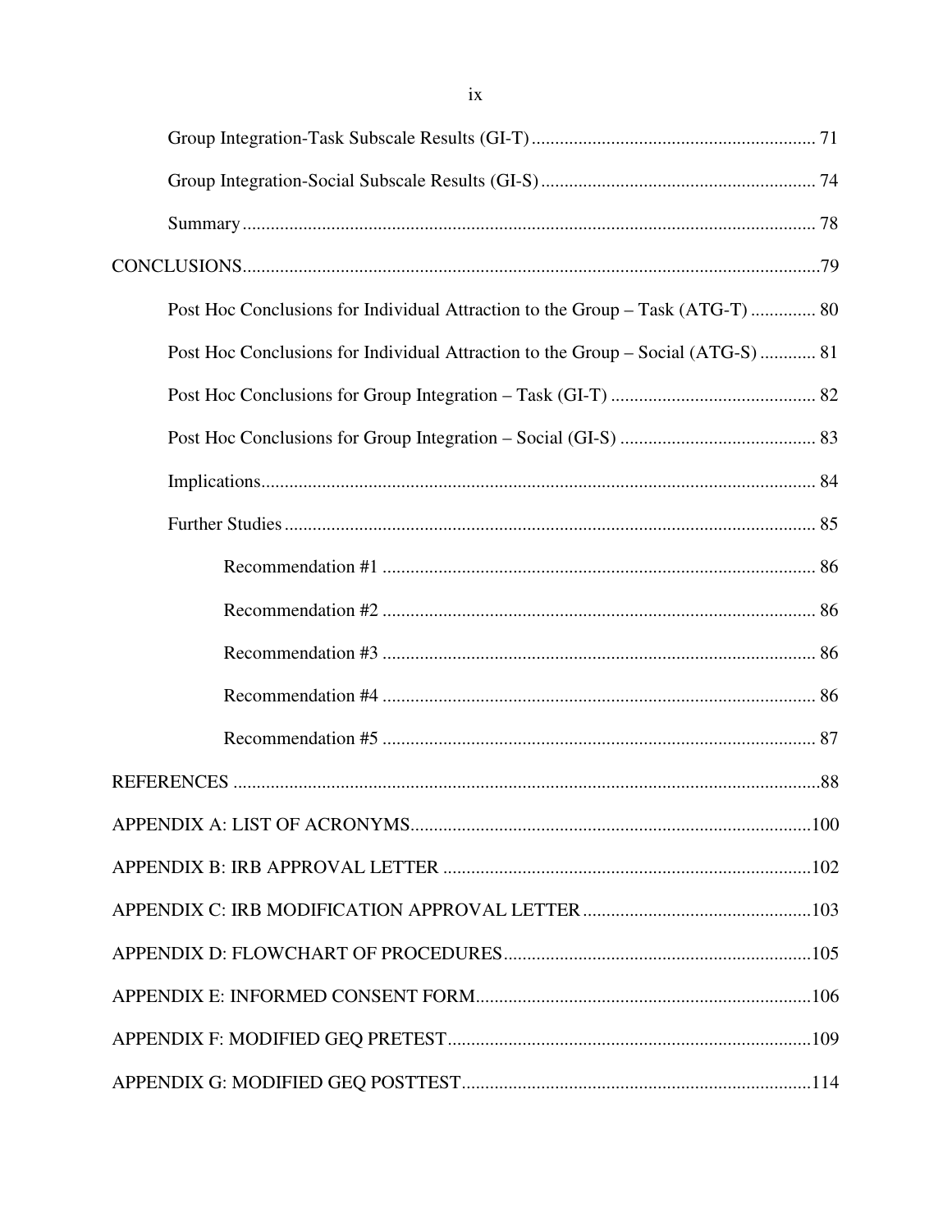Group Integration-Task Subscale Results (GI-T) ........................................................... 71

Group Integration-Social Subscale Results (GI-S) ......................................................... 74

Summary ......................................................................................................................... 78

CONCLUSIONS.......................................................................................................................79

Post Hoc Conclusions for Individual Attraction to the Group – Task (ATG-T) ............. 80

Post Hoc Conclusions for Individual Attraction to the Group – Social (ATG-S) ........... 81

Post Hoc Conclusions for Group Integration – Task (GI-T) ........................................... 82

Post Hoc Conclusions for Group Integration – Social (GI-S) ......................................... 83

Implications..................................................................................................................... 84

Further Studies ................................................................................................................. 85

Recommendation #1 ........................................................................................... 86

Recommendation #2 ........................................................................................... 86

Recommendation #3 ........................................................................................... 86

Recommendation #4 ........................................................................................... 86

Recommendation #5 ........................................................................................... 87

REFERENCES ..........................................................................................................................88

APPENDIX A: LIST OF ACRONYMS...................................................................................100

APPENDIX B: IRB APPROVAL LETTER ............................................................................102

APPENDIX C: IRB MODIFICATION APPROVAL LETTER ..............................................103

APPENDIX D: FLOWCHART OF PROCEDURES...............................................................105

APPENDIX E: INFORMED CONSENT FORM.....................................................................106

APPENDIX F: MODIFIED GEQ PRETEST...........................................................................109

APPENDIX G: MODIFIED GEQ POSTTEST........................................................................114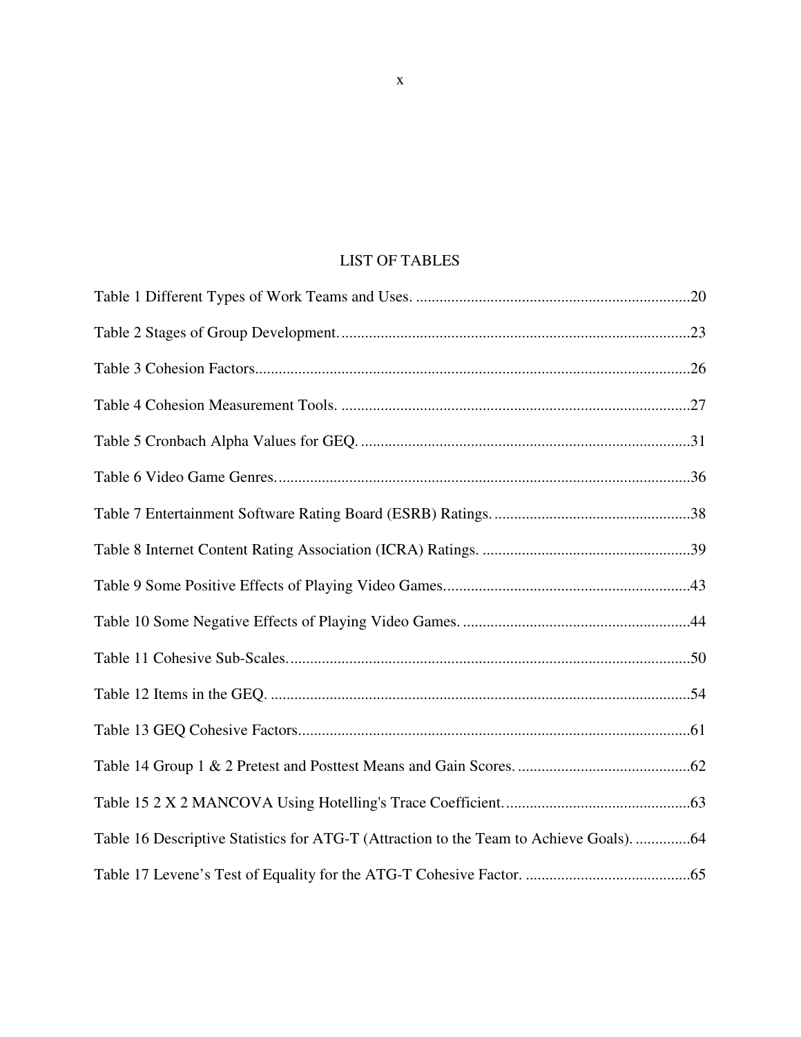# LIST OF TABLES

Table 1 Different Types of Work Teams and Uses. ......................................................................20

Table 2 Stages of Group Development. .........................................................................................23

Table 3 Cohesion Factors..............................................................................................................26

Table 4 Cohesion Measurement Tools. .........................................................................................27

Table 5 Cronbach Alpha Values for GEQ. ....................................................................................31

Table 6 Video Game Genres. .........................................................................................................36

Table 7 Entertainment Software Rating Board (ESRB) Ratings. ..................................................38

Table 8 Internet Content Rating Association (ICRA) Ratings. .....................................................39

Table 9 Some Positive Effects of Playing Video Games...............................................................43

Table 10 Some Negative Effects of Playing Video Games. ..........................................................44

Table 11 Cohesive Sub-Scales.......................................................................................................50

Table 12 Items in the GEQ. ...........................................................................................................54

Table 13 GEQ Cohesive Factors....................................................................................................61

Table 14 Group 1 & 2 Pretest and Posttest Means and Gain Scores. ............................................62

Table 15 2 X 2 MANCOVA Using Hotelling's Trace Coefficient. ...............................................63

Table 16 Descriptive Statistics for ATG-T (Attraction to the Team to Achieve Goals). ..............64

Table 17 Levene's Test of Equality for the ATG-T Cohesive Factor. ..........................................65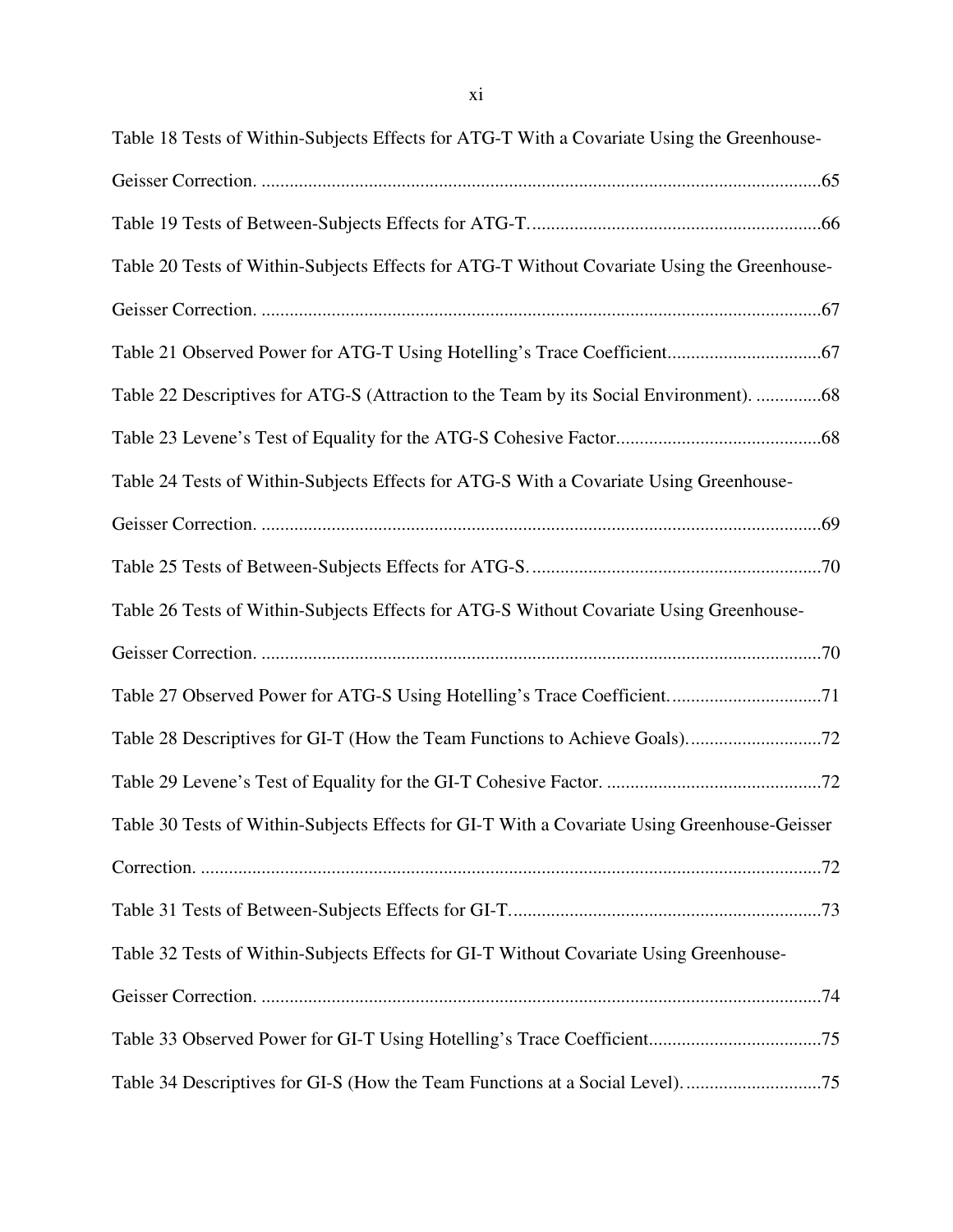Table 18 Tests of Within-Subjects Effects for ATG-T With a Covariate Using the Greenhouse-Geisser Correction. ........................................................................................................................65

Table 19 Tests of Between-Subjects Effects for ATG-T. ..............................................................66

Table 20 Tests of Within-Subjects Effects for ATG-T Without Covariate Using the Greenhouse-Geisser Correction. ........................................................................................................................67

Table 21 Observed Power for ATG-T Using Hotelling's Trace Coefficient.................................67

Table 22 Descriptives for ATG-S (Attraction to the Team by its Social Environment). ..............68

Table 23 Levene's Test of Equality for the ATG-S Cohesive Factor............................................68

Table 24 Tests of Within-Subjects Effects for ATG-S With a Covariate Using Greenhouse-Geisser Correction. ........................................................................................................................69

Table 25 Tests of Between-Subjects Effects for ATG-S. ..............................................................70

Table 26 Tests of Within-Subjects Effects for ATG-S Without Covariate Using Greenhouse-Geisser Correction. ........................................................................................................................70

Table 27 Observed Power for ATG-S Using Hotelling's Trace Coefficient. ................................71

Table 28 Descriptives for GI-T (How the Team Functions to Achieve Goals). ............................72

Table 29 Levene's Test of Equality for the GI-T Cohesive Factor. ..............................................72

Table 30 Tests of Within-Subjects Effects for GI-T With a Covariate Using Greenhouse-Geisser Correction. ....................................................................................................................................72

Table 31 Tests of Between-Subjects Effects for GI-T. ..................................................................73

Table 32 Tests of Within-Subjects Effects for GI-T Without Covariate Using Greenhouse-Geisser Correction. ........................................................................................................................74

Table 33 Observed Power for GI-T Using Hotelling's Trace Coefficient.....................................75

Table 34 Descriptives for GI-S (How the Team Functions at a Social Level). .............................75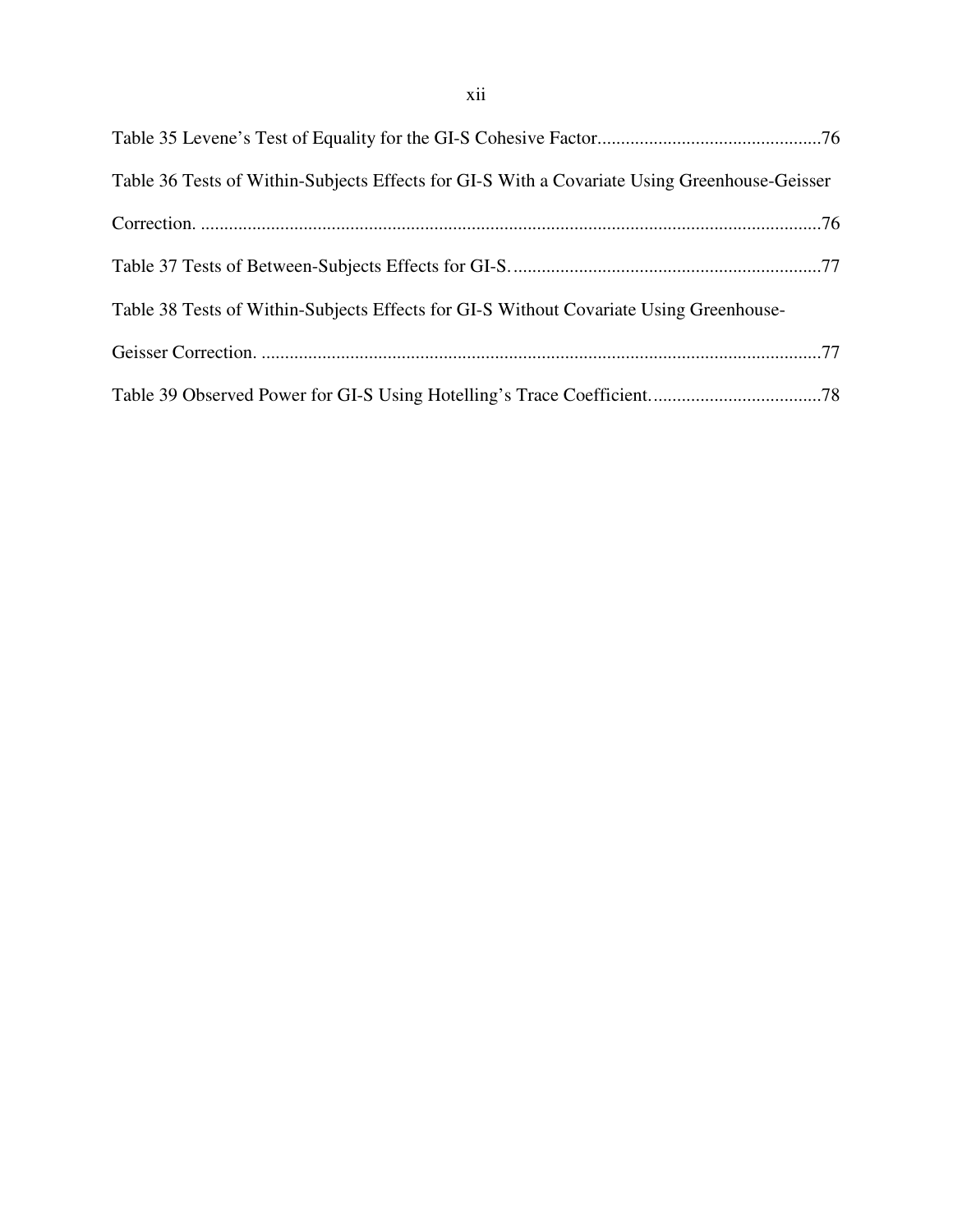Table 35 Levene's Test of Equality for the GI-S Cohesive Factor................................................76

Table 36 Tests of Within-Subjects Effects for GI-S With a Covariate Using Greenhouse-Geisser Correction. ....................................................................................................................................76

Table 37 Tests of Between-Subjects Effects for GI-S. .................................................................77

Table 38 Tests of Within-Subjects Effects for GI-S Without Covariate Using Greenhouse-Geisser Correction. .......................................................................................................................77

Table 39 Observed Power for GI-S Using Hotelling's Trace Coefficient....................................78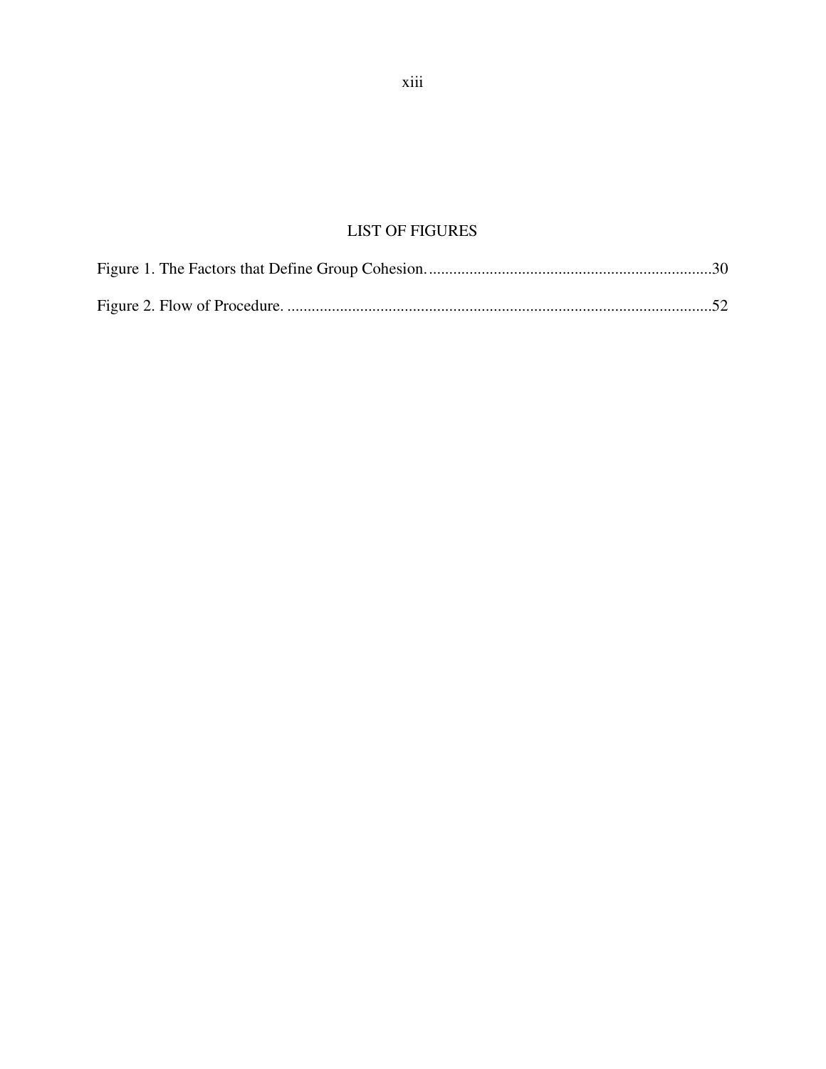# LIST OF FIGURES

Figure 1. The Factors that Define Group Cohesion. ......................................................................30

Figure 2. Flow of Procedure. .........................................................................................................52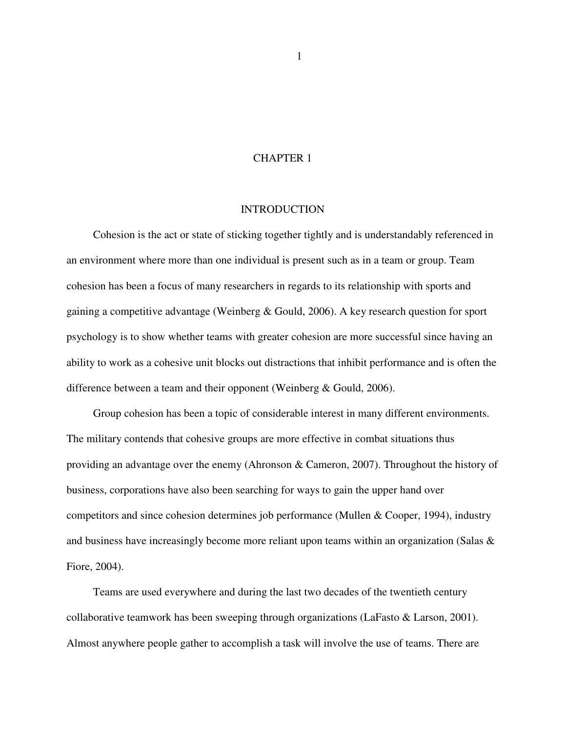# CHAPTER 1

## INTRODUCTION

Cohesion is the act or state of sticking together tightly and is understandably referenced in an environment where more than one individual is present such as in a team or group. Team cohesion has been a focus of many researchers in regards to its relationship with sports and gaining a competitive advantage (Weinberg & Gould, 2006). A key research question for sport psychology is to show whether teams with greater cohesion are more successful since having an ability to work as a cohesive unit blocks out distractions that inhibit performance and is often the difference between a team and their opponent (Weinberg & Gould, 2006).

Group cohesion has been a topic of considerable interest in many different environments. The military contends that cohesive groups are more effective in combat situations thus providing an advantage over the enemy (Ahronson & Cameron, 2007). Throughout the history of business, corporations have also been searching for ways to gain the upper hand over competitors and since cohesion determines job performance (Mullen & Cooper, 1994), industry and business have increasingly become more reliant upon teams within an organization (Salas & Fiore, 2004).

Teams are used everywhere and during the last two decades of the twentieth century collaborative teamwork has been sweeping through organizations (LaFasto & Larson, 2001). Almost anywhere people gather to accomplish a task will involve the use of teams. There are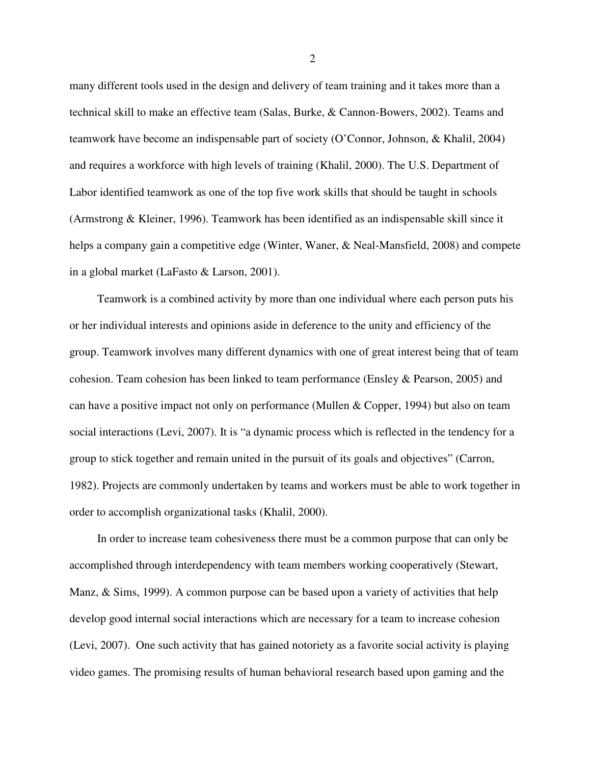many different tools used in the design and delivery of team training and it takes more than a technical skill to make an effective team (Salas, Burke, & Cannon-Bowers, 2002). Teams and teamwork have become an indispensable part of society (O'Connor, Johnson, & Khalil, 2004) and requires a workforce with high levels of training (Khalil, 2000). The U.S. Department of Labor identified teamwork as one of the top five work skills that should be taught in schools (Armstrong & Kleiner, 1996). Teamwork has been identified as an indispensable skill since it helps a company gain a competitive edge (Winter, Waner, & Neal-Mansfield, 2008) and compete in a global market (LaFasto & Larson, 2001).

Teamwork is a combined activity by more than one individual where each person puts his or her individual interests and opinions aside in deference to the unity and efficiency of the group. Teamwork involves many different dynamics with one of great interest being that of team cohesion. Team cohesion has been linked to team performance (Ensley & Pearson, 2005) and can have a positive impact not only on performance (Mullen & Copper, 1994) but also on team social interactions (Levi, 2007). It is "a dynamic process which is reflected in the tendency for a group to stick together and remain united in the pursuit of its goals and objectives" (Carron, 1982). Projects are commonly undertaken by teams and workers must be able to work together in order to accomplish organizational tasks (Khalil, 2000).

In order to increase team cohesiveness there must be a common purpose that can only be accomplished through interdependency with team members working cooperatively (Stewart, Manz, & Sims, 1999). A common purpose can be based upon a variety of activities that help develop good internal social interactions which are necessary for a team to increase cohesion (Levi, 2007). One such activity that has gained notoriety as a favorite social activity is playing video games. The promising results of human behavioral research based upon gaming and the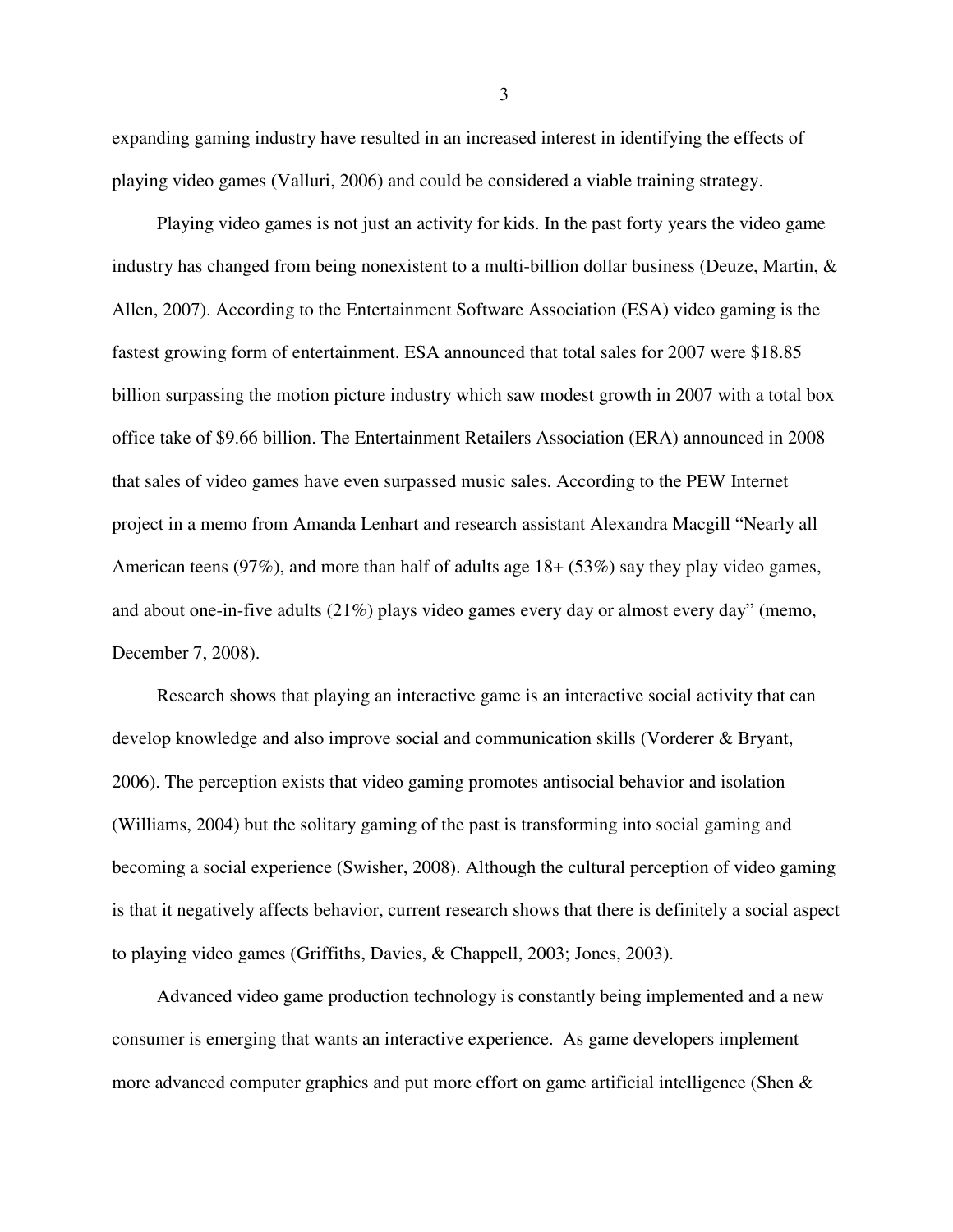expanding gaming industry have resulted in an increased interest in identifying the effects of playing video games (Valluri, 2006) and could be considered a viable training strategy.

Playing video games is not just an activity for kids. In the past forty years the video game industry has changed from being nonexistent to a multi-billion dollar business (Deuze, Martin, & Allen, 2007). According to the Entertainment Software Association (ESA) video gaming is the fastest growing form of entertainment. ESA announced that total sales for 2007 were $18.85 billion surpassing the motion picture industry which saw modest growth in 2007 with a total box office take of $9.66 billion. The Entertainment Retailers Association (ERA) announced in 2008 that sales of video games have even surpassed music sales. According to the PEW Internet project in a memo from Amanda Lenhart and research assistant Alexandra Macgill "Nearly all American teens (97%), and more than half of adults age 18+ (53%) say they play video games, and about one-in-five adults (21%) plays video games every day or almost every day" (memo, December 7, 2008).

Research shows that playing an interactive game is an interactive social activity that can develop knowledge and also improve social and communication skills (Vorderer & Bryant, 2006). The perception exists that video gaming promotes antisocial behavior and isolation (Williams, 2004) but the solitary gaming of the past is transforming into social gaming and becoming a social experience (Swisher, 2008). Although the cultural perception of video gaming is that it negatively affects behavior, current research shows that there is definitely a social aspect to playing video games (Griffiths, Davies, & Chappell, 2003; Jones, 2003).

Advanced video game production technology is constantly being implemented and a new consumer is emerging that wants an interactive experience. As game developers implement more advanced computer graphics and put more effort on game artificial intelligence (Shen &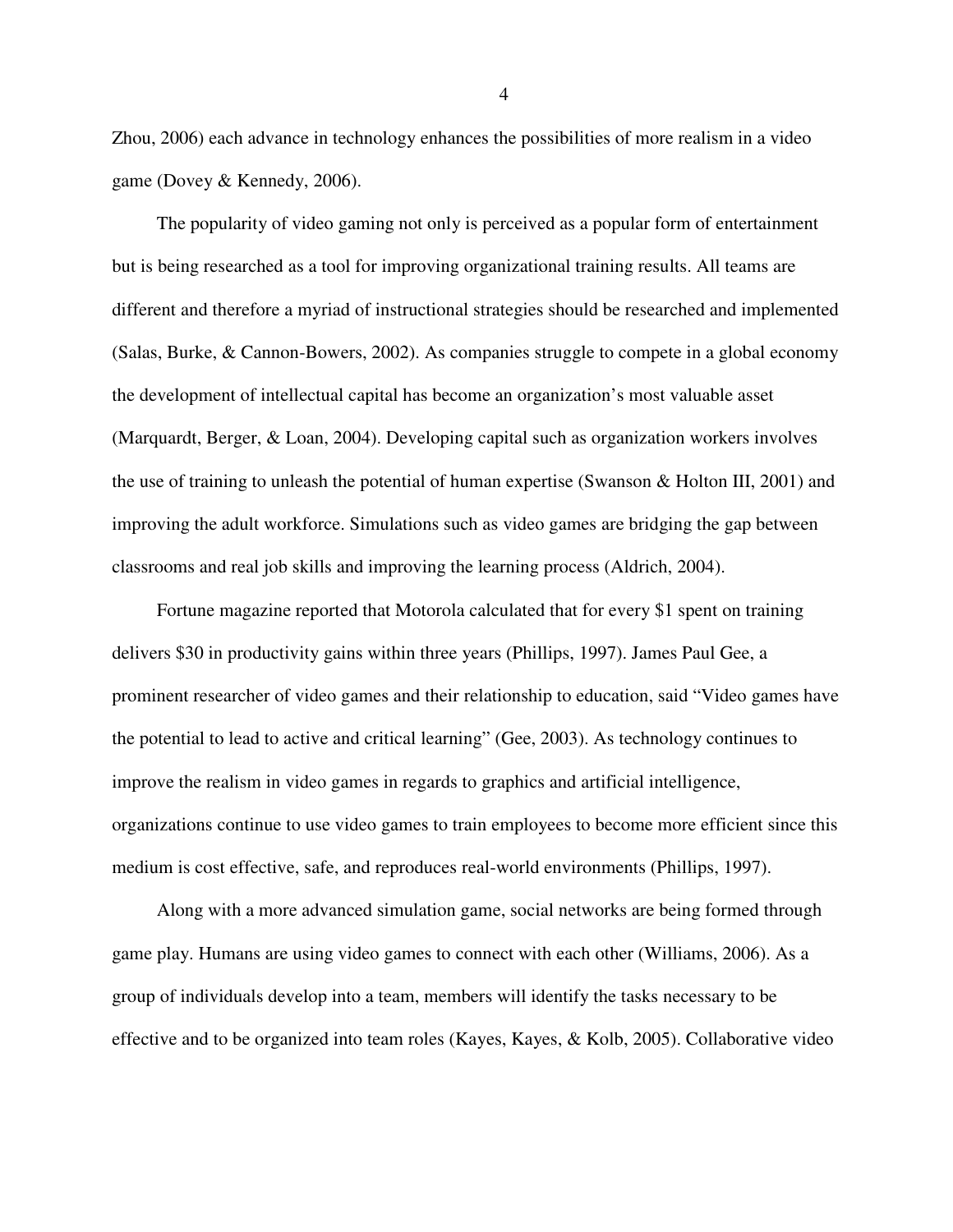Zhou, 2006) each advance in technology enhances the possibilities of more realism in a video game (Dovey & Kennedy, 2006).

The popularity of video gaming not only is perceived as a popular form of entertainment but is being researched as a tool for improving organizational training results. All teams are different and therefore a myriad of instructional strategies should be researched and implemented (Salas, Burke, & Cannon-Bowers, 2002). As companies struggle to compete in a global economy the development of intellectual capital has become an organization's most valuable asset (Marquardt, Berger, & Loan, 2004). Developing capital such as organization workers involves the use of training to unleash the potential of human expertise (Swanson & Holton III, 2001) and improving the adult workforce. Simulations such as video games are bridging the gap between classrooms and real job skills and improving the learning process (Aldrich, 2004).

Fortune magazine reported that Motorola calculated that for every $1 spent on training delivers $30 in productivity gains within three years (Phillips, 1997). James Paul Gee, a prominent researcher of video games and their relationship to education, said "Video games have the potential to lead to active and critical learning" (Gee, 2003). As technology continues to improve the realism in video games in regards to graphics and artificial intelligence, organizations continue to use video games to train employees to become more efficient since this medium is cost effective, safe, and reproduces real-world environments (Phillips, 1997).

Along with a more advanced simulation game, social networks are being formed through game play. Humans are using video games to connect with each other (Williams, 2006). As a group of individuals develop into a team, members will identify the tasks necessary to be effective and to be organized into team roles (Kayes, Kayes, & Kolb, 2005). Collaborative video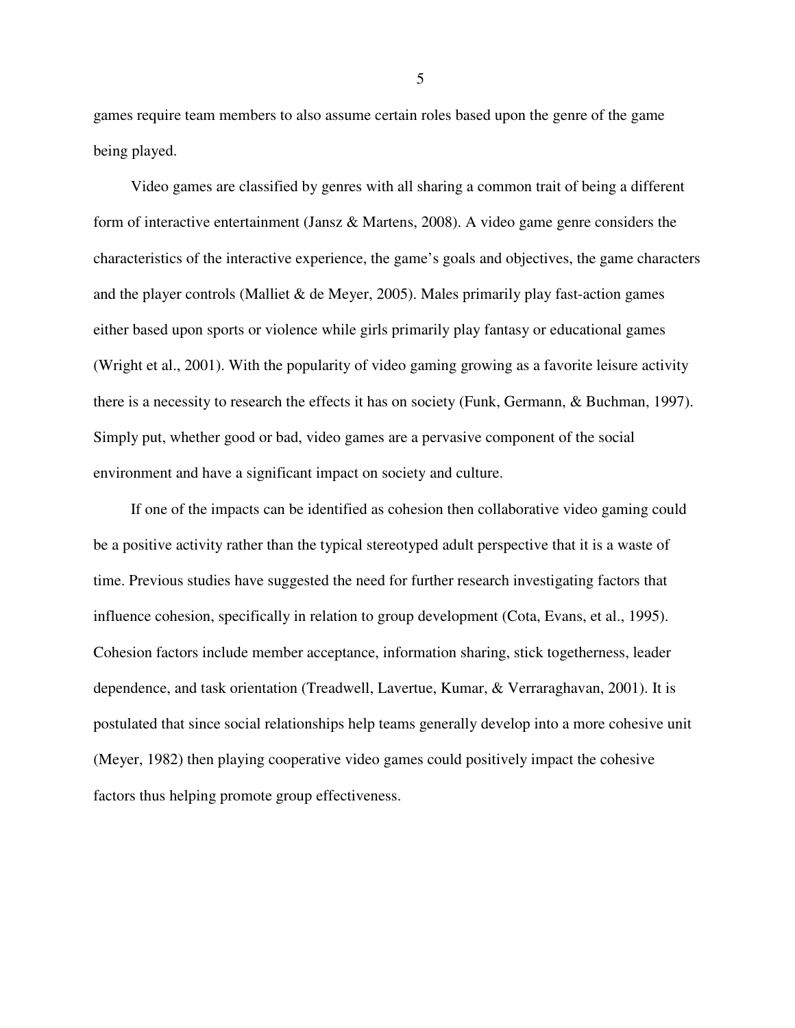games require team members to also assume certain roles based upon the genre of the game being played.

Video games are classified by genres with all sharing a common trait of being a different form of interactive entertainment (Jansz & Martens, 2008). A video game genre considers the characteristics of the interactive experience, the game's goals and objectives, the game characters and the player controls (Malliet & de Meyer, 2005). Males primarily play fast-action games either based upon sports or violence while girls primarily play fantasy or educational games (Wright et al., 2001). With the popularity of video gaming growing as a favorite leisure activity there is a necessity to research the effects it has on society (Funk, Germann, & Buchman, 1997). Simply put, whether good or bad, video games are a pervasive component of the social environment and have a significant impact on society and culture.

If one of the impacts can be identified as cohesion then collaborative video gaming could be a positive activity rather than the typical stereotyped adult perspective that it is a waste of time. Previous studies have suggested the need for further research investigating factors that influence cohesion, specifically in relation to group development (Cota, Evans, et al., 1995). Cohesion factors include member acceptance, information sharing, stick togetherness, leader dependence, and task orientation (Treadwell, Lavertue, Kumar, & Verraraghavan, 2001). It is postulated that since social relationships help teams generally develop into a more cohesive unit (Meyer, 1982) then playing cooperative video games could positively impact the cohesive factors thus helping promote group effectiveness.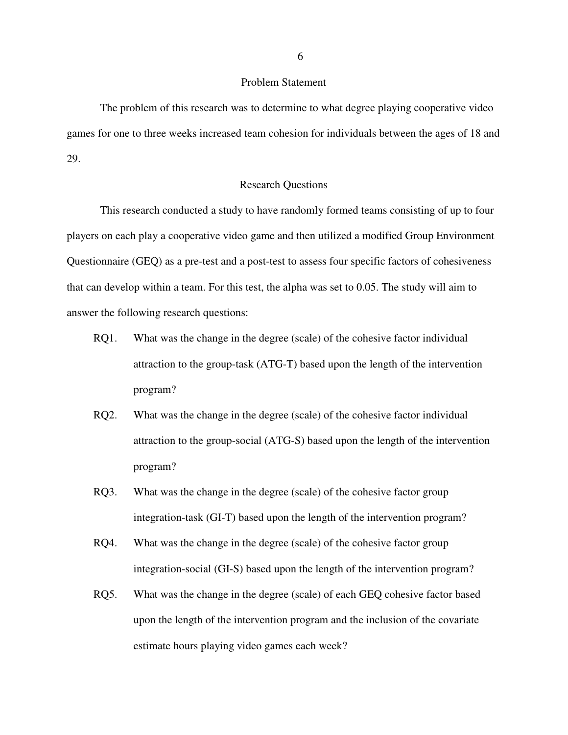## Problem Statement

The problem of this research was to determine to what degree playing cooperative video games for one to three weeks increased team cohesion for individuals between the ages of 18 and 29.

## Research Questions

This research conducted a study to have randomly formed teams consisting of up to four players on each play a cooperative video game and then utilized a modified Group Environment Questionnaire (GEQ) as a pre-test and a post-test to assess four specific factors of cohesiveness that can develop within a team. For this test, the alpha was set to 0.05. The study will aim to answer the following research questions:

RQ1. What was the change in the degree (scale) of the cohesive factor individual attraction to the group-task (ATG-T) based upon the length of the intervention program?

RQ2. What was the change in the degree (scale) of the cohesive factor individual attraction to the group-social (ATG-S) based upon the length of the intervention program?

RQ3. What was the change in the degree (scale) of the cohesive factor group integration-task (GI-T) based upon the length of the intervention program?

RQ4. What was the change in the degree (scale) of the cohesive factor group integration-social (GI-S) based upon the length of the intervention program?

RQ5. What was the change in the degree (scale) of each GEQ cohesive factor based upon the length of the intervention program and the inclusion of the covariate estimate hours playing video games each week?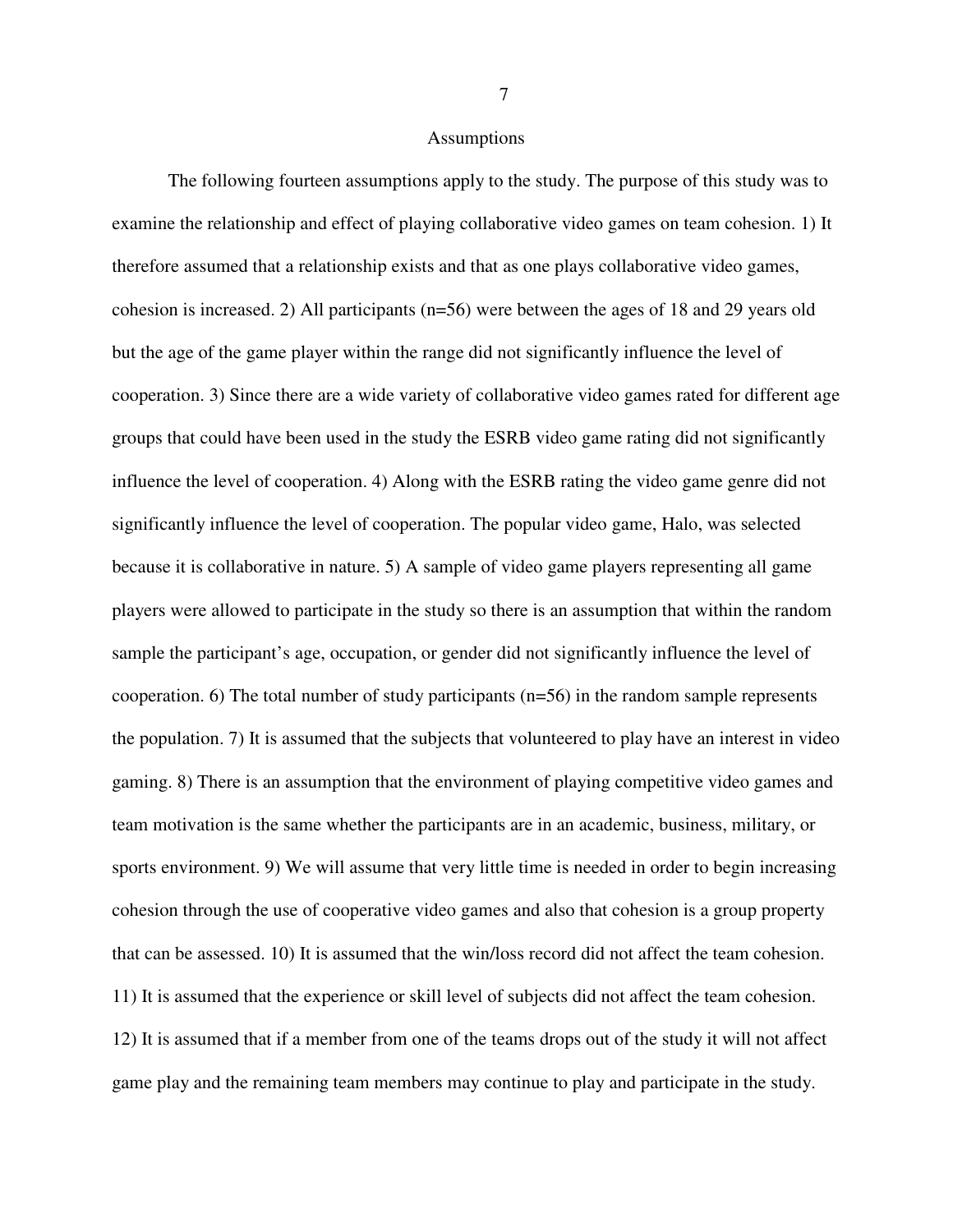## Assumptions

The following fourteen assumptions apply to the study. The purpose of this study was to examine the relationship and effect of playing collaborative video games on team cohesion. 1) It therefore assumed that a relationship exists and that as one plays collaborative video games, cohesion is increased. 2) All participants (n=56) were between the ages of 18 and 29 years old but the age of the game player within the range did not significantly influence the level of cooperation. 3) Since there are a wide variety of collaborative video games rated for different age groups that could have been used in the study the ESRB video game rating did not significantly influence the level of cooperation. 4) Along with the ESRB rating the video game genre did not significantly influence the level of cooperation. The popular video game, Halo, was selected because it is collaborative in nature. 5) A sample of video game players representing all game players were allowed to participate in the study so there is an assumption that within the random sample the participant's age, occupation, or gender did not significantly influence the level of cooperation. 6) The total number of study participants (n=56) in the random sample represents the population. 7) It is assumed that the subjects that volunteered to play have an interest in video gaming. 8) There is an assumption that the environment of playing competitive video games and team motivation is the same whether the participants are in an academic, business, military, or sports environment. 9) We will assume that very little time is needed in order to begin increasing cohesion through the use of cooperative video games and also that cohesion is a group property that can be assessed. 10) It is assumed that the win/loss record did not affect the team cohesion. 11) It is assumed that the experience or skill level of subjects did not affect the team cohesion. 12) It is assumed that if a member from one of the teams drops out of the study it will not affect game play and the remaining team members may continue to play and participate in the study.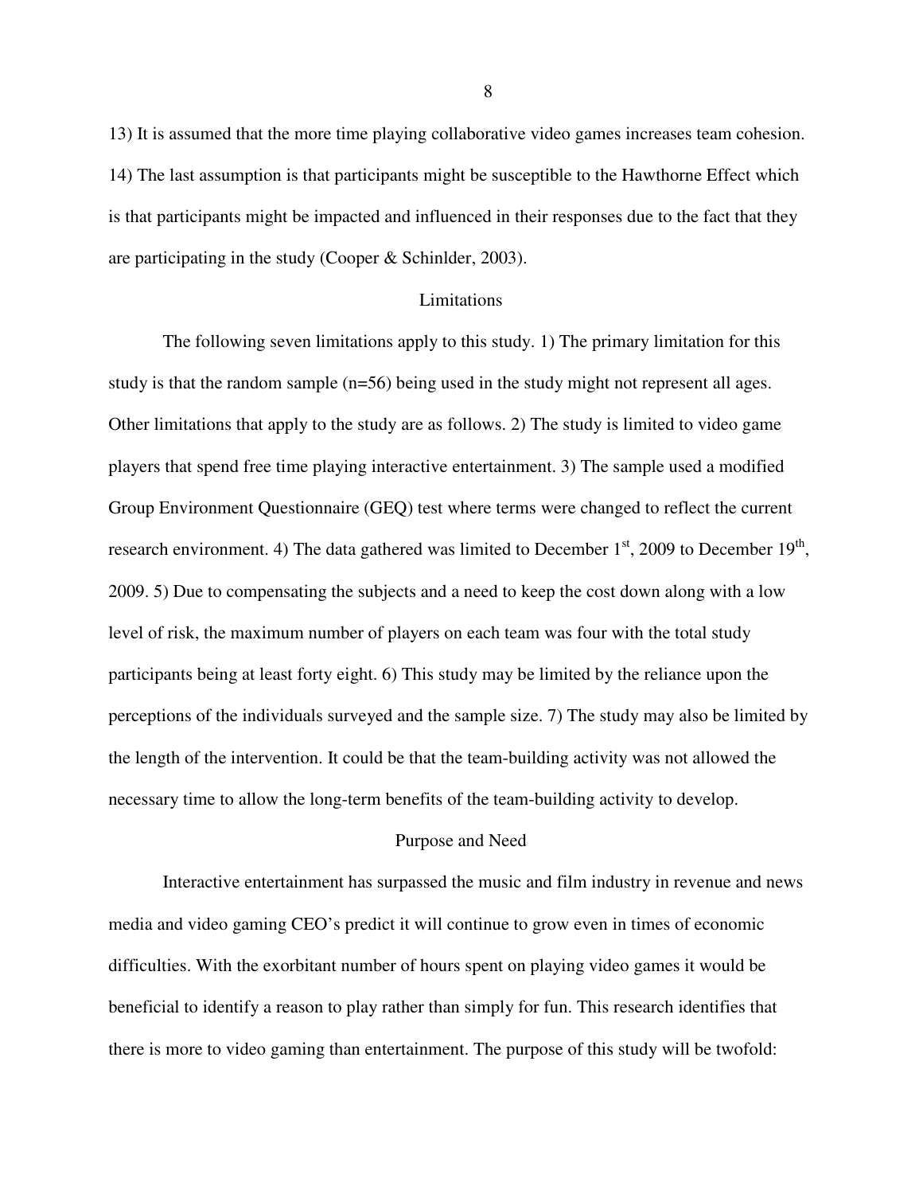13) It is assumed that the more time playing collaborative video games increases team cohesion. 14) The last assumption is that participants might be susceptible to the Hawthorne Effect which is that participants might be impacted and influenced in their responses due to the fact that they are participating in the study (Cooper & Schinlder, 2003).

## Limitations

The following seven limitations apply to this study. 1) The primary limitation for this study is that the random sample (n=56) being used in the study might not represent all ages. Other limitations that apply to the study are as follows. 2) The study is limited to video game players that spend free time playing interactive entertainment. 3) The sample used a modified Group Environment Questionnaire (GEQ) test where terms were changed to reflect the current research environment. 4) The data gathered was limited to December 1st, 2009 to December 19th, 2009. 5) Due to compensating the subjects and a need to keep the cost down along with a low level of risk, the maximum number of players on each team was four with the total study participants being at least forty eight. 6) This study may be limited by the reliance upon the perceptions of the individuals surveyed and the sample size. 7) The study may also be limited by the length of the intervention. It could be that the team-building activity was not allowed the necessary time to allow the long-term benefits of the team-building activity to develop.

## Purpose and Need

Interactive entertainment has surpassed the music and film industry in revenue and news media and video gaming CEO's predict it will continue to grow even in times of economic difficulties. With the exorbitant number of hours spent on playing video games it would be beneficial to identify a reason to play rather than simply for fun. This research identifies that there is more to video gaming than entertainment. The purpose of this study will be twofold: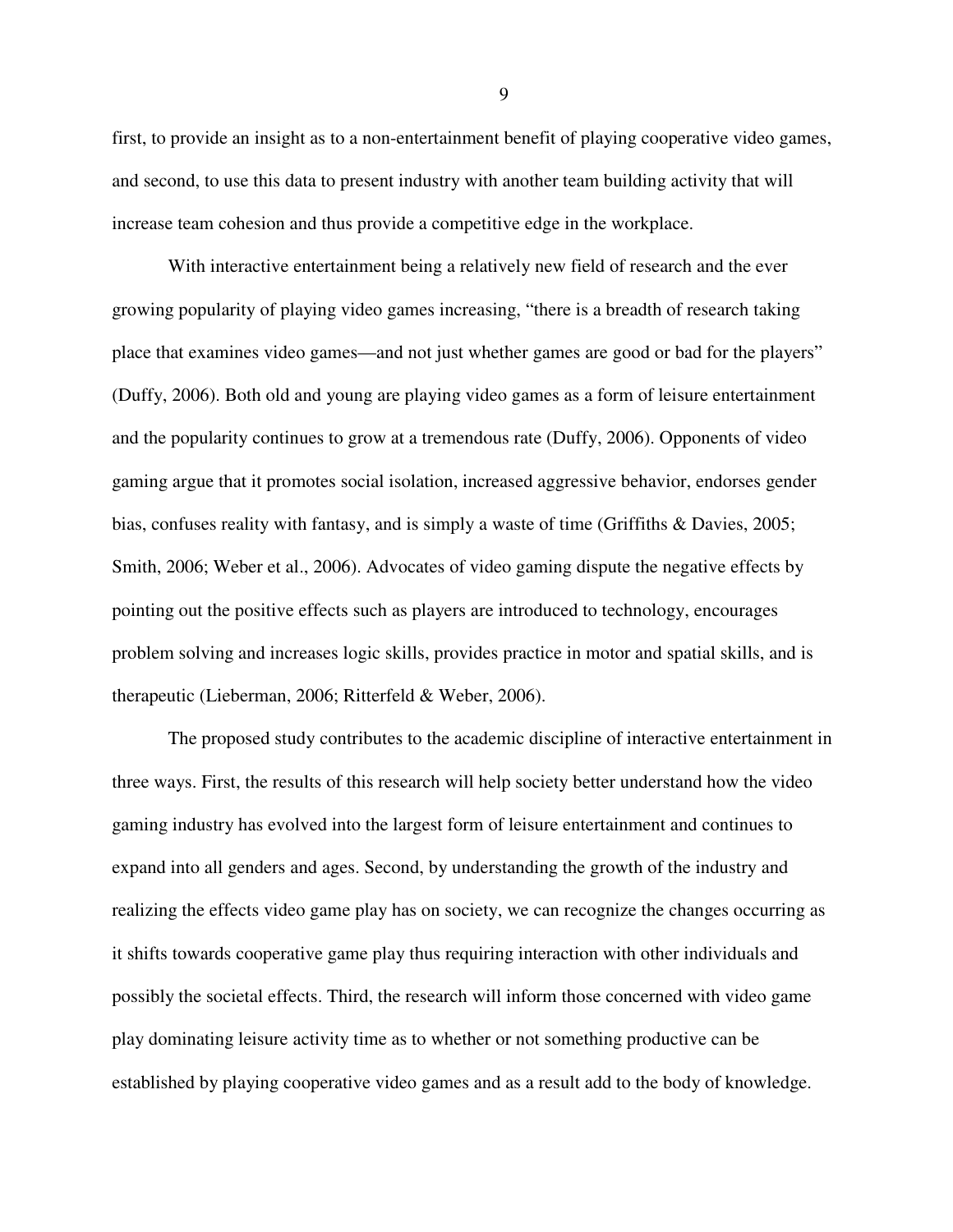first, to provide an insight as to a non-entertainment benefit of playing cooperative video games, and second, to use this data to present industry with another team building activity that will increase team cohesion and thus provide a competitive edge in the workplace.

With interactive entertainment being a relatively new field of research and the ever growing popularity of playing video games increasing, "there is a breadth of research taking place that examines video games—and not just whether games are good or bad for the players" (Duffy, 2006). Both old and young are playing video games as a form of leisure entertainment and the popularity continues to grow at a tremendous rate (Duffy, 2006). Opponents of video gaming argue that it promotes social isolation, increased aggressive behavior, endorses gender bias, confuses reality with fantasy, and is simply a waste of time (Griffiths & Davies, 2005; Smith, 2006; Weber et al., 2006). Advocates of video gaming dispute the negative effects by pointing out the positive effects such as players are introduced to technology, encourages problem solving and increases logic skills, provides practice in motor and spatial skills, and is therapeutic (Lieberman, 2006; Ritterfeld & Weber, 2006).

The proposed study contributes to the academic discipline of interactive entertainment in three ways. First, the results of this research will help society better understand how the video gaming industry has evolved into the largest form of leisure entertainment and continues to expand into all genders and ages. Second, by understanding the growth of the industry and realizing the effects video game play has on society, we can recognize the changes occurring as it shifts towards cooperative game play thus requiring interaction with other individuals and possibly the societal effects. Third, the research will inform those concerned with video game play dominating leisure activity time as to whether or not something productive can be established by playing cooperative video games and as a result add to the body of knowledge.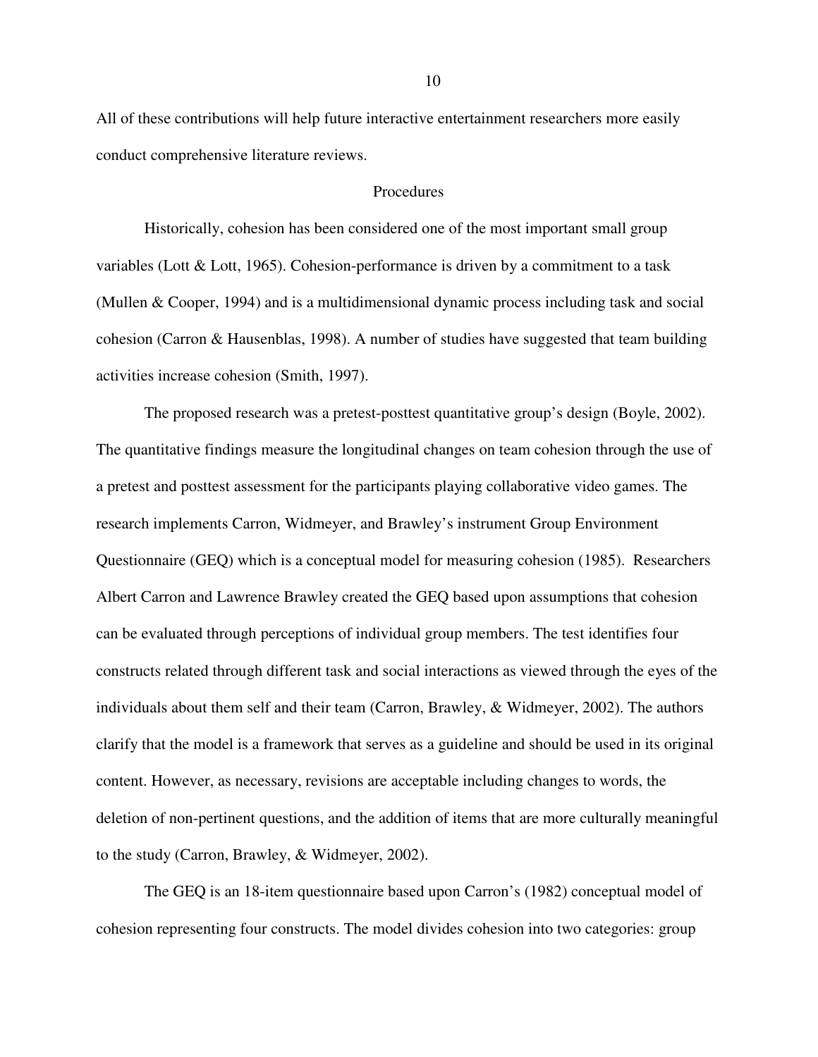All of these contributions will help future interactive entertainment researchers more easily conduct comprehensive literature reviews.

## Procedures

Historically, cohesion has been considered one of the most important small group variables (Lott & Lott, 1965). Cohesion-performance is driven by a commitment to a task (Mullen & Cooper, 1994) and is a multidimensional dynamic process including task and social cohesion (Carron & Hausenblas, 1998). A number of studies have suggested that team building activities increase cohesion (Smith, 1997).

The proposed research was a pretest-posttest quantitative group's design (Boyle, 2002). The quantitative findings measure the longitudinal changes on team cohesion through the use of a pretest and posttest assessment for the participants playing collaborative video games. The research implements Carron, Widmeyer, and Brawley's instrument Group Environment Questionnaire (GEQ) which is a conceptual model for measuring cohesion (1985). Researchers Albert Carron and Lawrence Brawley created the GEQ based upon assumptions that cohesion can be evaluated through perceptions of individual group members. The test identifies four constructs related through different task and social interactions as viewed through the eyes of the individuals about them self and their team (Carron, Brawley, & Widmeyer, 2002). The authors clarify that the model is a framework that serves as a guideline and should be used in its original content. However, as necessary, revisions are acceptable including changes to words, the deletion of non-pertinent questions, and the addition of items that are more culturally meaningful to the study (Carron, Brawley, & Widmeyer, 2002).

The GEQ is an 18-item questionnaire based upon Carron's (1982) conceptual model of cohesion representing four constructs. The model divides cohesion into two categories: group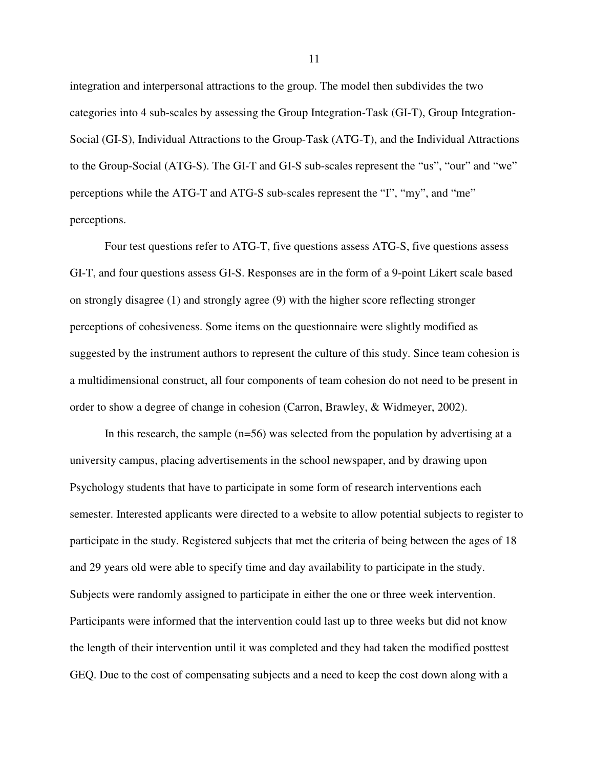integration and interpersonal attractions to the group. The model then subdivides the two categories into 4 sub-scales by assessing the Group Integration-Task (GI-T), Group Integration-Social (GI-S), Individual Attractions to the Group-Task (ATG-T), and the Individual Attractions to the Group-Social (ATG-S). The GI-T and GI-S sub-scales represent the "us", "our" and "we" perceptions while the ATG-T and ATG-S sub-scales represent the "I", "my", and "me" perceptions.

Four test questions refer to ATG-T, five questions assess ATG-S, five questions assess GI-T, and four questions assess GI-S. Responses are in the form of a 9-point Likert scale based on strongly disagree (1) and strongly agree (9) with the higher score reflecting stronger perceptions of cohesiveness. Some items on the questionnaire were slightly modified as suggested by the instrument authors to represent the culture of this study. Since team cohesion is a multidimensional construct, all four components of team cohesion do not need to be present in order to show a degree of change in cohesion (Carron, Brawley, & Widmeyer, 2002).

In this research, the sample (n=56) was selected from the population by advertising at a university campus, placing advertisements in the school newspaper, and by drawing upon Psychology students that have to participate in some form of research interventions each semester. Interested applicants were directed to a website to allow potential subjects to register to participate in the study. Registered subjects that met the criteria of being between the ages of 18 and 29 years old were able to specify time and day availability to participate in the study. Subjects were randomly assigned to participate in either the one or three week intervention. Participants were informed that the intervention could last up to three weeks but did not know the length of their intervention until it was completed and they had taken the modified posttest GEQ. Due to the cost of compensating subjects and a need to keep the cost down along with a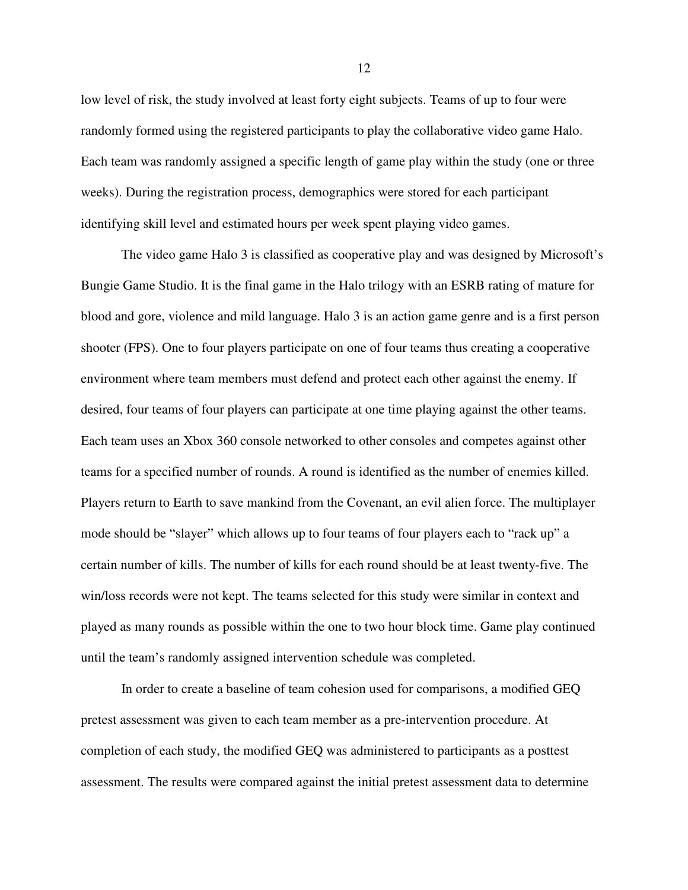low level of risk, the study involved at least forty eight subjects. Teams of up to four were randomly formed using the registered participants to play the collaborative video game Halo. Each team was randomly assigned a specific length of game play within the study (one or three weeks). During the registration process, demographics were stored for each participant identifying skill level and estimated hours per week spent playing video games.

The video game Halo 3 is classified as cooperative play and was designed by Microsoft's Bungie Game Studio. It is the final game in the Halo trilogy with an ESRB rating of mature for blood and gore, violence and mild language. Halo 3 is an action game genre and is a first person shooter (FPS). One to four players participate on one of four teams thus creating a cooperative environment where team members must defend and protect each other against the enemy. If desired, four teams of four players can participate at one time playing against the other teams. Each team uses an Xbox 360 console networked to other consoles and competes against other teams for a specified number of rounds. A round is identified as the number of enemies killed. Players return to Earth to save mankind from the Covenant, an evil alien force. The multiplayer mode should be "slayer" which allows up to four teams of four players each to "rack up" a certain number of kills. The number of kills for each round should be at least twenty-five. The win/loss records were not kept. The teams selected for this study were similar in context and played as many rounds as possible within the one to two hour block time. Game play continued until the team's randomly assigned intervention schedule was completed.

In order to create a baseline of team cohesion used for comparisons, a modified GEQ pretest assessment was given to each team member as a pre-intervention procedure. At completion of each study, the modified GEQ was administered to participants as a posttest assessment. The results were compared against the initial pretest assessment data to determine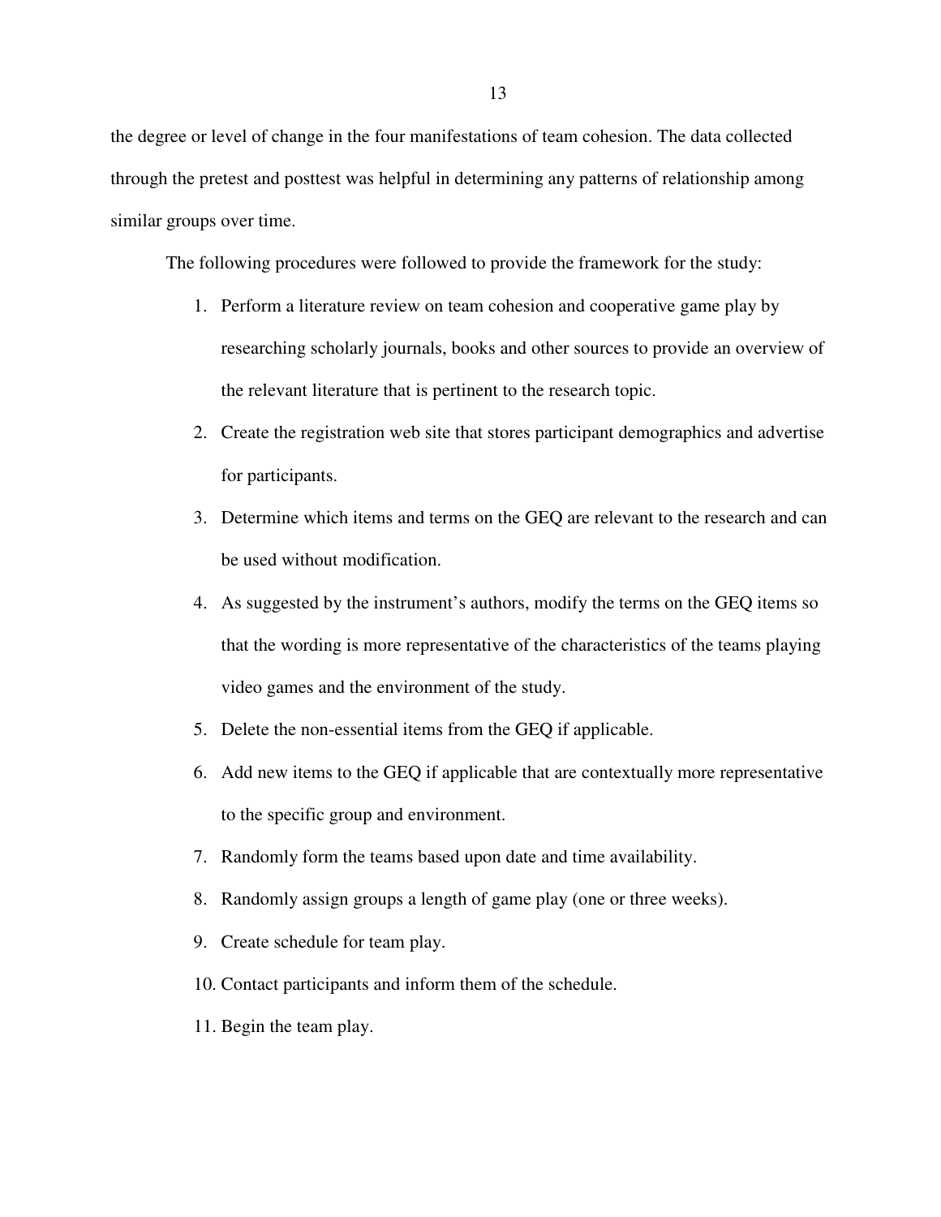the degree or level of change in the four manifestations of team cohesion. The data collected through the pretest and posttest was helpful in determining any patterns of relationship among similar groups over time.

The following procedures were followed to provide the framework for the study:

1. Perform a literature review on team cohesion and cooperative game play by researching scholarly journals, books and other sources to provide an overview of the relevant literature that is pertinent to the research topic.
2. Create the registration web site that stores participant demographics and advertise for participants.
3. Determine which items and terms on the GEQ are relevant to the research and can be used without modification.
4. As suggested by the instrument's authors, modify the terms on the GEQ items so that the wording is more representative of the characteristics of the teams playing video games and the environment of the study.
5. Delete the non-essential items from the GEQ if applicable.
6. Add new items to the GEQ if applicable that are contextually more representative to the specific group and environment.
7. Randomly form the teams based upon date and time availability.
8. Randomly assign groups a length of game play (one or three weeks).
9. Create schedule for team play.
10. Contact participants and inform them of the schedule.
11. Begin the team play.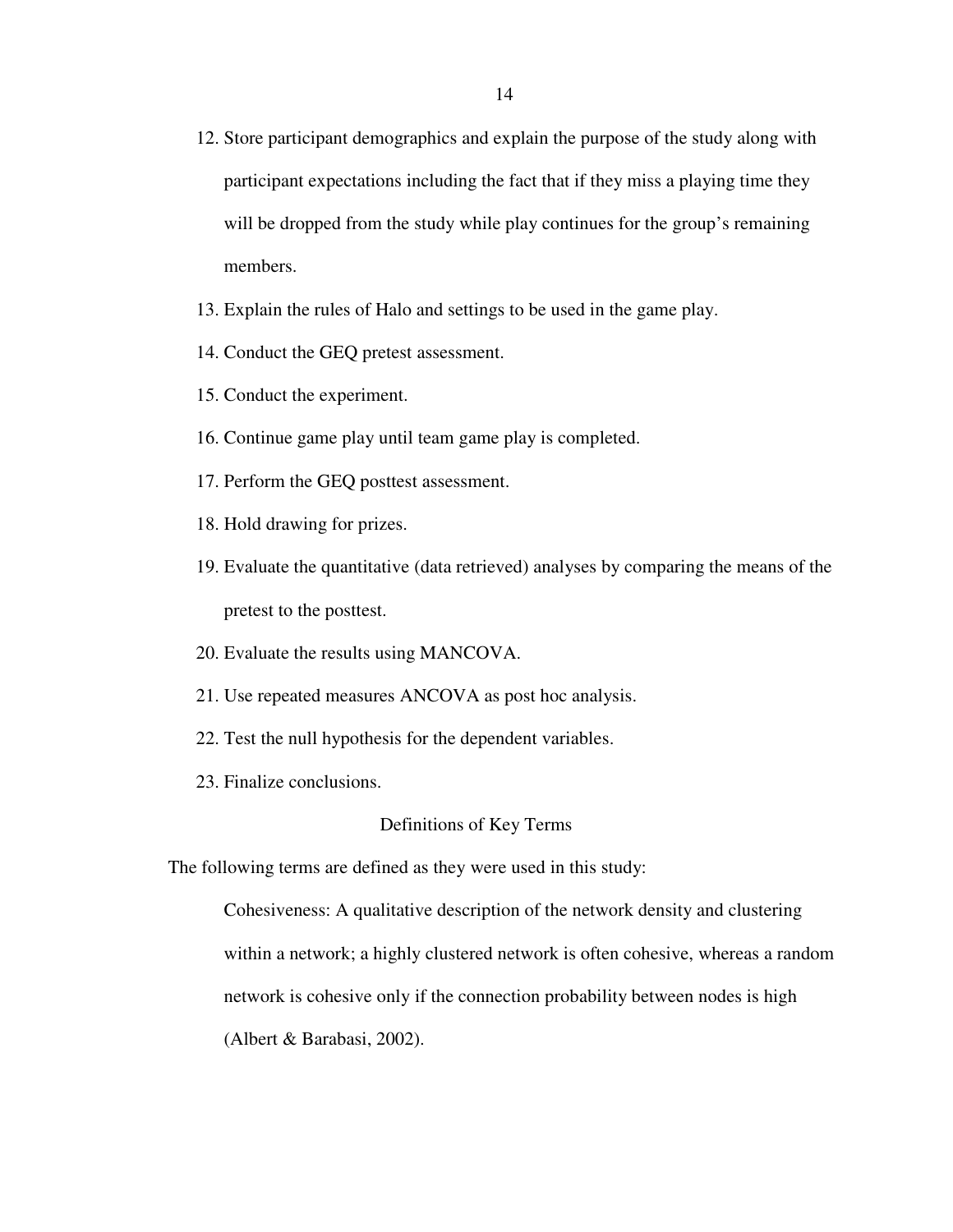12. Store participant demographics and explain the purpose of the study along with participant expectations including the fact that if they miss a playing time they will be dropped from the study while play continues for the group's remaining members.
13. Explain the rules of Halo and settings to be used in the game play.
14. Conduct the GEQ pretest assessment.
15. Conduct the experiment.
16. Continue game play until team game play is completed.
17. Perform the GEQ posttest assessment.
18. Hold drawing for prizes.
19. Evaluate the quantitative (data retrieved) analyses by comparing the means of the pretest to the posttest.
20. Evaluate the results using MANCOVA.
21. Use repeated measures ANCOVA as post hoc analysis.
22. Test the null hypothesis for the dependent variables.
23. Finalize conclusions.

## Definitions of Key Terms

The following terms are defined as they were used in this study:

Cohesiveness: A qualitative description of the network density and clustering within a network; a highly clustered network is often cohesive, whereas a random network is cohesive only if the connection probability between nodes is high (Albert & Barabasi, 2002).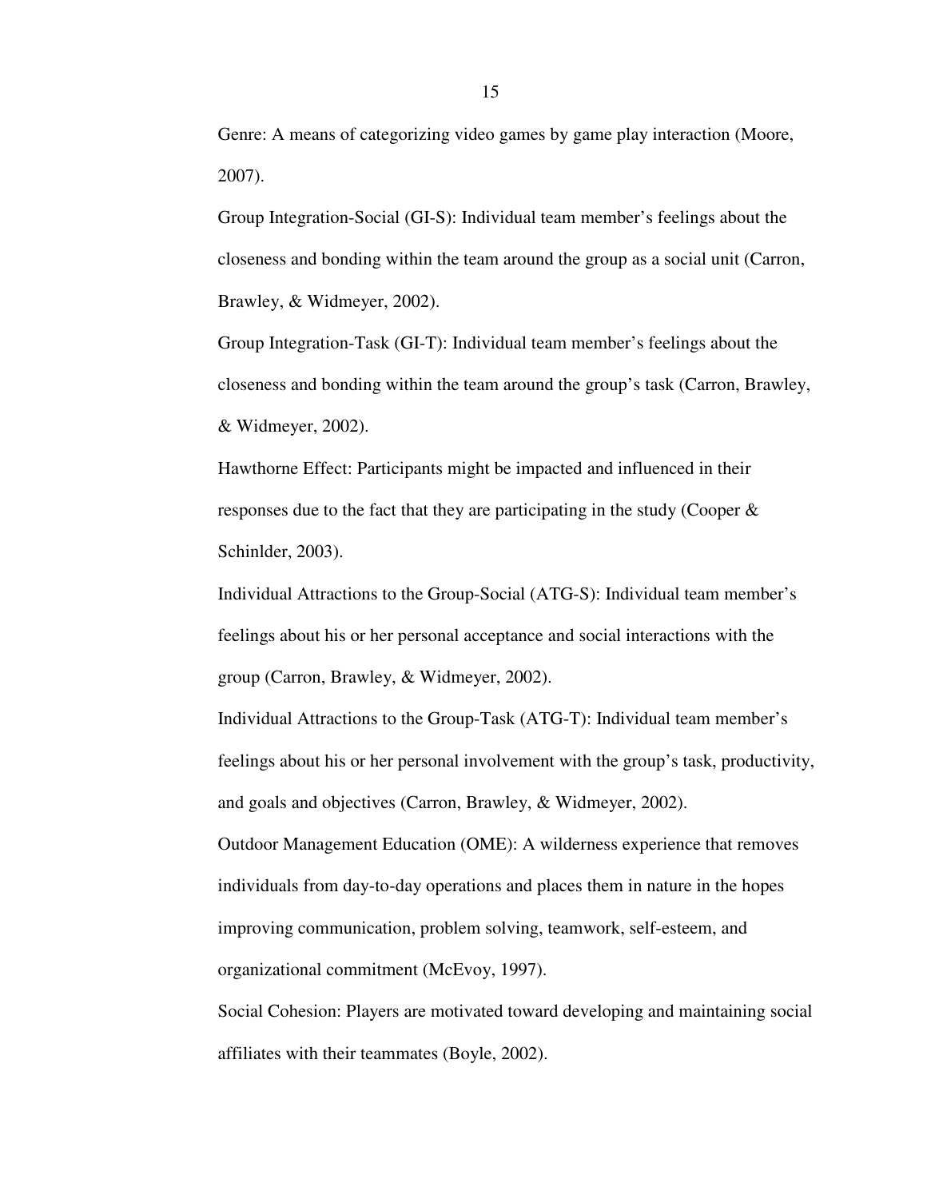Genre: A means of categorizing video games by game play interaction (Moore, 2007).

Group Integration-Social (GI-S): Individual team member's feelings about the closeness and bonding within the team around the group as a social unit (Carron, Brawley, & Widmeyer, 2002).

Group Integration-Task (GI-T): Individual team member's feelings about the closeness and bonding within the team around the group's task (Carron, Brawley, & Widmeyer, 2002).

Hawthorne Effect: Participants might be impacted and influenced in their responses due to the fact that they are participating in the study (Cooper & Schinlder, 2003).

Individual Attractions to the Group-Social (ATG-S): Individual team member's feelings about his or her personal acceptance and social interactions with the group (Carron, Brawley, & Widmeyer, 2002).

Individual Attractions to the Group-Task (ATG-T): Individual team member's feelings about his or her personal involvement with the group's task, productivity, and goals and objectives (Carron, Brawley, & Widmeyer, 2002).

Outdoor Management Education (OME): A wilderness experience that removes individuals from day-to-day operations and places them in nature in the hopes improving communication, problem solving, teamwork, self-esteem, and organizational commitment (McEvoy, 1997).

Social Cohesion: Players are motivated toward developing and maintaining social affiliates with their teammates (Boyle, 2002).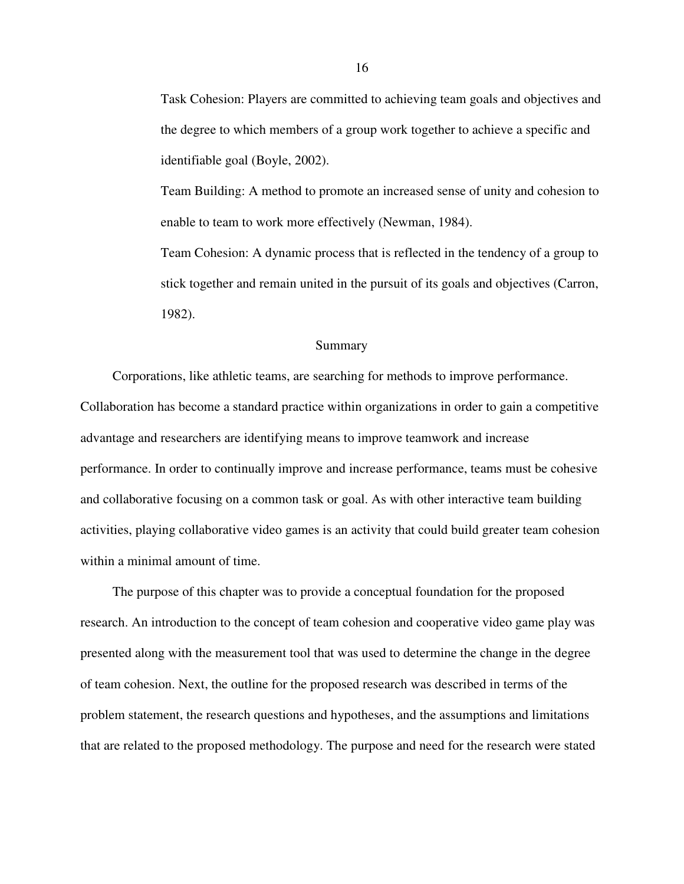Task Cohesion: Players are committed to achieving team goals and objectives and the degree to which members of a group work together to achieve a specific and identifiable goal (Boyle, 2002).

Team Building: A method to promote an increased sense of unity and cohesion to enable to team to work more effectively (Newman, 1984).

Team Cohesion: A dynamic process that is reflected in the tendency of a group to stick together and remain united in the pursuit of its goals and objectives (Carron, 1982).

## Summary

Corporations, like athletic teams, are searching for methods to improve performance. Collaboration has become a standard practice within organizations in order to gain a competitive advantage and researchers are identifying means to improve teamwork and increase performance. In order to continually improve and increase performance, teams must be cohesive and collaborative focusing on a common task or goal. As with other interactive team building activities, playing collaborative video games is an activity that could build greater team cohesion within a minimal amount of time.

The purpose of this chapter was to provide a conceptual foundation for the proposed research. An introduction to the concept of team cohesion and cooperative video game play was presented along with the measurement tool that was used to determine the change in the degree of team cohesion. Next, the outline for the proposed research was described in terms of the problem statement, the research questions and hypotheses, and the assumptions and limitations that are related to the proposed methodology. The purpose and need for the research were stated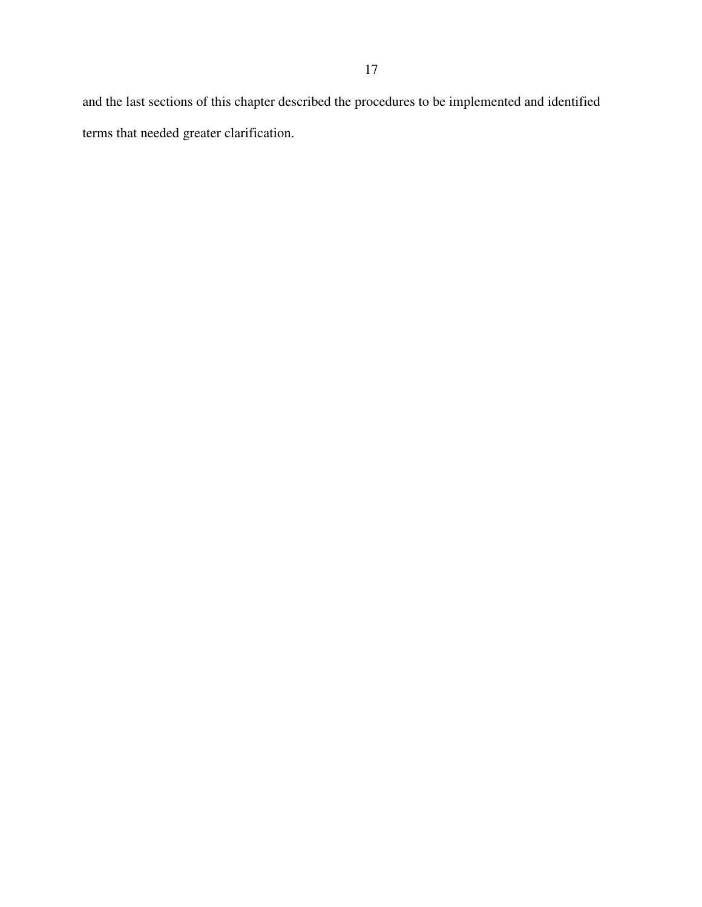and the last sections of this chapter described the procedures to be implemented and identified terms that needed greater clarification.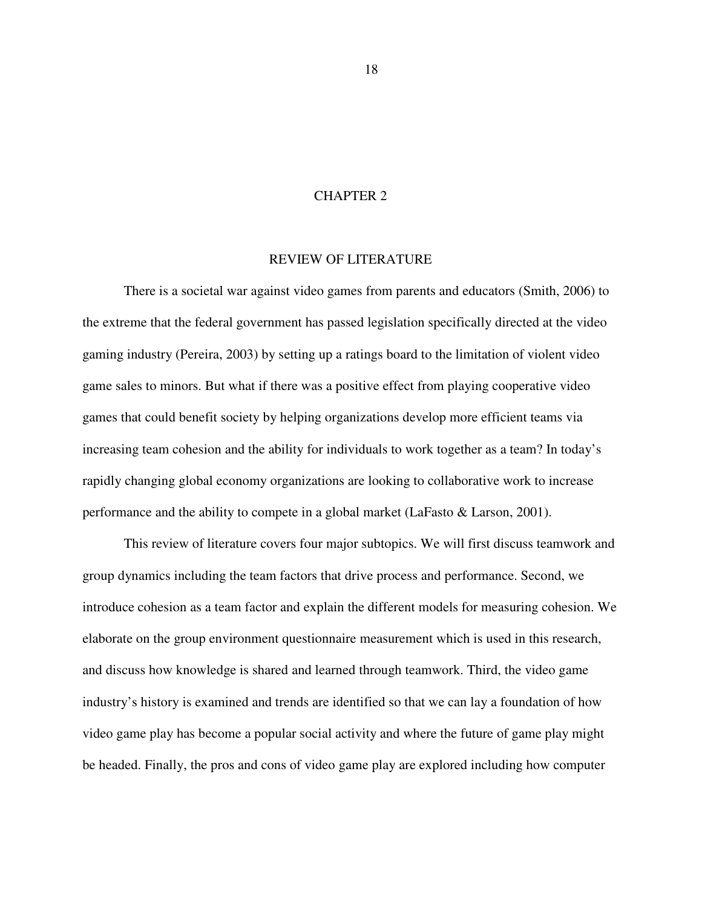# CHAPTER 2

## REVIEW OF LITERATURE

There is a societal war against video games from parents and educators (Smith, 2006) to the extreme that the federal government has passed legislation specifically directed at the video gaming industry (Pereira, 2003) by setting up a ratings board to the limitation of violent video game sales to minors. But what if there was a positive effect from playing cooperative video games that could benefit society by helping organizations develop more efficient teams via increasing team cohesion and the ability for individuals to work together as a team? In today's rapidly changing global economy organizations are looking to collaborative work to increase performance and the ability to compete in a global market (LaFasto & Larson, 2001).

This review of literature covers four major subtopics. We will first discuss teamwork and group dynamics including the team factors that drive process and performance. Second, we introduce cohesion as a team factor and explain the different models for measuring cohesion. We elaborate on the group environment questionnaire measurement which is used in this research, and discuss how knowledge is shared and learned through teamwork. Third, the video game industry's history is examined and trends are identified so that we can lay a foundation of how video game play has become a popular social activity and where the future of game play might be headed. Finally, the pros and cons of video game play are explored including how computer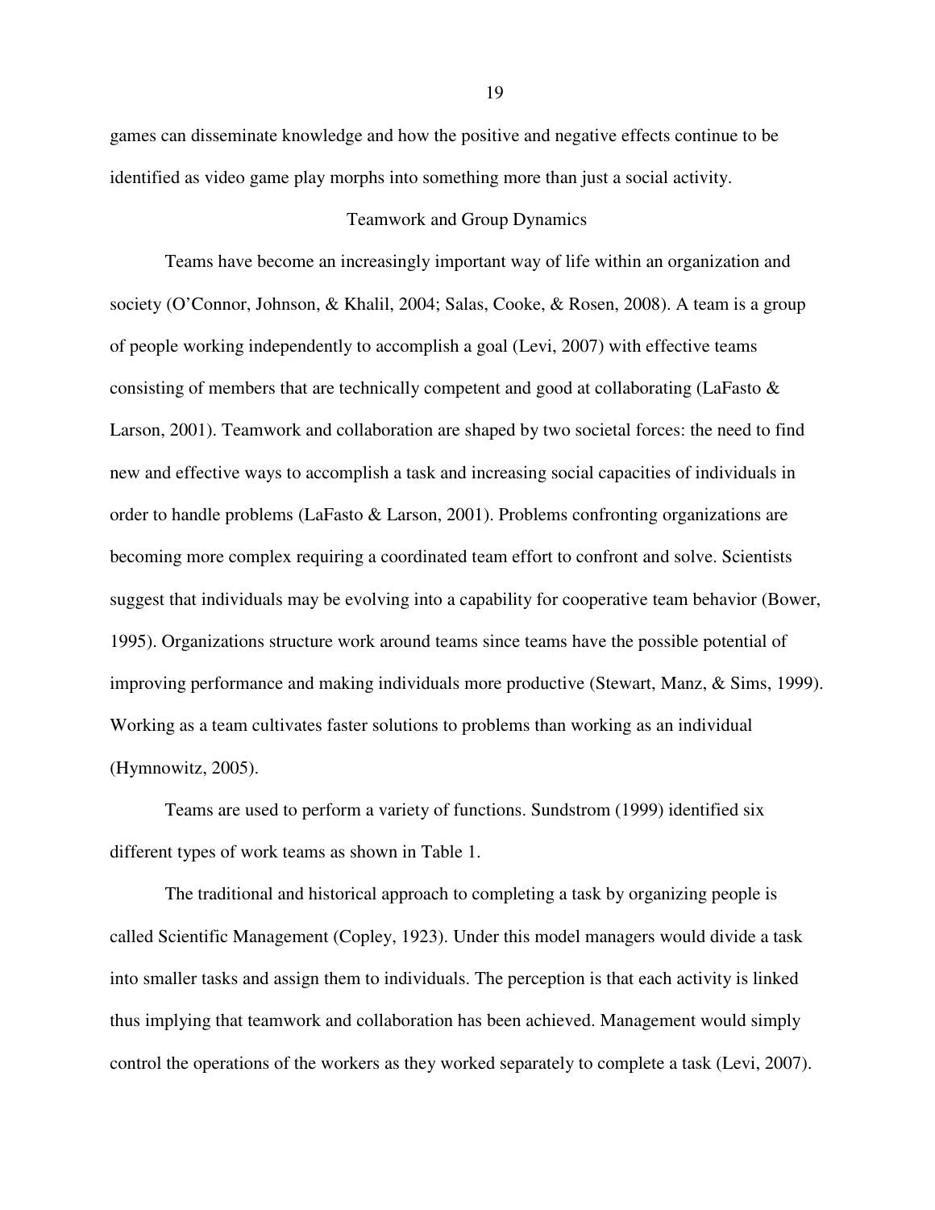games can disseminate knowledge and how the positive and negative effects continue to be identified as video game play morphs into something more than just a social activity.

## Teamwork and Group Dynamics

Teams have become an increasingly important way of life within an organization and society (O'Connor, Johnson, & Khalil, 2004; Salas, Cooke, & Rosen, 2008). A team is a group of people working independently to accomplish a goal (Levi, 2007) with effective teams consisting of members that are technically competent and good at collaborating (LaFasto & Larson, 2001). Teamwork and collaboration are shaped by two societal forces: the need to find new and effective ways to accomplish a task and increasing social capacities of individuals in order to handle problems (LaFasto & Larson, 2001). Problems confronting organizations are becoming more complex requiring a coordinated team effort to confront and solve. Scientists suggest that individuals may be evolving into a capability for cooperative team behavior (Bower, 1995). Organizations structure work around teams since teams have the possible potential of improving performance and making individuals more productive (Stewart, Manz, & Sims, 1999). Working as a team cultivates faster solutions to problems than working as an individual (Hymnowitz, 2005).

Teams are used to perform a variety of functions. Sundstrom (1999) identified six different types of work teams as shown in Table 1.

The traditional and historical approach to completing a task by organizing people is called Scientific Management (Copley, 1923). Under this model managers would divide a task into smaller tasks and assign them to individuals. The perception is that each activity is linked thus implying that teamwork and collaboration has been achieved. Management would simply control the operations of the workers as they worked separately to complete a task (Levi, 2007).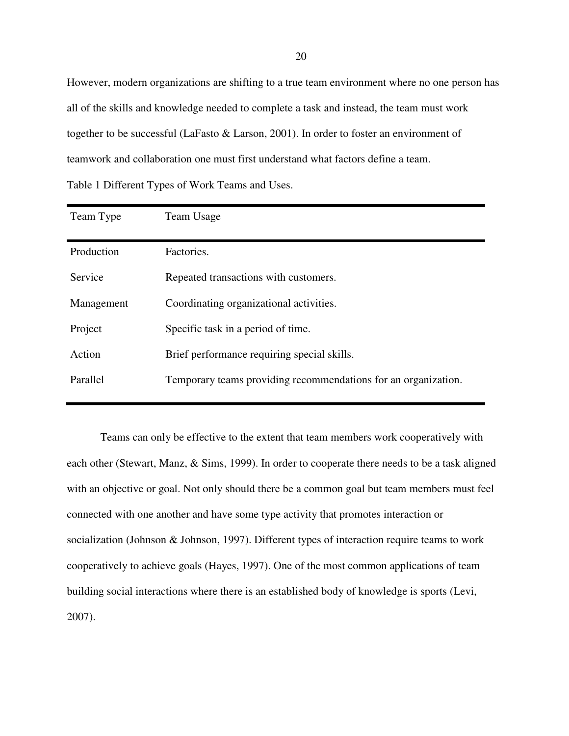However, modern organizations are shifting to a true team environment where no one person has all of the skills and knowledge needed to complete a task and instead, the team must work together to be successful (LaFasto & Larson, 2001). In order to foster an environment of teamwork and collaboration one must first understand what factors define a team.

Table 1 Different Types of Work Teams and Uses.

| Team Type | Team Usage |
|---|---|
| Production | Factories. |
| Service | Repeated transactions with customers. |
| Management | Coordinating organizational activities. |
| Project | Specific task in a period of time. |
| Action | Brief performance requiring special skills. |
| Parallel | Temporary teams providing recommendations for an organization. |

Teams can only be effective to the extent that team members work cooperatively with each other (Stewart, Manz, & Sims, 1999). In order to cooperate there needs to be a task aligned with an objective or goal. Not only should there be a common goal but team members must feel connected with one another and have some type activity that promotes interaction or socialization (Johnson & Johnson, 1997). Different types of interaction require teams to work cooperatively to achieve goals (Hayes, 1997). One of the most common applications of team building social interactions where there is an established body of knowledge is sports (Levi, 2007).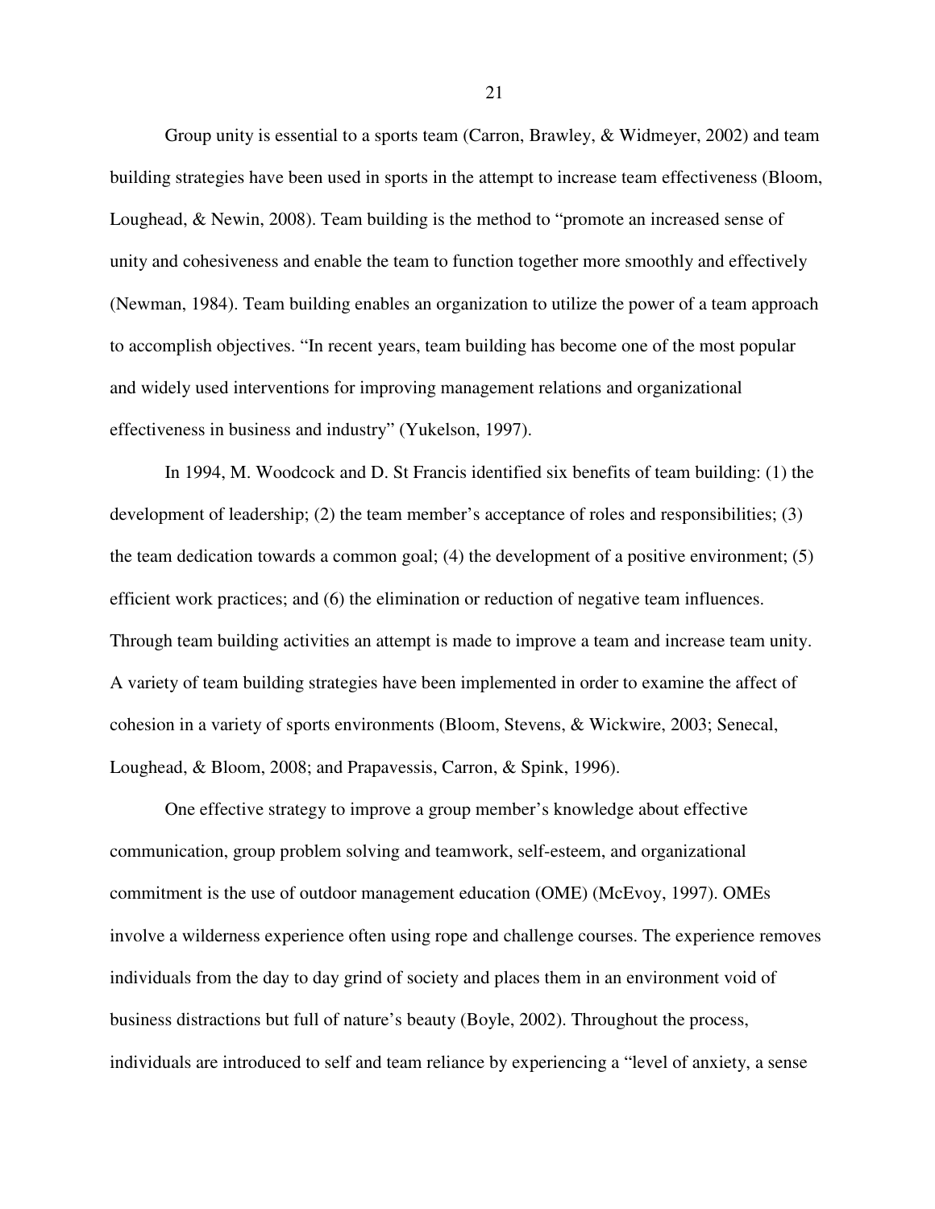Group unity is essential to a sports team (Carron, Brawley, & Widmeyer, 2002) and team building strategies have been used in sports in the attempt to increase team effectiveness (Bloom, Loughead, & Newin, 2008). Team building is the method to "promote an increased sense of unity and cohesiveness and enable the team to function together more smoothly and effectively (Newman, 1984). Team building enables an organization to utilize the power of a team approach to accomplish objectives. "In recent years, team building has become one of the most popular and widely used interventions for improving management relations and organizational effectiveness in business and industry" (Yukelson, 1997).

In 1994, M. Woodcock and D. St Francis identified six benefits of team building: (1) the development of leadership; (2) the team member's acceptance of roles and responsibilities; (3) the team dedication towards a common goal; (4) the development of a positive environment; (5) efficient work practices; and (6) the elimination or reduction of negative team influences. Through team building activities an attempt is made to improve a team and increase team unity. A variety of team building strategies have been implemented in order to examine the affect of cohesion in a variety of sports environments (Bloom, Stevens, & Wickwire, 2003; Senecal, Loughead, & Bloom, 2008; and Prapavessis, Carron, & Spink, 1996).

One effective strategy to improve a group member's knowledge about effective communication, group problem solving and teamwork, self-esteem, and organizational commitment is the use of outdoor management education (OME) (McEvoy, 1997). OMEs involve a wilderness experience often using rope and challenge courses. The experience removes individuals from the day to day grind of society and places them in an environment void of business distractions but full of nature's beauty (Boyle, 2002). Throughout the process, individuals are introduced to self and team reliance by experiencing a "level of anxiety, a sense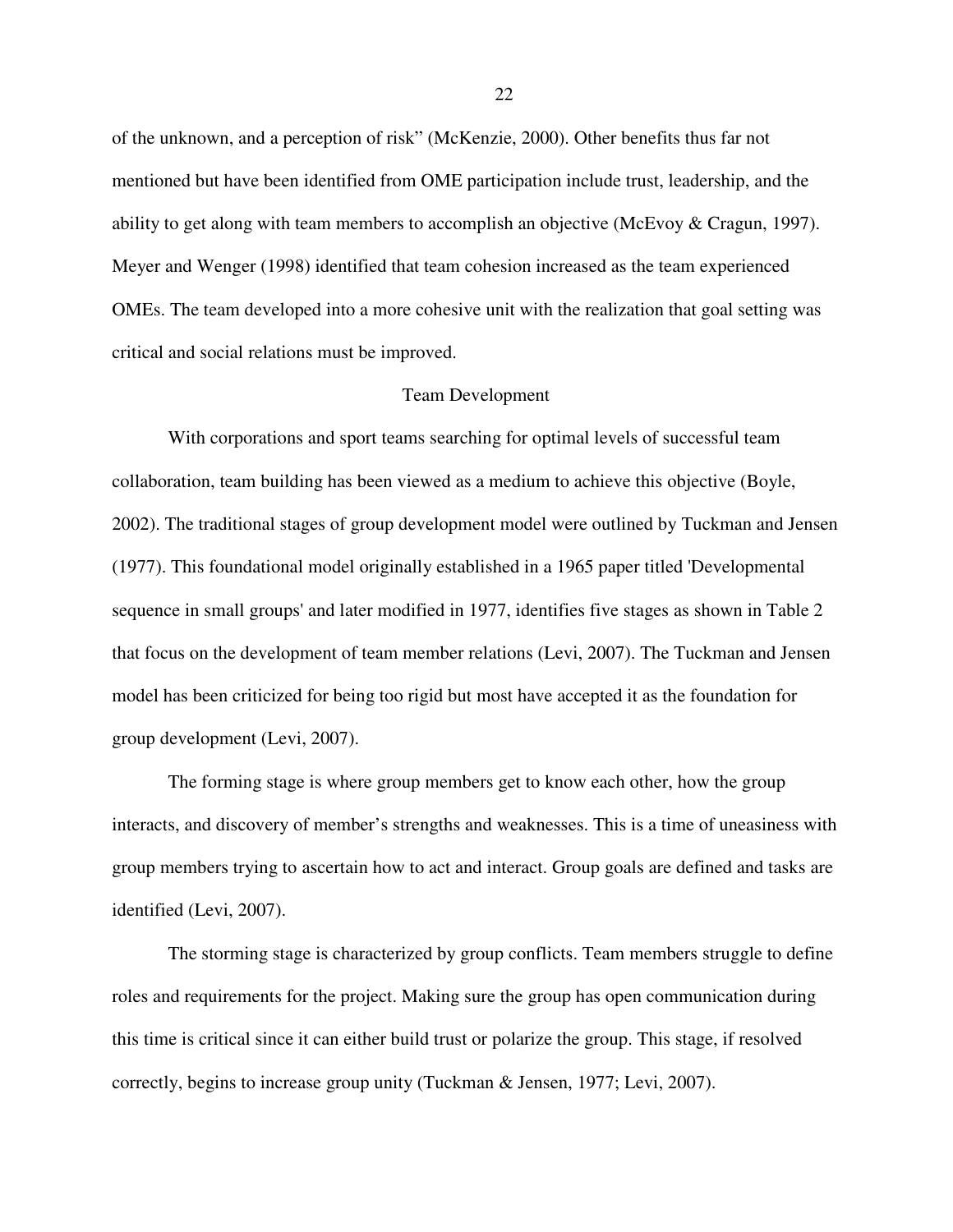of the unknown, and a perception of risk" (McKenzie, 2000). Other benefits thus far not mentioned but have been identified from OME participation include trust, leadership, and the ability to get along with team members to accomplish an objective (McEvoy & Cragun, 1997). Meyer and Wenger (1998) identified that team cohesion increased as the team experienced OMEs. The team developed into a more cohesive unit with the realization that goal setting was critical and social relations must be improved.

## Team Development

With corporations and sport teams searching for optimal levels of successful team collaboration, team building has been viewed as a medium to achieve this objective (Boyle, 2002). The traditional stages of group development model were outlined by Tuckman and Jensen (1977). This foundational model originally established in a 1965 paper titled 'Developmental sequence in small groups' and later modified in 1977, identifies five stages as shown in Table 2 that focus on the development of team member relations (Levi, 2007). The Tuckman and Jensen model has been criticized for being too rigid but most have accepted it as the foundation for group development (Levi, 2007).

The forming stage is where group members get to know each other, how the group interacts, and discovery of member's strengths and weaknesses. This is a time of uneasiness with group members trying to ascertain how to act and interact. Group goals are defined and tasks are identified (Levi, 2007).

The storming stage is characterized by group conflicts. Team members struggle to define roles and requirements for the project. Making sure the group has open communication during this time is critical since it can either build trust or polarize the group. This stage, if resolved correctly, begins to increase group unity (Tuckman & Jensen, 1977; Levi, 2007).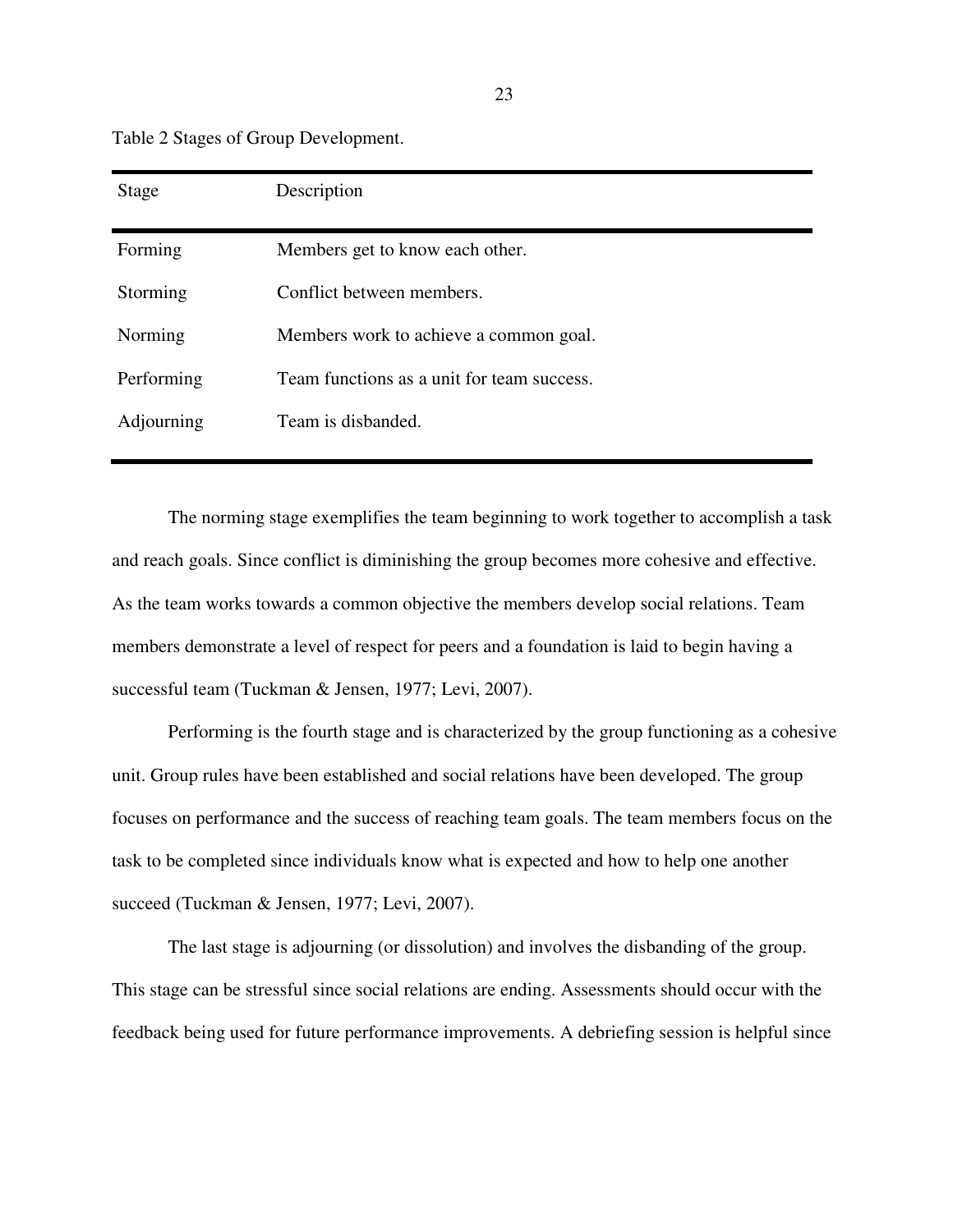Table 2 Stages of Group Development.

| Stage | Description |
| --- | --- |
| Forming | Members get to know each other. |
| Storming | Conflict between members. |
| Norming | Members work to achieve a common goal. |
| Performing | Team functions as a unit for team success. |
| Adjourning | Team is disbanded. |

The norming stage exemplifies the team beginning to work together to accomplish a task and reach goals. Since conflict is diminishing the group becomes more cohesive and effective. As the team works towards a common objective the members develop social relations. Team members demonstrate a level of respect for peers and a foundation is laid to begin having a successful team (Tuckman & Jensen, 1977; Levi, 2007).

Performing is the fourth stage and is characterized by the group functioning as a cohesive unit. Group rules have been established and social relations have been developed. The group focuses on performance and the success of reaching team goals. The team members focus on the task to be completed since individuals know what is expected and how to help one another succeed (Tuckman & Jensen, 1977; Levi, 2007).

The last stage is adjourning (or dissolution) and involves the disbanding of the group. This stage can be stressful since social relations are ending. Assessments should occur with the feedback being used for future performance improvements. A debriefing session is helpful since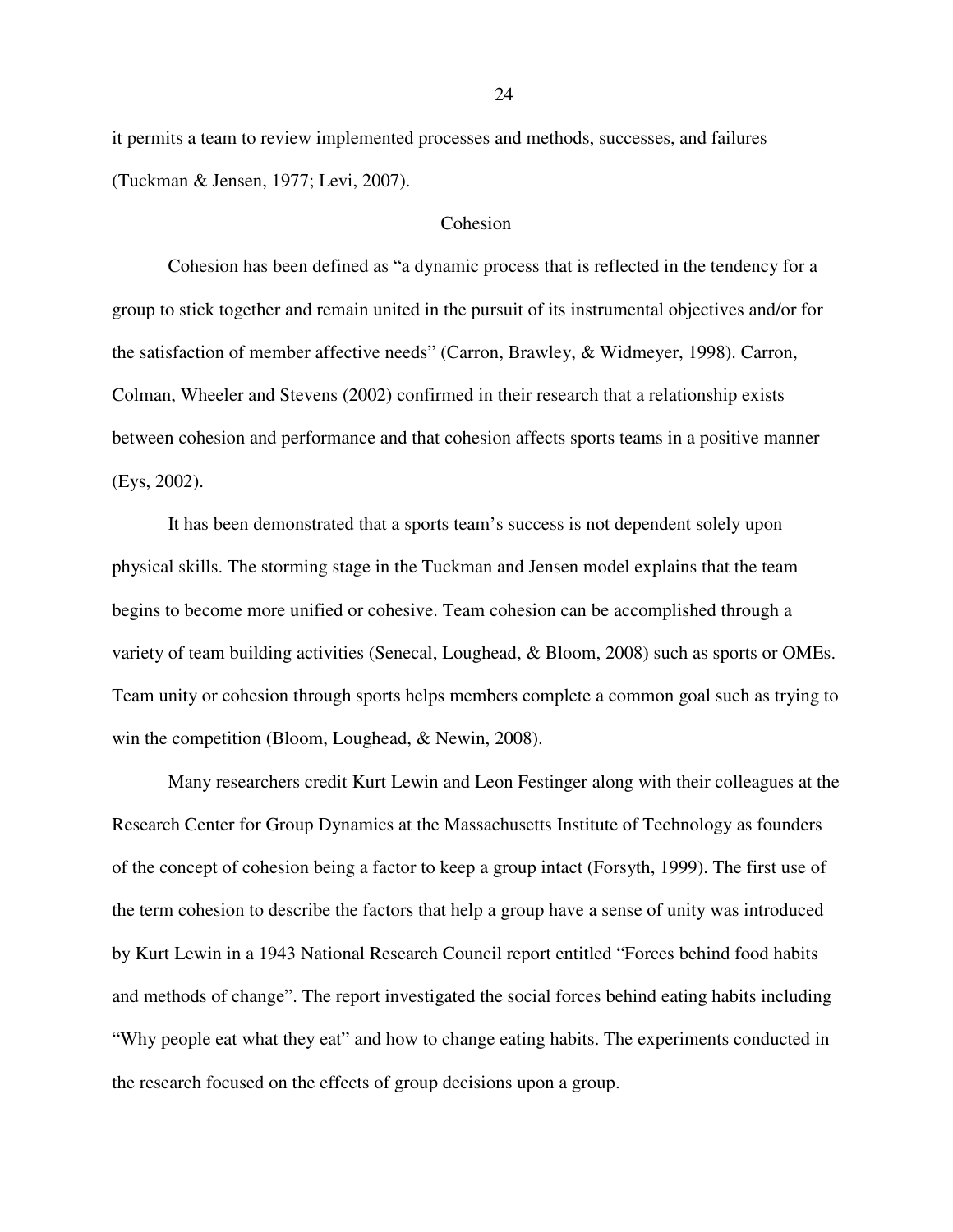it permits a team to review implemented processes and methods, successes, and failures (Tuckman & Jensen, 1977; Levi, 2007).

## Cohesion

Cohesion has been defined as "a dynamic process that is reflected in the tendency for a group to stick together and remain united in the pursuit of its instrumental objectives and/or for the satisfaction of member affective needs" (Carron, Brawley, & Widmeyer, 1998). Carron, Colman, Wheeler and Stevens (2002) confirmed in their research that a relationship exists between cohesion and performance and that cohesion affects sports teams in a positive manner (Eys, 2002).

It has been demonstrated that a sports team's success is not dependent solely upon physical skills. The storming stage in the Tuckman and Jensen model explains that the team begins to become more unified or cohesive. Team cohesion can be accomplished through a variety of team building activities (Senecal, Loughead, & Bloom, 2008) such as sports or OMEs. Team unity or cohesion through sports helps members complete a common goal such as trying to win the competition (Bloom, Loughead, & Newin, 2008).

Many researchers credit Kurt Lewin and Leon Festinger along with their colleagues at the Research Center for Group Dynamics at the Massachusetts Institute of Technology as founders of the concept of cohesion being a factor to keep a group intact (Forsyth, 1999). The first use of the term cohesion to describe the factors that help a group have a sense of unity was introduced by Kurt Lewin in a 1943 National Research Council report entitled "Forces behind food habits and methods of change". The report investigated the social forces behind eating habits including "Why people eat what they eat" and how to change eating habits. The experiments conducted in the research focused on the effects of group decisions upon a group.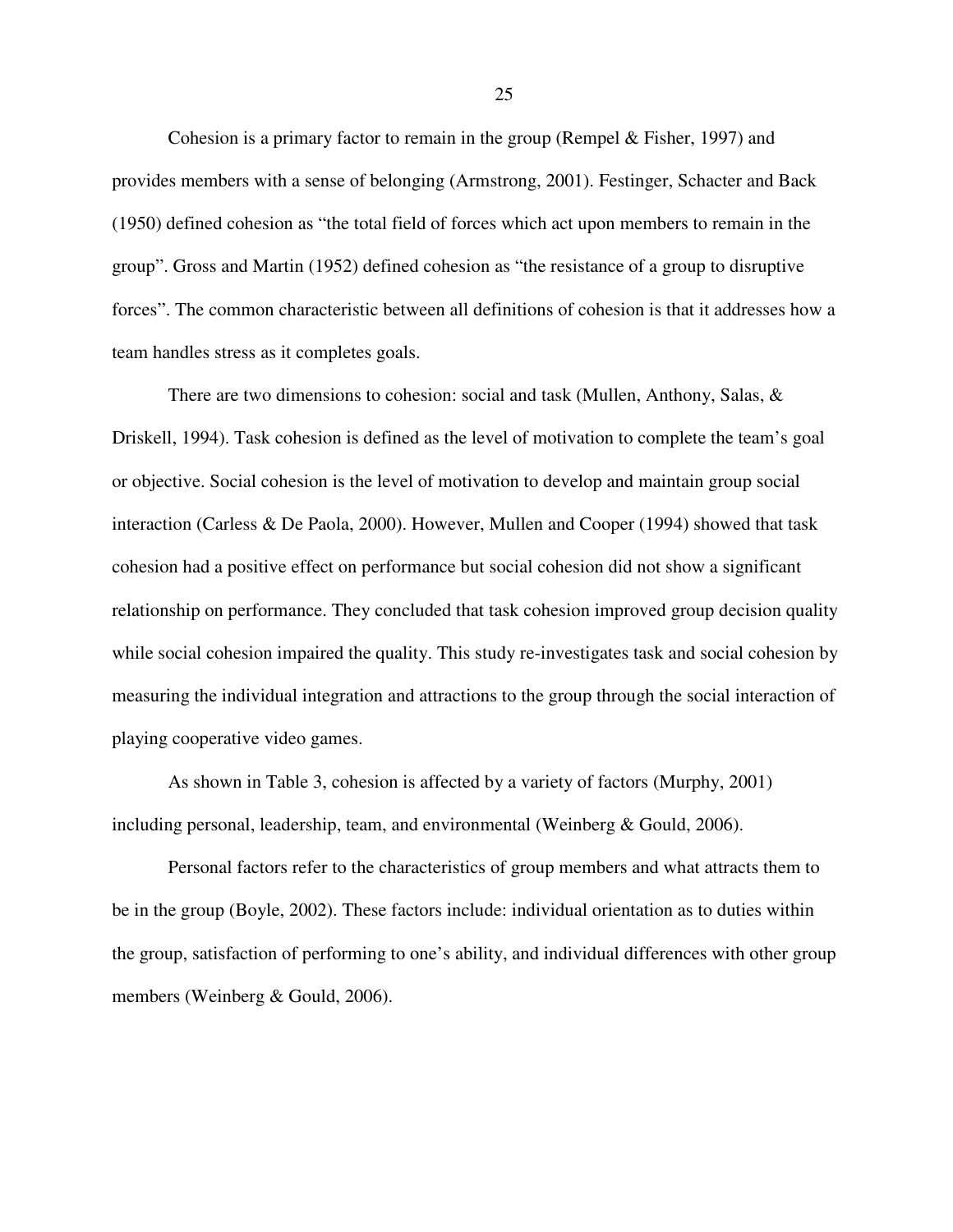Cohesion is a primary factor to remain in the group (Rempel & Fisher, 1997) and provides members with a sense of belonging (Armstrong, 2001). Festinger, Schacter and Back (1950) defined cohesion as "the total field of forces which act upon members to remain in the group". Gross and Martin (1952) defined cohesion as "the resistance of a group to disruptive forces". The common characteristic between all definitions of cohesion is that it addresses how a team handles stress as it completes goals.

There are two dimensions to cohesion: social and task (Mullen, Anthony, Salas, & Driskell, 1994). Task cohesion is defined as the level of motivation to complete the team's goal or objective. Social cohesion is the level of motivation to develop and maintain group social interaction (Carless & De Paola, 2000). However, Mullen and Cooper (1994) showed that task cohesion had a positive effect on performance but social cohesion did not show a significant relationship on performance. They concluded that task cohesion improved group decision quality while social cohesion impaired the quality. This study re-investigates task and social cohesion by measuring the individual integration and attractions to the group through the social interaction of playing cooperative video games.

As shown in Table 3, cohesion is affected by a variety of factors (Murphy, 2001) including personal, leadership, team, and environmental (Weinberg & Gould, 2006).

Personal factors refer to the characteristics of group members and what attracts them to be in the group (Boyle, 2002). These factors include: individual orientation as to duties within the group, satisfaction of performing to one's ability, and individual differences with other group members (Weinberg & Gould, 2006).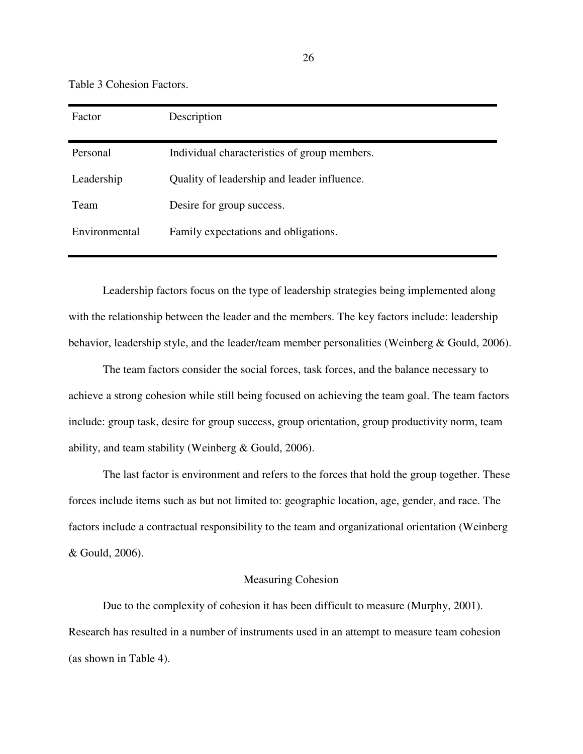Table 3 Cohesion Factors.

| Factor | Description |
|---|---|
| Personal | Individual characteristics of group members. |
| Leadership | Quality of leadership and leader influence. |
| Team | Desire for group success. |
| Environmental | Family expectations and obligations. |

Leadership factors focus on the type of leadership strategies being implemented along with the relationship between the leader and the members. The key factors include: leadership behavior, leadership style, and the leader/team member personalities (Weinberg & Gould, 2006).

The team factors consider the social forces, task forces, and the balance necessary to achieve a strong cohesion while still being focused on achieving the team goal. The team factors include: group task, desire for group success, group orientation, group productivity norm, team ability, and team stability (Weinberg & Gould, 2006).

The last factor is environment and refers to the forces that hold the group together. These forces include items such as but not limited to: geographic location, age, gender, and race. The factors include a contractual responsibility to the team and organizational orientation (Weinberg & Gould, 2006).

## Measuring Cohesion

Due to the complexity of cohesion it has been difficult to measure (Murphy, 2001). Research has resulted in a number of instruments used in an attempt to measure team cohesion (as shown in Table 4).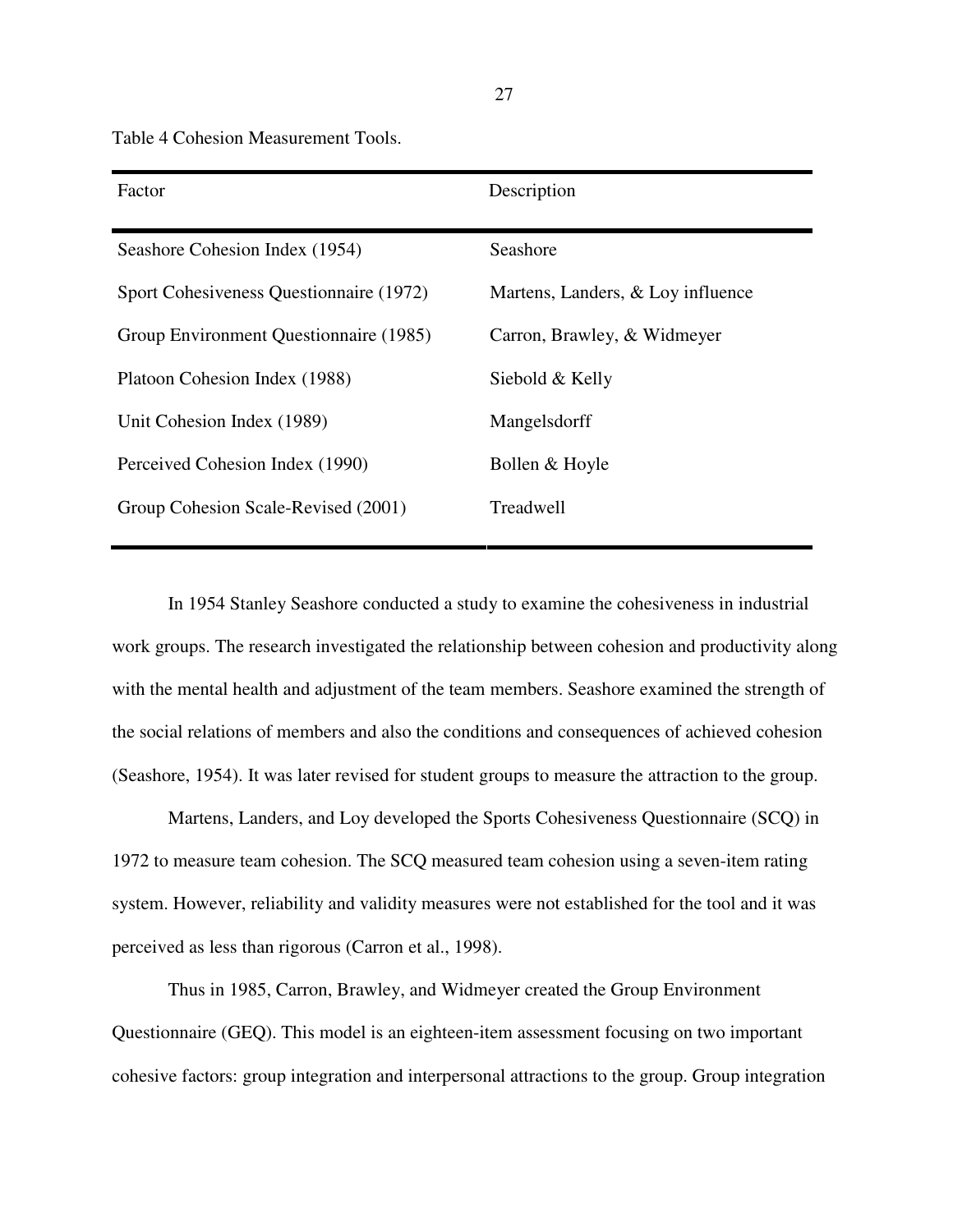Table 4 Cohesion Measurement Tools.

| Factor | Description |
|---|---|
| Seashore Cohesion Index (1954) | Seashore |
| Sport Cohesiveness Questionnaire (1972) | Martens, Landers, & Loy influence |
| Group Environment Questionnaire (1985) | Carron, Brawley, & Widmeyer |
| Platoon Cohesion Index (1988) | Siebold & Kelly |
| Unit Cohesion Index (1989) | Mangelsdorff |
| Perceived Cohesion Index (1990) | Bollen & Hoyle |
| Group Cohesion Scale-Revised (2001) | Treadwell |

In 1954 Stanley Seashore conducted a study to examine the cohesiveness in industrial work groups. The research investigated the relationship between cohesion and productivity along with the mental health and adjustment of the team members. Seashore examined the strength of the social relations of members and also the conditions and consequences of achieved cohesion (Seashore, 1954). It was later revised for student groups to measure the attraction to the group.

Martens, Landers, and Loy developed the Sports Cohesiveness Questionnaire (SCQ) in 1972 to measure team cohesion. The SCQ measured team cohesion using a seven-item rating system. However, reliability and validity measures were not established for the tool and it was perceived as less than rigorous (Carron et al., 1998).

Thus in 1985, Carron, Brawley, and Widmeyer created the Group Environment Questionnaire (GEQ). This model is an eighteen-item assessment focusing on two important cohesive factors: group integration and interpersonal attractions to the group. Group integration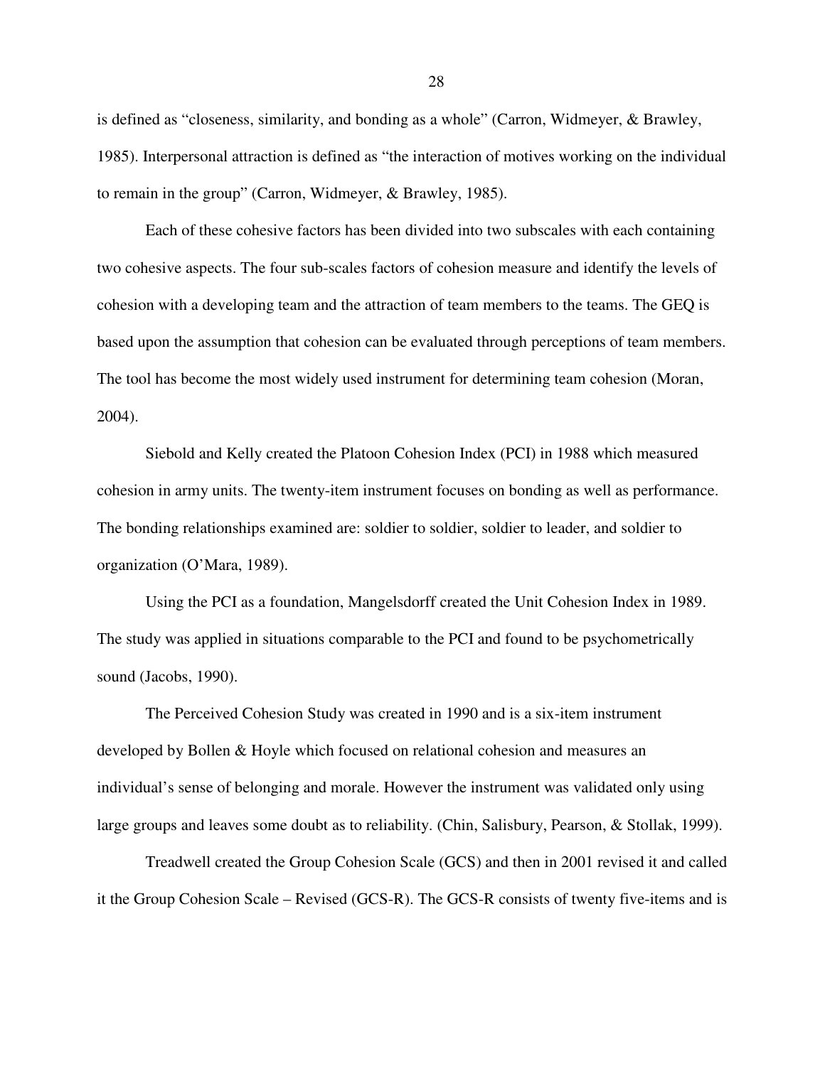is defined as “closeness, similarity, and bonding as a whole” (Carron, Widmeyer, & Brawley, 1985). Interpersonal attraction is defined as “the interaction of motives working on the individual to remain in the group” (Carron, Widmeyer, & Brawley, 1985).

Each of these cohesive factors has been divided into two subscales with each containing two cohesive aspects. The four sub-scales factors of cohesion measure and identify the levels of cohesion with a developing team and the attraction of team members to the teams. The GEQ is based upon the assumption that cohesion can be evaluated through perceptions of team members. The tool has become the most widely used instrument for determining team cohesion (Moran, 2004).

Siebold and Kelly created the Platoon Cohesion Index (PCI) in 1988 which measured cohesion in army units. The twenty-item instrument focuses on bonding as well as performance. The bonding relationships examined are: soldier to soldier, soldier to leader, and soldier to organization (O’Mara, 1989).

Using the PCI as a foundation, Mangelsdorff created the Unit Cohesion Index in 1989. The study was applied in situations comparable to the PCI and found to be psychometrically sound (Jacobs, 1990).

The Perceived Cohesion Study was created in 1990 and is a six-item instrument developed by Bollen & Hoyle which focused on relational cohesion and measures an individual’s sense of belonging and morale. However the instrument was validated only using large groups and leaves some doubt as to reliability. (Chin, Salisbury, Pearson, & Stollak, 1999).

Treadwell created the Group Cohesion Scale (GCS) and then in 2001 revised it and called it the Group Cohesion Scale – Revised (GCS-R). The GCS-R consists of twenty five-items and is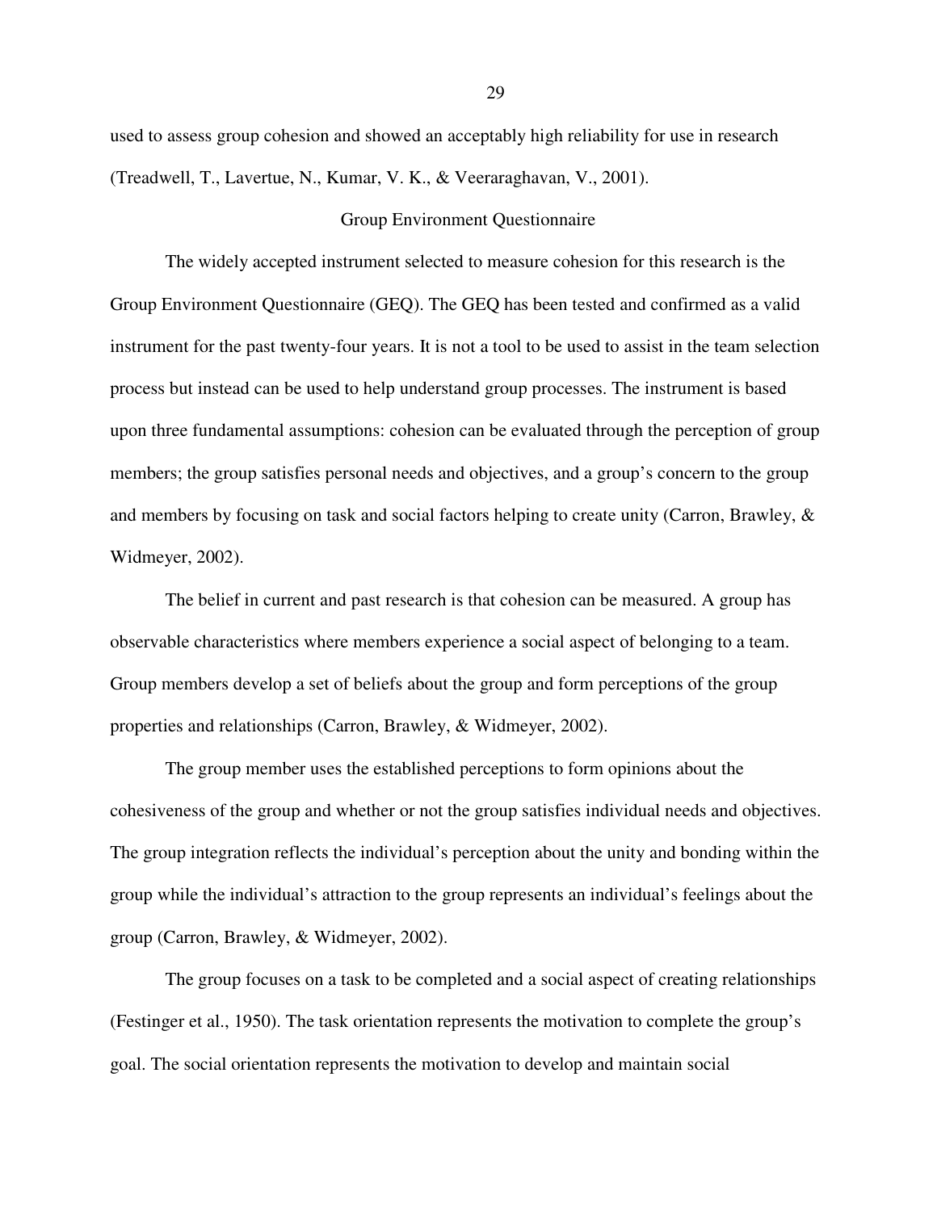used to assess group cohesion and showed an acceptably high reliability for use in research (Treadwell, T., Lavertue, N., Kumar, V. K., & Veeraraghavan, V., 2001).

## Group Environment Questionnaire

The widely accepted instrument selected to measure cohesion for this research is the Group Environment Questionnaire (GEQ). The GEQ has been tested and confirmed as a valid instrument for the past twenty-four years. It is not a tool to be used to assist in the team selection process but instead can be used to help understand group processes. The instrument is based upon three fundamental assumptions: cohesion can be evaluated through the perception of group members; the group satisfies personal needs and objectives, and a group's concern to the group and members by focusing on task and social factors helping to create unity (Carron, Brawley, & Widmeyer, 2002).

The belief in current and past research is that cohesion can be measured. A group has observable characteristics where members experience a social aspect of belonging to a team. Group members develop a set of beliefs about the group and form perceptions of the group properties and relationships (Carron, Brawley, & Widmeyer, 2002).

The group member uses the established perceptions to form opinions about the cohesiveness of the group and whether or not the group satisfies individual needs and objectives. The group integration reflects the individual's perception about the unity and bonding within the group while the individual's attraction to the group represents an individual's feelings about the group (Carron, Brawley, & Widmeyer, 2002).

The group focuses on a task to be completed and a social aspect of creating relationships (Festinger et al., 1950). The task orientation represents the motivation to complete the group's goal. The social orientation represents the motivation to develop and maintain social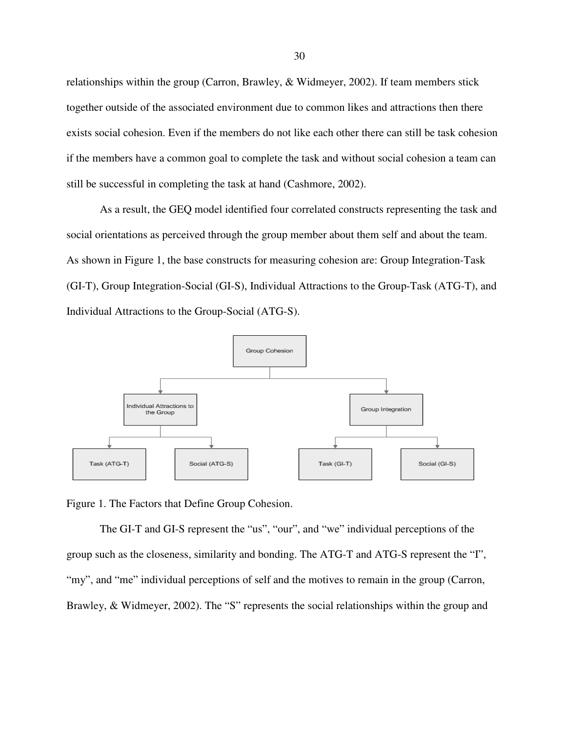relationships within the group (Carron, Brawley, & Widmeyer, 2002). If team members stick together outside of the associated environment due to common likes and attractions then there exists social cohesion. Even if the members do not like each other there can still be task cohesion if the members have a common goal to complete the task and without social cohesion a team can still be successful in completing the task at hand (Cashmore, 2002).

As a result, the GEQ model identified four correlated constructs representing the task and social orientations as perceived through the group member about them self and about the team. As shown in Figure 1, the base constructs for measuring cohesion are: Group Integration-Task (GI-T), Group Integration-Social (GI-S), Individual Attractions to the Group-Task (ATG-T), and Individual Attractions to the Group-Social (ATG-S).

Figure 1. The Factors that Define Group Cohesion.

The GI-T and GI-S represent the "us", "our", and "we" individual perceptions of the group such as the closeness, similarity and bonding. The ATG-T and ATG-S represent the "I", "my", and "me" individual perceptions of self and the motives to remain in the group (Carron, Brawley, & Widmeyer, 2002). The "S" represents the social relationships within the group and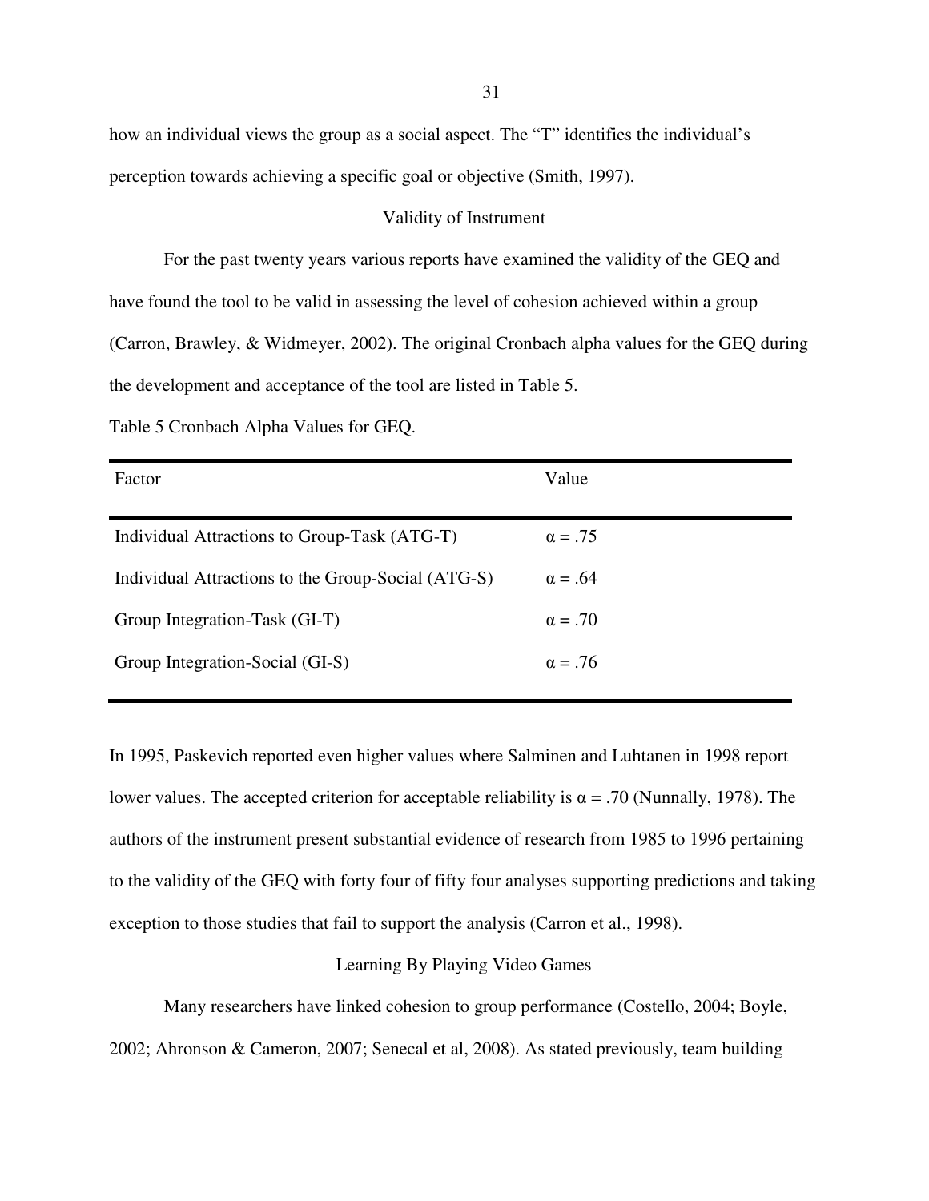how an individual views the group as a social aspect. The "T" identifies the individual's perception towards achieving a specific goal or objective (Smith, 1997).

## Validity of Instrument

For the past twenty years various reports have examined the validity of the GEQ and have found the tool to be valid in assessing the level of cohesion achieved within a group (Carron, Brawley, & Widmeyer, 2002). The original Cronbach alpha values for the GEQ during the development and acceptance of the tool are listed in Table 5.

Table 5 Cronbach Alpha Values for GEQ.

| Factor | Value |
|---|---|
| Individual Attractions to Group-Task (ATG-T) | $\alpha = .75$ |
| Individual Attractions to the Group-Social (ATG-S) | $\alpha = .64$ |
| Group Integration-Task (GI-T) | $\alpha = .70$ |
| Group Integration-Social (GI-S) | $\alpha = .76$ |

In 1995, Paskevich reported even higher values where Salminen and Luhtanen in 1998 report lower values. The accepted criterion for acceptable reliability is $\alpha = .70$ (Nunnally, 1978). The authors of the instrument present substantial evidence of research from 1985 to 1996 pertaining to the validity of the GEQ with forty four of fifty four analyses supporting predictions and taking exception to those studies that fail to support the analysis (Carron et al., 1998).

## Learning By Playing Video Games

Many researchers have linked cohesion to group performance (Costello, 2004; Boyle, 2002; Ahronson & Cameron, 2007; Senecal et al, 2008). As stated previously, team building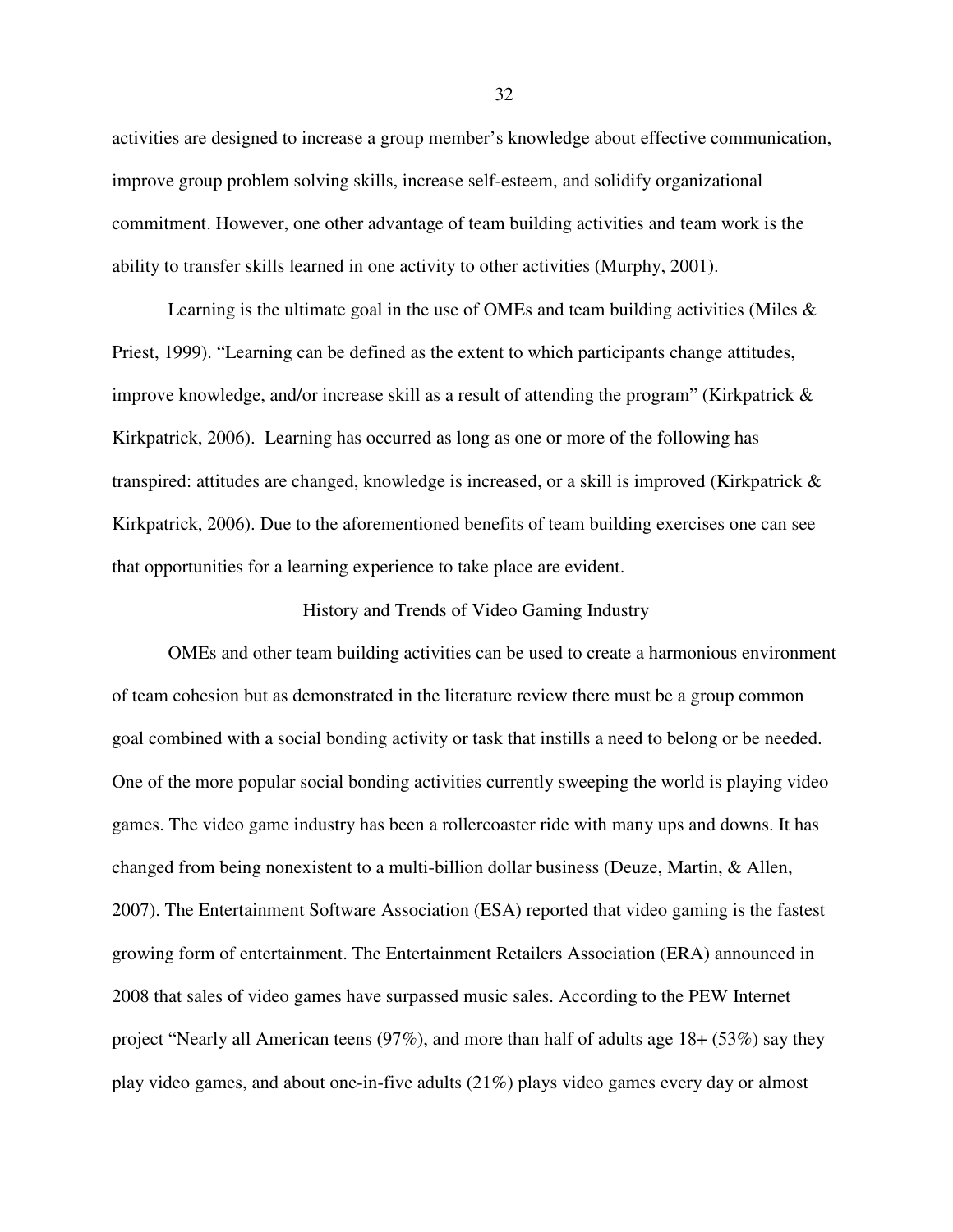activities are designed to increase a group member's knowledge about effective communication, improve group problem solving skills, increase self-esteem, and solidify organizational commitment. However, one other advantage of team building activities and team work is the ability to transfer skills learned in one activity to other activities (Murphy, 2001).

Learning is the ultimate goal in the use of OMEs and team building activities (Miles & Priest, 1999). "Learning can be defined as the extent to which participants change attitudes, improve knowledge, and/or increase skill as a result of attending the program" (Kirkpatrick & Kirkpatrick, 2006). Learning has occurred as long as one or more of the following has transpired: attitudes are changed, knowledge is increased, or a skill is improved (Kirkpatrick & Kirkpatrick, 2006). Due to the aforementioned benefits of team building exercises one can see that opportunities for a learning experience to take place are evident.

## History and Trends of Video Gaming Industry

OMEs and other team building activities can be used to create a harmonious environment of team cohesion but as demonstrated in the literature review there must be a group common goal combined with a social bonding activity or task that instills a need to belong or be needed. One of the more popular social bonding activities currently sweeping the world is playing video games. The video game industry has been a rollercoaster ride with many ups and downs. It has changed from being nonexistent to a multi-billion dollar business (Deuze, Martin, & Allen, 2007). The Entertainment Software Association (ESA) reported that video gaming is the fastest growing form of entertainment. The Entertainment Retailers Association (ERA) announced in 2008 that sales of video games have surpassed music sales. According to the PEW Internet project "Nearly all American teens (97%), and more than half of adults age 18+ (53%) say they play video games, and about one-in-five adults (21%) plays video games every day or almost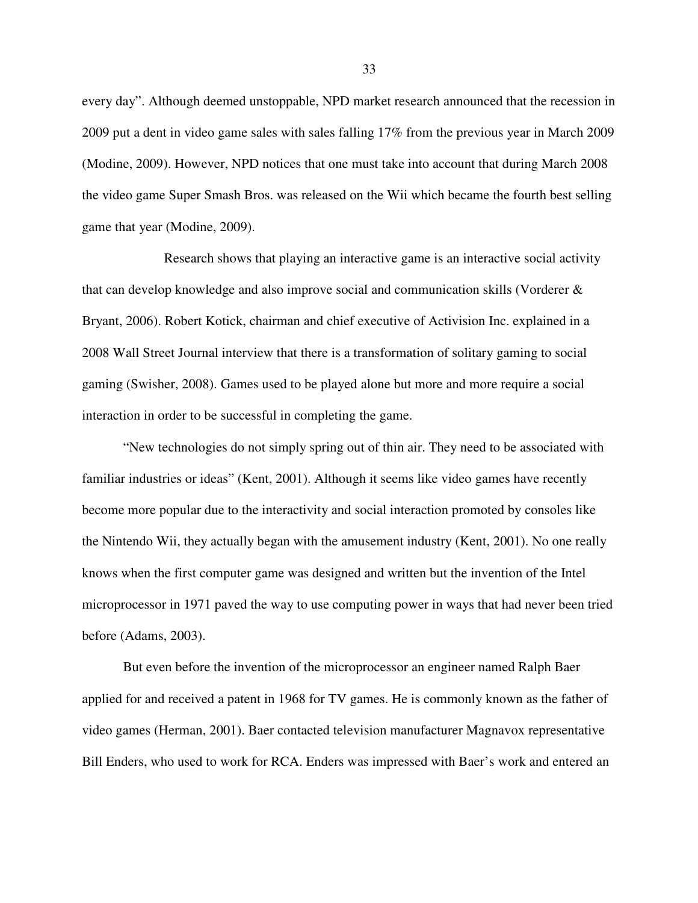every day". Although deemed unstoppable, NPD market research announced that the recession in 2009 put a dent in video game sales with sales falling 17% from the previous year in March 2009 (Modine, 2009). However, NPD notices that one must take into account that during March 2008 the video game Super Smash Bros. was released on the Wii which became the fourth best selling game that year (Modine, 2009).

Research shows that playing an interactive game is an interactive social activity that can develop knowledge and also improve social and communication skills (Vorderer & Bryant, 2006). Robert Kotick, chairman and chief executive of Activision Inc. explained in a 2008 Wall Street Journal interview that there is a transformation of solitary gaming to social gaming (Swisher, 2008). Games used to be played alone but more and more require a social interaction in order to be successful in completing the game.

"New technologies do not simply spring out of thin air. They need to be associated with familiar industries or ideas" (Kent, 2001). Although it seems like video games have recently become more popular due to the interactivity and social interaction promoted by consoles like the Nintendo Wii, they actually began with the amusement industry (Kent, 2001). No one really knows when the first computer game was designed and written but the invention of the Intel microprocessor in 1971 paved the way to use computing power in ways that had never been tried before (Adams, 2003).

But even before the invention of the microprocessor an engineer named Ralph Baer applied for and received a patent in 1968 for TV games. He is commonly known as the father of video games (Herman, 2001). Baer contacted television manufacturer Magnavox representative Bill Enders, who used to work for RCA. Enders was impressed with Baer's work and entered an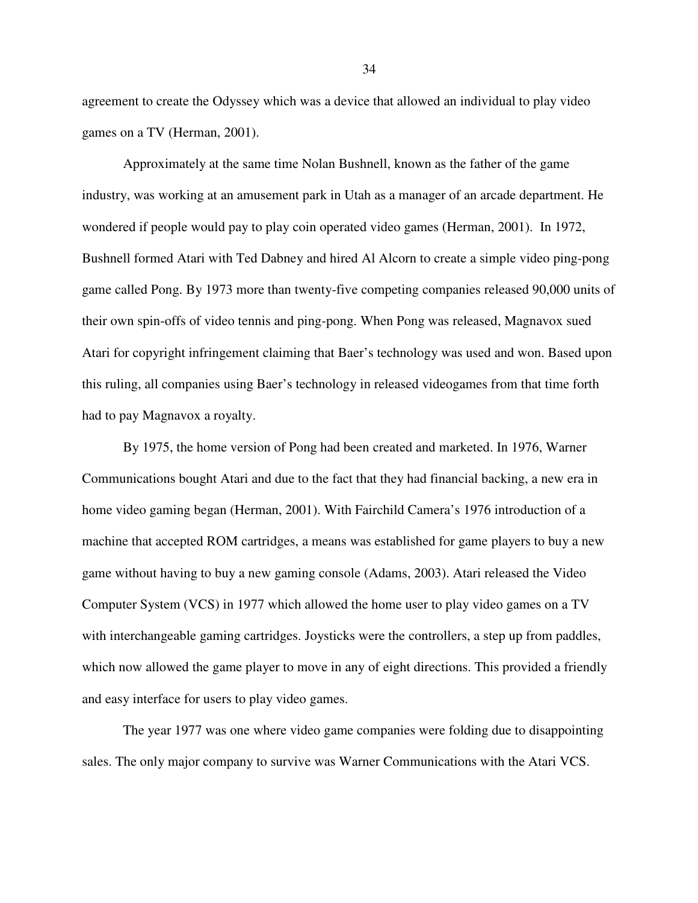agreement to create the Odyssey which was a device that allowed an individual to play video games on a TV (Herman, 2001).

Approximately at the same time Nolan Bushnell, known as the father of the game industry, was working at an amusement park in Utah as a manager of an arcade department. He wondered if people would pay to play coin operated video games (Herman, 2001). In 1972, Bushnell formed Atari with Ted Dabney and hired Al Alcorn to create a simple video ping-pong game called Pong. By 1973 more than twenty-five competing companies released 90,000 units of their own spin-offs of video tennis and ping-pong. When Pong was released, Magnavox sued Atari for copyright infringement claiming that Baer's technology was used and won. Based upon this ruling, all companies using Baer's technology in released videogames from that time forth had to pay Magnavox a royalty.

By 1975, the home version of Pong had been created and marketed. In 1976, Warner Communications bought Atari and due to the fact that they had financial backing, a new era in home video gaming began (Herman, 2001). With Fairchild Camera's 1976 introduction of a machine that accepted ROM cartridges, a means was established for game players to buy a new game without having to buy a new gaming console (Adams, 2003). Atari released the Video Computer System (VCS) in 1977 which allowed the home user to play video games on a TV with interchangeable gaming cartridges. Joysticks were the controllers, a step up from paddles, which now allowed the game player to move in any of eight directions. This provided a friendly and easy interface for users to play video games.

The year 1977 was one where video game companies were folding due to disappointing sales. The only major company to survive was Warner Communications with the Atari VCS.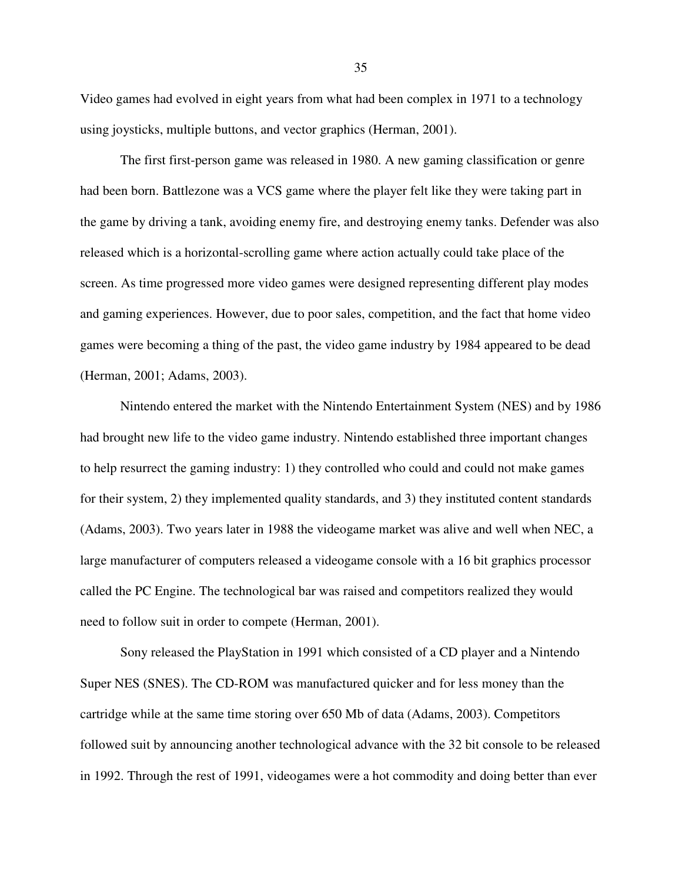Video games had evolved in eight years from what had been complex in 1971 to a technology using joysticks, multiple buttons, and vector graphics (Herman, 2001).

The first first-person game was released in 1980. A new gaming classification or genre had been born. Battlezone was a VCS game where the player felt like they were taking part in the game by driving a tank, avoiding enemy fire, and destroying enemy tanks. Defender was also released which is a horizontal-scrolling game where action actually could take place of the screen. As time progressed more video games were designed representing different play modes and gaming experiences. However, due to poor sales, competition, and the fact that home video games were becoming a thing of the past, the video game industry by 1984 appeared to be dead (Herman, 2001; Adams, 2003).

Nintendo entered the market with the Nintendo Entertainment System (NES) and by 1986 had brought new life to the video game industry. Nintendo established three important changes to help resurrect the gaming industry: 1) they controlled who could and could not make games for their system, 2) they implemented quality standards, and 3) they instituted content standards (Adams, 2003). Two years later in 1988 the videogame market was alive and well when NEC, a large manufacturer of computers released a videogame console with a 16 bit graphics processor called the PC Engine. The technological bar was raised and competitors realized they would need to follow suit in order to compete (Herman, 2001).

Sony released the PlayStation in 1991 which consisted of a CD player and a Nintendo Super NES (SNES). The CD-ROM was manufactured quicker and for less money than the cartridge while at the same time storing over 650 Mb of data (Adams, 2003). Competitors followed suit by announcing another technological advance with the 32 bit console to be released in 1992. Through the rest of 1991, videogames were a hot commodity and doing better than ever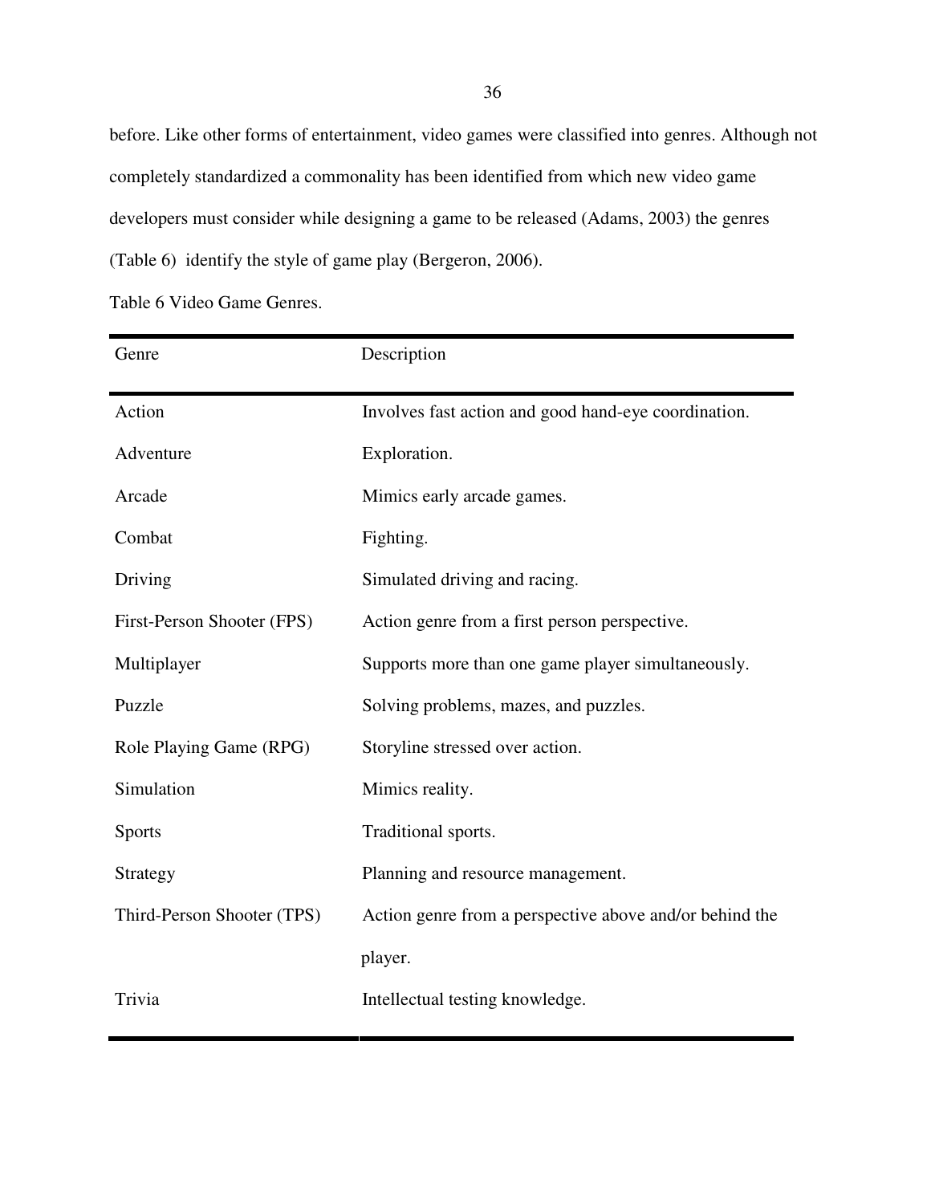before. Like other forms of entertainment, video games were classified into genres. Although not completely standardized a commonality has been identified from which new video game developers must consider while designing a game to be released (Adams, 2003) the genres (Table 6) identify the style of game play (Bergeron, 2006).

Table 6 Video Game Genres.

| Genre | Description |
|---|---|
| Action | Involves fast action and good hand-eye coordination. |
| Adventure | Exploration. |
| Arcade | Mimics early arcade games. |
| Combat | Fighting. |
| Driving | Simulated driving and racing. |
| First-Person Shooter (FPS) | Action genre from a first person perspective. |
| Multiplayer | Supports more than one game player simultaneously. |
| Puzzle | Solving problems, mazes, and puzzles. |
| Role Playing Game (RPG) | Storyline stressed over action. |
| Simulation | Mimics reality. |
| Sports | Traditional sports. |
| Strategy | Planning and resource management. |
| Third-Person Shooter (TPS) | Action genre from a perspective above and/or behind the player. |
| Trivia | Intellectual testing knowledge. |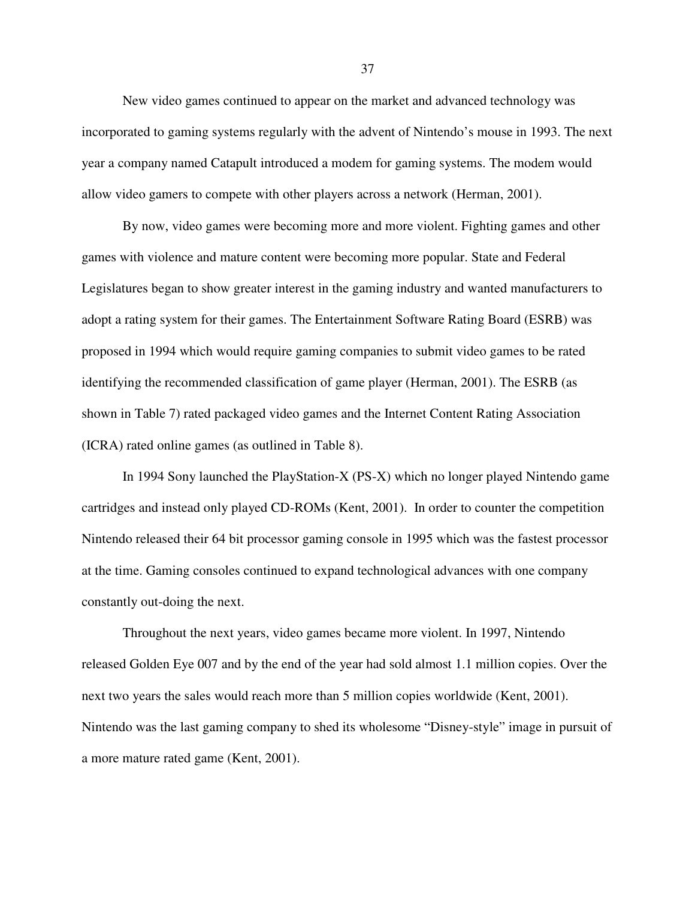New video games continued to appear on the market and advanced technology was incorporated to gaming systems regularly with the advent of Nintendo's mouse in 1993. The next year a company named Catapult introduced a modem for gaming systems. The modem would allow video gamers to compete with other players across a network (Herman, 2001).

By now, video games were becoming more and more violent. Fighting games and other games with violence and mature content were becoming more popular. State and Federal Legislatures began to show greater interest in the gaming industry and wanted manufacturers to adopt a rating system for their games. The Entertainment Software Rating Board (ESRB) was proposed in 1994 which would require gaming companies to submit video games to be rated identifying the recommended classification of game player (Herman, 2001). The ESRB (as shown in Table 7) rated packaged video games and the Internet Content Rating Association (ICRA) rated online games (as outlined in Table 8).

In 1994 Sony launched the PlayStation-X (PS-X) which no longer played Nintendo game cartridges and instead only played CD-ROMs (Kent, 2001). In order to counter the competition Nintendo released their 64 bit processor gaming console in 1995 which was the fastest processor at the time. Gaming consoles continued to expand technological advances with one company constantly out-doing the next.

Throughout the next years, video games became more violent. In 1997, Nintendo released Golden Eye 007 and by the end of the year had sold almost 1.1 million copies. Over the next two years the sales would reach more than 5 million copies worldwide (Kent, 2001). Nintendo was the last gaming company to shed its wholesome "Disney-style" image in pursuit of a more mature rated game (Kent, 2001).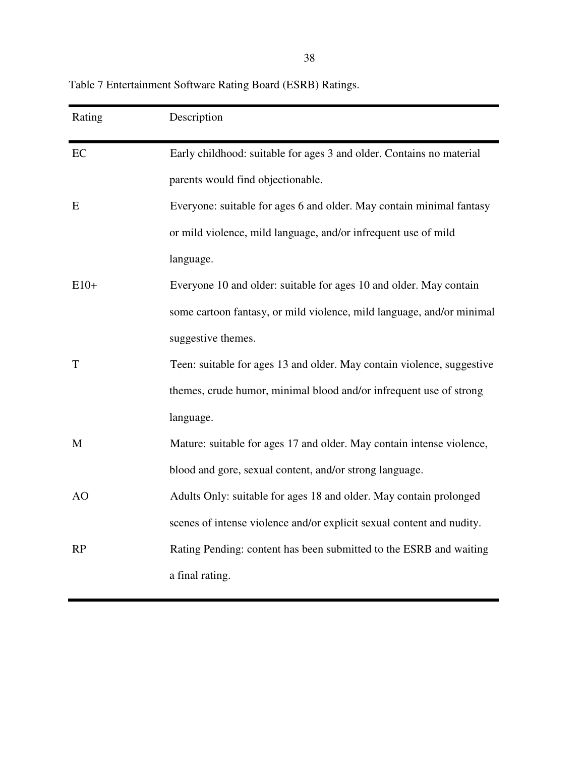Table 7 Entertainment Software Rating Board (ESRB) Ratings.

| Rating | Description |
| --- | --- |
| EC | Early childhood: suitable for ages 3 and older. Contains no material parents would find objectionable. |
| E | Everyone: suitable for ages 6 and older. May contain minimal fantasy or mild violence, mild language, and/or infrequent use of mild language. |
| E10+ | Everyone 10 and older: suitable for ages 10 and older. May contain some cartoon fantasy, or mild violence, mild language, and/or minimal suggestive themes. |
| T | Teen: suitable for ages 13 and older. May contain violence, suggestive themes, crude humor, minimal blood and/or infrequent use of strong language. |
| M | Mature: suitable for ages 17 and older. May contain intense violence, blood and gore, sexual content, and/or strong language. |
| AO | Adults Only: suitable for ages 18 and older. May contain prolonged scenes of intense violence and/or explicit sexual content and nudity. |
| RP | Rating Pending: content has been submitted to the ESRB and waiting a final rating. |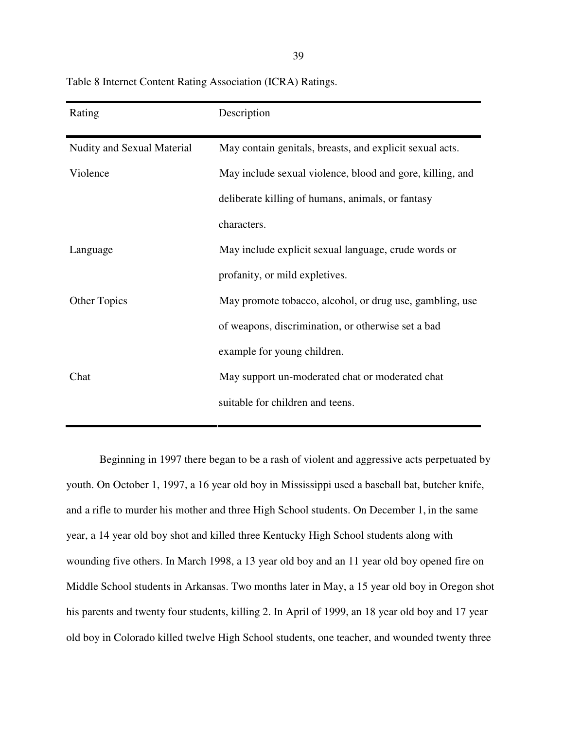Table 8 Internet Content Rating Association (ICRA) Ratings.

| Rating | Description |
|---|---|
| Nudity and Sexual Material | May contain genitals, breasts, and explicit sexual acts. |
| Violence | May include sexual violence, blood and gore, killing, and deliberate killing of humans, animals, or fantasy characters. |
| Language | May include explicit sexual language, crude words or profanity, or mild expletives. |
| Other Topics | May promote tobacco, alcohol, or drug use, gambling, use of weapons, discrimination, or otherwise set a bad example for young children. |
| Chat | May support un-moderated chat or moderated chat suitable for children and teens. |

Beginning in 1997 there began to be a rash of violent and aggressive acts perpetuated by youth. On October 1, 1997, a 16 year old boy in Mississippi used a baseball bat, butcher knife, and a rifle to murder his mother and three High School students. On December 1, in the same year, a 14 year old boy shot and killed three Kentucky High School students along with wounding five others. In March 1998, a 13 year old boy and an 11 year old boy opened fire on Middle School students in Arkansas. Two months later in May, a 15 year old boy in Oregon shot his parents and twenty four students, killing 2. In April of 1999, an 18 year old boy and 17 year old boy in Colorado killed twelve High School students, one teacher, and wounded twenty three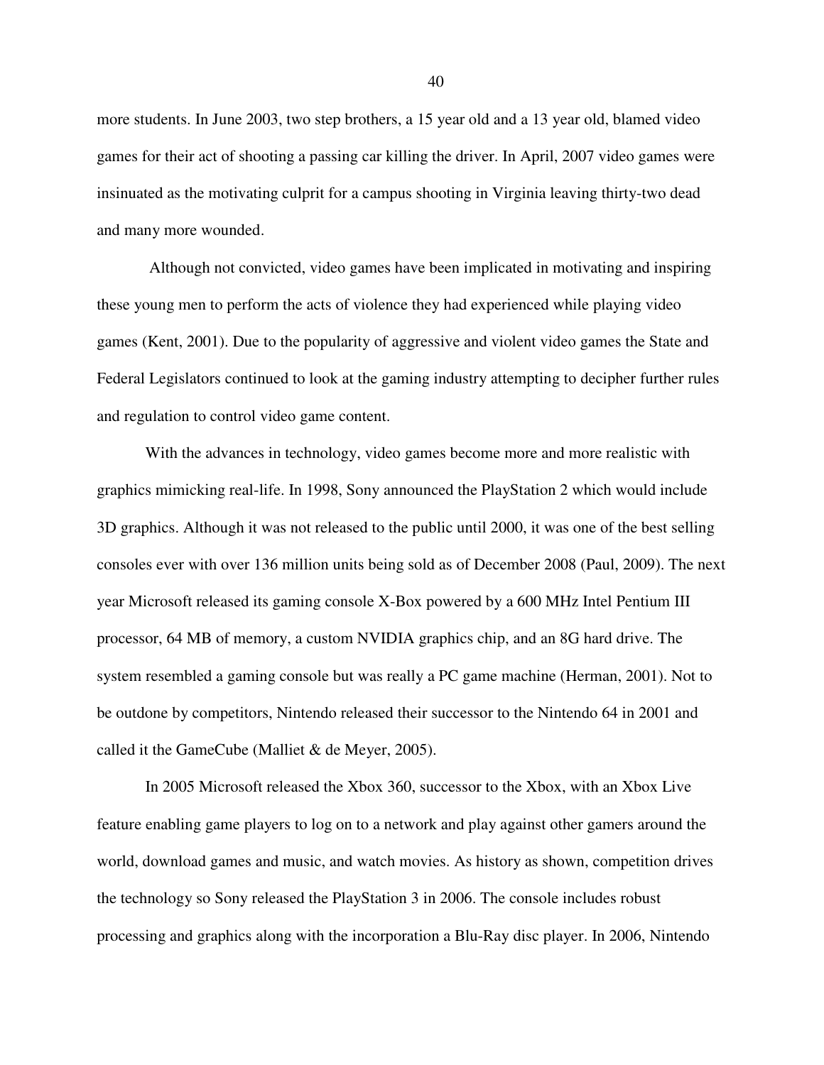more students. In June 2003, two step brothers, a 15 year old and a 13 year old, blamed video games for their act of shooting a passing car killing the driver. In April, 2007 video games were insinuated as the motivating culprit for a campus shooting in Virginia leaving thirty-two dead and many more wounded.

Although not convicted, video games have been implicated in motivating and inspiring these young men to perform the acts of violence they had experienced while playing video games (Kent, 2001). Due to the popularity of aggressive and violent video games the State and Federal Legislators continued to look at the gaming industry attempting to decipher further rules and regulation to control video game content.

With the advances in technology, video games become more and more realistic with graphics mimicking real-life. In 1998, Sony announced the PlayStation 2 which would include 3D graphics. Although it was not released to the public until 2000, it was one of the best selling consoles ever with over 136 million units being sold as of December 2008 (Paul, 2009). The next year Microsoft released its gaming console X-Box powered by a 600 MHz Intel Pentium III processor, 64 MB of memory, a custom NVIDIA graphics chip, and an 8G hard drive. The system resembled a gaming console but was really a PC game machine (Herman, 2001). Not to be outdone by competitors, Nintendo released their successor to the Nintendo 64 in 2001 and called it the GameCube (Malliet & de Meyer, 2005).

In 2005 Microsoft released the Xbox 360, successor to the Xbox, with an Xbox Live feature enabling game players to log on to a network and play against other gamers around the world, download games and music, and watch movies. As history as shown, competition drives the technology so Sony released the PlayStation 3 in 2006. The console includes robust processing and graphics along with the incorporation a Blu-Ray disc player. In 2006, Nintendo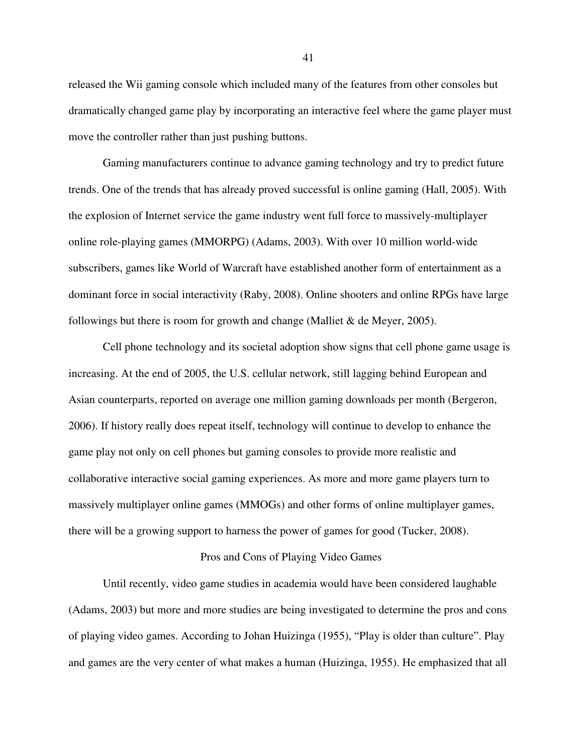released the Wii gaming console which included many of the features from other consoles but dramatically changed game play by incorporating an interactive feel where the game player must move the controller rather than just pushing buttons.

Gaming manufacturers continue to advance gaming technology and try to predict future trends. One of the trends that has already proved successful is online gaming (Hall, 2005). With the explosion of Internet service the game industry went full force to massively-multiplayer online role-playing games (MMORPG) (Adams, 2003). With over 10 million world-wide subscribers, games like World of Warcraft have established another form of entertainment as a dominant force in social interactivity (Raby, 2008). Online shooters and online RPGs have large followings but there is room for growth and change (Malliet & de Meyer, 2005).

Cell phone technology and its societal adoption show signs that cell phone game usage is increasing. At the end of 2005, the U.S. cellular network, still lagging behind European and Asian counterparts, reported on average one million gaming downloads per month (Bergeron, 2006). If history really does repeat itself, technology will continue to develop to enhance the game play not only on cell phones but gaming consoles to provide more realistic and collaborative interactive social gaming experiences. As more and more game players turn to massively multiplayer online games (MMOGs) and other forms of online multiplayer games, there will be a growing support to harness the power of games for good (Tucker, 2008).

## Pros and Cons of Playing Video Games

Until recently, video game studies in academia would have been considered laughable (Adams, 2003) but more and more studies are being investigated to determine the pros and cons of playing video games. According to Johan Huizinga (1955), "Play is older than culture". Play and games are the very center of what makes a human (Huizinga, 1955). He emphasized that all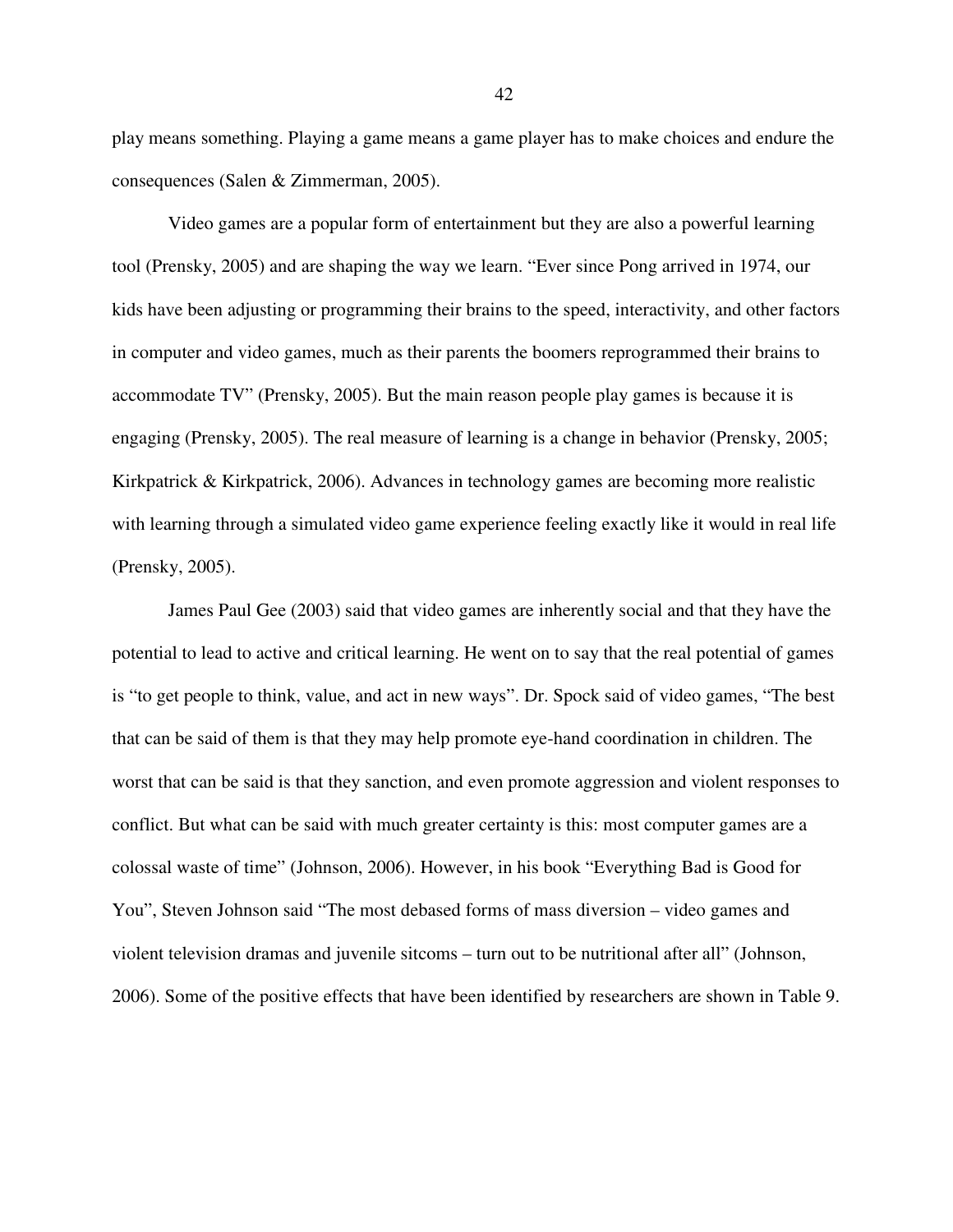play means something. Playing a game means a game player has to make choices and endure the consequences (Salen & Zimmerman, 2005).

Video games are a popular form of entertainment but they are also a powerful learning tool (Prensky, 2005) and are shaping the way we learn. "Ever since Pong arrived in 1974, our kids have been adjusting or programming their brains to the speed, interactivity, and other factors in computer and video games, much as their parents the boomers reprogrammed their brains to accommodate TV" (Prensky, 2005). But the main reason people play games is because it is engaging (Prensky, 2005). The real measure of learning is a change in behavior (Prensky, 2005; Kirkpatrick & Kirkpatrick, 2006). Advances in technology games are becoming more realistic with learning through a simulated video game experience feeling exactly like it would in real life (Prensky, 2005).

James Paul Gee (2003) said that video games are inherently social and that they have the potential to lead to active and critical learning. He went on to say that the real potential of games is "to get people to think, value, and act in new ways". Dr. Spock said of video games, "The best that can be said of them is that they may help promote eye-hand coordination in children. The worst that can be said is that they sanction, and even promote aggression and violent responses to conflict. But what can be said with much greater certainty is this: most computer games are a colossal waste of time" (Johnson, 2006). However, in his book "Everything Bad is Good for You", Steven Johnson said "The most debased forms of mass diversion – video games and violent television dramas and juvenile sitcoms – turn out to be nutritional after all" (Johnson, 2006). Some of the positive effects that have been identified by researchers are shown in Table 9.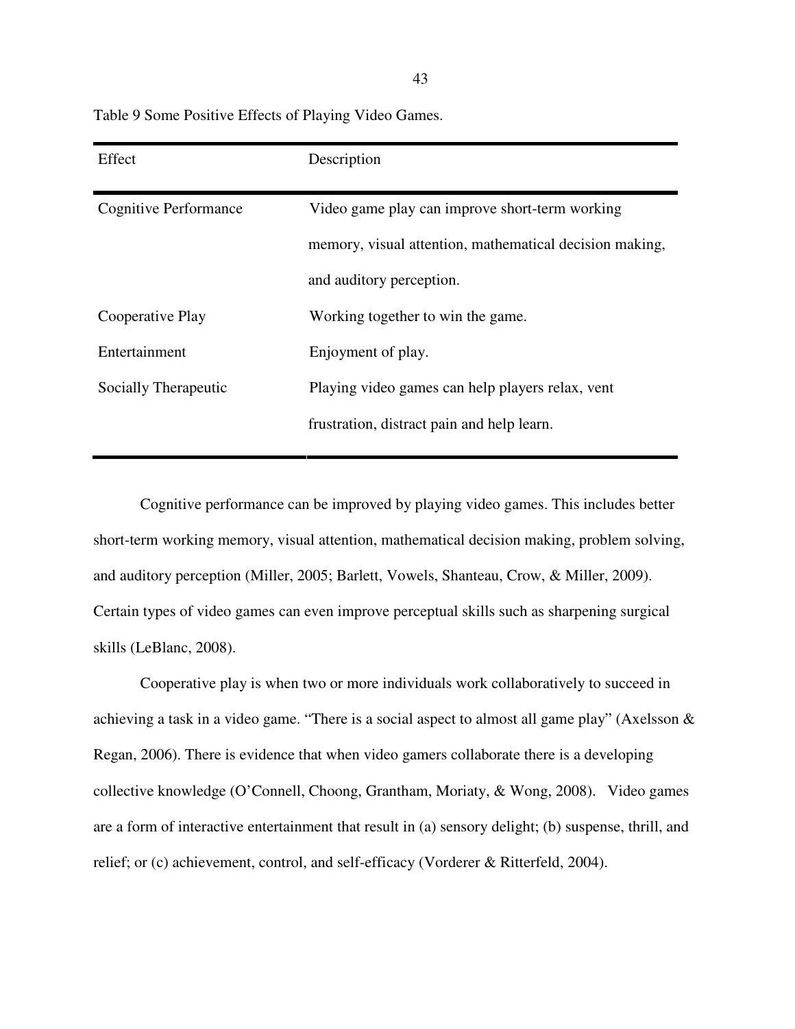Table 9 Some Positive Effects of Playing Video Games.

| Effect | Description |
| --- | --- |
| Cognitive Performance | Video game play can improve short-term working memory, visual attention, mathematical decision making, and auditory perception. |
| Cooperative Play | Working together to win the game. |
| Entertainment | Enjoyment of play. |
| Socially Therapeutic | Playing video games can help players relax, vent frustration, distract pain and help learn. |

Cognitive performance can be improved by playing video games. This includes better short-term working memory, visual attention, mathematical decision making, problem solving, and auditory perception (Miller, 2005; Barlett, Vowels, Shanteau, Crow, & Miller, 2009). Certain types of video games can even improve perceptual skills such as sharpening surgical skills (LeBlanc, 2008).

Cooperative play is when two or more individuals work collaboratively to succeed in achieving a task in a video game. "There is a social aspect to almost all game play" (Axelsson & Regan, 2006). There is evidence that when video gamers collaborate there is a developing collective knowledge (O'Connell, Choong, Grantham, Moriaty, & Wong, 2008). Video games are a form of interactive entertainment that result in (a) sensory delight; (b) suspense, thrill, and relief; or (c) achievement, control, and self-efficacy (Vorderer & Ritterfeld, 2004).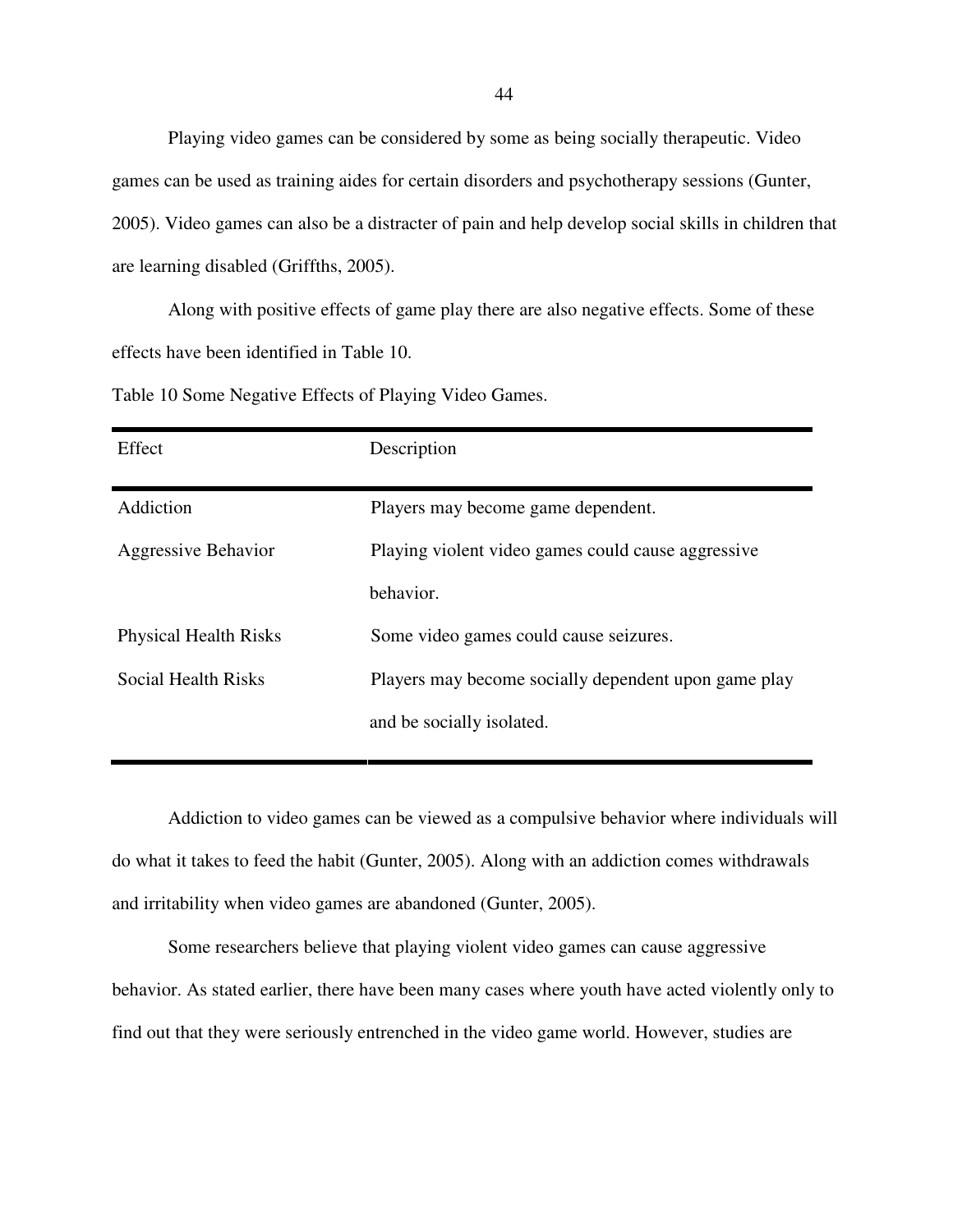Playing video games can be considered by some as being socially therapeutic. Video games can be used as training aides for certain disorders and psychotherapy sessions (Gunter, 2005). Video games can also be a distracter of pain and help develop social skills in children that are learning disabled (Griffths, 2005).

Along with positive effects of game play there are also negative effects. Some of these effects have been identified in Table 10.

Table 10 Some Negative Effects of Playing Video Games.

| Effect | Description |
|---|---|
| Addiction | Players may become game dependent. |
| Aggressive Behavior | Playing violent video games could cause aggressive behavior. |
| Physical Health Risks | Some video games could cause seizures. |
| Social Health Risks | Players may become socially dependent upon game play and be socially isolated. |

Addiction to video games can be viewed as a compulsive behavior where individuals will do what it takes to feed the habit (Gunter, 2005). Along with an addiction comes withdrawals and irritability when video games are abandoned (Gunter, 2005).

Some researchers believe that playing violent video games can cause aggressive behavior. As stated earlier, there have been many cases where youth have acted violently only to find out that they were seriously entrenched in the video game world. However, studies are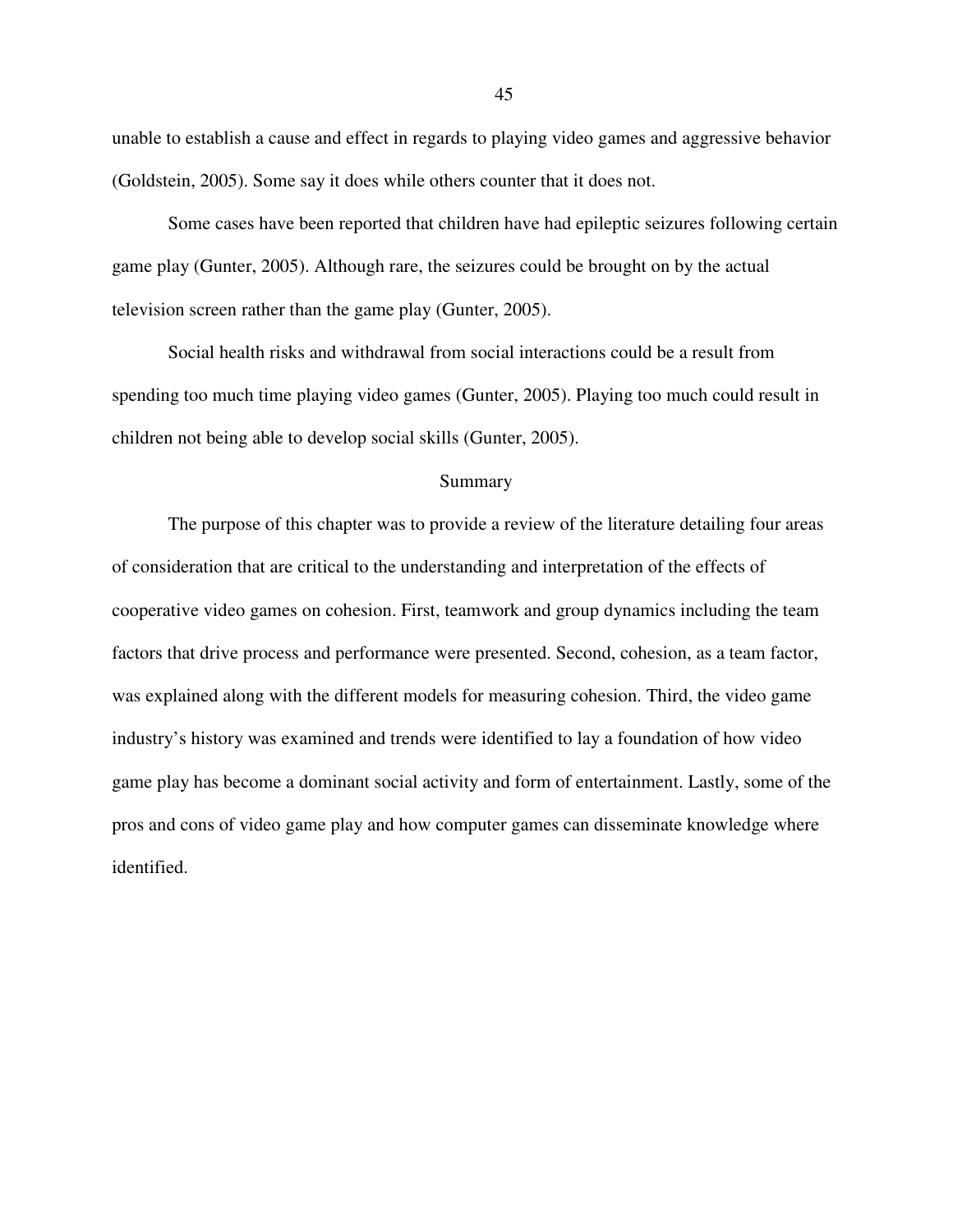unable to establish a cause and effect in regards to playing video games and aggressive behavior (Goldstein, 2005). Some say it does while others counter that it does not.

Some cases have been reported that children have had epileptic seizures following certain game play (Gunter, 2005). Although rare, the seizures could be brought on by the actual television screen rather than the game play (Gunter, 2005).

Social health risks and withdrawal from social interactions could be a result from spending too much time playing video games (Gunter, 2005). Playing too much could result in children not being able to develop social skills (Gunter, 2005).

## Summary

The purpose of this chapter was to provide a review of the literature detailing four areas of consideration that are critical to the understanding and interpretation of the effects of cooperative video games on cohesion. First, teamwork and group dynamics including the team factors that drive process and performance were presented. Second, cohesion, as a team factor, was explained along with the different models for measuring cohesion. Third, the video game industry's history was examined and trends were identified to lay a foundation of how video game play has become a dominant social activity and form of entertainment. Lastly, some of the pros and cons of video game play and how computer games can disseminate knowledge where identified.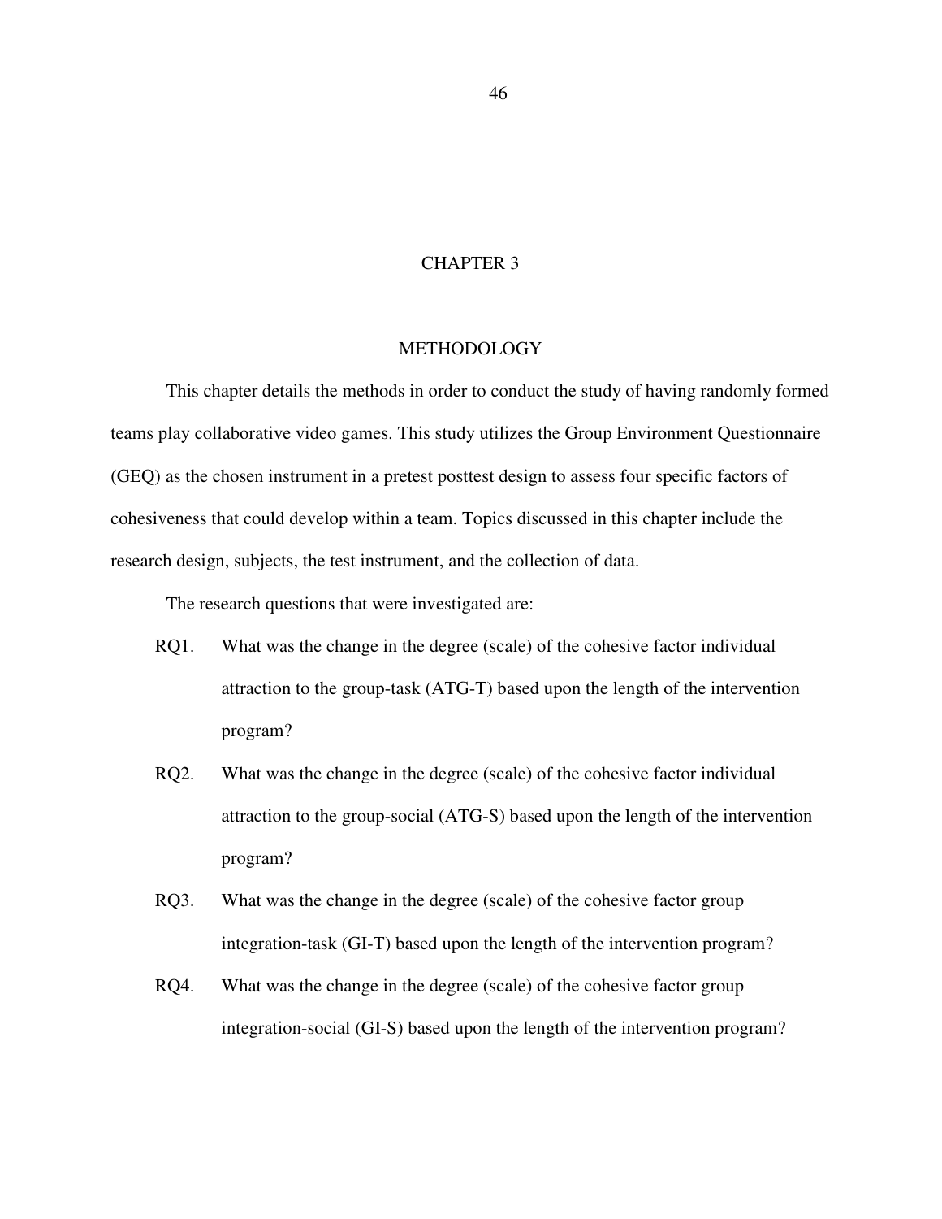# CHAPTER 3

## METHODOLOGY

This chapter details the methods in order to conduct the study of having randomly formed teams play collaborative video games. This study utilizes the Group Environment Questionnaire (GEQ) as the chosen instrument in a pretest posttest design to assess four specific factors of cohesiveness that could develop within a team. Topics discussed in this chapter include the research design, subjects, the test instrument, and the collection of data.

The research questions that were investigated are:

RQ1. What was the change in the degree (scale) of the cohesive factor individual attraction to the group-task (ATG-T) based upon the length of the intervention program?

RQ2. What was the change in the degree (scale) of the cohesive factor individual attraction to the group-social (ATG-S) based upon the length of the intervention program?

RQ3. What was the change in the degree (scale) of the cohesive factor group integration-task (GI-T) based upon the length of the intervention program?

RQ4. What was the change in the degree (scale) of the cohesive factor group integration-social (GI-S) based upon the length of the intervention program?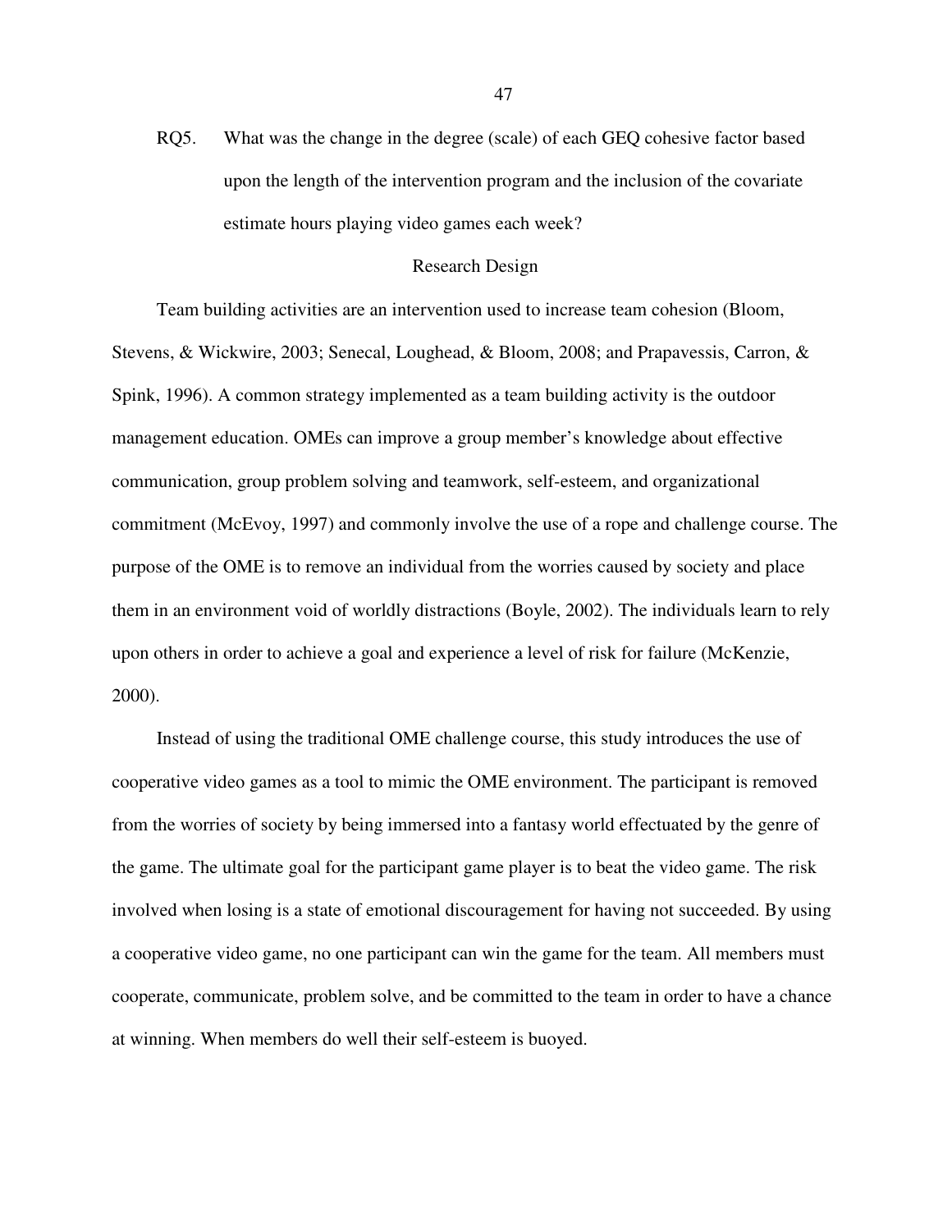RQ5. What was the change in the degree (scale) of each GEQ cohesive factor based upon the length of the intervention program and the inclusion of the covariate estimate hours playing video games each week?

## Research Design

Team building activities are an intervention used to increase team cohesion (Bloom, Stevens, & Wickwire, 2003; Senecal, Loughead, & Bloom, 2008; and Prapavessis, Carron, & Spink, 1996). A common strategy implemented as a team building activity is the outdoor management education. OMEs can improve a group member's knowledge about effective communication, group problem solving and teamwork, self-esteem, and organizational commitment (McEvoy, 1997) and commonly involve the use of a rope and challenge course. The purpose of the OME is to remove an individual from the worries caused by society and place them in an environment void of worldly distractions (Boyle, 2002). The individuals learn to rely upon others in order to achieve a goal and experience a level of risk for failure (McKenzie, 2000).

Instead of using the traditional OME challenge course, this study introduces the use of cooperative video games as a tool to mimic the OME environment. The participant is removed from the worries of society by being immersed into a fantasy world effectuated by the genre of the game. The ultimate goal for the participant game player is to beat the video game. The risk involved when losing is a state of emotional discouragement for having not succeeded. By using a cooperative video game, no one participant can win the game for the team. All members must cooperate, communicate, problem solve, and be committed to the team in order to have a chance at winning. When members do well their self-esteem is buoyed.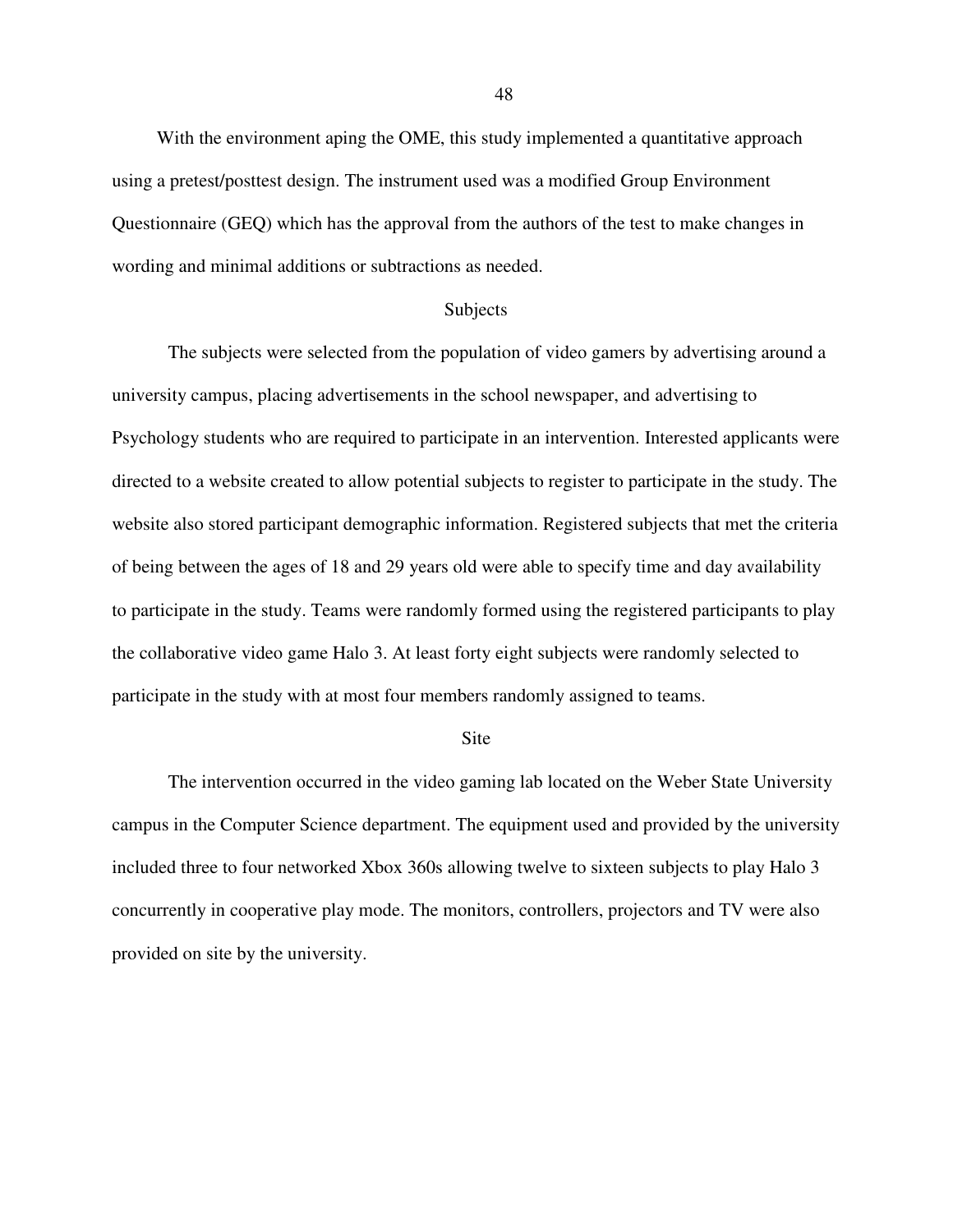With the environment aping the OME, this study implemented a quantitative approach using a pretest/posttest design. The instrument used was a modified Group Environment Questionnaire (GEQ) which has the approval from the authors of the test to make changes in wording and minimal additions or subtractions as needed.

## Subjects

The subjects were selected from the population of video gamers by advertising around a university campus, placing advertisements in the school newspaper, and advertising to Psychology students who are required to participate in an intervention. Interested applicants were directed to a website created to allow potential subjects to register to participate in the study. The website also stored participant demographic information. Registered subjects that met the criteria of being between the ages of 18 and 29 years old were able to specify time and day availability to participate in the study. Teams were randomly formed using the registered participants to play the collaborative video game Halo 3. At least forty eight subjects were randomly selected to participate in the study with at most four members randomly assigned to teams.

## Site

The intervention occurred in the video gaming lab located on the Weber State University campus in the Computer Science department. The equipment used and provided by the university included three to four networked Xbox 360s allowing twelve to sixteen subjects to play Halo 3 concurrently in cooperative play mode. The monitors, controllers, projectors and TV were also provided on site by the university.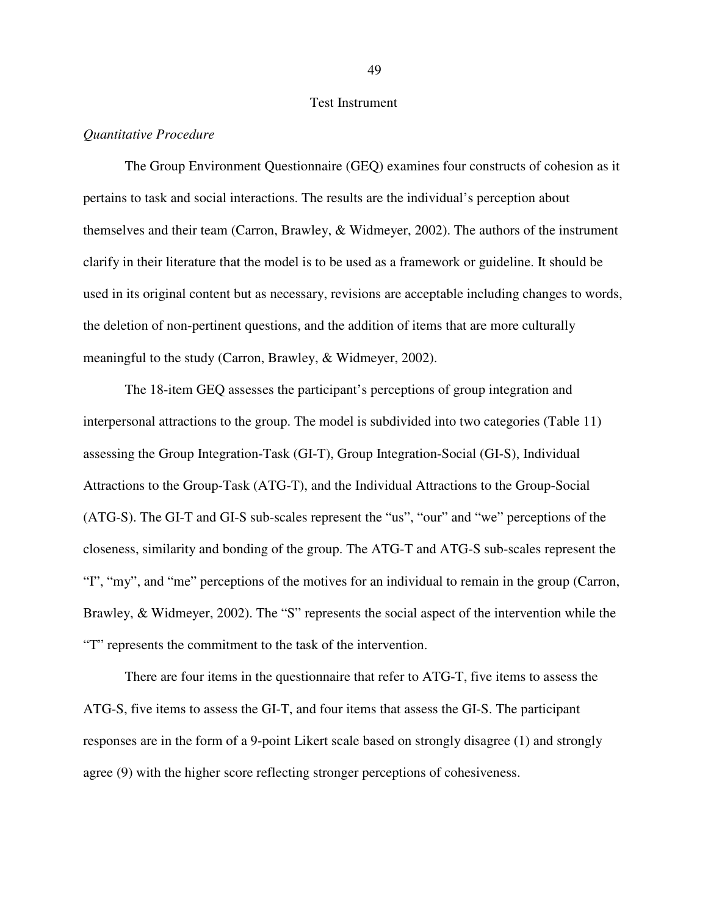## Test Instrument

*Quantitative Procedure*

The Group Environment Questionnaire (GEQ) examines four constructs of cohesion as it pertains to task and social interactions. The results are the individual's perception about themselves and their team (Carron, Brawley, & Widmeyer, 2002). The authors of the instrument clarify in their literature that the model is to be used as a framework or guideline. It should be used in its original content but as necessary, revisions are acceptable including changes to words, the deletion of non-pertinent questions, and the addition of items that are more culturally meaningful to the study (Carron, Brawley, & Widmeyer, 2002).

The 18-item GEQ assesses the participant's perceptions of group integration and interpersonal attractions to the group. The model is subdivided into two categories (Table 11) assessing the Group Integration-Task (GI-T), Group Integration-Social (GI-S), Individual Attractions to the Group-Task (ATG-T), and the Individual Attractions to the Group-Social (ATG-S). The GI-T and GI-S sub-scales represent the "us", "our" and "we" perceptions of the closeness, similarity and bonding of the group. The ATG-T and ATG-S sub-scales represent the "I", "my", and "me" perceptions of the motives for an individual to remain in the group (Carron, Brawley, & Widmeyer, 2002). The "S" represents the social aspect of the intervention while the "T" represents the commitment to the task of the intervention.

There are four items in the questionnaire that refer to ATG-T, five items to assess the ATG-S, five items to assess the GI-T, and four items that assess the GI-S. The participant responses are in the form of a 9-point Likert scale based on strongly disagree (1) and strongly agree (9) with the higher score reflecting stronger perceptions of cohesiveness.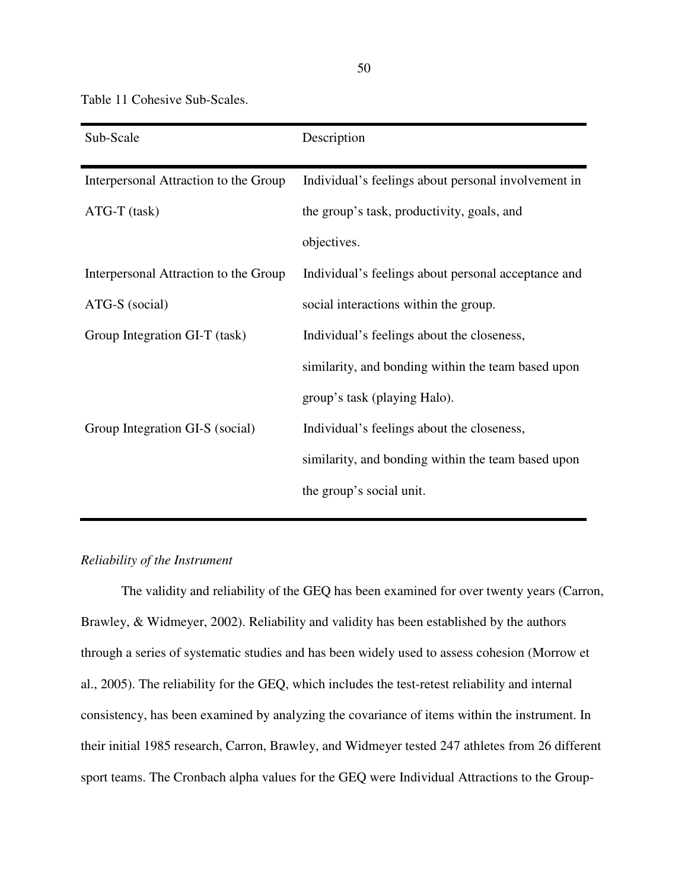Table 11 Cohesive Sub-Scales.

| Sub-Scale | Description |
| --- | --- |
| Interpersonal Attraction to the Group ATG-T (task) | Individual's feelings about personal involvement in the group's task, productivity, goals, and objectives. |
| Interpersonal Attraction to the Group ATG-S (social) | Individual's feelings about personal acceptance and social interactions within the group. |
| Group Integration GI-T (task) | Individual's feelings about the closeness, similarity, and bonding within the team based upon group's task (playing Halo). |
| Group Integration GI-S (social) | Individual's feelings about the closeness, similarity, and bonding within the team based upon the group's social unit. |

*Reliability of the Instrument*

The validity and reliability of the GEQ has been examined for over twenty years (Carron, Brawley, & Widmeyer, 2002). Reliability and validity has been established by the authors through a series of systematic studies and has been widely used to assess cohesion (Morrow et al., 2005). The reliability for the GEQ, which includes the test-retest reliability and internal consistency, has been examined by analyzing the covariance of items within the instrument. In their initial 1985 research, Carron, Brawley, and Widmeyer tested 247 athletes from 26 different sport teams. The Cronbach alpha values for the GEQ were Individual Attractions to the Group-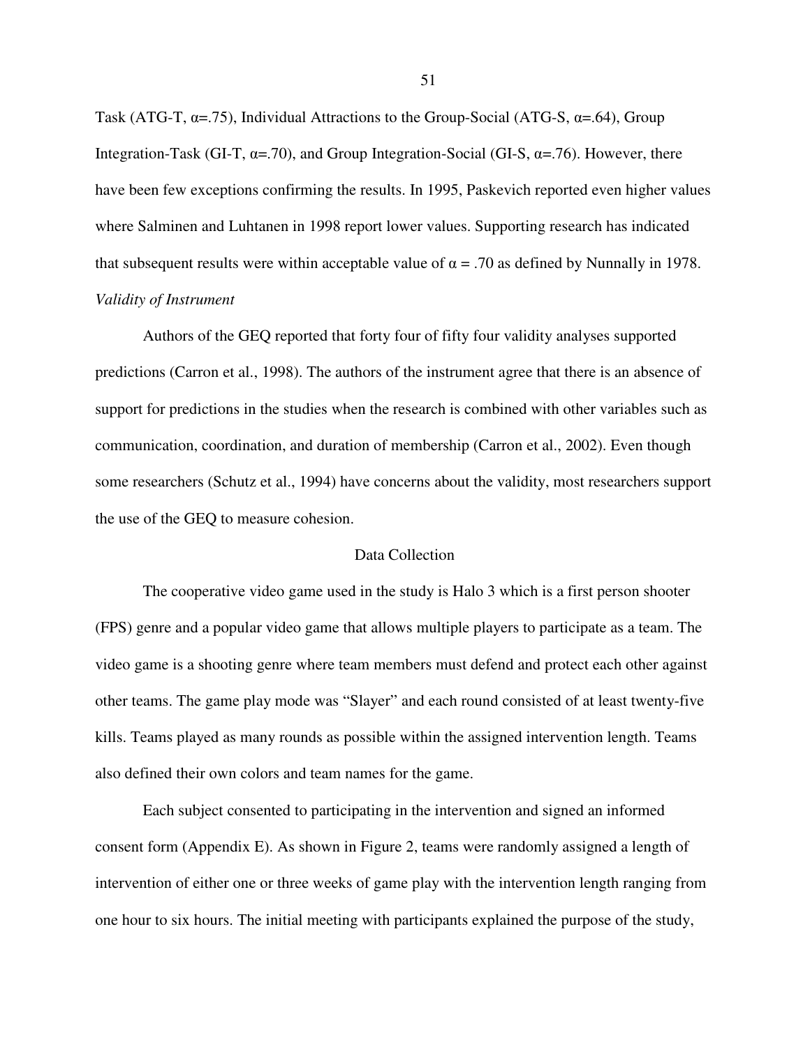Task (ATG-T, $\alpha$=.75), Individual Attractions to the Group-Social (ATG-S, $\alpha$=.64), Group Integration-Task (GI-T, $\alpha$=.70), and Group Integration-Social (GI-S, $\alpha$=.76). However, there have been few exceptions confirming the results. In 1995, Paskevich reported even higher values where Salminen and Luhtanen in 1998 report lower values. Supporting research has indicated that subsequent results were within acceptable value of $\alpha$ = .70 as defined by Nunnally in 1978.

*Validity of Instrument*

Authors of the GEQ reported that forty four of fifty four validity analyses supported predictions (Carron et al., 1998). The authors of the instrument agree that there is an absence of support for predictions in the studies when the research is combined with other variables such as communication, coordination, and duration of membership (Carron et al., 2002). Even though some researchers (Schutz et al., 1994) have concerns about the validity, most researchers support the use of the GEQ to measure cohesion.

## Data Collection

The cooperative video game used in the study is Halo 3 which is a first person shooter (FPS) genre and a popular video game that allows multiple players to participate as a team. The video game is a shooting genre where team members must defend and protect each other against other teams. The game play mode was "Slayer" and each round consisted of at least twenty-five kills. Teams played as many rounds as possible within the assigned intervention length. Teams also defined their own colors and team names for the game.

Each subject consented to participating in the intervention and signed an informed consent form (Appendix E). As shown in Figure 2, teams were randomly assigned a length of intervention of either one or three weeks of game play with the intervention length ranging from one hour to six hours. The initial meeting with participants explained the purpose of the study,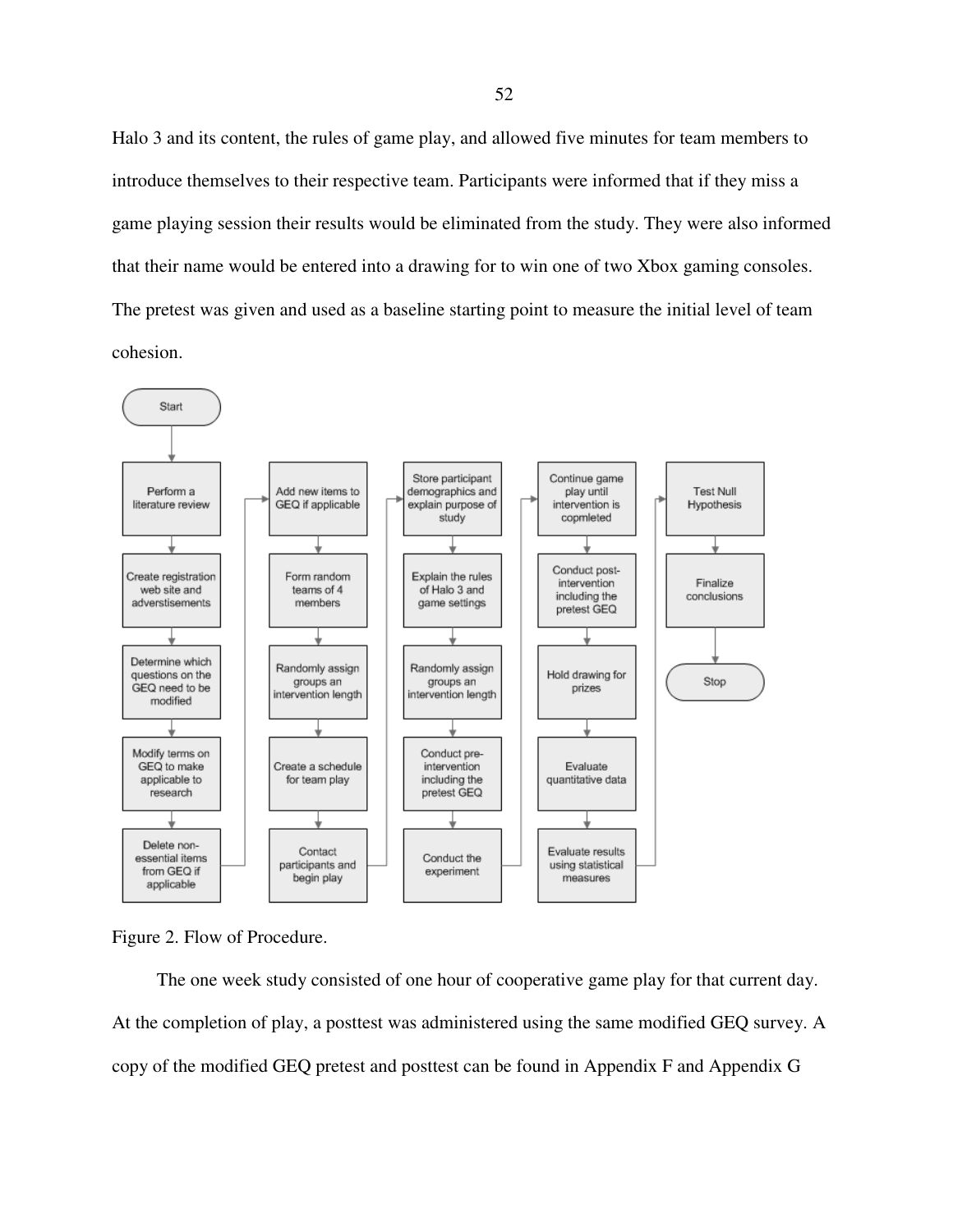Halo 3 and its content, the rules of game play, and allowed five minutes for team members to introduce themselves to their respective team. Participants were informed that if they miss a game playing session their results would be eliminated from the study. They were also informed that their name would be entered into a drawing for to win one of two Xbox gaming consoles. The pretest was given and used as a baseline starting point to measure the initial level of team cohesion.

- Start
- Perform a literature review
- Create registration web site and adverstisements
- Determine which questions on the GEQ need to be modified
- Modify terms on GEQ to make applicable to research
- Delete non-essential items from GEQ if applicable
- Add new items to GEQ if applicable
- Form random teams of 4 members
- Randomly assign groups an intervention length
- Create a schedule for team play
- Contact participants and begin play
- Store participant demographics and explain purpose of study
- Explain the rules of Halo 3 and game settings
- Randomly assign groups an intervention length
- Conduct pre-intervention including the pretest GEQ
- Conduct the experiment
- Continue game play until intervention is copmleted
- Conduct post-intervention including the pretest GEQ
- Hold drawing for prizes
- Evaluate quantitative data
- Evaluate results using statistical measures
- Test Null Hypothesis
- Finalize conclusions
- Stop

Figure 2. Flow of Procedure.

The one week study consisted of one hour of cooperative game play for that current day. At the completion of play, a posttest was administered using the same modified GEQ survey. A copy of the modified GEQ pretest and posttest can be found in Appendix F and Appendix G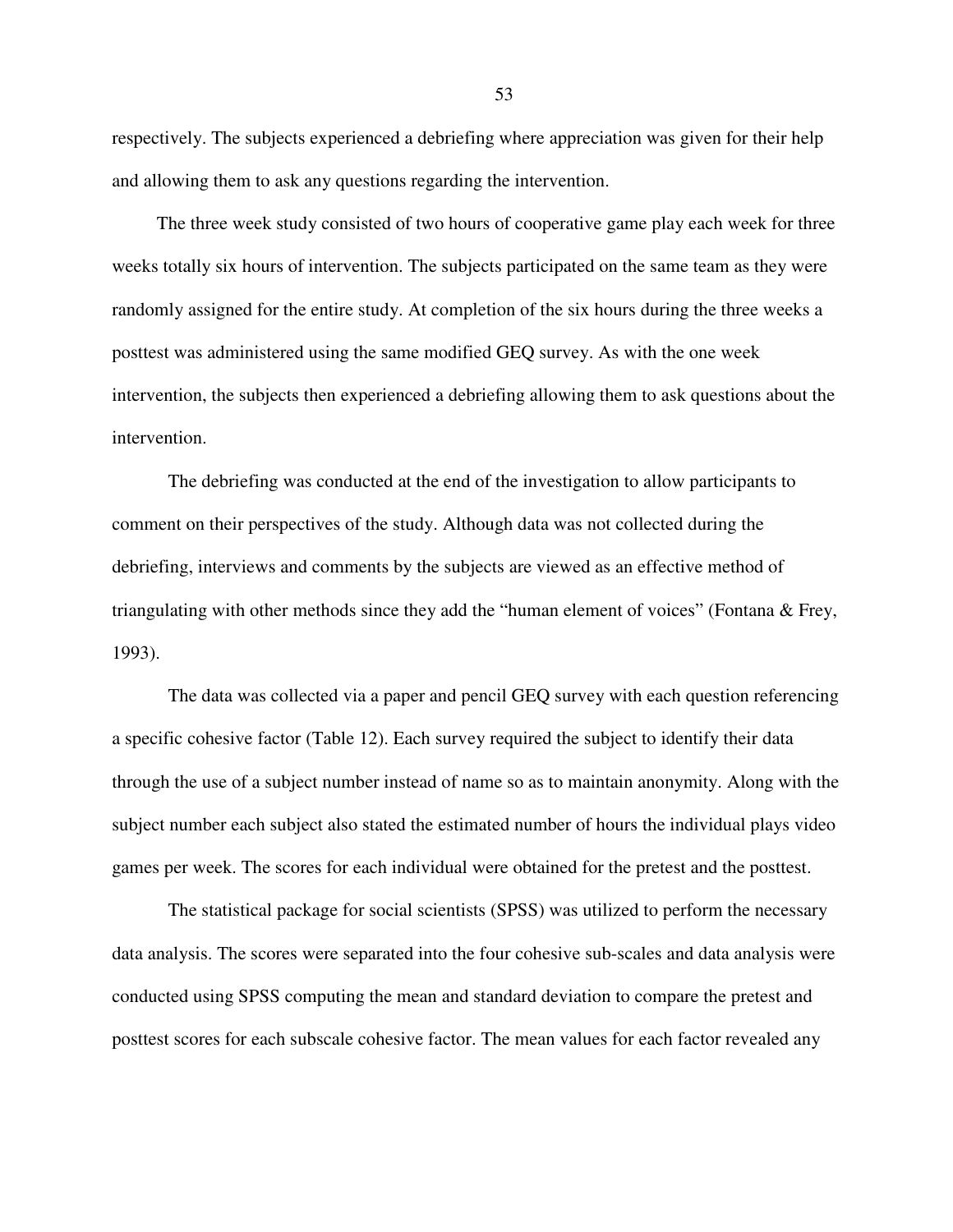respectively. The subjects experienced a debriefing where appreciation was given for their help and allowing them to ask any questions regarding the intervention.

The three week study consisted of two hours of cooperative game play each week for three weeks totally six hours of intervention. The subjects participated on the same team as they were randomly assigned for the entire study. At completion of the six hours during the three weeks a posttest was administered using the same modified GEQ survey. As with the one week intervention, the subjects then experienced a debriefing allowing them to ask questions about the intervention.

The debriefing was conducted at the end of the investigation to allow participants to comment on their perspectives of the study. Although data was not collected during the debriefing, interviews and comments by the subjects are viewed as an effective method of triangulating with other methods since they add the "human element of voices" (Fontana & Frey, 1993).

The data was collected via a paper and pencil GEQ survey with each question referencing a specific cohesive factor (Table 12). Each survey required the subject to identify their data through the use of a subject number instead of name so as to maintain anonymity. Along with the subject number each subject also stated the estimated number of hours the individual plays video games per week. The scores for each individual were obtained for the pretest and the posttest.

The statistical package for social scientists (SPSS) was utilized to perform the necessary data analysis. The scores were separated into the four cohesive sub-scales and data analysis were conducted using SPSS computing the mean and standard deviation to compare the pretest and posttest scores for each subscale cohesive factor. The mean values for each factor revealed any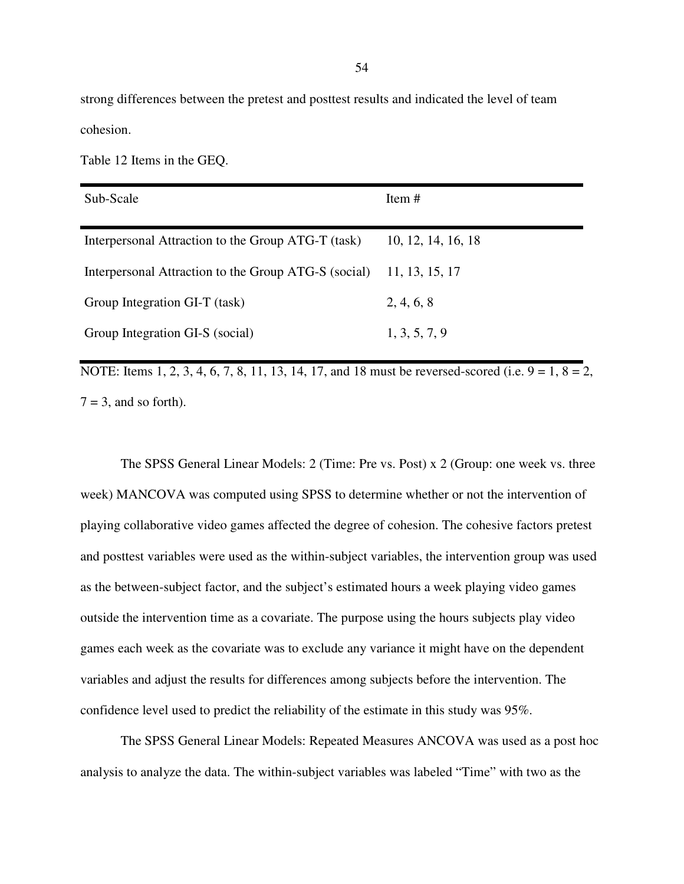strong differences between the pretest and posttest results and indicated the level of team cohesion.

Table 12 Items in the GEQ.

| Sub-Scale | Item # |
|---|---|
| Interpersonal Attraction to the Group ATG-T (task) | 10, 12, 14, 16, 18 |
| Interpersonal Attraction to the Group ATG-S (social) | 11, 13, 15, 17 |
| Group Integration GI-T (task) | 2, 4, 6, 8 |
| Group Integration GI-S (social) | 1, 3, 5, 7, 9 |

NOTE: Items 1, 2, 3, 4, 6, 7, 8, 11, 13, 14, 17, and 18 must be reversed-scored (i.e. 9 = 1, 8 = 2, 7 = 3, and so forth).

The SPSS General Linear Models: 2 (Time: Pre vs. Post) x 2 (Group: one week vs. three week) MANCOVA was computed using SPSS to determine whether or not the intervention of playing collaborative video games affected the degree of cohesion. The cohesive factors pretest and posttest variables were used as the within-subject variables, the intervention group was used as the between-subject factor, and the subject's estimated hours a week playing video games outside the intervention time as a covariate. The purpose using the hours subjects play video games each week as the covariate was to exclude any variance it might have on the dependent variables and adjust the results for differences among subjects before the intervention. The confidence level used to predict the reliability of the estimate in this study was 95%.

The SPSS General Linear Models: Repeated Measures ANCOVA was used as a post hoc analysis to analyze the data. The within-subject variables was labeled "Time" with two as the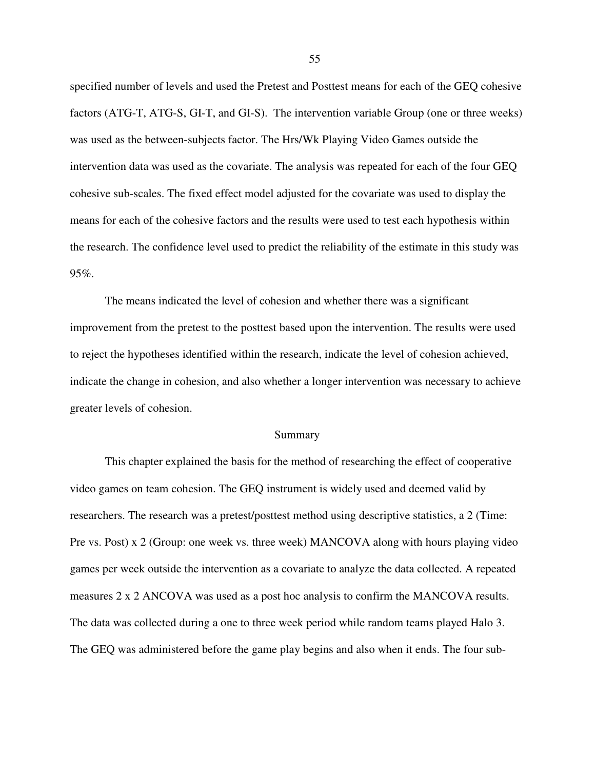specified number of levels and used the Pretest and Posttest means for each of the GEQ cohesive factors (ATG-T, ATG-S, GI-T, and GI-S). The intervention variable Group (one or three weeks) was used as the between-subjects factor. The Hrs/Wk Playing Video Games outside the intervention data was used as the covariate. The analysis was repeated for each of the four GEQ cohesive sub-scales. The fixed effect model adjusted for the covariate was used to display the means for each of the cohesive factors and the results were used to test each hypothesis within the research. The confidence level used to predict the reliability of the estimate in this study was 95%.

The means indicated the level of cohesion and whether there was a significant improvement from the pretest to the posttest based upon the intervention. The results were used to reject the hypotheses identified within the research, indicate the level of cohesion achieved, indicate the change in cohesion, and also whether a longer intervention was necessary to achieve greater levels of cohesion.

## Summary

This chapter explained the basis for the method of researching the effect of cooperative video games on team cohesion. The GEQ instrument is widely used and deemed valid by researchers. The research was a pretest/posttest method using descriptive statistics, a 2 (Time: Pre vs. Post) x 2 (Group: one week vs. three week) MANCOVA along with hours playing video games per week outside the intervention as a covariate to analyze the data collected. A repeated measures 2 x 2 ANCOVA was used as a post hoc analysis to confirm the MANCOVA results. The data was collected during a one to three week period while random teams played Halo 3. The GEQ was administered before the game play begins and also when it ends. The four sub-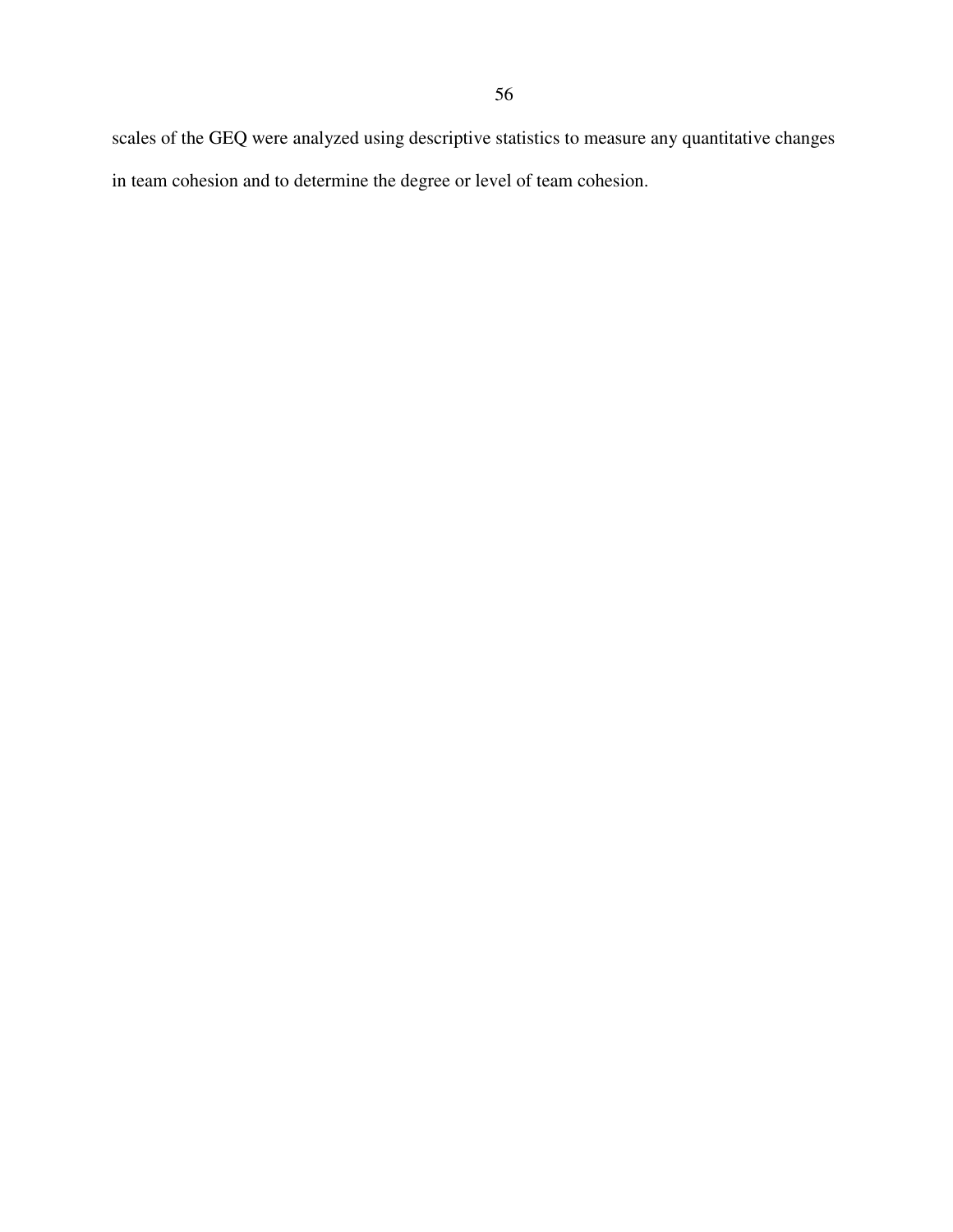scales of the GEQ were analyzed using descriptive statistics to measure any quantitative changes in team cohesion and to determine the degree or level of team cohesion.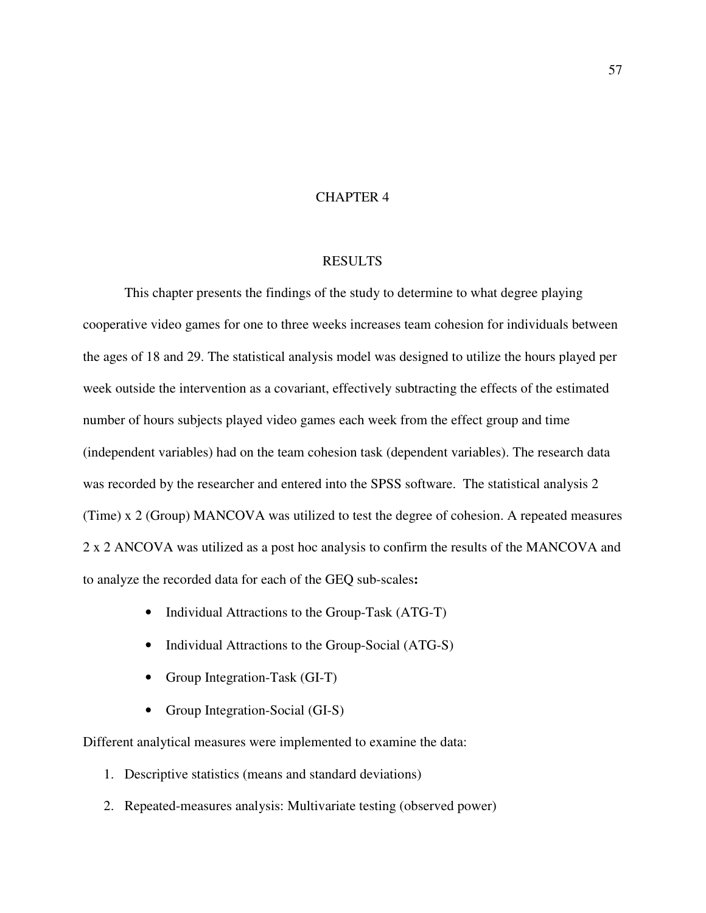# CHAPTER 4

## RESULTS

This chapter presents the findings of the study to determine to what degree playing cooperative video games for one to three weeks increases team cohesion for individuals between the ages of 18 and 29. The statistical analysis model was designed to utilize the hours played per week outside the intervention as a covariant, effectively subtracting the effects of the estimated number of hours subjects played video games each week from the effect group and time (independent variables) had on the team cohesion task (dependent variables). The research data was recorded by the researcher and entered into the SPSS software. The statistical analysis 2 (Time) x 2 (Group) MANCOVA was utilized to test the degree of cohesion. A repeated measures 2 x 2 ANCOVA was utilized as a post hoc analysis to confirm the results of the MANCOVA and to analyze the recorded data for each of the GEQ sub-scales**:**

- Individual Attractions to the Group-Task (ATG-T)
- Individual Attractions to the Group-Social (ATG-S)
- Group Integration-Task (GI-T)
- Group Integration-Social (GI-S)

Different analytical measures were implemented to examine the data:

1. Descriptive statistics (means and standard deviations)
2. Repeated-measures analysis: Multivariate testing (observed power)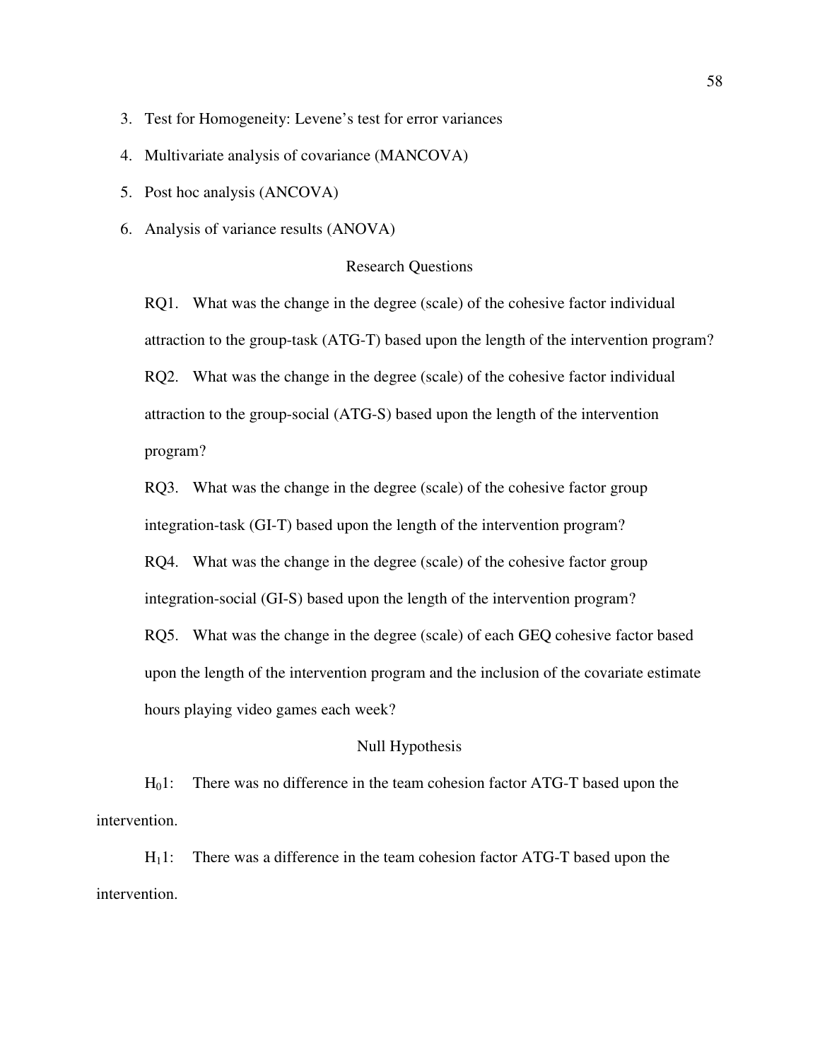3. Test for Homogeneity: Levene's test for error variances
4. Multivariate analysis of covariance (MANCOVA)
5. Post hoc analysis (ANCOVA)
6. Analysis of variance results (ANOVA)

## Research Questions

RQ1. What was the change in the degree (scale) of the cohesive factor individual attraction to the group-task (ATG-T) based upon the length of the intervention program?

RQ2. What was the change in the degree (scale) of the cohesive factor individual attraction to the group-social (ATG-S) based upon the length of the intervention program?

RQ3. What was the change in the degree (scale) of the cohesive factor group integration-task (GI-T) based upon the length of the intervention program?

RQ4. What was the change in the degree (scale) of the cohesive factor group integration-social (GI-S) based upon the length of the intervention program?

RQ5. What was the change in the degree (scale) of each GEQ cohesive factor based upon the length of the intervention program and the inclusion of the covariate estimate hours playing video games each week?

## Null Hypothesis

$H_0 1$: There was no difference in the team cohesion factor ATG-T based upon the intervention.

$H_1 1$: There was a difference in the team cohesion factor ATG-T based upon the intervention.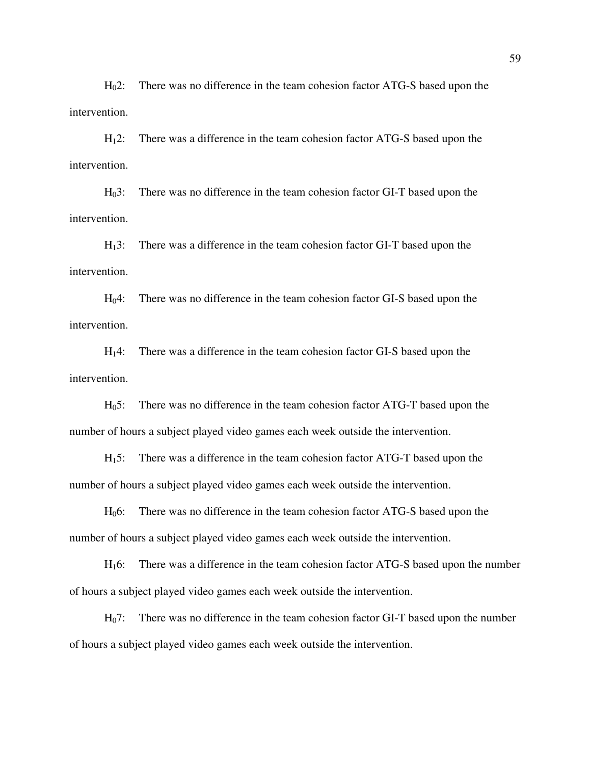$H_02$: There was no difference in the team cohesion factor ATG-S based upon the intervention.

$H_12$: There was a difference in the team cohesion factor ATG-S based upon the intervention.

$H_03$: There was no difference in the team cohesion factor GI-T based upon the intervention.

$H_13$: There was a difference in the team cohesion factor GI-T based upon the intervention.

$H_04$: There was no difference in the team cohesion factor GI-S based upon the intervention.

$H_14$: There was a difference in the team cohesion factor GI-S based upon the intervention.

$H_05$: There was no difference in the team cohesion factor ATG-T based upon the number of hours a subject played video games each week outside the intervention.

$H_15$: There was a difference in the team cohesion factor ATG-T based upon the number of hours a subject played video games each week outside the intervention.

$H_06$: There was no difference in the team cohesion factor ATG-S based upon the number of hours a subject played video games each week outside the intervention.

$H_16$: There was a difference in the team cohesion factor ATG-S based upon the number of hours a subject played video games each week outside the intervention.

$H_07$: There was no difference in the team cohesion factor GI-T based upon the number of hours a subject played video games each week outside the intervention.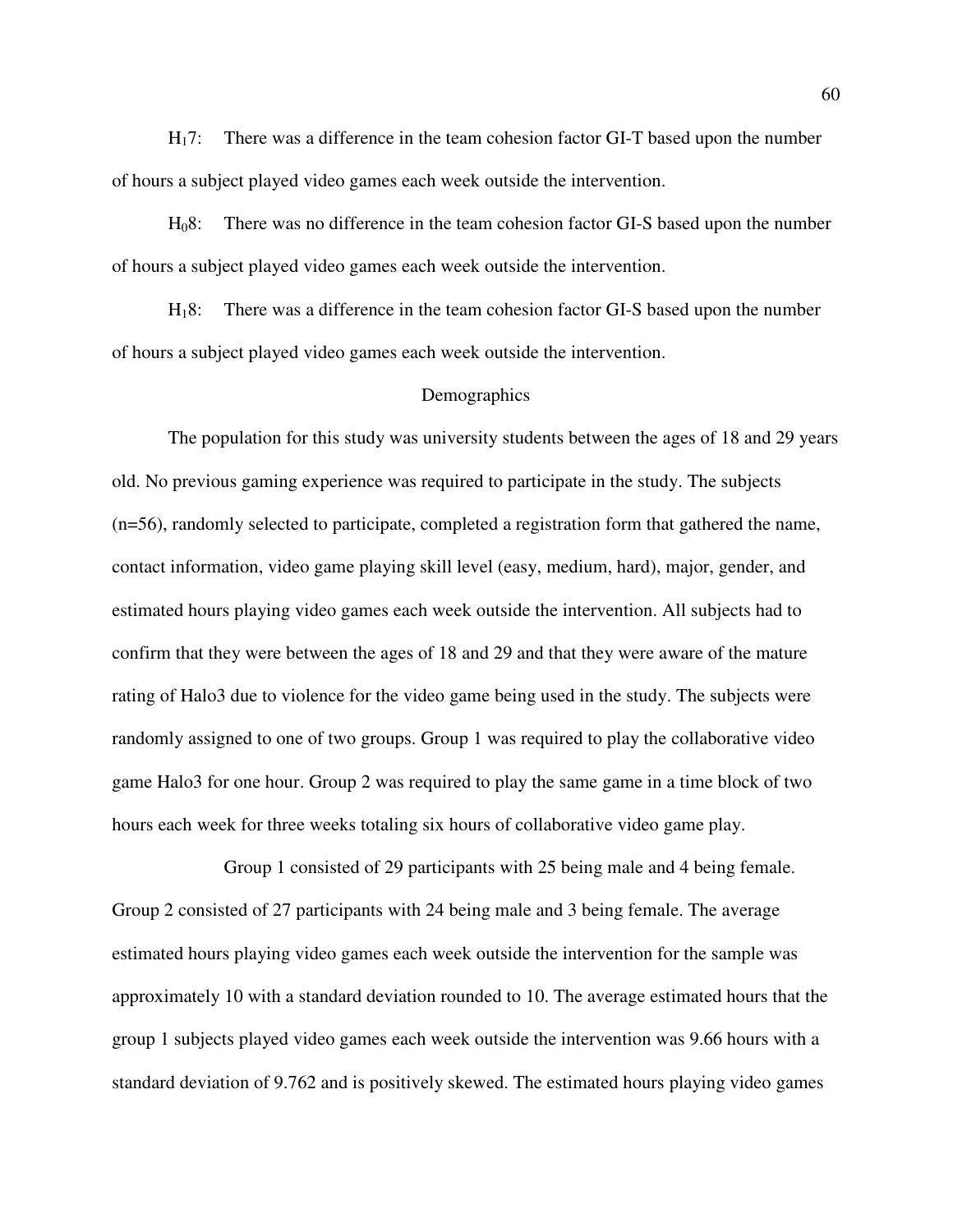$H_17$: There was a difference in the team cohesion factor GI-T based upon the number of hours a subject played video games each week outside the intervention.

$H_08$: There was no difference in the team cohesion factor GI-S based upon the number of hours a subject played video games each week outside the intervention.

$H_18$: There was a difference in the team cohesion factor GI-S based upon the number of hours a subject played video games each week outside the intervention.

## Demographics

The population for this study was university students between the ages of 18 and 29 years old. No previous gaming experience was required to participate in the study. The subjects (n=56), randomly selected to participate, completed a registration form that gathered the name, contact information, video game playing skill level (easy, medium, hard), major, gender, and estimated hours playing video games each week outside the intervention. All subjects had to confirm that they were between the ages of 18 and 29 and that they were aware of the mature rating of Halo3 due to violence for the video game being used in the study. The subjects were randomly assigned to one of two groups. Group 1 was required to play the collaborative video game Halo3 for one hour. Group 2 was required to play the same game in a time block of two hours each week for three weeks totaling six hours of collaborative video game play.

Group 1 consisted of 29 participants with 25 being male and 4 being female. Group 2 consisted of 27 participants with 24 being male and 3 being female. The average estimated hours playing video games each week outside the intervention for the sample was approximately 10 with a standard deviation rounded to 10. The average estimated hours that the group 1 subjects played video games each week outside the intervention was 9.66 hours with a standard deviation of 9.762 and is positively skewed. The estimated hours playing video games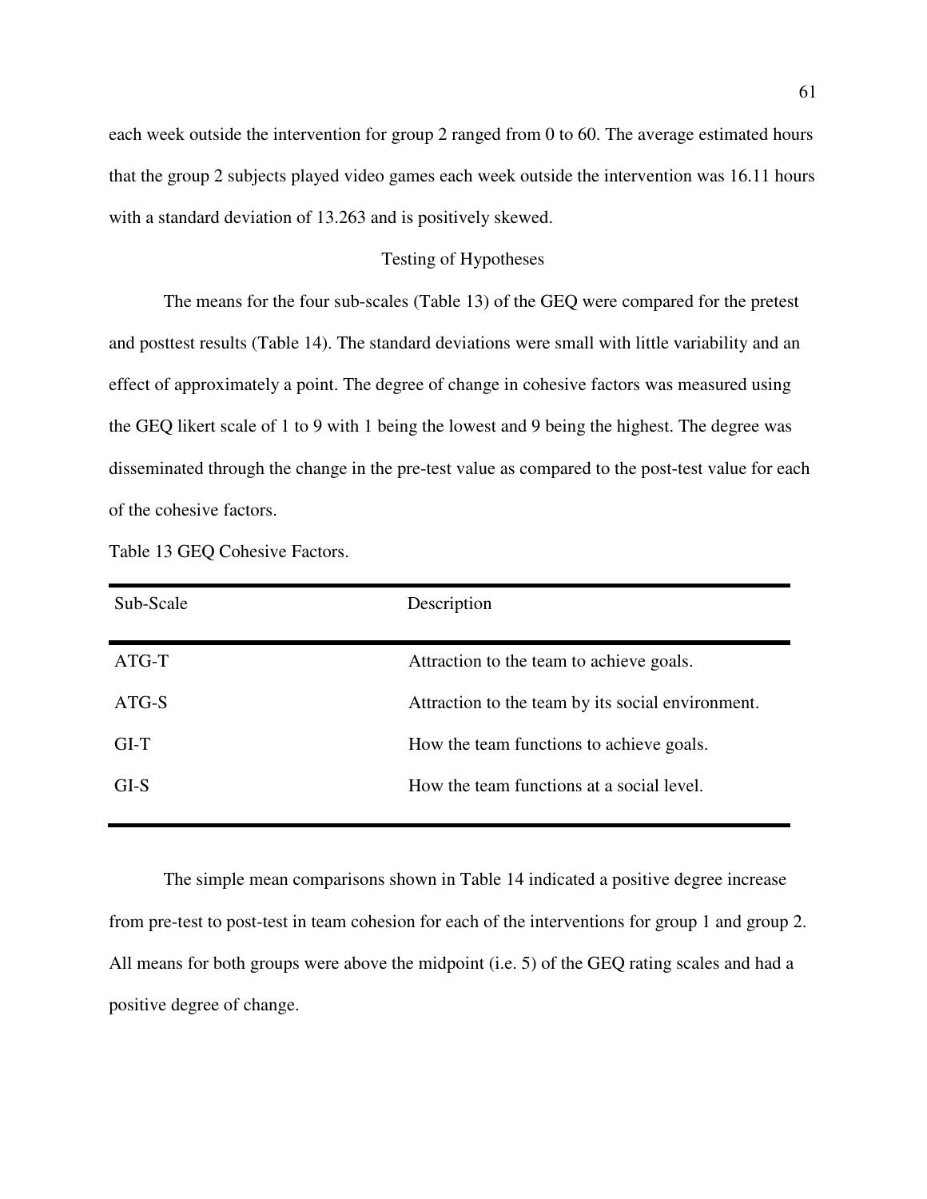each week outside the intervention for group 2 ranged from 0 to 60. The average estimated hours that the group 2 subjects played video games each week outside the intervention was 16.11 hours with a standard deviation of 13.263 and is positively skewed.

## Testing of Hypotheses

The means for the four sub-scales (Table 13) of the GEQ were compared for the pretest and posttest results (Table 14). The standard deviations were small with little variability and an effect of approximately a point. The degree of change in cohesive factors was measured using the GEQ likert scale of 1 to 9 with 1 being the lowest and 9 being the highest. The degree was disseminated through the change in the pre-test value as compared to the post-test value for each of the cohesive factors.

Table 13 GEQ Cohesive Factors.

| Sub-Scale | Description |
|---|---|
| ATG-T | Attraction to the team to achieve goals. |
| ATG-S | Attraction to the team by its social environment. |
| GI-T | How the team functions to achieve goals. |
| GI-S | How the team functions at a social level. |

The simple mean comparisons shown in Table 14 indicated a positive degree increase from pre-test to post-test in team cohesion for each of the interventions for group 1 and group 2. All means for both groups were above the midpoint (i.e. 5) of the GEQ rating scales and had a positive degree of change.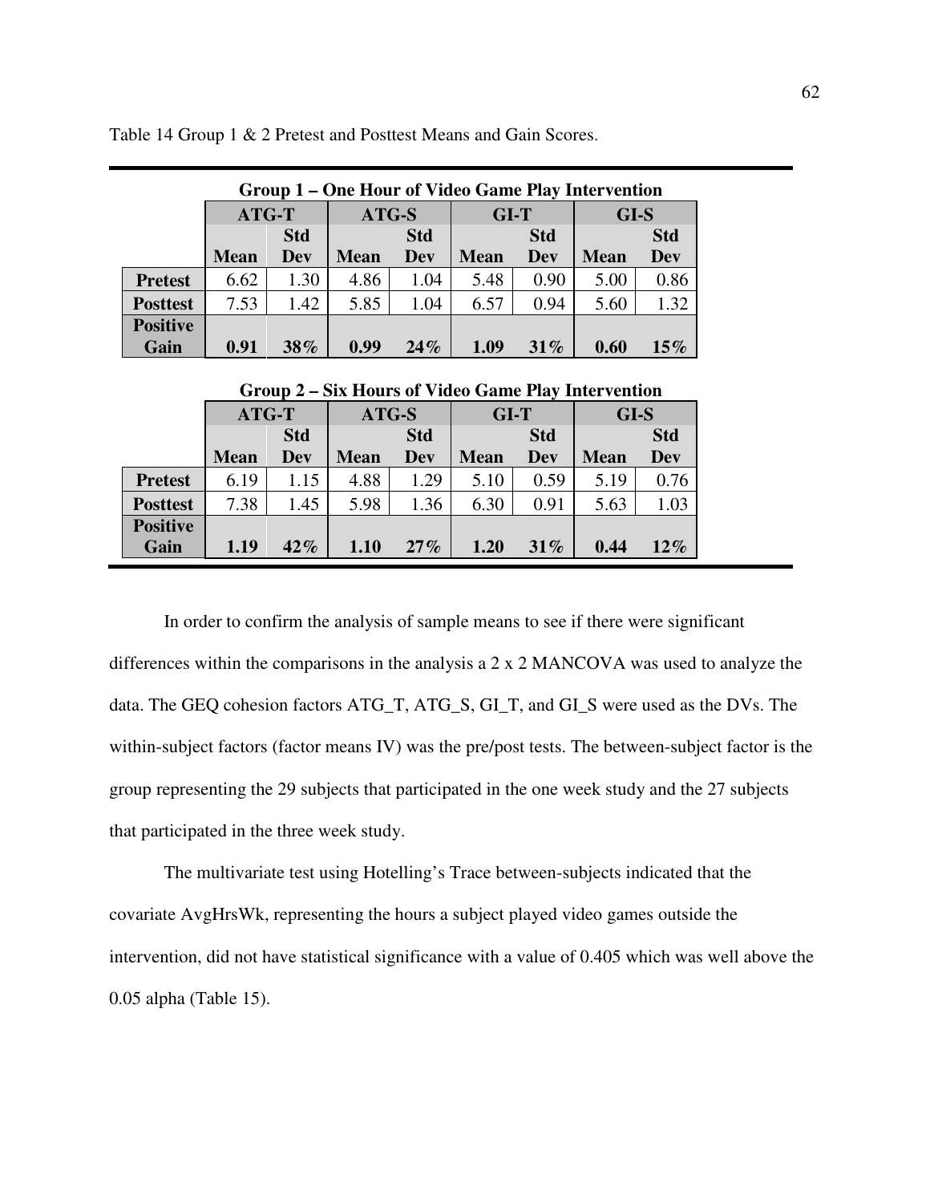Table 14 Group 1 & 2 Pretest and Posttest Means and Gain Scores.

**Group 1 – One Hour of Video Game Play Intervention**

| | ATG-T | | ATG-S | | GI-T | | GI-S | |
|---|---|---|---|---|---|---|---|---|
| | **Mean** | **Std Dev** | **Mean** | **Std Dev** | **Mean** | **Std Dev** | **Mean** | **Std Dev** |
| **Pretest** | 6.62 | 1.30 | 4.86 | 1.04 | 5.48 | 0.90 | 5.00 | 0.86 |
| **Posttest** | 7.53 | 1.42 | 5.85 | 1.04 | 6.57 | 0.94 | 5.60 | 1.32 |
| **Positive Gain** | **0.91** | **38%** | **0.99** | **24%** | **1.09** | **31%** | **0.60** | **15%** |

**Group 2 – Six Hours of Video Game Play Intervention**

| | ATG-T | | ATG-S | | GI-T | | GI-S | |
|---|---|---|---|---|---|---|---|---|
| | **Mean** | **Std Dev** | **Mean** | **Std Dev** | **Mean** | **Std Dev** | **Mean** | **Std Dev** |
| **Pretest** | 6.19 | 1.15 | 4.88 | 1.29 | 5.10 | 0.59 | 5.19 | 0.76 |
| **Posttest** | 7.38 | 1.45 | 5.98 | 1.36 | 6.30 | 0.91 | 5.63 | 1.03 |
| **Positive Gain** | **1.19** | **42%** | **1.10** | **27%** | **1.20** | **31%** | **0.44** | **12%** |

In order to confirm the analysis of sample means to see if there were significant differences within the comparisons in the analysis a 2 x 2 MANCOVA was used to analyze the data. The GEQ cohesion factors ATG_T, ATG_S, GI_T, and GI_S were used as the DVs. The within-subject factors (factor means IV) was the pre/post tests. The between-subject factor is the group representing the 29 subjects that participated in the one week study and the 27 subjects that participated in the three week study.

The multivariate test using Hotelling's Trace between-subjects indicated that the covariate AvgHrsWk, representing the hours a subject played video games outside the intervention, did not have statistical significance with a value of 0.405 which was well above the 0.05 alpha (Table 15).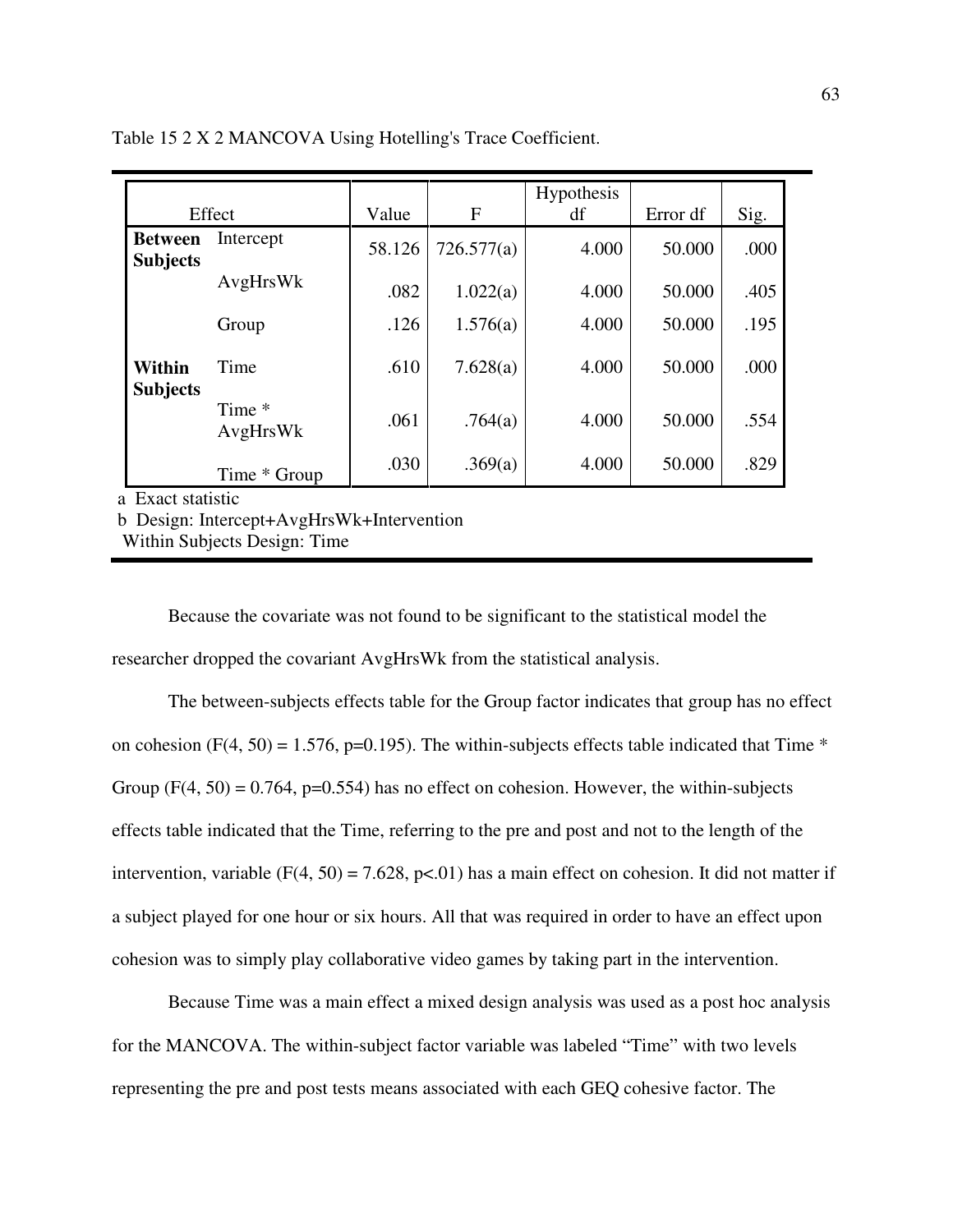Table 15 2 X 2 MANCOVA Using Hotelling's Trace Coefficient.

| Effect | | Value | F | Hypothesis df | Error df | Sig. |
|---|---|---|---|---|---|---|
| **Between Subjects** | Intercept | 58.126 | 726.577(a) | 4.000 | 50.000 | .000 |
| | AvgHrsWk | .082 | 1.022(a) | 4.000 | 50.000 | .405 |
| | Group | .126 | 1.576(a) | 4.000 | 50.000 | .195 |
| **Within Subjects** | Time | .610 | 7.628(a) | 4.000 | 50.000 | .000 |
| | Time * AvgHrsWk | .061 | .764(a) | 4.000 | 50.000 | .554 |
| | Time * Group | .030 | .369(a) | 4.000 | 50.000 | .829 |

a Exact statistic

b Design: Intercept+AvgHrsWk+Intervention
Within Subjects Design: Time

Because the covariate was not found to be significant to the statistical model the researcher dropped the covariant AvgHrsWk from the statistical analysis.

The between-subjects effects table for the Group factor indicates that group has no effect on cohesion ($F(4, 50) = 1.576$, $p=0.195$). The within-subjects effects table indicated that Time * Group ($F(4, 50) = 0.764$, $p=0.554$) has no effect on cohesion. However, the within-subjects effects table indicated that the Time, referring to the pre and post and not to the length of the intervention, variable ($F(4, 50) = 7.628$, $p<.01$) has a main effect on cohesion. It did not matter if a subject played for one hour or six hours. All that was required in order to have an effect upon cohesion was to simply play collaborative video games by taking part in the intervention.

Because Time was a main effect a mixed design analysis was used as a post hoc analysis for the MANCOVA. The within-subject factor variable was labeled "Time" with two levels representing the pre and post tests means associated with each GEQ cohesive factor. The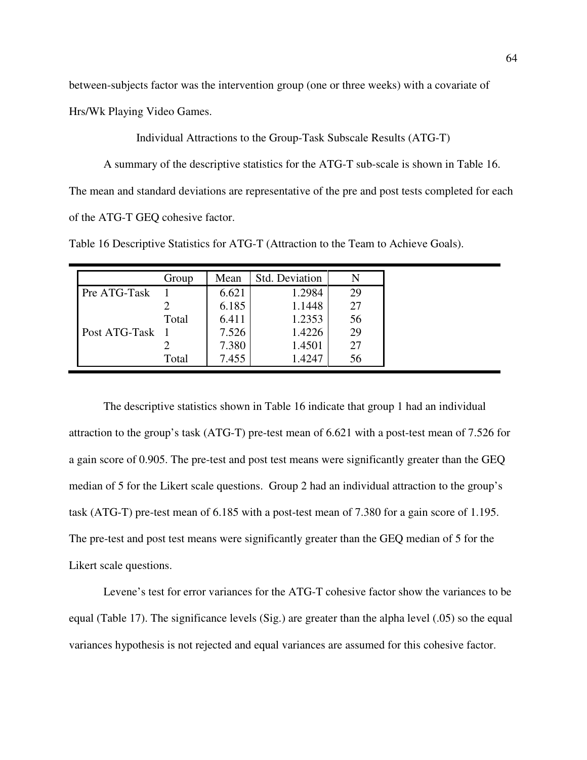between-subjects factor was the intervention group (one or three weeks) with a covariate of Hrs/Wk Playing Video Games.

### Individual Attractions to the Group-Task Subscale Results (ATG-T)

A summary of the descriptive statistics for the ATG-T sub-scale is shown in Table 16. The mean and standard deviations are representative of the pre and post tests completed for each of the ATG-T GEQ cohesive factor.

Table 16 Descriptive Statistics for ATG-T (Attraction to the Team to Achieve Goals).

| | Group | Mean | Std. Deviation | N |
|---|---|---|---|---|
| Pre ATG-Task | 1 | 6.621 | 1.2984 | 29 |
| | 2 | 6.185 | 1.1448 | 27 |
| | Total | 6.411 | 1.2353 | 56 |
| Post ATG-Task | 1 | 7.526 | 1.4226 | 29 |
| | 2 | 7.380 | 1.4501 | 27 |
| | Total | 7.455 | 1.4247 | 56 |

The descriptive statistics shown in Table 16 indicate that group 1 had an individual attraction to the group's task (ATG-T) pre-test mean of 6.621 with a post-test mean of 7.526 for a gain score of 0.905. The pre-test and post test means were significantly greater than the GEQ median of 5 for the Likert scale questions. Group 2 had an individual attraction to the group's task (ATG-T) pre-test mean of 6.185 with a post-test mean of 7.380 for a gain score of 1.195. The pre-test and post test means were significantly greater than the GEQ median of 5 for the Likert scale questions.

Levene's test for error variances for the ATG-T cohesive factor show the variances to be equal (Table 17). The significance levels (Sig.) are greater than the alpha level (.05) so the equal variances hypothesis is not rejected and equal variances are assumed for this cohesive factor.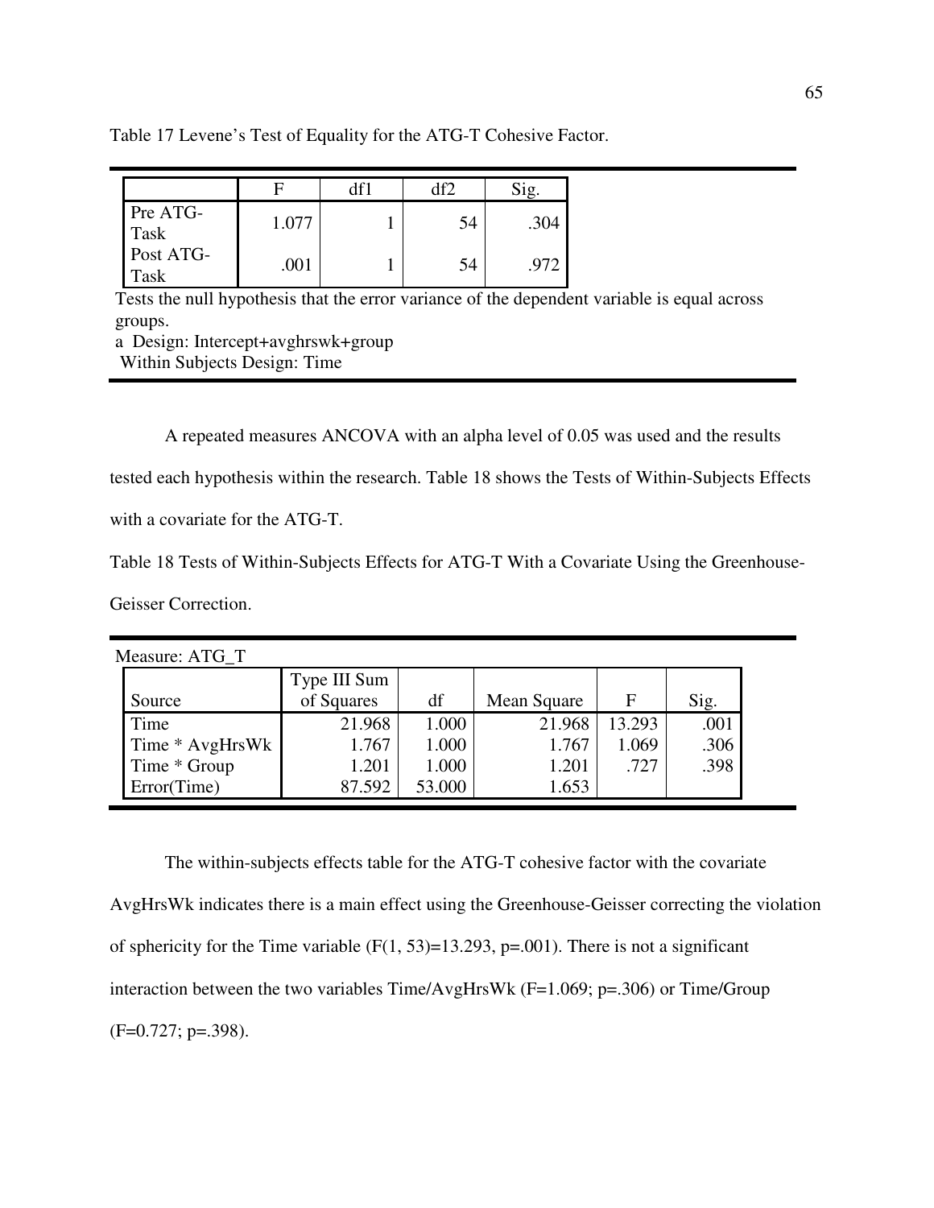Table 17 Levene's Test of Equality for the ATG-T Cohesive Factor.

| | F | df1 | df2 | Sig. |
|---|---|---|---|---|
| Pre ATG-Task | 1.077 | 1 | 54 | .304 |
| Post ATG-Task | .001 | 1 | 54 | .972 |

Tests the null hypothesis that the error variance of the dependent variable is equal across groups.
a Design: Intercept+avghrswk+group
Within Subjects Design: Time

A repeated measures ANCOVA with an alpha level of 0.05 was used and the results tested each hypothesis within the research. Table 18 shows the Tests of Within-Subjects Effects with a covariate for the ATG-T.

Table 18 Tests of Within-Subjects Effects for ATG-T With a Covariate Using the Greenhouse-Geisser Correction.

Measure: ATG_T

| Source | Type III Sum of Squares | df | Mean Square | F | Sig. |
|---|---|---|---|---|---|
| Time | 21.968 | 1.000 | 21.968 | 13.293 | .001 |
| Time * AvgHrsWk | 1.767 | 1.000 | 1.767 | 1.069 | .306 |
| Time * Group | 1.201 | 1.000 | 1.201 | .727 | .398 |
| Error(Time) | 87.592 | 53.000 | 1.653 | | |

The within-subjects effects table for the ATG-T cohesive factor with the covariate AvgHrsWk indicates there is a main effect using the Greenhouse-Geisser correcting the violation of sphericity for the Time variable ($F(1, 53)=13.293$, $p=.001$). There is not a significant interaction between the two variables Time/AvgHrsWk ($F=1.069$; $p=.306$) or Time/Group ($F=0.727$; $p=.398$).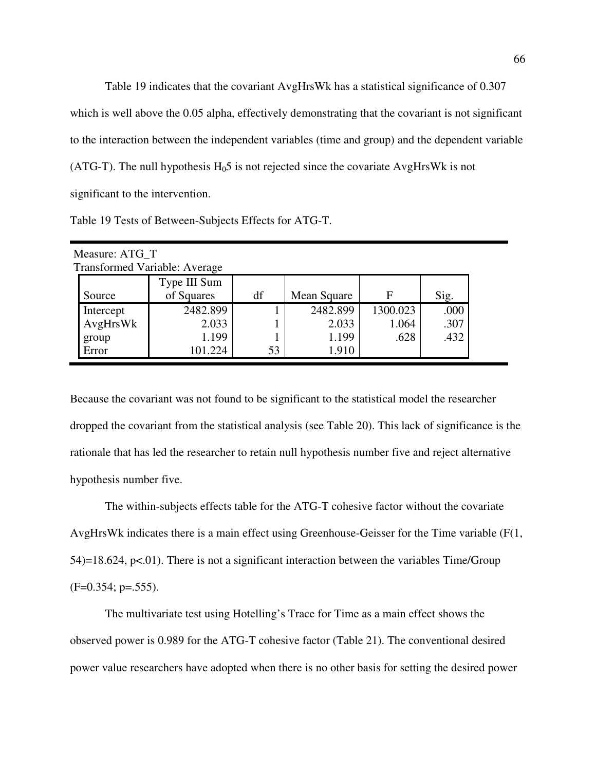Table 19 indicates that the covariant AvgHrsWk has a statistical significance of 0.307 which is well above the 0.05 alpha, effectively demonstrating that the covariant is not significant to the interaction between the independent variables (time and group) and the dependent variable (ATG-T). The null hypothesis $H_0 5$ is not rejected since the covariate AvgHrsWk is not significant to the intervention.

Table 19 Tests of Between-Subjects Effects for ATG-T.

Measure: ATG_T
Transformed Variable: Average

| Source | Type III Sum of Squares | df | Mean Square | F | Sig. |
|---|---|---|---|---|---|
| Intercept | 2482.899 | 1 | 2482.899 | 1300.023 | .000 |
| AvgHrsWk | 2.033 | 1 | 2.033 | 1.064 | .307 |
| group | 1.199 | 1 | 1.199 | .628 | .432 |
| Error | 101.224 | 53 | 1.910 | | |

Because the covariant was not found to be significant to the statistical model the researcher dropped the covariant from the statistical analysis (see Table 20). This lack of significance is the rationale that has led the researcher to retain null hypothesis number five and reject alternative hypothesis number five.

The within-subjects effects table for the ATG-T cohesive factor without the covariate AvgHrsWk indicates there is a main effect using Greenhouse-Geisser for the Time variable ($F(1, 54)=18.624$, $p<.01$). There is not a significant interaction between the variables Time/Group ($F=0.354$; $p=.555$).

The multivariate test using Hotelling's Trace for Time as a main effect shows the observed power is 0.989 for the ATG-T cohesive factor (Table 21). The conventional desired power value researchers have adopted when there is no other basis for setting the desired power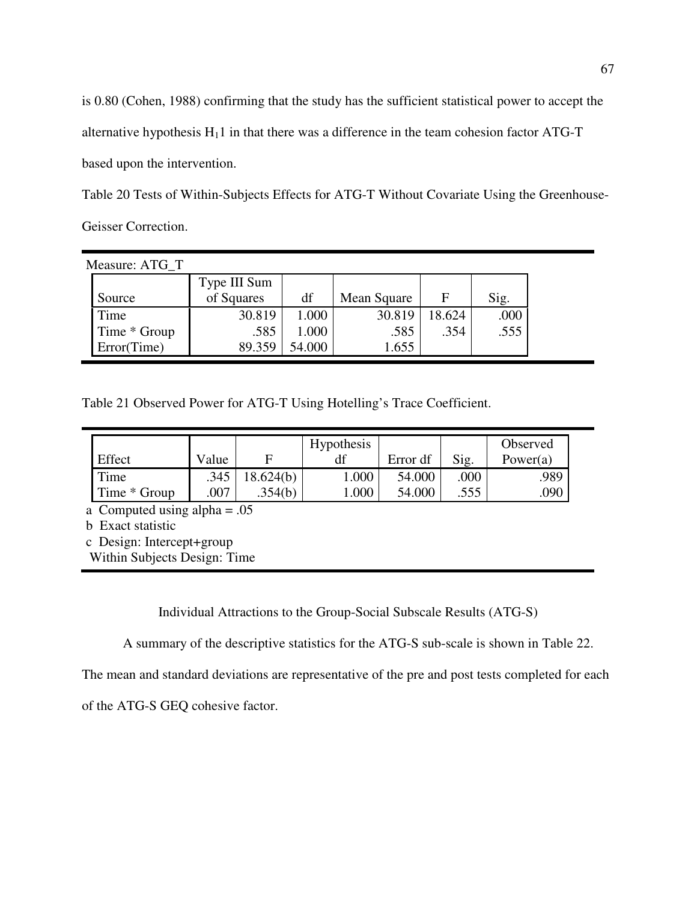is 0.80 (Cohen, 1988) confirming that the study has the sufficient statistical power to accept the alternative hypothesis $H_1$1 in that there was a difference in the team cohesion factor ATG-T based upon the intervention.

Table 20 Tests of Within-Subjects Effects for ATG-T Without Covariate Using the Greenhouse-Geisser Correction.

Measure: ATG_T

| Source | Type III Sum of Squares | df | Mean Square | F | Sig. |
|---|---|---|---|---|---|
| Time | 30.819 | 1.000 | 30.819 | 18.624 | .000 |
| Time * Group | .585 | 1.000 | .585 | .354 | .555 |
| Error(Time) | 89.359 | 54.000 | 1.655 | | |

Table 21 Observed Power for ATG-T Using Hotelling's Trace Coefficient.

| Effect | Value | F | Hypothesis df | Error df | Sig. | Observed Power(a) |
|---|---|---|---|---|---|---|
| Time | .345 | 18.624(b) | 1.000 | 54.000 | .000 | .989 |
| Time * Group | .007 | .354(b) | 1.000 | 54.000 | .555 | .090 |

a Computed using alpha = .05

b Exact statistic

c Design: Intercept+group
Within Subjects Design: Time

## Individual Attractions to the Group-Social Subscale Results (ATG-S)

A summary of the descriptive statistics for the ATG-S sub-scale is shown in Table 22. The mean and standard deviations are representative of the pre and post tests completed for each of the ATG-S GEQ cohesive factor.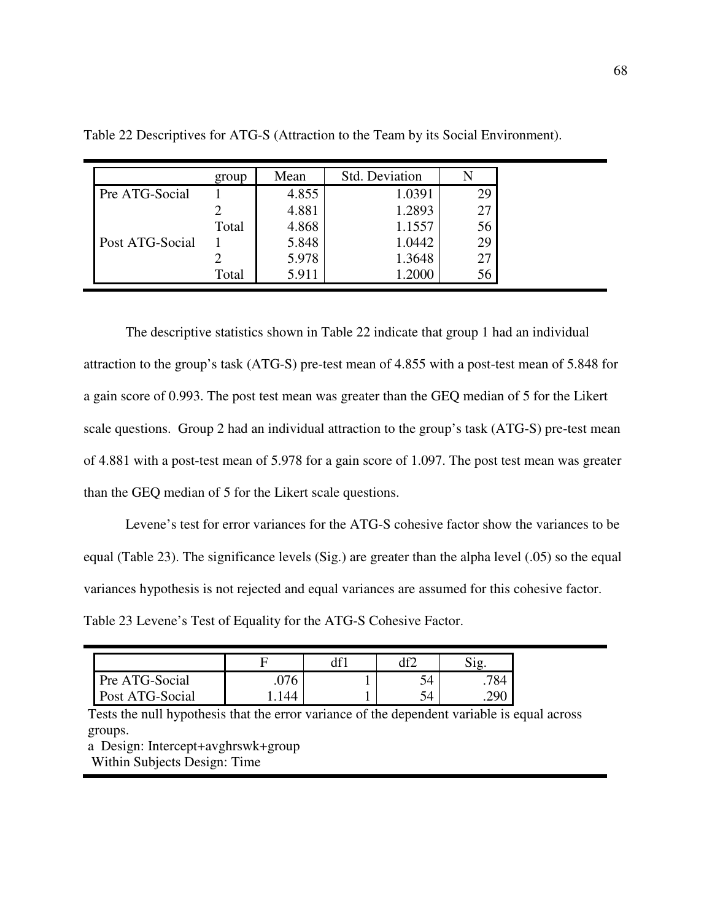Table 22 Descriptives for ATG-S (Attraction to the Team by its Social Environment).

| | group | Mean | Std. Deviation | N |
|---|---|---|---|---|
| Pre ATG-Social | 1 | 4.855 | 1.0391 | 29 |
| | 2 | 4.881 | 1.2893 | 27 |
| | Total | 4.868 | 1.1557 | 56 |
| Post ATG-Social | 1 | 5.848 | 1.0442 | 29 |
| | 2 | 5.978 | 1.3648 | 27 |
| | Total | 5.911 | 1.2000 | 56 |

The descriptive statistics shown in Table 22 indicate that group 1 had an individual attraction to the group's task (ATG-S) pre-test mean of 4.855 with a post-test mean of 5.848 for a gain score of 0.993. The post test mean was greater than the GEQ median of 5 for the Likert scale questions. Group 2 had an individual attraction to the group's task (ATG-S) pre-test mean of 4.881 with a post-test mean of 5.978 for a gain score of 1.097. The post test mean was greater than the GEQ median of 5 for the Likert scale questions.

Levene's test for error variances for the ATG-S cohesive factor show the variances to be equal (Table 23). The significance levels (Sig.) are greater than the alpha level (.05) so the equal variances hypothesis is not rejected and equal variances are assumed for this cohesive factor.

Table 23 Levene's Test of Equality for the ATG-S Cohesive Factor.

| | F | df1 | df2 | Sig. |
|---|---|---|---|---|
| Pre ATG-Social | .076 | 1 | 54 | .784 |
| Post ATG-Social | 1.144 | 1 | 54 | .290 |

Tests the null hypothesis that the error variance of the dependent variable is equal across groups.

a Design: Intercept+avghrswk+group

Within Subjects Design: Time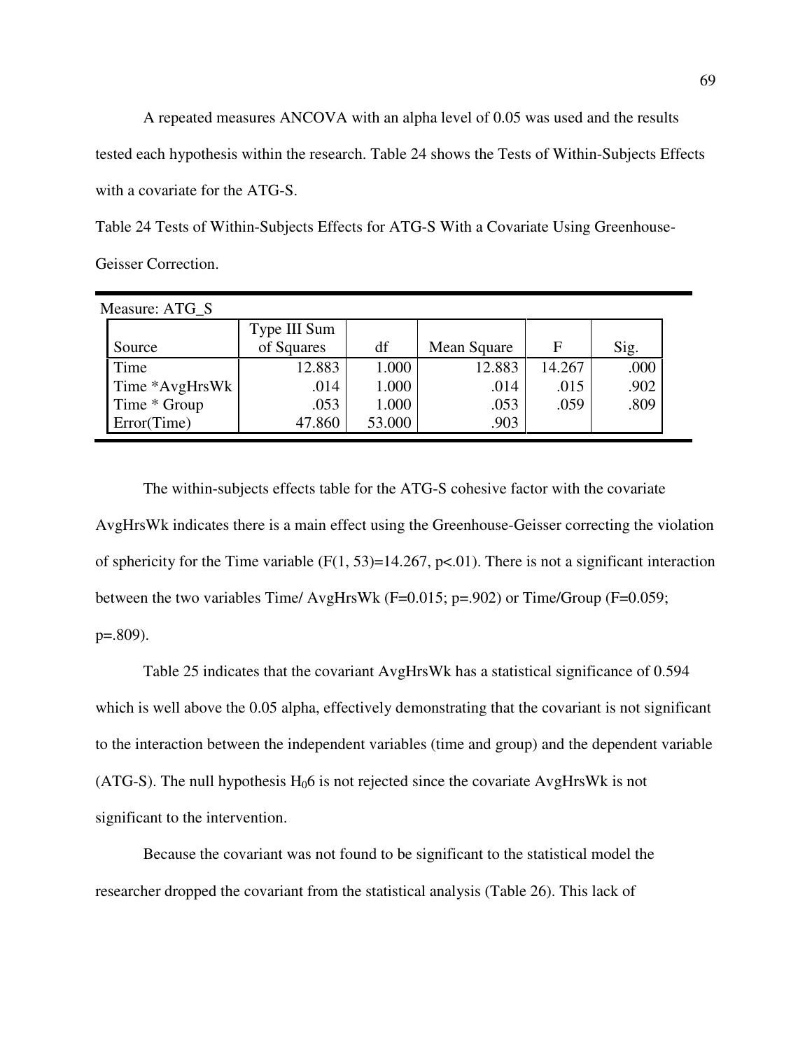A repeated measures ANCOVA with an alpha level of 0.05 was used and the results tested each hypothesis within the research. Table 24 shows the Tests of Within-Subjects Effects with a covariate for the ATG-S.

Table 24 Tests of Within-Subjects Effects for ATG-S With a Covariate Using Greenhouse-Geisser Correction.

Measure: ATG_S

| Source | Type III Sum of Squares | df | Mean Square | F | Sig. |
|---|---|---|---|---|---|
| Time | 12.883 | 1.000 | 12.883 | 14.267 | .000 |
| Time *AvgHrsWk | .014 | 1.000 | .014 | .015 | .902 |
| Time * Group | .053 | 1.000 | .053 | .059 | .809 |
| Error(Time) | 47.860 | 53.000 | .903 | | |

The within-subjects effects table for the ATG-S cohesive factor with the covariate AvgHrsWk indicates there is a main effect using the Greenhouse-Geisser correcting the violation of sphericity for the Time variable ($F(1, 53)=14.267$, $p<.01$). There is not a significant interaction between the two variables Time/ AvgHrsWk ($F=0.015$; $p=.902$) or Time/Group ($F=0.059$; $p=.809$).

Table 25 indicates that the covariant AvgHrsWk has a statistical significance of 0.594 which is well above the 0.05 alpha, effectively demonstrating that the covariant is not significant to the interaction between the independent variables (time and group) and the dependent variable (ATG-S). The null hypothesis $H_0 6$ is not rejected since the covariate AvgHrsWk is not significant to the intervention.

Because the covariant was not found to be significant to the statistical model the researcher dropped the covariant from the statistical analysis (Table 26). This lack of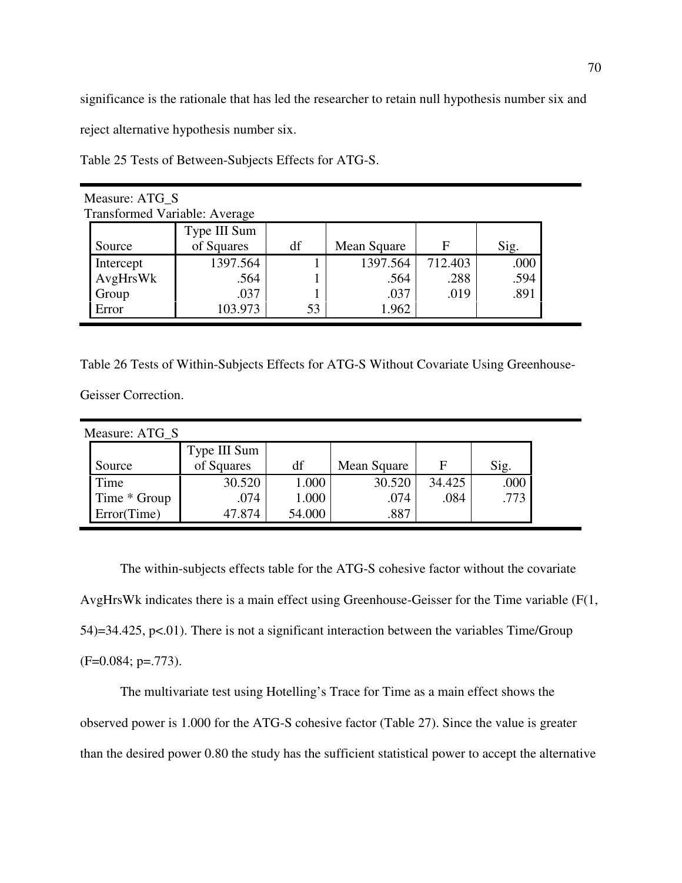significance is the rationale that has led the researcher to retain null hypothesis number six and reject alternative hypothesis number six.

Table 25 Tests of Between-Subjects Effects for ATG-S.

Measure: ATG_S
Transformed Variable: Average

| Source | Type III Sum of Squares | df | Mean Square | F | Sig. |
|---|---|---|---|---|---|
| Intercept | 1397.564 | 1 | 1397.564 | 712.403 | .000 |
| AvgHrsWk | .564 | 1 | .564 | .288 | .594 |
| Group | .037 | 1 | .037 | .019 | .891 |
| Error | 103.973 | 53 | 1.962 | | |

Table 26 Tests of Within-Subjects Effects for ATG-S Without Covariate Using Greenhouse-Geisser Correction.

Measure: ATG_S

| Source | Type III Sum of Squares | df | Mean Square | F | Sig. |
|---|---|---|---|---|---|
| Time | 30.520 | 1.000 | 30.520 | 34.425 | .000 |
| Time * Group | .074 | 1.000 | .074 | .084 | .773 |
| Error(Time) | 47.874 | 54.000 | .887 | | |

The within-subjects effects table for the ATG-S cohesive factor without the covariate AvgHrsWk indicates there is a main effect using Greenhouse-Geisser for the Time variable ($F(1, 54)=34.425$, $p<.01$). There is not a significant interaction between the variables Time/Group ($F=0.084$; $p=.773$).

The multivariate test using Hotelling's Trace for Time as a main effect shows the observed power is 1.000 for the ATG-S cohesive factor (Table 27). Since the value is greater than the desired power 0.80 the study has the sufficient statistical power to accept the alternative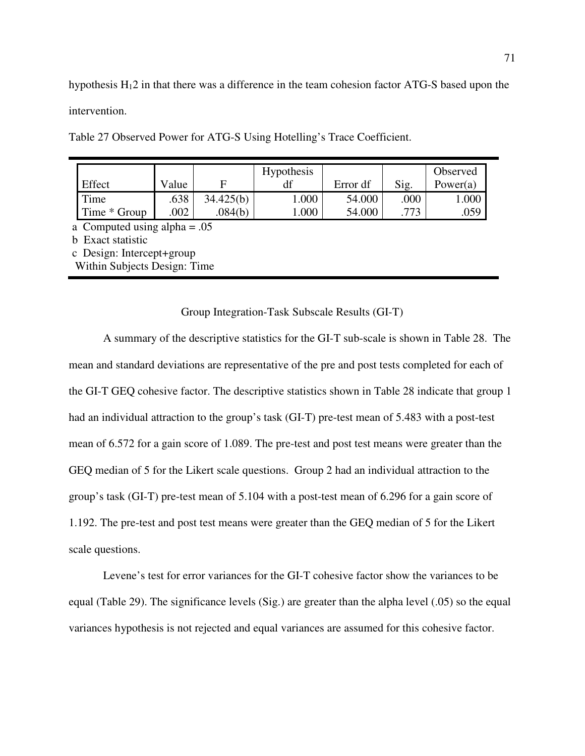hypothesis $H_12$ in that there was a difference in the team cohesion factor ATG-S based upon the intervention.

Table 27 Observed Power for ATG-S Using Hotelling's Trace Coefficient.

| Effect | Value | F | Hypothesis df | Error df | Sig. | Observed Power(a) |
|---|---|---|---|---|---|---|
| Time | .638 | 34.425(b) | 1.000 | 54.000 | .000 | 1.000 |
| Time * Group | .002 | .084(b) | 1.000 | 54.000 | .773 | .059 |

a Computed using alpha = .05

b Exact statistic

c Design: Intercept+group

Within Subjects Design: Time

## Group Integration-Task Subscale Results (GI-T)

A summary of the descriptive statistics for the GI-T sub-scale is shown in Table 28. The mean and standard deviations are representative of the pre and post tests completed for each of the GI-T GEQ cohesive factor. The descriptive statistics shown in Table 28 indicate that group 1 had an individual attraction to the group's task (GI-T) pre-test mean of 5.483 with a post-test mean of 6.572 for a gain score of 1.089. The pre-test and post test means were greater than the GEQ median of 5 for the Likert scale questions. Group 2 had an individual attraction to the group's task (GI-T) pre-test mean of 5.104 with a post-test mean of 6.296 for a gain score of 1.192. The pre-test and post test means were greater than the GEQ median of 5 for the Likert scale questions.

Levene's test for error variances for the GI-T cohesive factor show the variances to be equal (Table 29). The significance levels (Sig.) are greater than the alpha level (.05) so the equal variances hypothesis is not rejected and equal variances are assumed for this cohesive factor.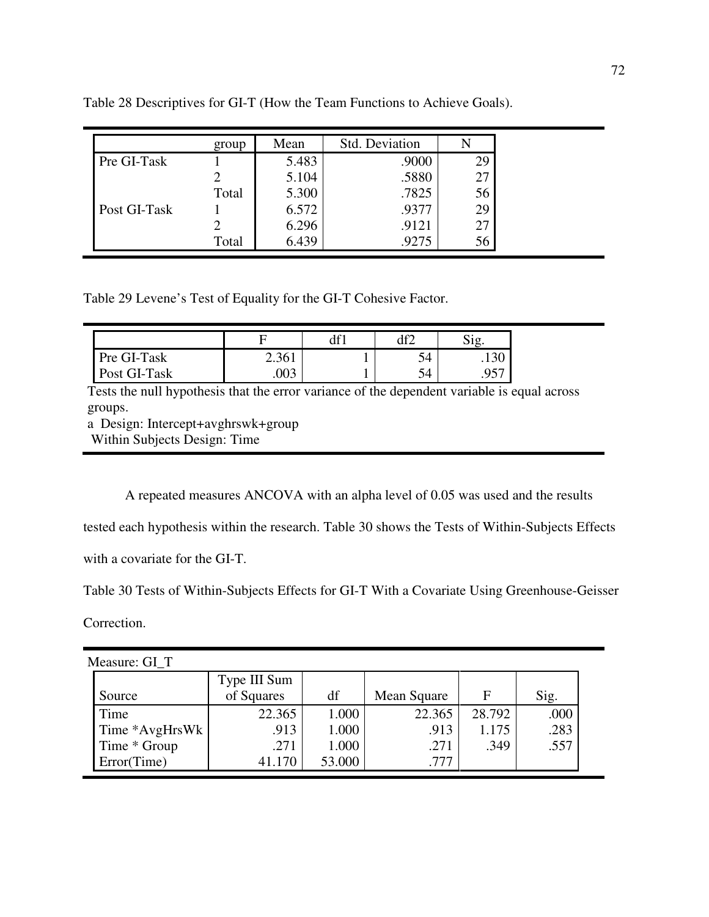Table 28 Descriptives for GI-T (How the Team Functions to Achieve Goals).

| | group | Mean | Std. Deviation | N |
|---|---|---|---|---|
| Pre GI-Task | 1 | 5.483 | .9000 | 29 |
| | 2 | 5.104 | .5880 | 27 |
| | Total | 5.300 | .7825 | 56 |
| Post GI-Task | 1 | 6.572 | .9377 | 29 |
| | 2 | 6.296 | .9121 | 27 |
| | Total | 6.439 | .9275 | 56 |

Table 29 Levene's Test of Equality for the GI-T Cohesive Factor.

| | F | df1 | df2 | Sig. |
|---|---|---|---|---|
| Pre GI-Task | 2.361 | 1 | 54 | .130 |
| Post GI-Task | .003 | 1 | 54 | .957 |

Tests the null hypothesis that the error variance of the dependent variable is equal across groups.

a Design: Intercept+avghrswk+group

Within Subjects Design: Time

A repeated measures ANCOVA with an alpha level of 0.05 was used and the results tested each hypothesis within the research. Table 30 shows the Tests of Within-Subjects Effects with a covariate for the GI-T.

Table 30 Tests of Within-Subjects Effects for GI-T With a Covariate Using Greenhouse-Geisser Correction.

Measure: GI_T

| Source | Type III Sum of Squares | df | Mean Square | F | Sig. |
|---|---|---|---|---|---|
| Time | 22.365 | 1.000 | 22.365 | 28.792 | .000 |
| Time *AvgHrsWk | .913 | 1.000 | .913 | 1.175 | .283 |
| Time * Group | .271 | 1.000 | .271 | .349 | .557 |
| Error(Time) | 41.170 | 53.000 | .777 | | |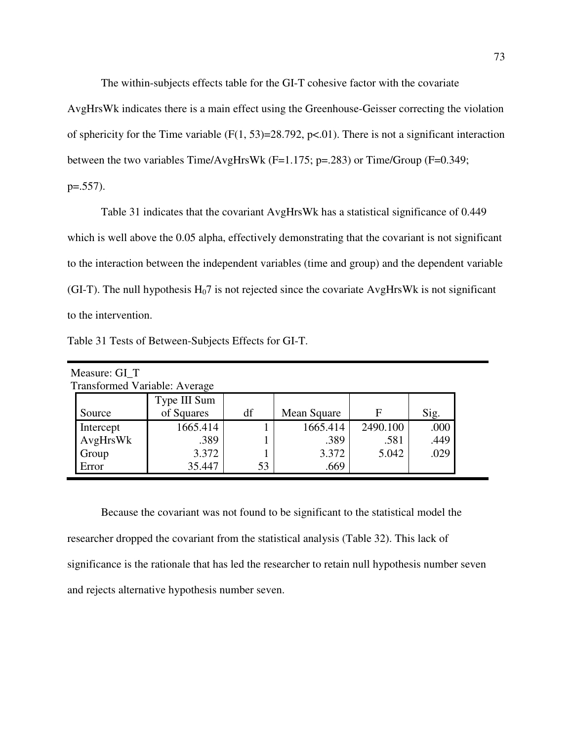The within-subjects effects table for the GI-T cohesive factor with the covariate AvgHrsWk indicates there is a main effect using the Greenhouse-Geisser correcting the violation of sphericity for the Time variable ($F(1, 53)=28.792$, $p<.01$). There is not a significant interaction between the two variables Time/AvgHrsWk ($F=1.175$; $p=.283$) or Time/Group ($F=0.349$; $p=.557$).

Table 31 indicates that the covariant AvgHrsWk has a statistical significance of 0.449 which is well above the 0.05 alpha, effectively demonstrating that the covariant is not significant to the interaction between the independent variables (time and group) and the dependent variable (GI-T). The null hypothesis $H_07$ is not rejected since the covariate AvgHrsWk is not significant to the intervention.

Table 31 Tests of Between-Subjects Effects for GI-T.

Measure: GI_T
Transformed Variable: Average

| Source | Type III Sum of Squares | df | Mean Square | F | Sig. |
|---|---|---|---|---|---|
| Intercept | 1665.414 | 1 | 1665.414 | 2490.100 | .000 |
| AvgHrsWk | .389 | 1 | .389 | .581 | .449 |
| Group | 3.372 | 1 | 3.372 | 5.042 | .029 |
| Error | 35.447 | 53 | .669 | | |

Because the covariant was not found to be significant to the statistical model the researcher dropped the covariant from the statistical analysis (Table 32). This lack of significance is the rationale that has led the researcher to retain null hypothesis number seven and rejects alternative hypothesis number seven.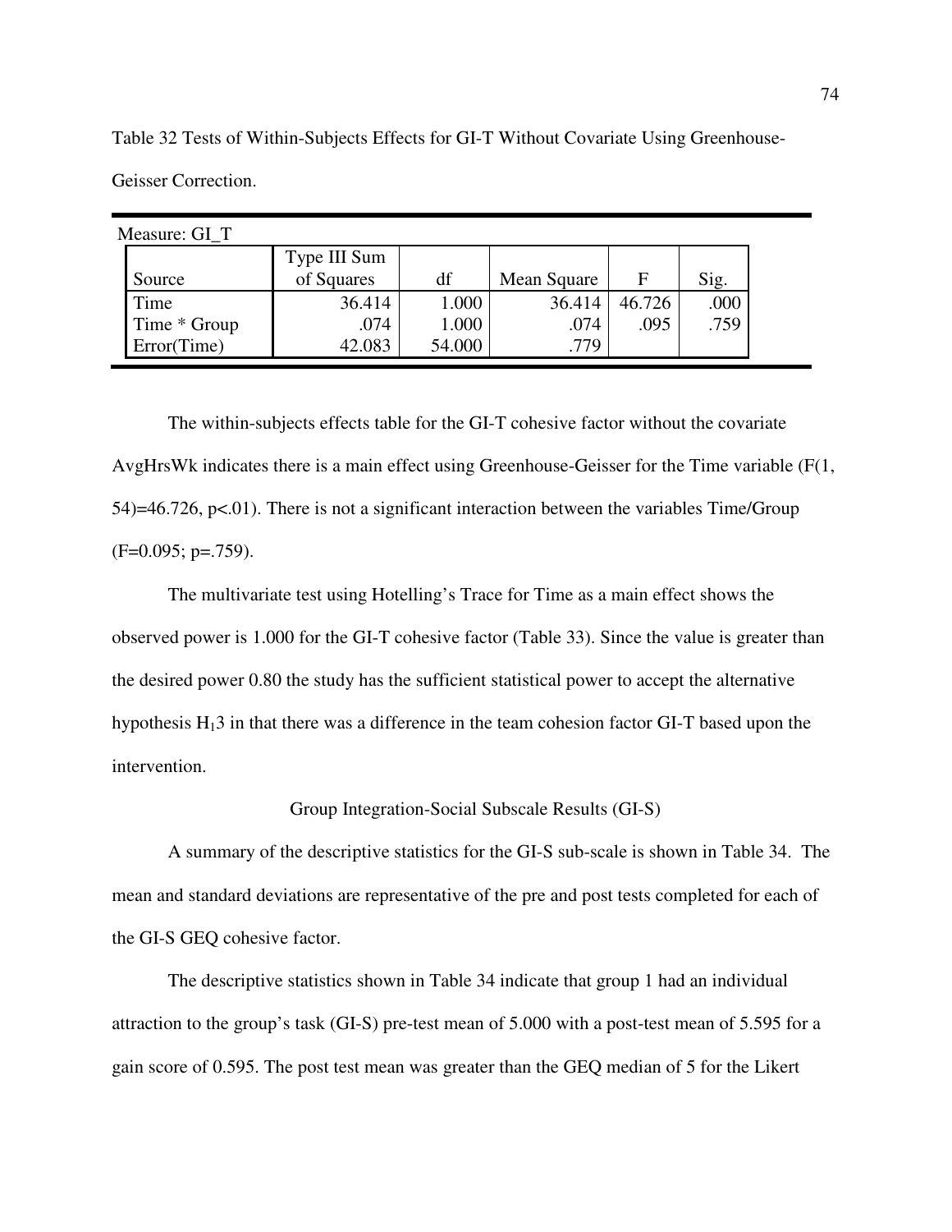Table 32 Tests of Within-Subjects Effects for GI-T Without Covariate Using Greenhouse-Geisser Correction.

Measure: GI_T

| Source | Type III Sum of Squares | df | Mean Square | F | Sig. |
|---|---|---|---|---|---|
| Time | 36.414 | 1.000 | 36.414 | 46.726 | .000 |
| Time * Group | .074 | 1.000 | .074 | .095 | .759 |
| Error(Time) | 42.083 | 54.000 | .779 | | |

The within-subjects effects table for the GI-T cohesive factor without the covariate AvgHrsWk indicates there is a main effect using Greenhouse-Geisser for the Time variable ($F(1, 54)=46.726$, $p<.01$). There is not a significant interaction between the variables Time/Group ($F=0.095$; $p=.759$).

The multivariate test using Hotelling's Trace for Time as a main effect shows the observed power is 1.000 for the GI-T cohesive factor (Table 33). Since the value is greater than the desired power 0.80 the study has the sufficient statistical power to accept the alternative hypothesis $H_1$3 in that there was a difference in the team cohesion factor GI-T based upon the intervention.

## Group Integration-Social Subscale Results (GI-S)

A summary of the descriptive statistics for the GI-S sub-scale is shown in Table 34. The mean and standard deviations are representative of the pre and post tests completed for each of the GI-S GEQ cohesive factor.

The descriptive statistics shown in Table 34 indicate that group 1 had an individual attraction to the group's task (GI-S) pre-test mean of 5.000 with a post-test mean of 5.595 for a gain score of 0.595. The post test mean was greater than the GEQ median of 5 for the Likert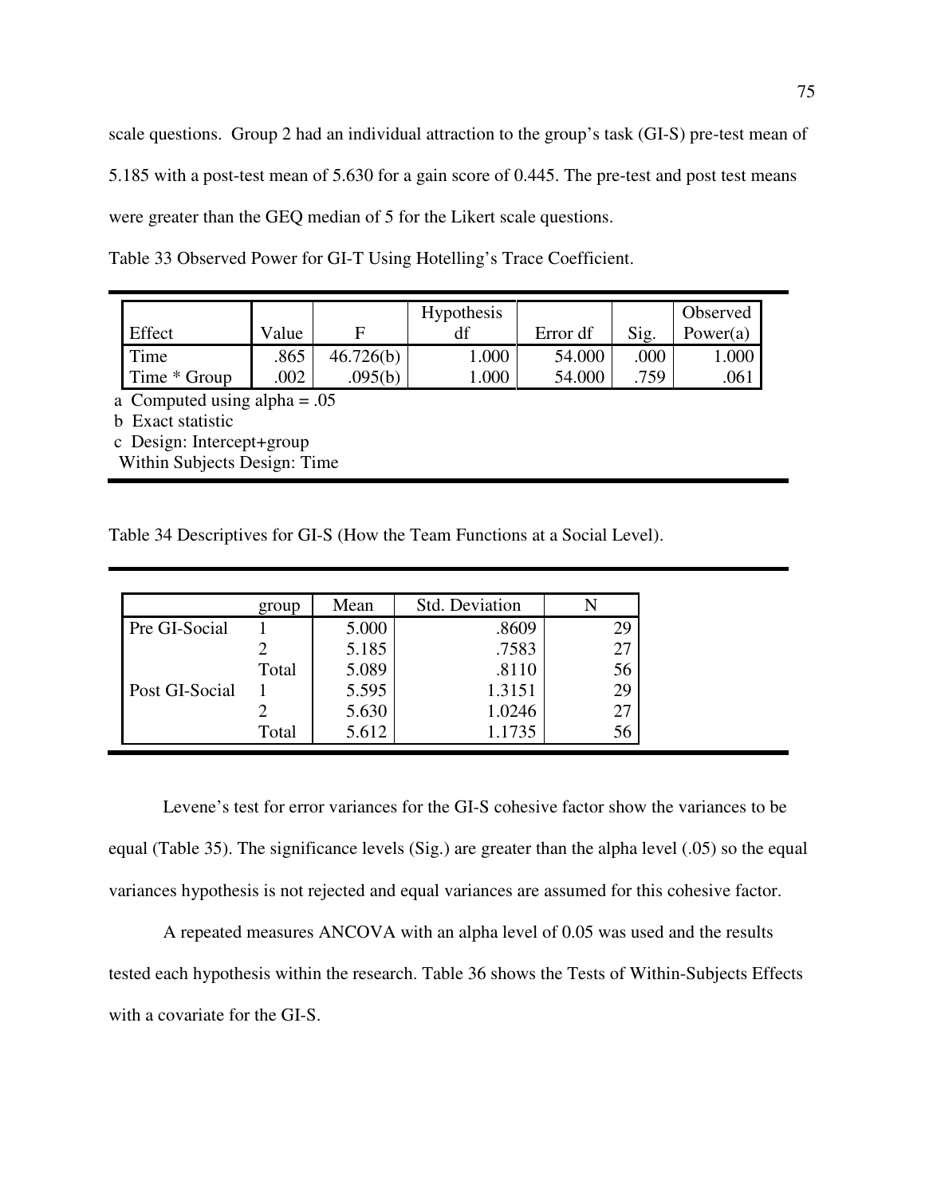scale questions. Group 2 had an individual attraction to the group's task (GI-S) pre-test mean of 5.185 with a post-test mean of 5.630 for a gain score of 0.445. The pre-test and post test means were greater than the GEQ median of 5 for the Likert scale questions.

Table 33 Observed Power for GI-T Using Hotelling's Trace Coefficient.

| Effect | Value | F | Hypothesis df | Error df | Sig. | Observed Power(a) |
|---|---|---|---|---|---|---|
| Time | .865 | 46.726(b) | 1.000 | 54.000 | .000 | 1.000 |
| Time * Group | .002 | .095(b) | 1.000 | 54.000 | .759 | .061 |

a Computed using alpha = .05

b Exact statistic

c Design: Intercept+group

Within Subjects Design: Time

Table 34 Descriptives for GI-S (How the Team Functions at a Social Level).

| | group | Mean | Std. Deviation | N |
|---|---|---|---|---|
| Pre GI-Social | 1 | 5.000 | .8609 | 29 |
| | 2 | 5.185 | .7583 | 27 |
| | Total | 5.089 | .8110 | 56 |
| Post GI-Social | 1 | 5.595 | 1.3151 | 29 |
| | 2 | 5.630 | 1.0246 | 27 |
| | Total | 5.612 | 1.1735 | 56 |

Levene's test for error variances for the GI-S cohesive factor show the variances to be equal (Table 35). The significance levels (Sig.) are greater than the alpha level (.05) so the equal variances hypothesis is not rejected and equal variances are assumed for this cohesive factor.

A repeated measures ANCOVA with an alpha level of 0.05 was used and the results tested each hypothesis within the research. Table 36 shows the Tests of Within-Subjects Effects with a covariate for the GI-S.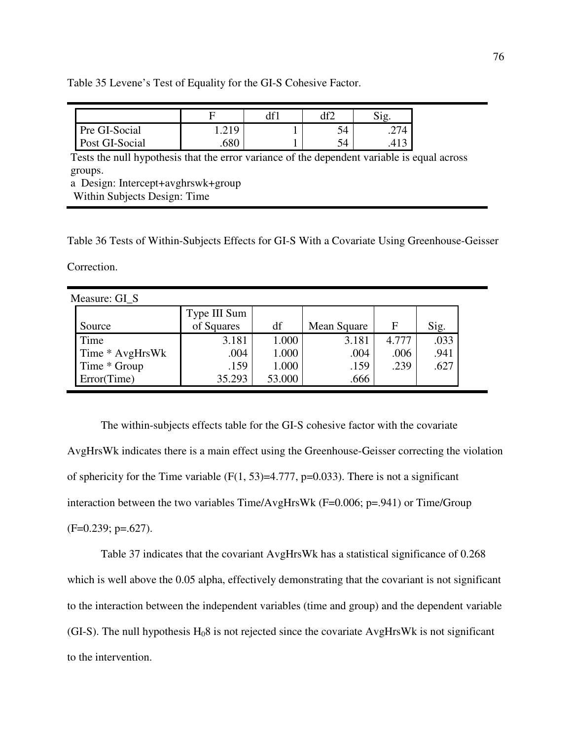Table 35 Levene's Test of Equality for the GI-S Cohesive Factor.

| | F | df1 | df2 | Sig. |
|---|---|---|---|---|
| Pre GI-Social | 1.219 | 1 | 54 | .274 |
| Post GI-Social | .680 | 1 | 54 | .413 |

Tests the null hypothesis that the error variance of the dependent variable is equal across groups.

a Design: Intercept+avghrswk+group

Within Subjects Design: Time

Table 36 Tests of Within-Subjects Effects for GI-S With a Covariate Using Greenhouse-Geisser Correction.

Measure: GI_S

| Source | Type III Sum of Squares | df | Mean Square | F | Sig. |
|---|---|---|---|---|---|
| Time | 3.181 | 1.000 | 3.181 | 4.777 | .033 |
| Time * AvgHrsWk | .004 | 1.000 | .004 | .006 | .941 |
| Time * Group | .159 | 1.000 | .159 | .239 | .627 |
| Error(Time) | 35.293 | 53.000 | .666 | | |

The within-subjects effects table for the GI-S cohesive factor with the covariate AvgHrsWk indicates there is a main effect using the Greenhouse-Geisser correcting the violation of sphericity for the Time variable ($F(1, 53)=4.777$, $p=0.033$). There is not a significant interaction between the two variables Time/AvgHrsWk ($F=0.006$; $p=.941$) or Time/Group ($F=0.239$; $p=.627$).

Table 37 indicates that the covariant AvgHrsWk has a statistical significance of 0.268 which is well above the 0.05 alpha, effectively demonstrating that the covariant is not significant to the interaction between the independent variables (time and group) and the dependent variable (GI-S). The null hypothesis $H_08$ is not rejected since the covariate AvgHrsWk is not significant to the intervention.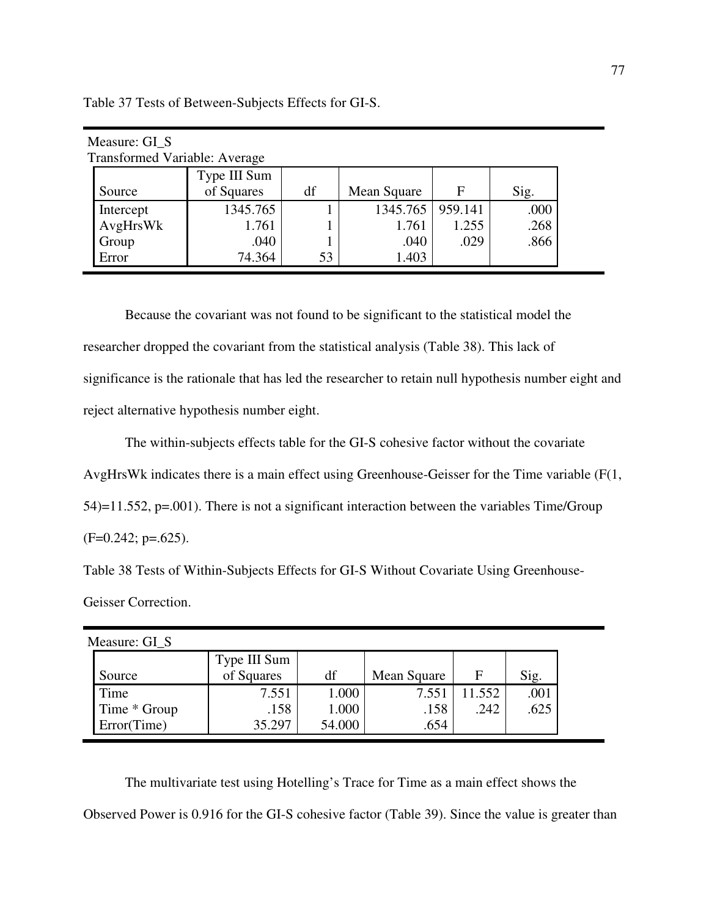Table 37 Tests of Between-Subjects Effects for GI-S.

Measure: GI_S
Transformed Variable: Average

| Source | Type III Sum of Squares | df | Mean Square | F | Sig. |
|---|---|---|---|---|---|
| Intercept | 1345.765 | 1 | 1345.765 | 959.141 | .000 |
| AvgHrsWk | 1.761 | 1 | 1.761 | 1.255 | .268 |
| Group | .040 | 1 | .040 | .029 | .866 |
| Error | 74.364 | 53 | 1.403 | | |

Because the covariant was not found to be significant to the statistical model the researcher dropped the covariant from the statistical analysis (Table 38). This lack of significance is the rationale that has led the researcher to retain null hypothesis number eight and reject alternative hypothesis number eight.

The within-subjects effects table for the GI-S cohesive factor without the covariate AvgHrsWk indicates there is a main effect using Greenhouse-Geisser for the Time variable ($F(1, 54)=11.552$, $p=.001$). There is not a significant interaction between the variables Time/Group ($F=0.242$; $p=.625$).

Table 38 Tests of Within-Subjects Effects for GI-S Without Covariate Using Greenhouse-Geisser Correction.

Measure: GI_S

| Source | Type III Sum of Squares | df | Mean Square | F | Sig. |
|---|---|---|---|---|---|
| Time | 7.551 | 1.000 | 7.551 | 11.552 | .001 |
| Time * Group | .158 | 1.000 | .158 | .242 | .625 |
| Error(Time) | 35.297 | 54.000 | .654 | | |

The multivariate test using Hotelling's Trace for Time as a main effect shows the Observed Power is 0.916 for the GI-S cohesive factor (Table 39). Since the value is greater than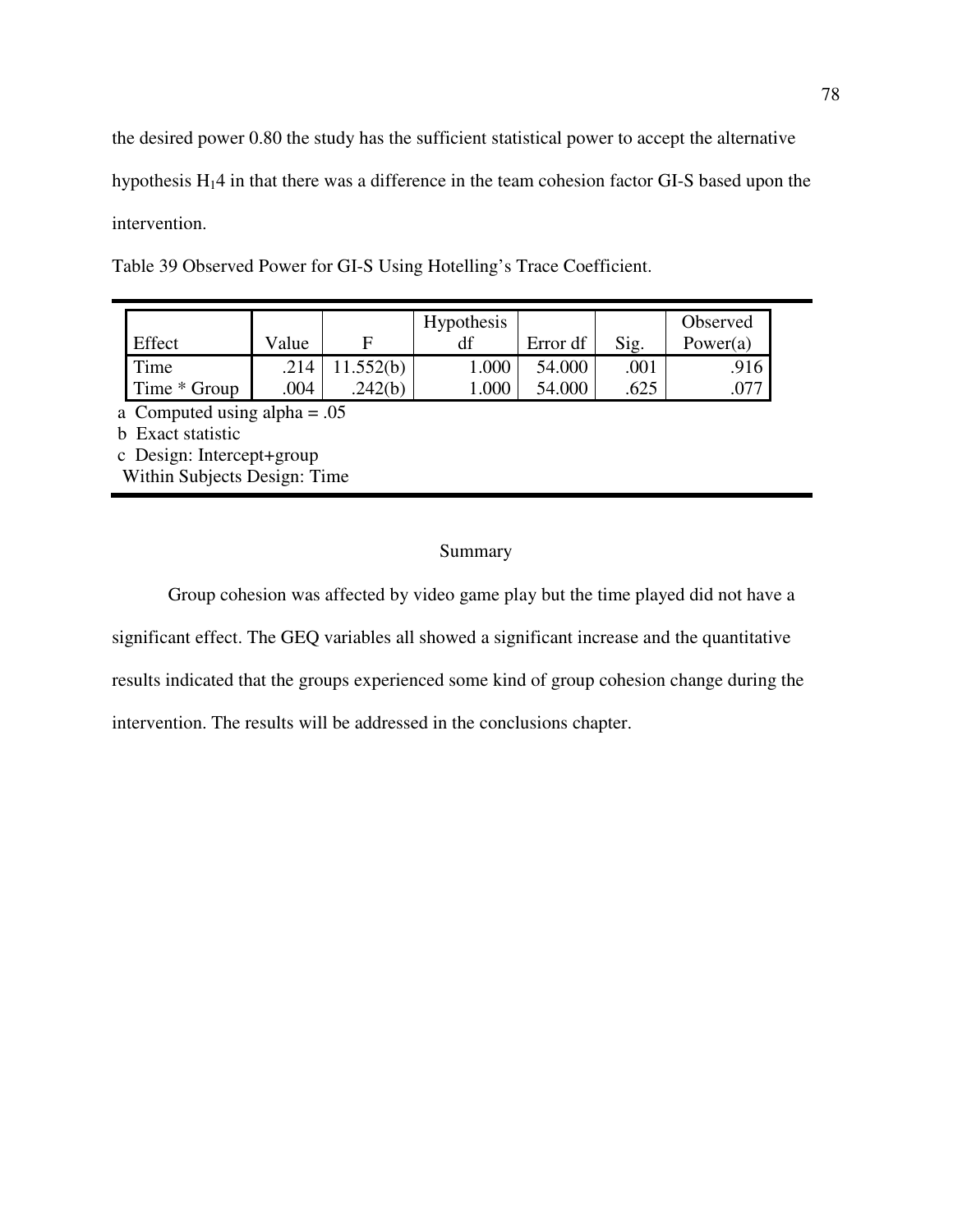the desired power 0.80 the study has the sufficient statistical power to accept the alternative hypothesis $H_1 4$ in that there was a difference in the team cohesion factor GI-S based upon the intervention.

Table 39 Observed Power for GI-S Using Hotelling's Trace Coefficient.

| Effect | Value | F | Hypothesis df | Error df | Sig. | Observed Power(a) |
|---|---|---|---|---|---|---|
| Time | .214 | 11.552(b) | 1.000 | 54.000 | .001 | .916 |
| Time * Group | .004 | .242(b) | 1.000 | 54.000 | .625 | .077 |

a Computed using alpha = .05

b Exact statistic

c Design: Intercept+group

Within Subjects Design: Time

## Summary

Group cohesion was affected by video game play but the time played did not have a significant effect. The GEQ variables all showed a significant increase and the quantitative results indicated that the groups experienced some kind of group cohesion change during the intervention. The results will be addressed in the conclusions chapter.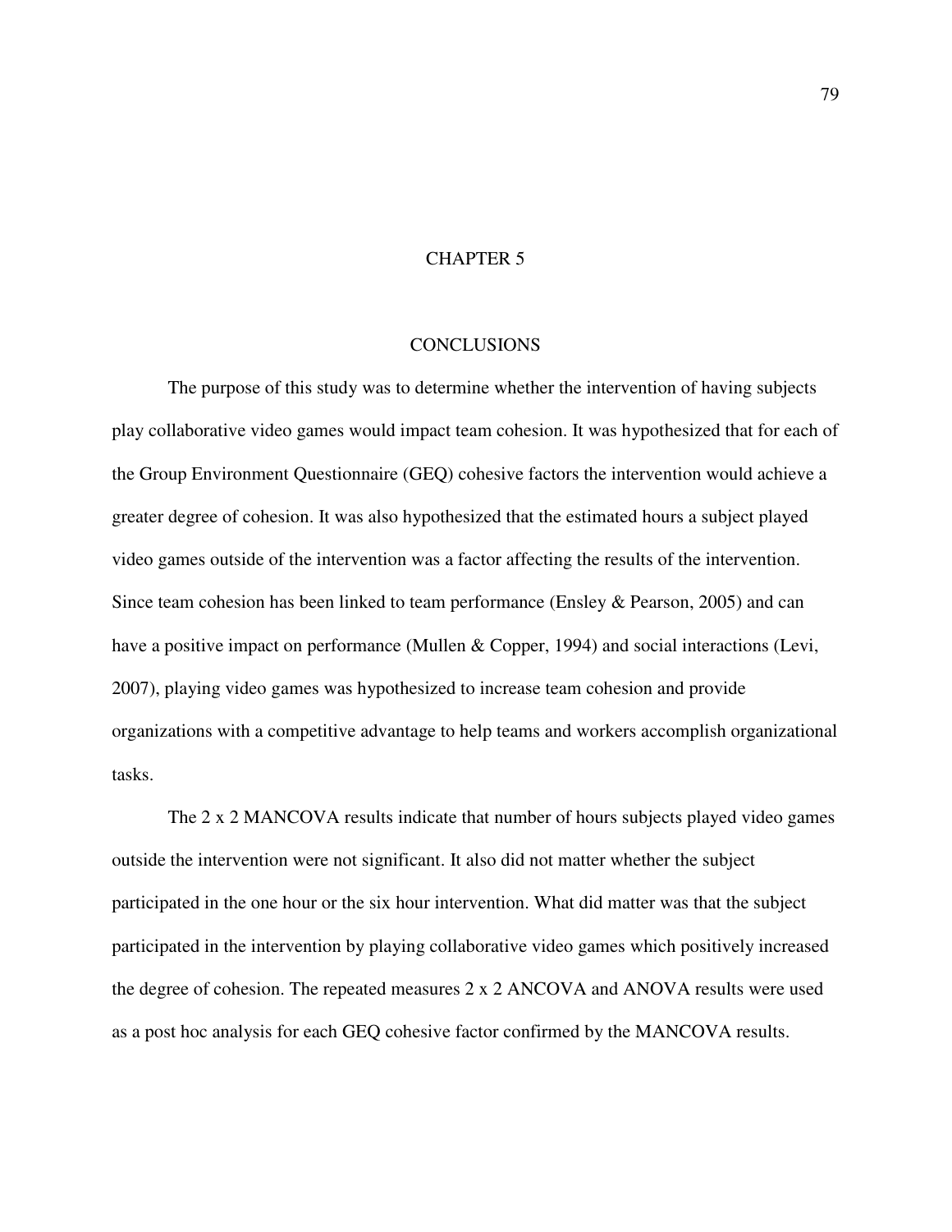# CHAPTER 5

## CONCLUSIONS

The purpose of this study was to determine whether the intervention of having subjects play collaborative video games would impact team cohesion. It was hypothesized that for each of the Group Environment Questionnaire (GEQ) cohesive factors the intervention would achieve a greater degree of cohesion. It was also hypothesized that the estimated hours a subject played video games outside of the intervention was a factor affecting the results of the intervention. Since team cohesion has been linked to team performance (Ensley & Pearson, 2005) and can have a positive impact on performance (Mullen & Copper, 1994) and social interactions (Levi, 2007), playing video games was hypothesized to increase team cohesion and provide organizations with a competitive advantage to help teams and workers accomplish organizational tasks.

The 2 x 2 MANCOVA results indicate that number of hours subjects played video games outside the intervention were not significant. It also did not matter whether the subject participated in the one hour or the six hour intervention. What did matter was that the subject participated in the intervention by playing collaborative video games which positively increased the degree of cohesion. The repeated measures 2 x 2 ANCOVA and ANOVA results were used as a post hoc analysis for each GEQ cohesive factor confirmed by the MANCOVA results.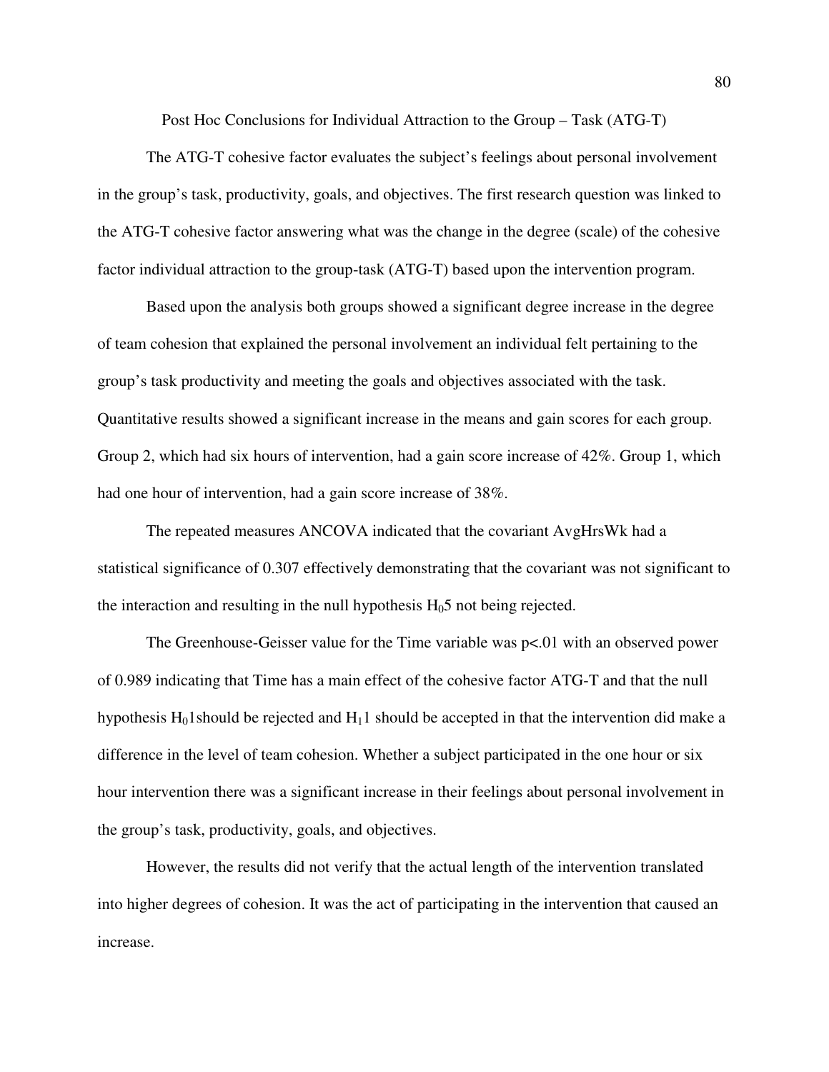## Post Hoc Conclusions for Individual Attraction to the Group – Task (ATG-T)

The ATG-T cohesive factor evaluates the subject's feelings about personal involvement in the group's task, productivity, goals, and objectives. The first research question was linked to the ATG-T cohesive factor answering what was the change in the degree (scale) of the cohesive factor individual attraction to the group-task (ATG-T) based upon the intervention program.

Based upon the analysis both groups showed a significant degree increase in the degree of team cohesion that explained the personal involvement an individual felt pertaining to the group's task productivity and meeting the goals and objectives associated with the task. Quantitative results showed a significant increase in the means and gain scores for each group. Group 2, which had six hours of intervention, had a gain score increase of 42%. Group 1, which had one hour of intervention, had a gain score increase of 38%.

The repeated measures ANCOVA indicated that the covariant AvgHrsWk had a statistical significance of 0.307 effectively demonstrating that the covariant was not significant to the interaction and resulting in the null hypothesis $H_05$ not being rejected.

The Greenhouse-Geisser value for the Time variable was $p<.01$ with an observed power of 0.989 indicating that Time has a main effect of the cohesive factor ATG-T and that the null hypothesis $H_01$should be rejected and $H_11$ should be accepted in that the intervention did make a difference in the level of team cohesion. Whether a subject participated in the one hour or six hour intervention there was a significant increase in their feelings about personal involvement in the group's task, productivity, goals, and objectives.

However, the results did not verify that the actual length of the intervention translated into higher degrees of cohesion. It was the act of participating in the intervention that caused an increase.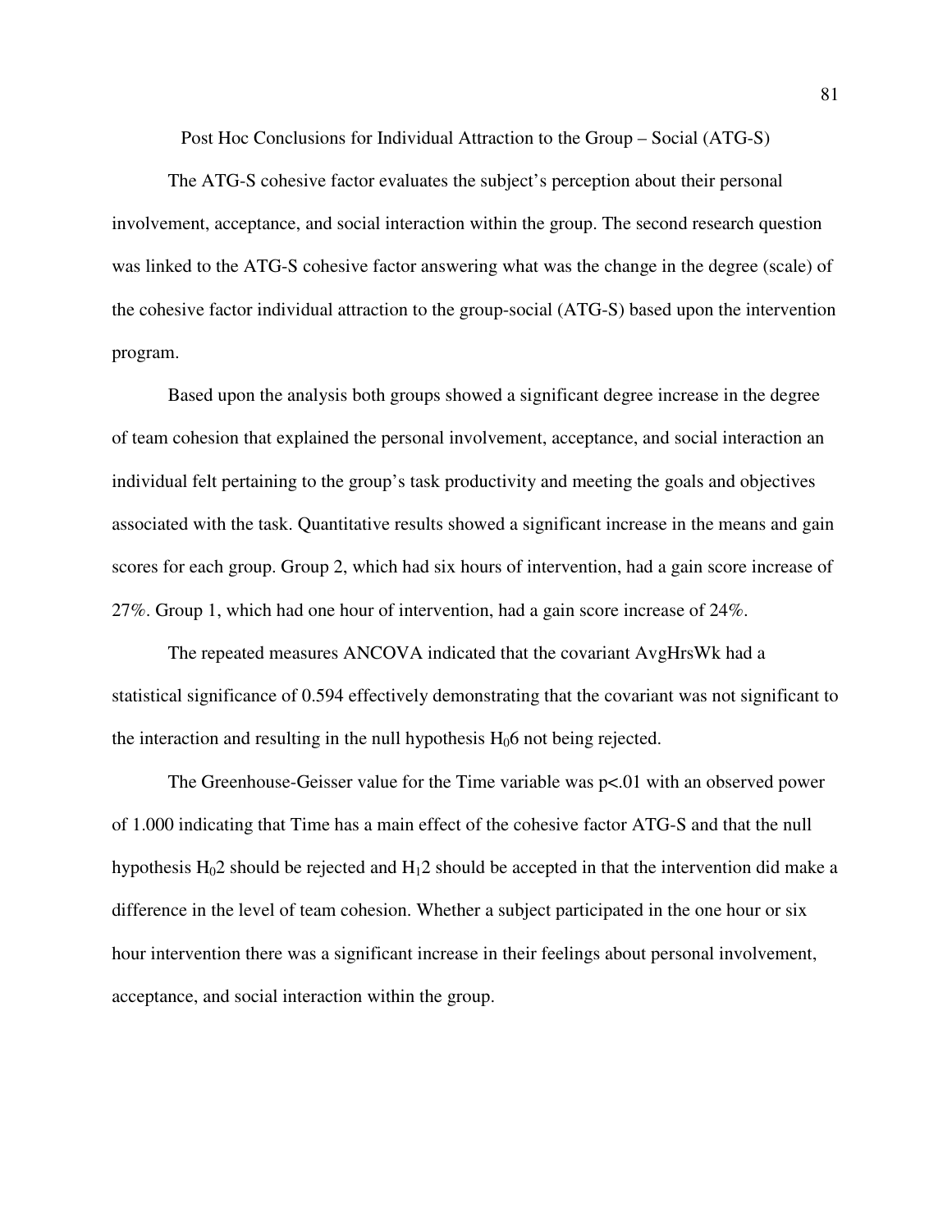## Post Hoc Conclusions for Individual Attraction to the Group – Social (ATG-S)

The ATG-S cohesive factor evaluates the subject's perception about their personal involvement, acceptance, and social interaction within the group. The second research question was linked to the ATG-S cohesive factor answering what was the change in the degree (scale) of the cohesive factor individual attraction to the group-social (ATG-S) based upon the intervention program.

Based upon the analysis both groups showed a significant degree increase in the degree of team cohesion that explained the personal involvement, acceptance, and social interaction an individual felt pertaining to the group's task productivity and meeting the goals and objectives associated with the task. Quantitative results showed a significant increase in the means and gain scores for each group. Group 2, which had six hours of intervention, had a gain score increase of 27%. Group 1, which had one hour of intervention, had a gain score increase of 24%.

The repeated measures ANCOVA indicated that the covariant AvgHrsWk had a statistical significance of 0.594 effectively demonstrating that the covariant was not significant to the interaction and resulting in the null hypothesis $H_0 6$ not being rejected.

The Greenhouse-Geisser value for the Time variable was $p<.01$ with an observed power of 1.000 indicating that Time has a main effect of the cohesive factor ATG-S and that the null hypothesis $H_0 2$ should be rejected and $H_1 2$ should be accepted in that the intervention did make a difference in the level of team cohesion. Whether a subject participated in the one hour or six hour intervention there was a significant increase in their feelings about personal involvement, acceptance, and social interaction within the group.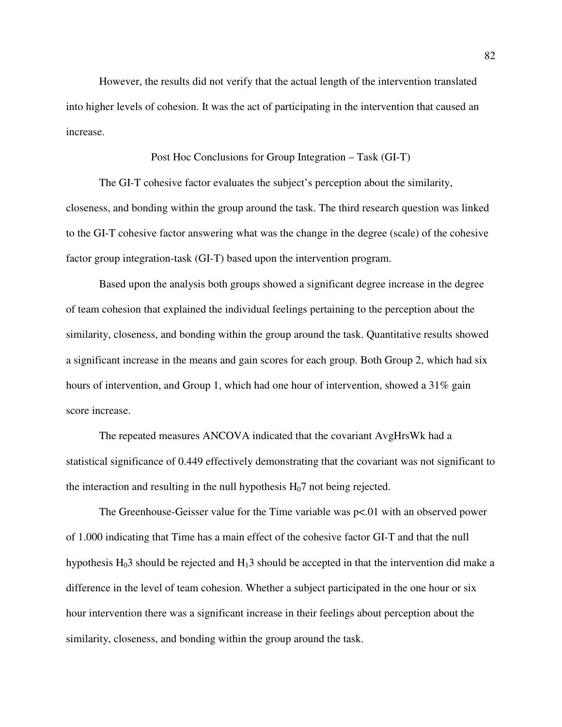However, the results did not verify that the actual length of the intervention translated into higher levels of cohesion. It was the act of participating in the intervention that caused an increase.

## Post Hoc Conclusions for Group Integration – Task (GI-T)

The GI-T cohesive factor evaluates the subject's perception about the similarity, closeness, and bonding within the group around the task. The third research question was linked to the GI-T cohesive factor answering what was the change in the degree (scale) of the cohesive factor group integration-task (GI-T) based upon the intervention program.

Based upon the analysis both groups showed a significant degree increase in the degree of team cohesion that explained the individual feelings pertaining to the perception about the similarity, closeness, and bonding within the group around the task. Quantitative results showed a significant increase in the means and gain scores for each group. Both Group 2, which had six hours of intervention, and Group 1, which had one hour of intervention, showed a 31% gain score increase.

The repeated measures ANCOVA indicated that the covariant AvgHrsWk had a statistical significance of 0.449 effectively demonstrating that the covariant was not significant to the interaction and resulting in the null hypothesis $H_07$ not being rejected.

The Greenhouse-Geisser value for the Time variable was $p<.01$ with an observed power of 1.000 indicating that Time has a main effect of the cohesive factor GI-T and that the null hypothesis $H_03$ should be rejected and $H_13$ should be accepted in that the intervention did make a difference in the level of team cohesion. Whether a subject participated in the one hour or six hour intervention there was a significant increase in their feelings about perception about the similarity, closeness, and bonding within the group around the task.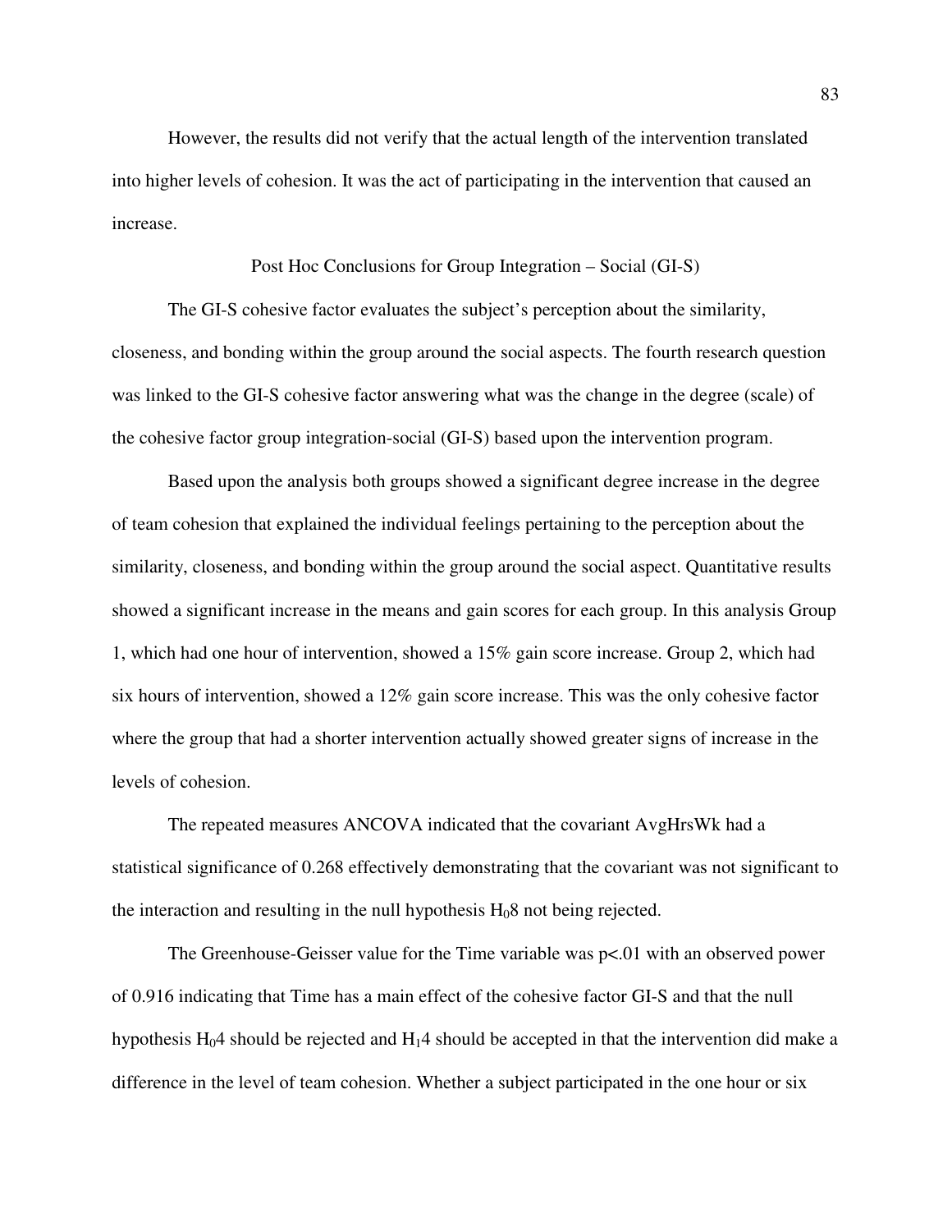However, the results did not verify that the actual length of the intervention translated into higher levels of cohesion. It was the act of participating in the intervention that caused an increase.

## Post Hoc Conclusions for Group Integration – Social (GI-S)

The GI-S cohesive factor evaluates the subject's perception about the similarity, closeness, and bonding within the group around the social aspects. The fourth research question was linked to the GI-S cohesive factor answering what was the change in the degree (scale) of the cohesive factor group integration-social (GI-S) based upon the intervention program.

Based upon the analysis both groups showed a significant degree increase in the degree of team cohesion that explained the individual feelings pertaining to the perception about the similarity, closeness, and bonding within the group around the social aspect. Quantitative results showed a significant increase in the means and gain scores for each group. In this analysis Group 1, which had one hour of intervention, showed a 15% gain score increase. Group 2, which had six hours of intervention, showed a 12% gain score increase. This was the only cohesive factor where the group that had a shorter intervention actually showed greater signs of increase in the levels of cohesion.

The repeated measures ANCOVA indicated that the covariant AvgHrsWk had a statistical significance of 0.268 effectively demonstrating that the covariant was not significant to the interaction and resulting in the null hypothesis $H_0 8$ not being rejected.

The Greenhouse-Geisser value for the Time variable was $p<.01$ with an observed power of 0.916 indicating that Time has a main effect of the cohesive factor GI-S and that the null hypothesis $H_0 4$ should be rejected and $H_1 4$ should be accepted in that the intervention did make a difference in the level of team cohesion. Whether a subject participated in the one hour or six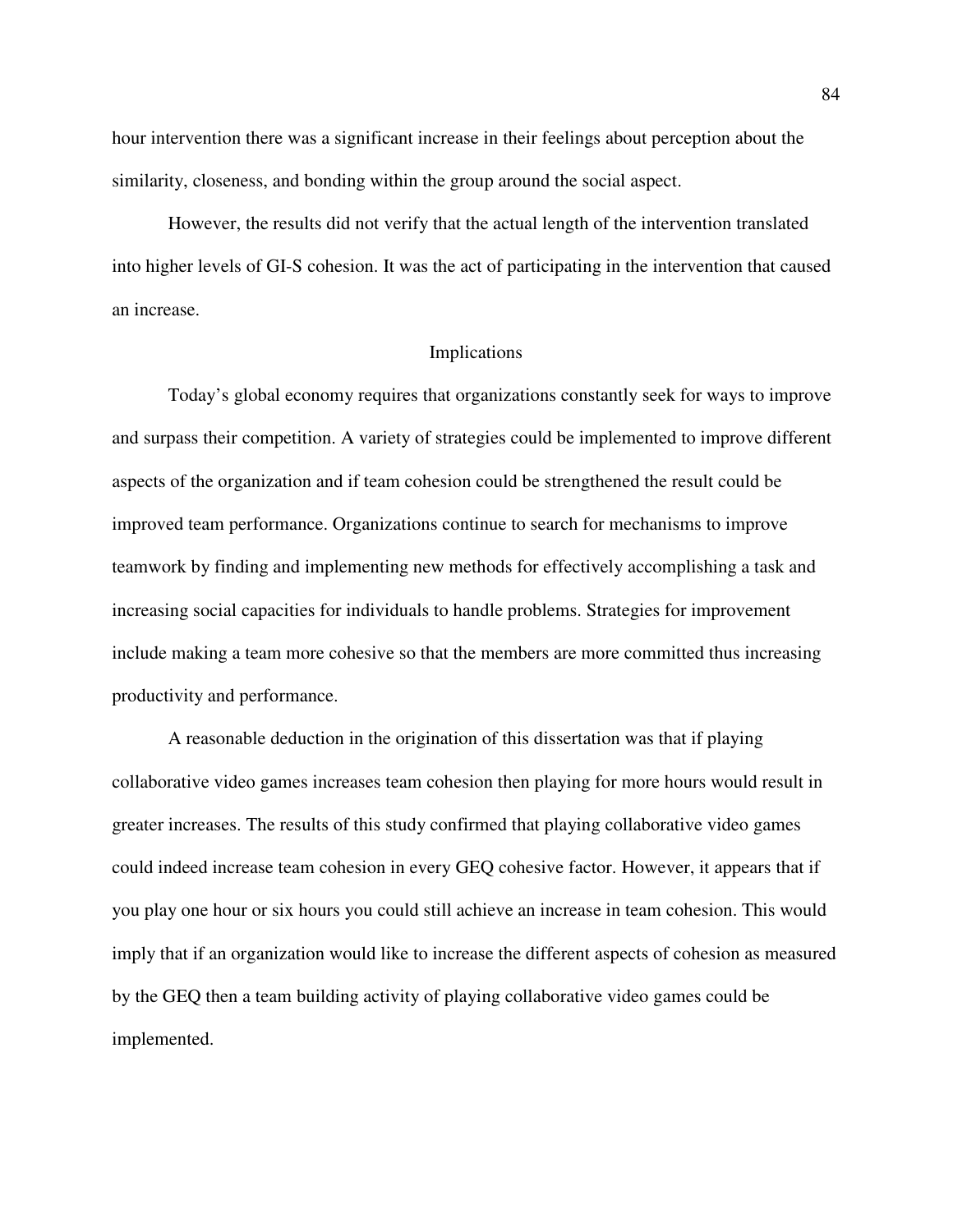hour intervention there was a significant increase in their feelings about perception about the similarity, closeness, and bonding within the group around the social aspect.

However, the results did not verify that the actual length of the intervention translated into higher levels of GI-S cohesion. It was the act of participating in the intervention that caused an increase.

## Implications

Today's global economy requires that organizations constantly seek for ways to improve and surpass their competition. A variety of strategies could be implemented to improve different aspects of the organization and if team cohesion could be strengthened the result could be improved team performance. Organizations continue to search for mechanisms to improve teamwork by finding and implementing new methods for effectively accomplishing a task and increasing social capacities for individuals to handle problems. Strategies for improvement include making a team more cohesive so that the members are more committed thus increasing productivity and performance.

A reasonable deduction in the origination of this dissertation was that if playing collaborative video games increases team cohesion then playing for more hours would result in greater increases. The results of this study confirmed that playing collaborative video games could indeed increase team cohesion in every GEQ cohesive factor. However, it appears that if you play one hour or six hours you could still achieve an increase in team cohesion. This would imply that if an organization would like to increase the different aspects of cohesion as measured by the GEQ then a team building activity of playing collaborative video games could be implemented.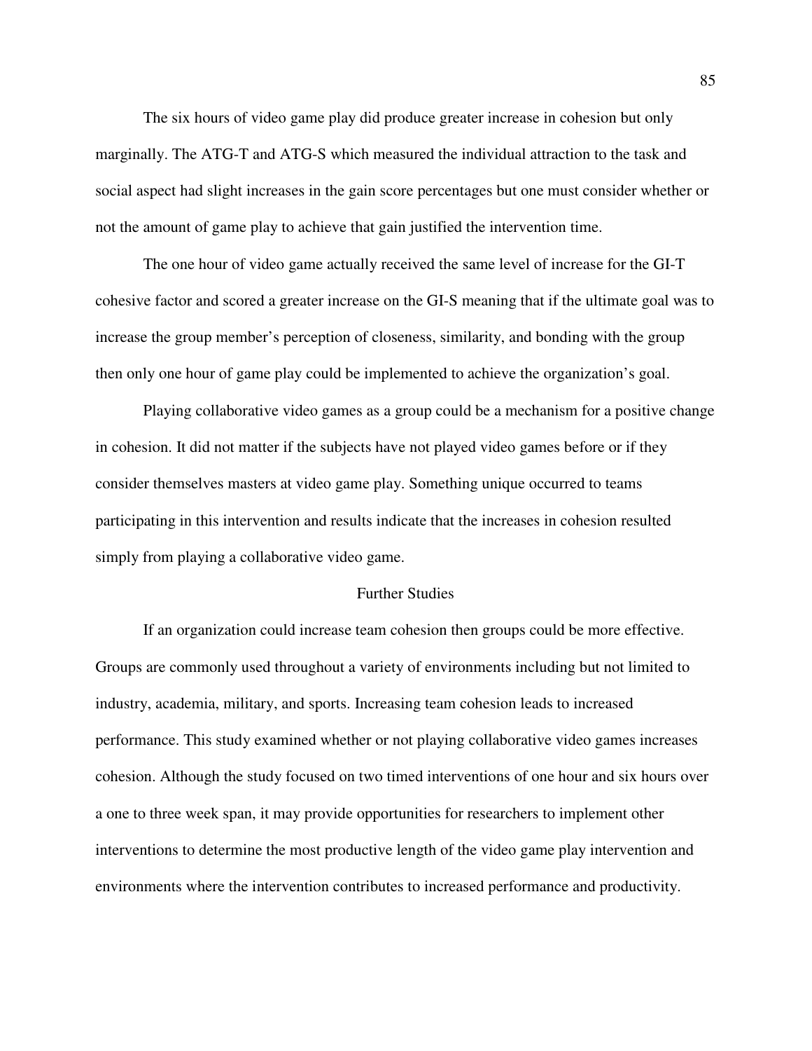The six hours of video game play did produce greater increase in cohesion but only marginally. The ATG-T and ATG-S which measured the individual attraction to the task and social aspect had slight increases in the gain score percentages but one must consider whether or not the amount of game play to achieve that gain justified the intervention time.

The one hour of video game actually received the same level of increase for the GI-T cohesive factor and scored a greater increase on the GI-S meaning that if the ultimate goal was to increase the group member's perception of closeness, similarity, and bonding with the group then only one hour of game play could be implemented to achieve the organization's goal.

Playing collaborative video games as a group could be a mechanism for a positive change in cohesion. It did not matter if the subjects have not played video games before or if they consider themselves masters at video game play. Something unique occurred to teams participating in this intervention and results indicate that the increases in cohesion resulted simply from playing a collaborative video game.

## Further Studies

If an organization could increase team cohesion then groups could be more effective. Groups are commonly used throughout a variety of environments including but not limited to industry, academia, military, and sports. Increasing team cohesion leads to increased performance. This study examined whether or not playing collaborative video games increases cohesion. Although the study focused on two timed interventions of one hour and six hours over a one to three week span, it may provide opportunities for researchers to implement other interventions to determine the most productive length of the video game play intervention and environments where the intervention contributes to increased performance and productivity.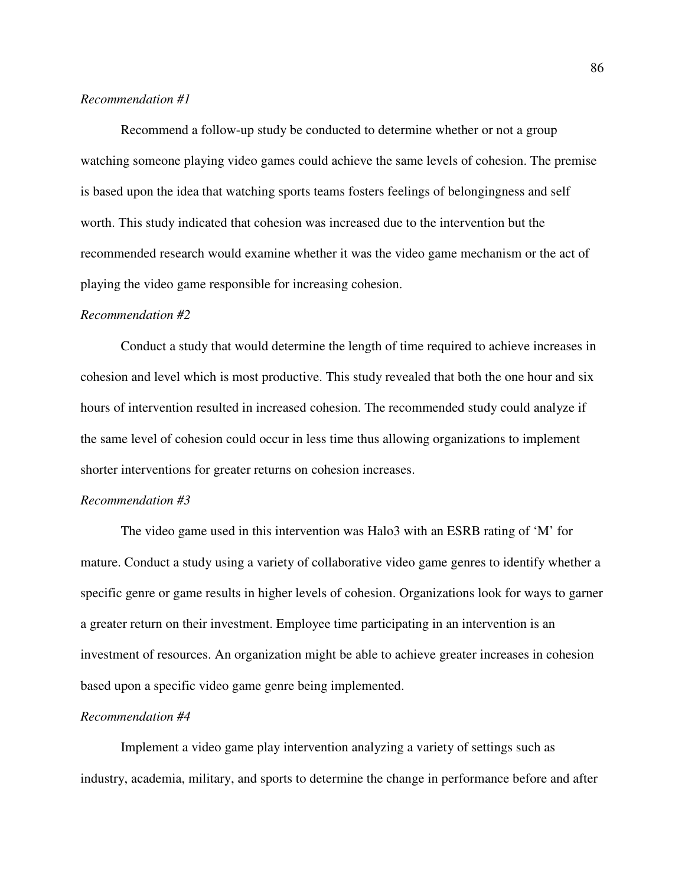*Recommendation #1*

Recommend a follow-up study be conducted to determine whether or not a group watching someone playing video games could achieve the same levels of cohesion. The premise is based upon the idea that watching sports teams fosters feelings of belongingness and self worth. This study indicated that cohesion was increased due to the intervention but the recommended research would examine whether it was the video game mechanism or the act of playing the video game responsible for increasing cohesion.

*Recommendation #2*

Conduct a study that would determine the length of time required to achieve increases in cohesion and level which is most productive. This study revealed that both the one hour and six hours of intervention resulted in increased cohesion. The recommended study could analyze if the same level of cohesion could occur in less time thus allowing organizations to implement shorter interventions for greater returns on cohesion increases.

*Recommendation #3*

The video game used in this intervention was Halo3 with an ESRB rating of 'M' for mature. Conduct a study using a variety of collaborative video game genres to identify whether a specific genre or game results in higher levels of cohesion. Organizations look for ways to garner a greater return on their investment. Employee time participating in an intervention is an investment of resources. An organization might be able to achieve greater increases in cohesion based upon a specific video game genre being implemented.

*Recommendation #4*

Implement a video game play intervention analyzing a variety of settings such as industry, academia, military, and sports to determine the change in performance before and after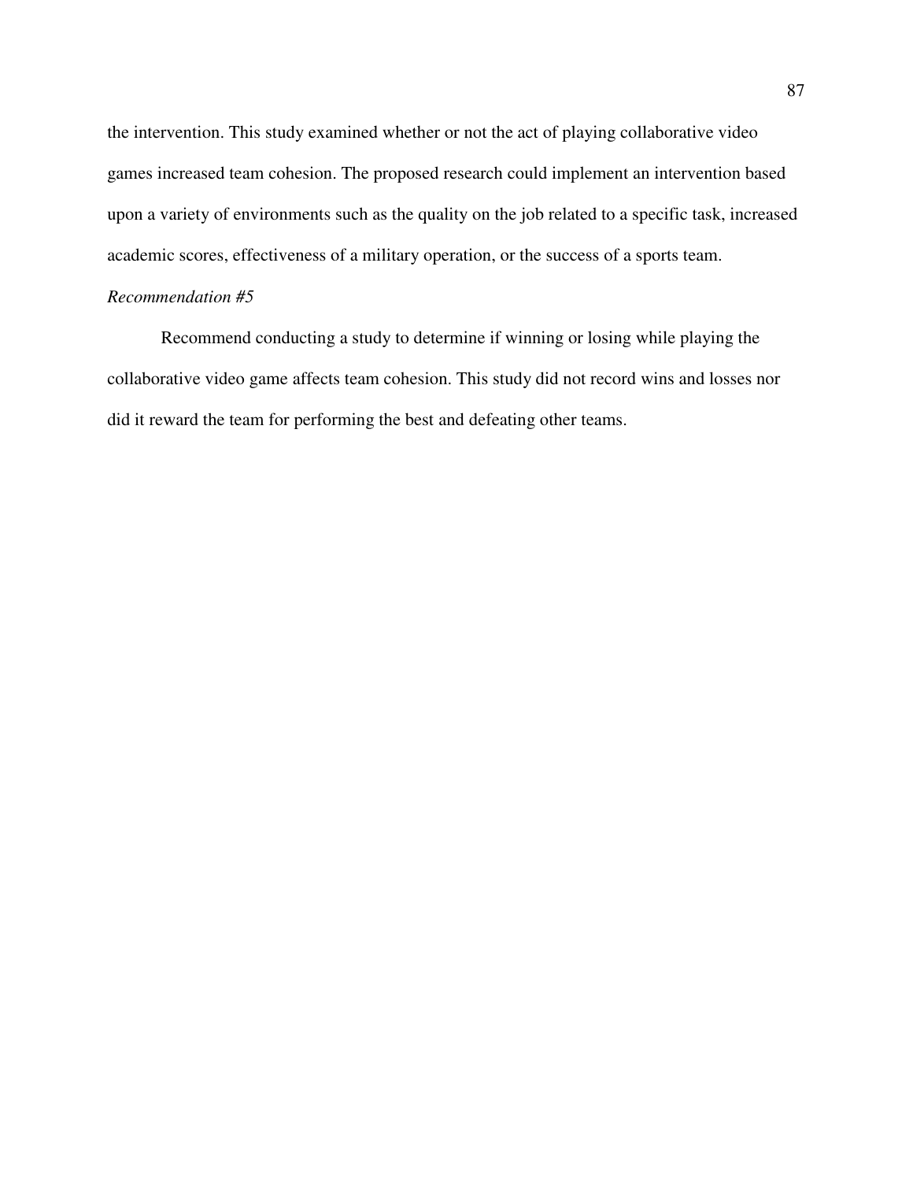the intervention. This study examined whether or not the act of playing collaborative video games increased team cohesion. The proposed research could implement an intervention based upon a variety of environments such as the quality on the job related to a specific task, increased academic scores, effectiveness of a military operation, or the success of a sports team.

*Recommendation #5*

Recommend conducting a study to determine if winning or losing while playing the collaborative video game affects team cohesion. This study did not record wins and losses nor did it reward the team for performing the best and defeating other teams.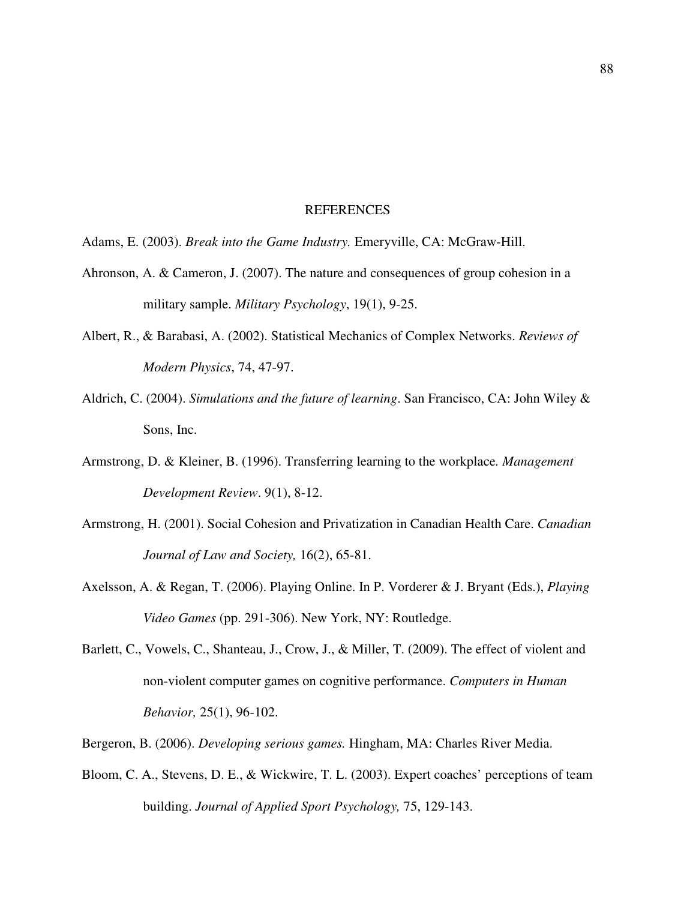# REFERENCES

Adams, E. (2003). *Break into the Game Industry.* Emeryville, CA: McGraw-Hill.

Ahronson, A. & Cameron, J. (2007). The nature and consequences of group cohesion in a military sample. *Military Psychology*, 19(1), 9-25.

Albert, R., & Barabasi, A. (2002). Statistical Mechanics of Complex Networks. *Reviews of Modern Physics*, 74, 47-97.

Aldrich, C. (2004). *Simulations and the future of learning*. San Francisco, CA: John Wiley & Sons, Inc.

Armstrong, D. & Kleiner, B. (1996). Transferring learning to the workplace. *Management Development Review*. 9(1), 8-12.

Armstrong, H. (2001). Social Cohesion and Privatization in Canadian Health Care. *Canadian Journal of Law and Society,* 16(2), 65-81.

Axelsson, A. & Regan, T. (2006). Playing Online. In P. Vorderer & J. Bryant (Eds.), *Playing Video Games* (pp. 291-306). New York, NY: Routledge.

Barlett, C., Vowels, C., Shanteau, J., Crow, J., & Miller, T. (2009). The effect of violent and non-violent computer games on cognitive performance. *Computers in Human Behavior,* 25(1), 96-102.

Bergeron, B. (2006). *Developing serious games.* Hingham, MA: Charles River Media.

Bloom, C. A., Stevens, D. E., & Wickwire, T. L. (2003). Expert coaches' perceptions of team building. *Journal of Applied Sport Psychology,* 75, 129-143.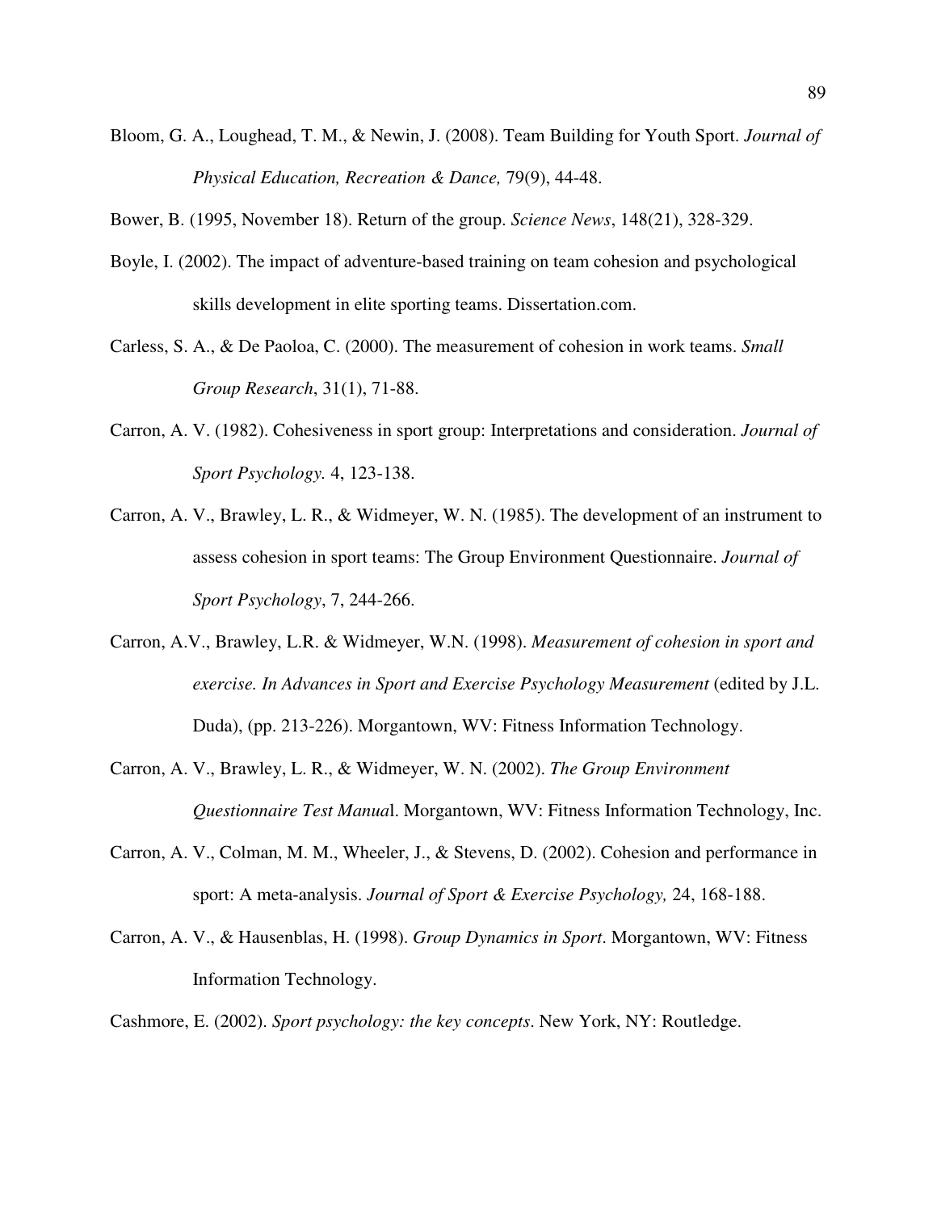Bloom, G. A., Loughead, T. M., & Newin, J. (2008). Team Building for Youth Sport. *Journal of Physical Education, Recreation & Dance,* 79(9), 44-48.

Bower, B. (1995, November 18). Return of the group. *Science News*, 148(21), 328-329.

Boyle, I. (2002). The impact of adventure-based training on team cohesion and psychological skills development in elite sporting teams. Dissertation.com.

Carless, S. A., & De Paoloa, C. (2000). The measurement of cohesion in work teams. *Small Group Research*, 31(1), 71-88.

Carron, A. V. (1982). Cohesiveness in sport group: Interpretations and consideration. *Journal of Sport Psychology.* 4, 123-138.

Carron, A. V., Brawley, L. R., & Widmeyer, W. N. (1985). The development of an instrument to assess cohesion in sport teams: The Group Environment Questionnaire. *Journal of Sport Psychology*, 7, 244-266.

Carron, A.V., Brawley, L.R. & Widmeyer, W.N. (1998). *Measurement of cohesion in sport and exercise. In Advances in Sport and Exercise Psychology Measurement* (edited by J.L. Duda), (pp. 213-226). Morgantown, WV: Fitness Information Technology.

Carron, A. V., Brawley, L. R., & Widmeyer, W. N. (2002). *The Group Environment Questionnaire Test Manua*l. Morgantown, WV: Fitness Information Technology, Inc.

Carron, A. V., Colman, M. M., Wheeler, J., & Stevens, D. (2002). Cohesion and performance in sport: A meta-analysis. *Journal of Sport & Exercise Psychology,* 24, 168-188.

Carron, A. V., & Hausenblas, H. (1998). *Group Dynamics in Sport*. Morgantown, WV: Fitness Information Technology.

Cashmore, E. (2002). *Sport psychology: the key concepts*. New York, NY: Routledge.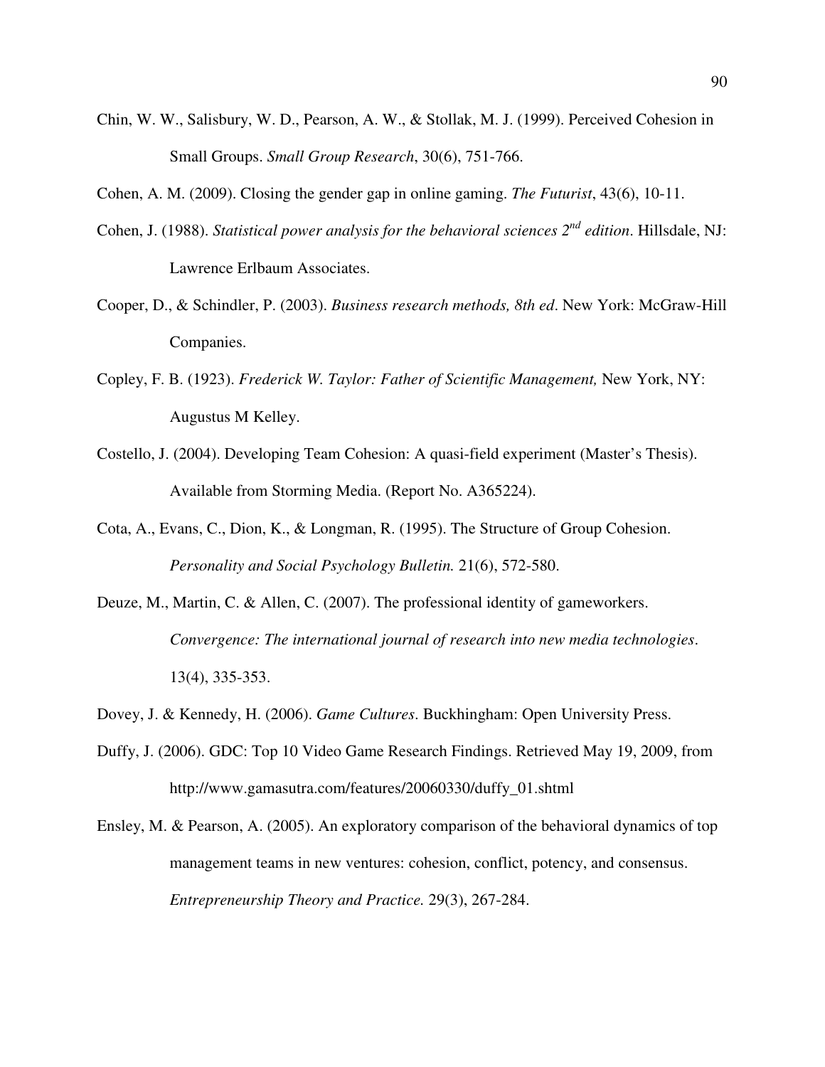Chin, W. W., Salisbury, W. D., Pearson, A. W., & Stollak, M. J. (1999). Perceived Cohesion in Small Groups. *Small Group Research*, 30(6), 751-766.

Cohen, A. M. (2009). Closing the gender gap in online gaming. *The Futurist*, 43(6), 10-11.

Cohen, J. (1988). *Statistical power analysis for the behavioral sciences 2nd edition*. Hillsdale, NJ: Lawrence Erlbaum Associates.

Cooper, D., & Schindler, P. (2003). *Business research methods, 8th ed*. New York: McGraw-Hill Companies.

Copley, F. B. (1923). *Frederick W. Taylor: Father of Scientific Management,* New York, NY: Augustus M Kelley.

Costello, J. (2004). Developing Team Cohesion: A quasi-field experiment (Master's Thesis). Available from Storming Media. (Report No. A365224).

Cota, A., Evans, C., Dion, K., & Longman, R. (1995). The Structure of Group Cohesion. *Personality and Social Psychology Bulletin.* 21(6), 572-580.

Deuze, M., Martin, C. & Allen, C. (2007). The professional identity of gameworkers. *Convergence: The international journal of research into new media technologies*. 13(4), 335-353.

Dovey, J. & Kennedy, H. (2006). *Game Cultures*. Buckhingham: Open University Press.

Duffy, J. (2006). GDC: Top 10 Video Game Research Findings. Retrieved May 19, 2009, from http://www.gamasutra.com/features/20060330/duffy_01.shtml

Ensley, M. & Pearson, A. (2005). An exploratory comparison of the behavioral dynamics of top management teams in new ventures: cohesion, conflict, potency, and consensus. *Entrepreneurship Theory and Practice.* 29(3), 267-284.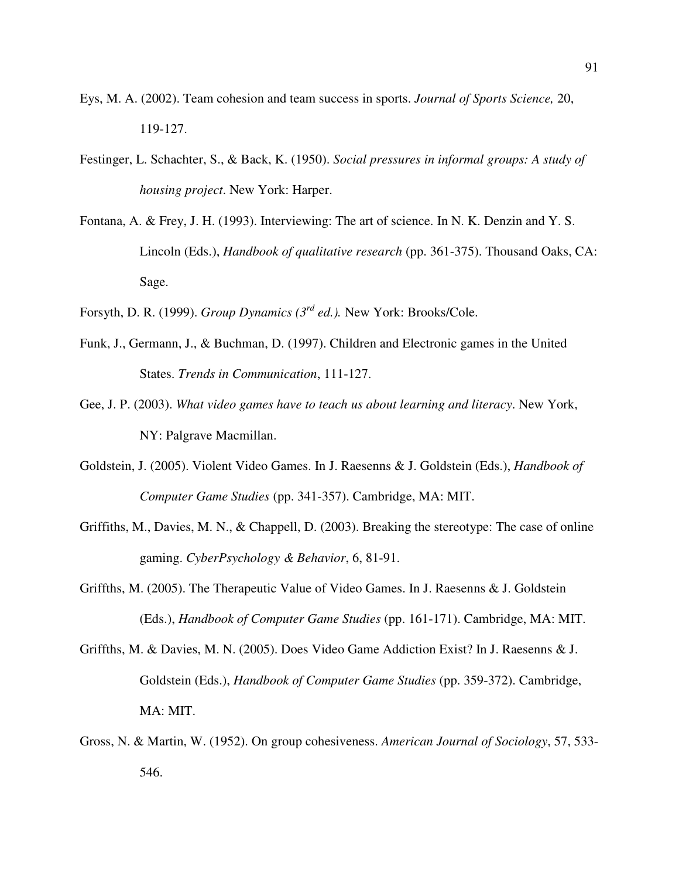Eys, M. A. (2002). Team cohesion and team success in sports. *Journal of Sports Science,* 20, 119-127.

Festinger, L. Schachter, S., & Back, K. (1950). *Social pressures in informal groups: A study of housing project*. New York: Harper.

Fontana, A. & Frey, J. H. (1993). Interviewing: The art of science. In N. K. Denzin and Y. S. Lincoln (Eds.), *Handbook of qualitative research* (pp. 361-375). Thousand Oaks, CA: Sage.

Forsyth, D. R. (1999). *Group Dynamics (3rd ed.).* New York: Brooks/Cole.

Funk, J., Germann, J., & Buchman, D. (1997). Children and Electronic games in the United States. *Trends in Communication*, 111-127.

Gee, J. P. (2003). *What video games have to teach us about learning and literacy*. New York, NY: Palgrave Macmillan.

Goldstein, J. (2005). Violent Video Games. In J. Raesenns & J. Goldstein (Eds.), *Handbook of Computer Game Studies* (pp. 341-357). Cambridge, MA: MIT.

Griffiths, M., Davies, M. N., & Chappell, D. (2003). Breaking the stereotype: The case of online gaming. *CyberPsychology & Behavior*, 6, 81-91.

Griffths, M. (2005). The Therapeutic Value of Video Games. In J. Raesenns & J. Goldstein (Eds.), *Handbook of Computer Game Studies* (pp. 161-171). Cambridge, MA: MIT.

Griffths, M. & Davies, M. N. (2005). Does Video Game Addiction Exist? In J. Raesenns & J. Goldstein (Eds.), *Handbook of Computer Game Studies* (pp. 359-372). Cambridge, MA: MIT.

Gross, N. & Martin, W. (1952). On group cohesiveness. *American Journal of Sociology*, 57, 533-546.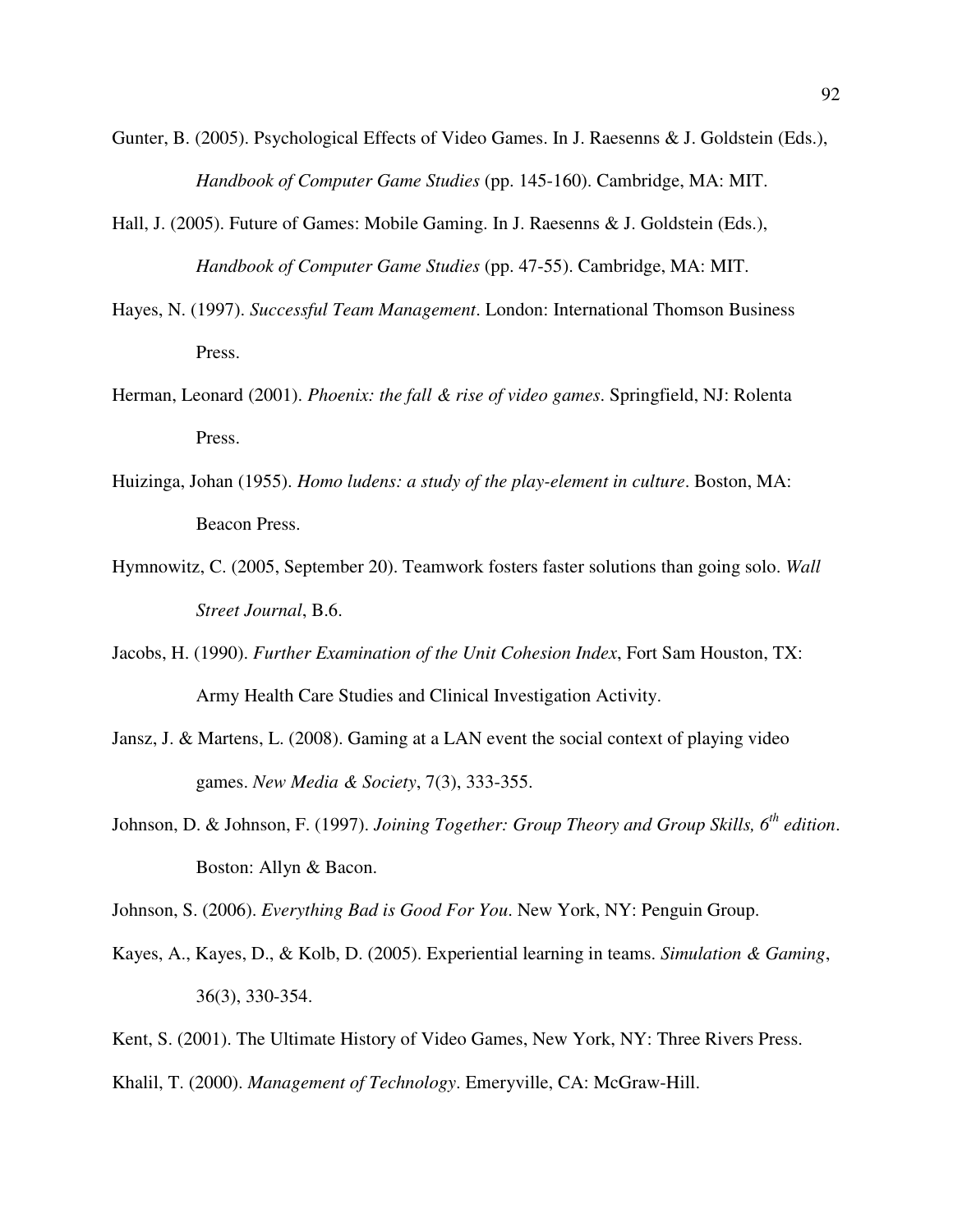Gunter, B. (2005). Psychological Effects of Video Games. In J. Raesenns & J. Goldstein (Eds.), *Handbook of Computer Game Studies* (pp. 145-160). Cambridge, MA: MIT.

Hall, J. (2005). Future of Games: Mobile Gaming. In J. Raesenns & J. Goldstein (Eds.), *Handbook of Computer Game Studies* (pp. 47-55). Cambridge, MA: MIT.

Hayes, N. (1997). *Successful Team Management*. London: International Thomson Business Press.

Herman, Leonard (2001). *Phoenix: the fall & rise of video games*. Springfield, NJ: Rolenta Press.

Huizinga, Johan (1955). *Homo ludens: a study of the play-element in culture*. Boston, MA: Beacon Press.

Hymnowitz, C. (2005, September 20). Teamwork fosters faster solutions than going solo. *Wall Street Journal*, B.6.

Jacobs, H. (1990). *Further Examination of the Unit Cohesion Index*, Fort Sam Houston, TX: Army Health Care Studies and Clinical Investigation Activity.

Jansz, J. & Martens, L. (2008). Gaming at a LAN event the social context of playing video games. *New Media & Society*, 7(3), 333-355.

Johnson, D. & Johnson, F. (1997). *Joining Together: Group Theory and Group Skills, 6th edition*. Boston: Allyn & Bacon.

Johnson, S. (2006). *Everything Bad is Good For You*. New York, NY: Penguin Group.

Kayes, A., Kayes, D., & Kolb, D. (2005). Experiential learning in teams. *Simulation & Gaming*, 36(3), 330-354.

Kent, S. (2001). The Ultimate History of Video Games, New York, NY: Three Rivers Press.

Khalil, T. (2000). *Management of Technology*. Emeryville, CA: McGraw-Hill.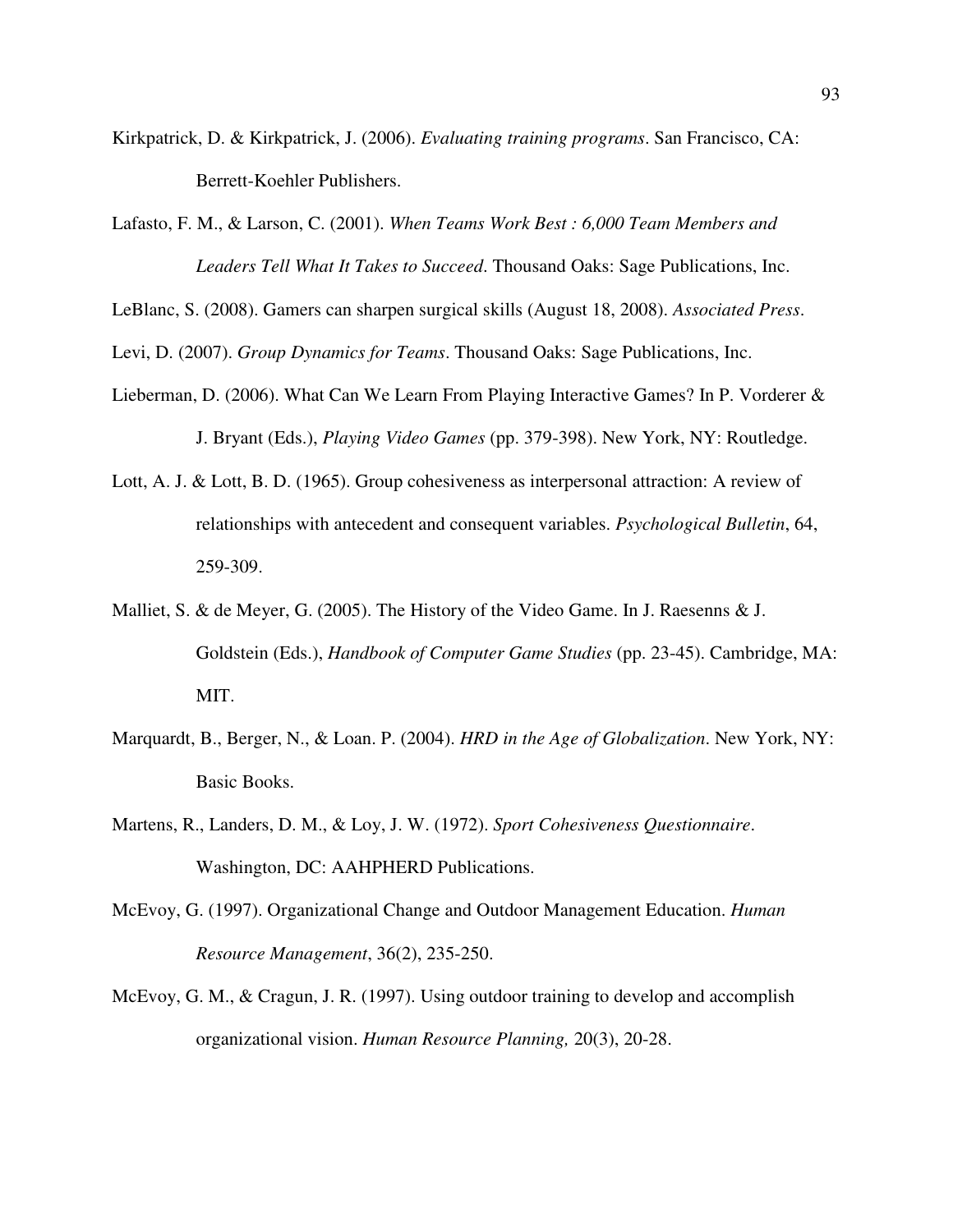Kirkpatrick, D. & Kirkpatrick, J. (2006). *Evaluating training programs*. San Francisco, CA: Berrett-Koehler Publishers.

Lafasto, F. M., & Larson, C. (2001). *When Teams Work Best : 6,000 Team Members and Leaders Tell What It Takes to Succeed*. Thousand Oaks: Sage Publications, Inc.

LeBlanc, S. (2008). Gamers can sharpen surgical skills (August 18, 2008). *Associated Press*.

Levi, D. (2007). *Group Dynamics for Teams*. Thousand Oaks: Sage Publications, Inc.

Lieberman, D. (2006). What Can We Learn From Playing Interactive Games? In P. Vorderer & J. Bryant (Eds.), *Playing Video Games* (pp. 379-398). New York, NY: Routledge.

Lott, A. J. & Lott, B. D. (1965). Group cohesiveness as interpersonal attraction: A review of relationships with antecedent and consequent variables. *Psychological Bulletin*, 64, 259-309.

Malliet, S. & de Meyer, G. (2005). The History of the Video Game. In J. Raesenns & J. Goldstein (Eds.), *Handbook of Computer Game Studies* (pp. 23-45). Cambridge, MA: MIT.

Marquardt, B., Berger, N., & Loan. P. (2004). *HRD in the Age of Globalization*. New York, NY: Basic Books.

Martens, R., Landers, D. M., & Loy, J. W. (1972). *Sport Cohesiveness Questionnaire*. Washington, DC: AAHPHERD Publications.

McEvoy, G. (1997). Organizational Change and Outdoor Management Education. *Human Resource Management*, 36(2), 235-250.

McEvoy, G. M., & Cragun, J. R. (1997). Using outdoor training to develop and accomplish organizational vision. *Human Resource Planning,* 20(3), 20-28.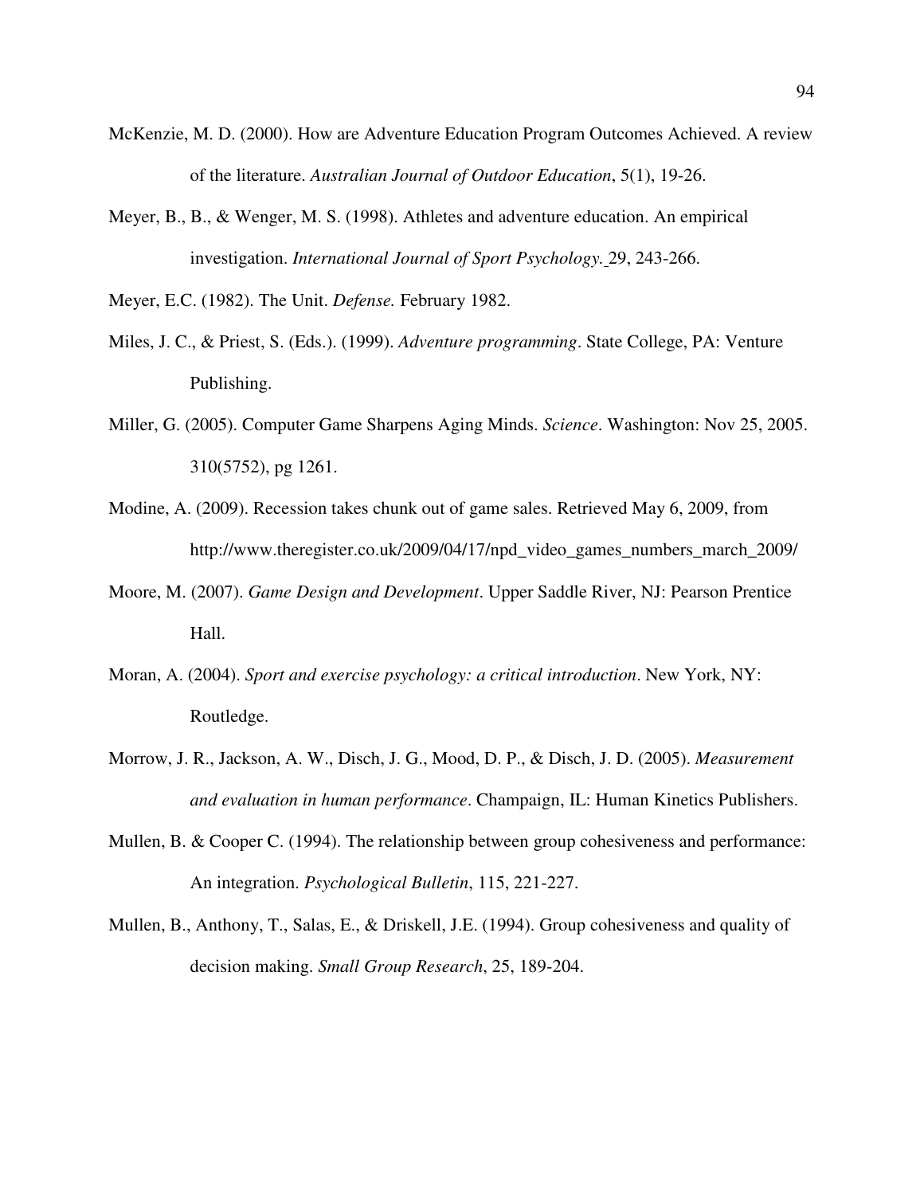McKenzie, M. D. (2000). How are Adventure Education Program Outcomes Achieved. A review of the literature. *Australian Journal of Outdoor Education*, 5(1), 19-26.

Meyer, B., B., & Wenger, M. S. (1998). Athletes and adventure education. An empirical investigation. *International Journal of Sport Psychology.* 29, 243-266.

Meyer, E.C. (1982). The Unit. *Defense.* February 1982.

Miles, J. C., & Priest, S. (Eds.). (1999). *Adventure programming*. State College, PA: Venture Publishing.

Miller, G. (2005). Computer Game Sharpens Aging Minds. *Science*. Washington: Nov 25, 2005. 310(5752), pg 1261.

Modine, A. (2009). Recession takes chunk out of game sales. Retrieved May 6, 2009, from http://www.theregister.co.uk/2009/04/17/npd_video_games_numbers_march_2009/

Moore, M. (2007). *Game Design and Development*. Upper Saddle River, NJ: Pearson Prentice Hall.

Moran, A. (2004). *Sport and exercise psychology: a critical introduction*. New York, NY: Routledge.

Morrow, J. R., Jackson, A. W., Disch, J. G., Mood, D. P., & Disch, J. D. (2005). *Measurement and evaluation in human performance*. Champaign, IL: Human Kinetics Publishers.

Mullen, B. & Cooper C. (1994). The relationship between group cohesiveness and performance: An integration. *Psychological Bulletin*, 115, 221-227.

Mullen, B., Anthony, T., Salas, E., & Driskell, J.E. (1994). Group cohesiveness and quality of decision making. *Small Group Research*, 25, 189-204.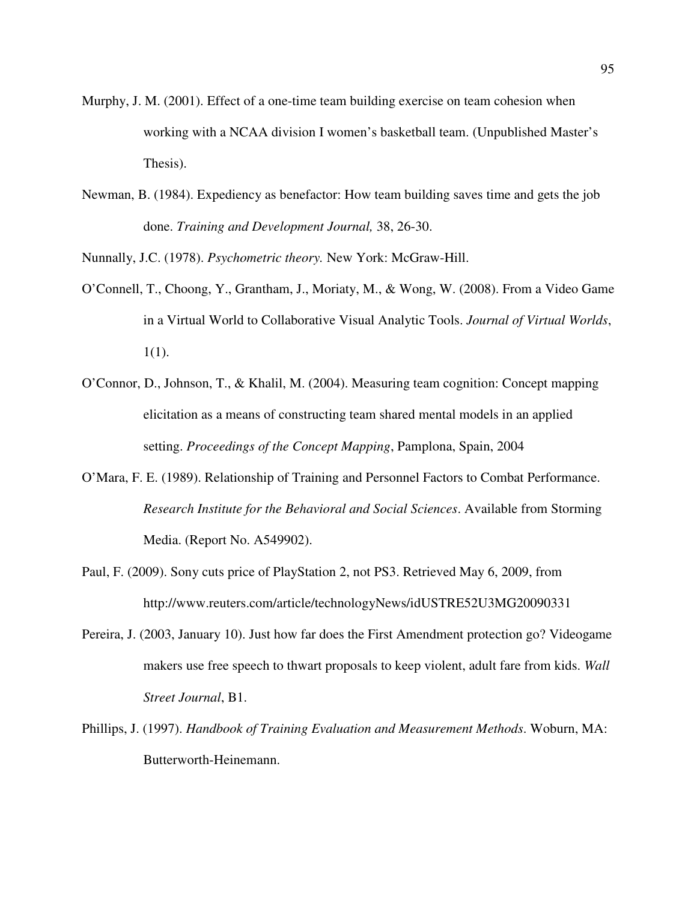Murphy, J. M. (2001). Effect of a one-time team building exercise on team cohesion when working with a NCAA division I women's basketball team. (Unpublished Master's Thesis).

Newman, B. (1984). Expediency as benefactor: How team building saves time and gets the job done. *Training and Development Journal,* 38, 26-30.

Nunnally, J.C. (1978). *Psychometric theory.* New York: McGraw-Hill.

O'Connell, T., Choong, Y., Grantham, J., Moriaty, M., & Wong, W. (2008). From a Video Game in a Virtual World to Collaborative Visual Analytic Tools. *Journal of Virtual Worlds*, 1(1).

O'Connor, D., Johnson, T., & Khalil, M. (2004). Measuring team cognition: Concept mapping elicitation as a means of constructing team shared mental models in an applied setting. *Proceedings of the Concept Mapping*, Pamplona, Spain, 2004

O'Mara, F. E. (1989). Relationship of Training and Personnel Factors to Combat Performance. *Research Institute for the Behavioral and Social Sciences*. Available from Storming Media. (Report No. A549902).

Paul, F. (2009). Sony cuts price of PlayStation 2, not PS3. Retrieved May 6, 2009, from http://www.reuters.com/article/technologyNews/idUSTRE52U3MG20090331

Pereira, J. (2003, January 10). Just how far does the First Amendment protection go? Videogame makers use free speech to thwart proposals to keep violent, adult fare from kids. *Wall Street Journal*, B1.

Phillips, J. (1997). *Handbook of Training Evaluation and Measurement Methods*. Woburn, MA: Butterworth-Heinemann.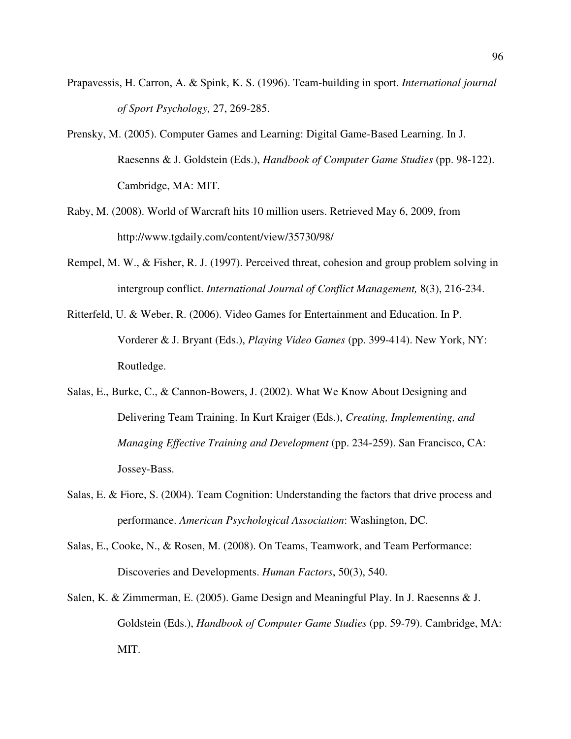Prapavessis, H. Carron, A. & Spink, K. S. (1996). Team-building in sport. *International journal of Sport Psychology,* 27, 269-285.

Prensky, M. (2005). Computer Games and Learning: Digital Game-Based Learning. In J. Raesenns & J. Goldstein (Eds.), *Handbook of Computer Game Studies* (pp. 98-122). Cambridge, MA: MIT.

Raby, M. (2008). World of Warcraft hits 10 million users. Retrieved May 6, 2009, from http://www.tgdaily.com/content/view/35730/98/

Rempel, M. W., & Fisher, R. J. (1997). Perceived threat, cohesion and group problem solving in intergroup conflict. *International Journal of Conflict Management,* 8(3), 216-234.

Ritterfeld, U. & Weber, R. (2006). Video Games for Entertainment and Education. In P. Vorderer & J. Bryant (Eds.), *Playing Video Games* (pp. 399-414). New York, NY: Routledge.

Salas, E., Burke, C., & Cannon-Bowers, J. (2002). What We Know About Designing and Delivering Team Training. In Kurt Kraiger (Eds.), *Creating, Implementing, and Managing Effective Training and Development* (pp. 234-259). San Francisco, CA: Jossey-Bass.

Salas, E. & Fiore, S. (2004). Team Cognition: Understanding the factors that drive process and performance. *American Psychological Association*: Washington, DC.

Salas, E., Cooke, N., & Rosen, M. (2008). On Teams, Teamwork, and Team Performance: Discoveries and Developments. *Human Factors*, 50(3), 540.

Salen, K. & Zimmerman, E. (2005). Game Design and Meaningful Play. In J. Raesenns & J. Goldstein (Eds.), *Handbook of Computer Game Studies* (pp. 59-79). Cambridge, MA: MIT.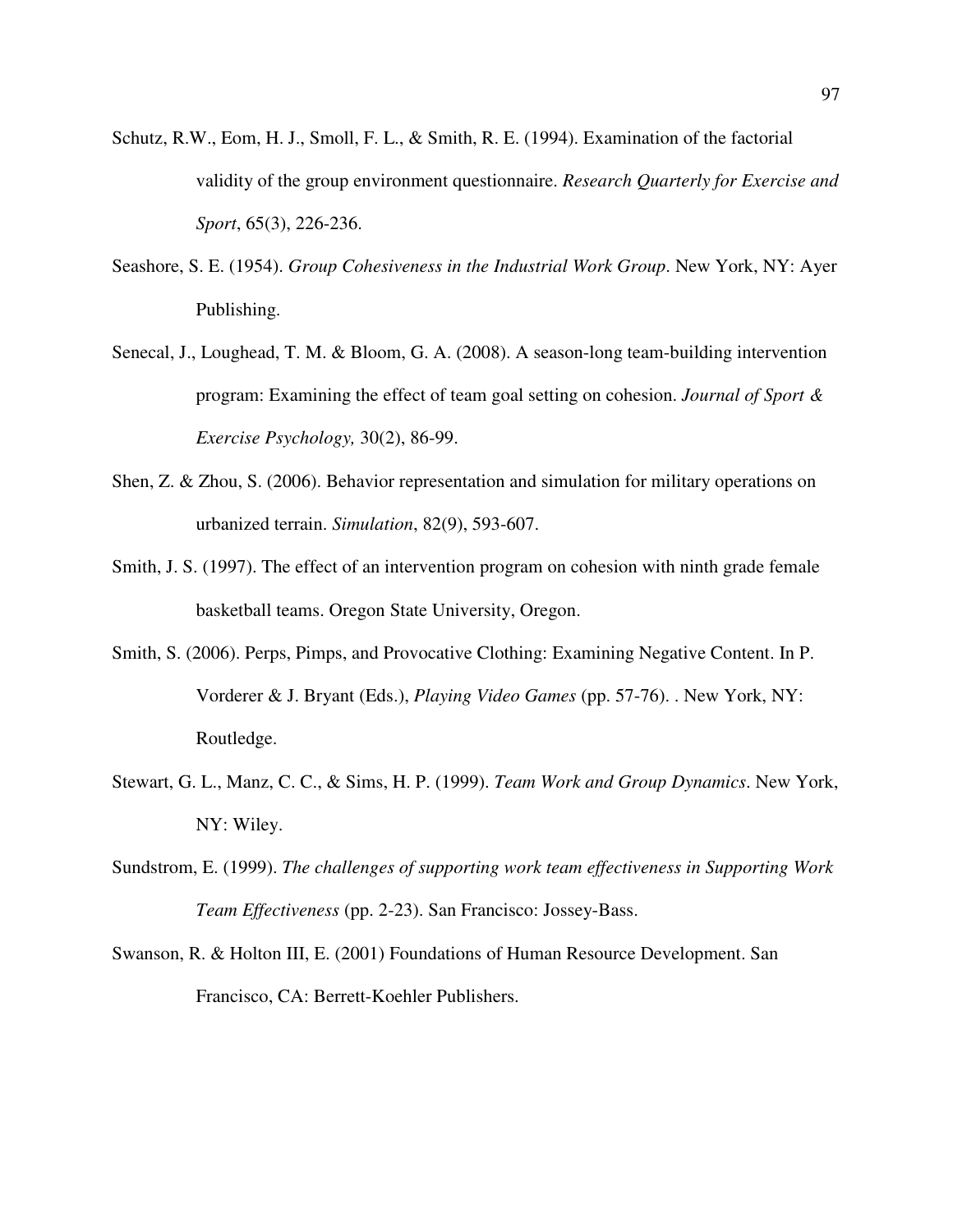Schutz, R.W., Eom, H. J., Smoll, F. L., & Smith, R. E. (1994). Examination of the factorial validity of the group environment questionnaire. *Research Quarterly for Exercise and Sport*, 65(3), 226-236.

Seashore, S. E. (1954). *Group Cohesiveness in the Industrial Work Group*. New York, NY: Ayer Publishing.

Senecal, J., Loughead, T. M. & Bloom, G. A. (2008). A season-long team-building intervention program: Examining the effect of team goal setting on cohesion. *Journal of Sport & Exercise Psychology,* 30(2), 86-99.

Shen, Z. & Zhou, S. (2006). Behavior representation and simulation for military operations on urbanized terrain. *Simulation*, 82(9), 593-607.

Smith, J. S. (1997). The effect of an intervention program on cohesion with ninth grade female basketball teams. Oregon State University, Oregon.

Smith, S. (2006). Perps, Pimps, and Provocative Clothing: Examining Negative Content. In P. Vorderer & J. Bryant (Eds.), *Playing Video Games* (pp. 57-76). . New York, NY: Routledge.

Stewart, G. L., Manz, C. C., & Sims, H. P. (1999). *Team Work and Group Dynamics*. New York, NY: Wiley.

Sundstrom, E. (1999). *The challenges of supporting work team effectiveness in Supporting Work Team Effectiveness* (pp. 2-23). San Francisco: Jossey-Bass.

Swanson, R. & Holton III, E. (2001) Foundations of Human Resource Development. San Francisco, CA: Berrett-Koehler Publishers.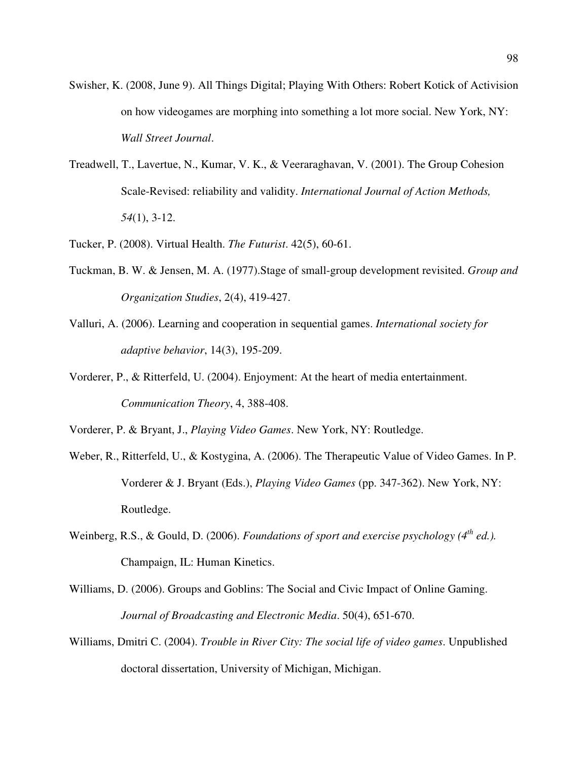Swisher, K. (2008, June 9). All Things Digital; Playing With Others: Robert Kotick of Activision on how videogames are morphing into something a lot more social. New York, NY: *Wall Street Journal*.

Treadwell, T., Lavertue, N., Kumar, V. K., & Veeraraghavan, V. (2001). The Group Cohesion Scale-Revised: reliability and validity. *International Journal of Action Methods, 54*(1), 3-12.

Tucker, P. (2008). Virtual Health. *The Futurist*. 42(5), 60-61.

Tuckman, B. W. & Jensen, M. A. (1977).Stage of small-group development revisited. *Group and Organization Studies*, 2(4), 419-427.

Valluri, A. (2006). Learning and cooperation in sequential games. *International society for adaptive behavior*, 14(3), 195-209.

Vorderer, P., & Ritterfeld, U. (2004). Enjoyment: At the heart of media entertainment. *Communication Theory*, 4, 388-408.

Vorderer, P. & Bryant, J., *Playing Video Games*. New York, NY: Routledge.

Weber, R., Ritterfeld, U., & Kostygina, A. (2006). The Therapeutic Value of Video Games. In P. Vorderer & J. Bryant (Eds.), *Playing Video Games* (pp. 347-362). New York, NY: Routledge.

Weinberg, R.S., & Gould, D. (2006). *Foundations of sport and exercise psychology (4th ed.).* Champaign, IL: Human Kinetics.

Williams, D. (2006). Groups and Goblins: The Social and Civic Impact of Online Gaming. *Journal of Broadcasting and Electronic Media*. 50(4), 651-670.

Williams, Dmitri C. (2004). *Trouble in River City: The social life of video games*. Unpublished doctoral dissertation, University of Michigan, Michigan.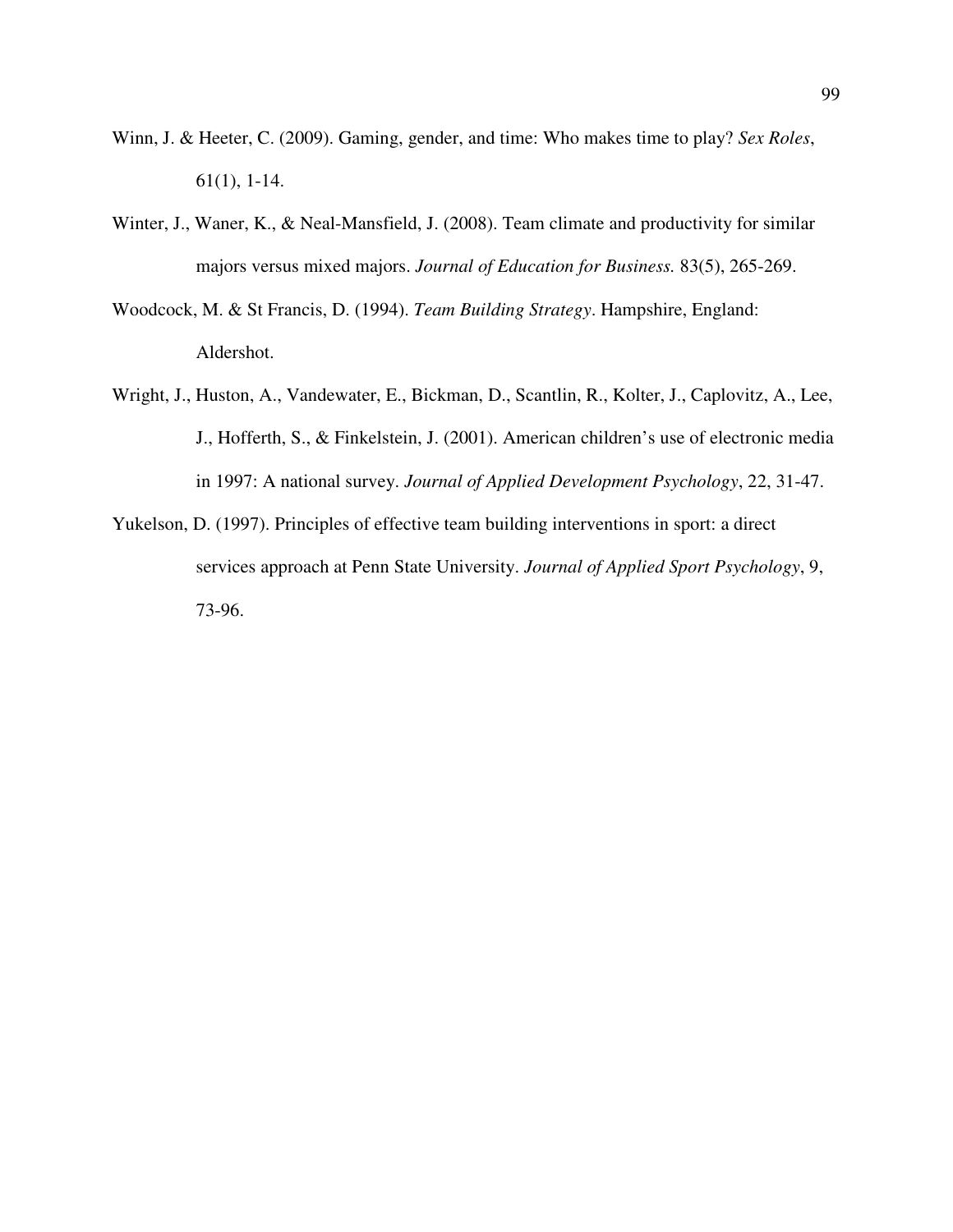Winn, J. & Heeter, C. (2009). Gaming, gender, and time: Who makes time to play? *Sex Roles*, 61(1), 1-14.

Winter, J., Waner, K., & Neal-Mansfield, J. (2008). Team climate and productivity for similar majors versus mixed majors. *Journal of Education for Business.* 83(5), 265-269.

Woodcock, M. & St Francis, D. (1994). *Team Building Strategy*. Hampshire, England: Aldershot.

Wright, J., Huston, A., Vandewater, E., Bickman, D., Scantlin, R., Kolter, J., Caplovitz, A., Lee, J., Hofferth, S., & Finkelstein, J. (2001). American children's use of electronic media in 1997: A national survey. *Journal of Applied Development Psychology*, 22, 31-47.

Yukelson, D. (1997). Principles of effective team building interventions in sport: a direct services approach at Penn State University. *Journal of Applied Sport Psychology*, 9, 73-96.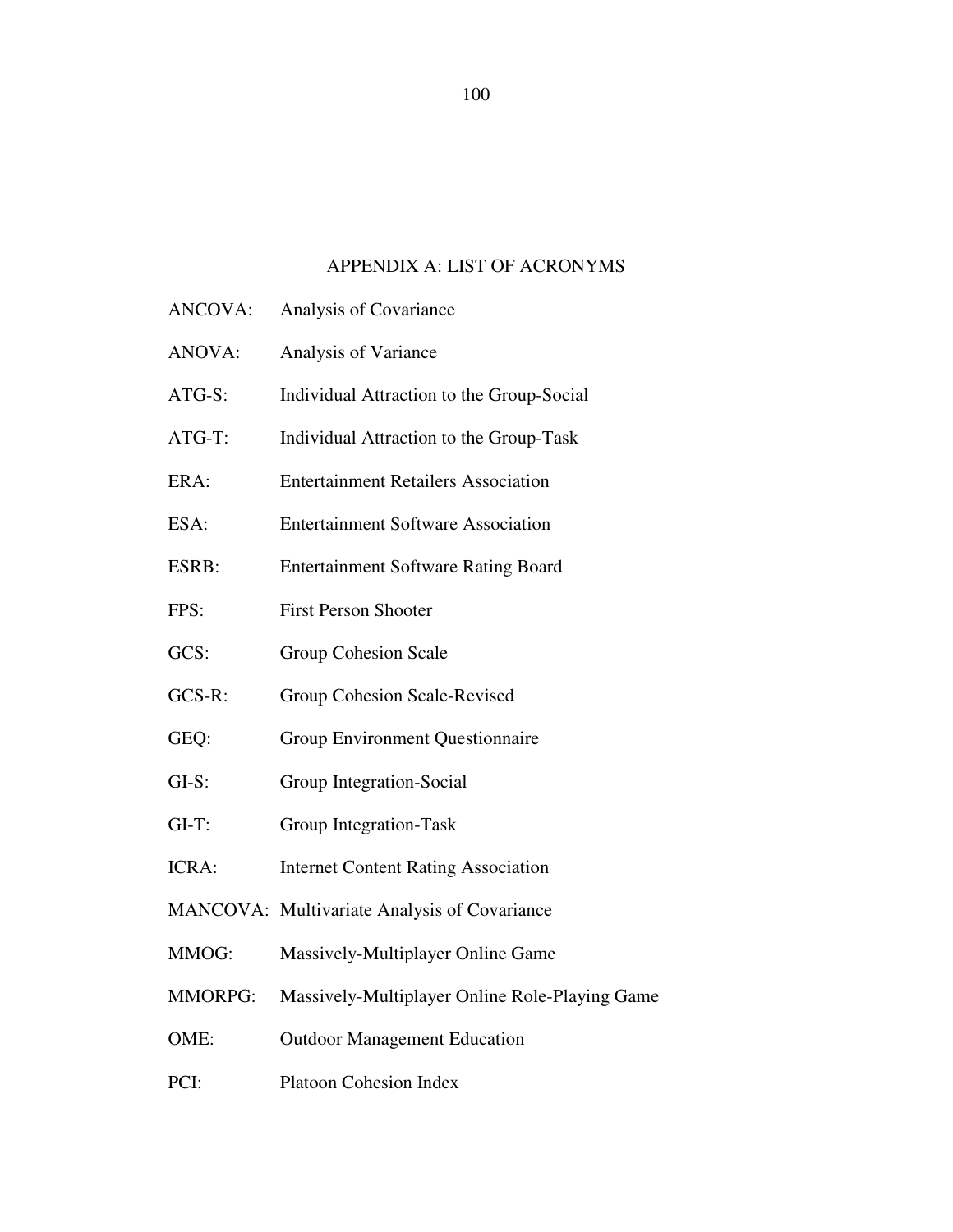# APPENDIX A: LIST OF ACRONYMS

ANCOVA: Analysis of Covariance

ANOVA: Analysis of Variance

ATG-S: Individual Attraction to the Group-Social

ATG-T: Individual Attraction to the Group-Task

ERA: Entertainment Retailers Association

ESA: Entertainment Software Association

ESRB: Entertainment Software Rating Board

FPS: First Person Shooter

GCS: Group Cohesion Scale

GCS-R: Group Cohesion Scale-Revised

GEQ: Group Environment Questionnaire

GI-S: Group Integration-Social

GI-T: Group Integration-Task

ICRA: Internet Content Rating Association

MANCOVA: Multivariate Analysis of Covariance

MMOG: Massively-Multiplayer Online Game

MMORPG: Massively-Multiplayer Online Role-Playing Game

OME: Outdoor Management Education

PCI: Platoon Cohesion Index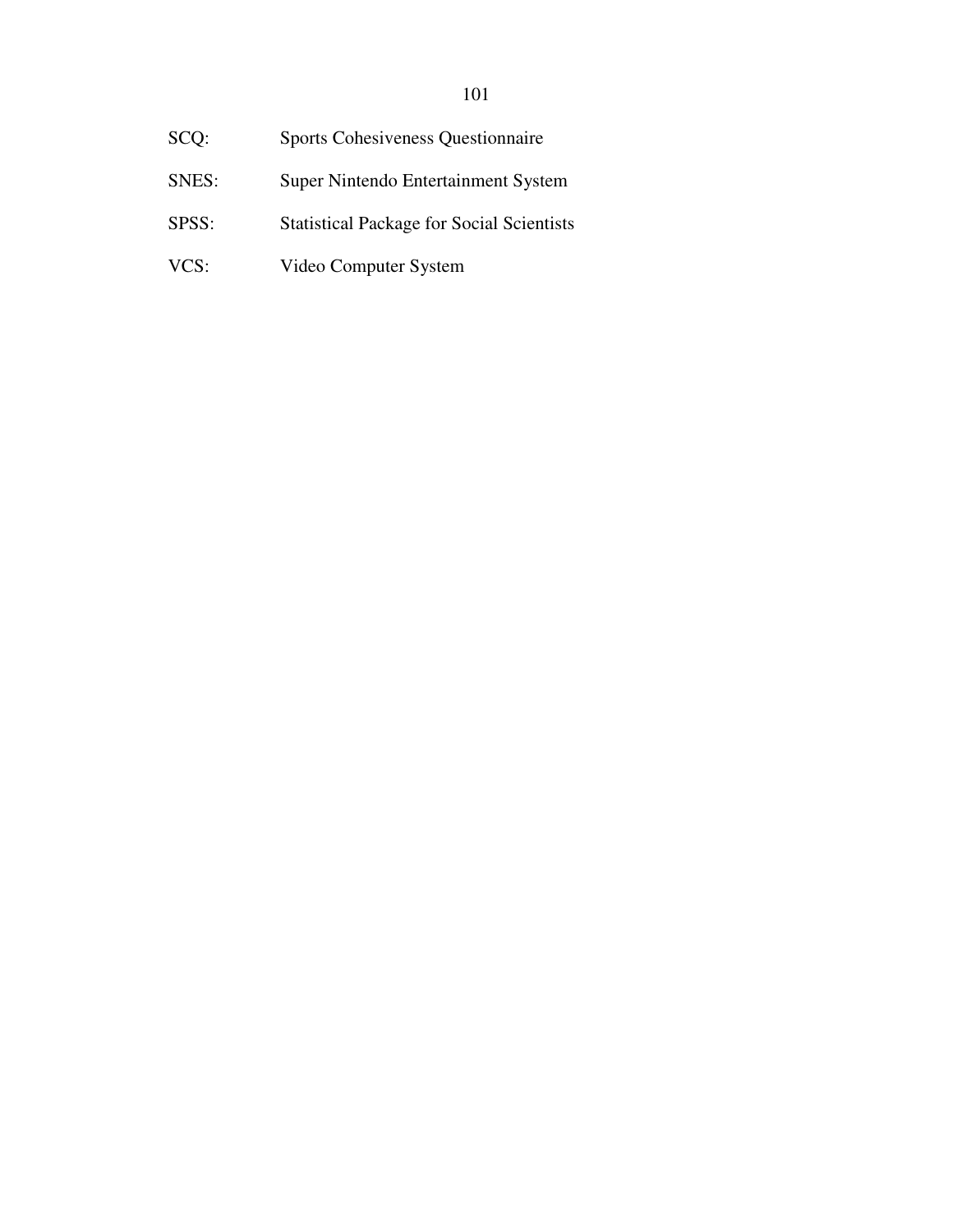SCQ: Sports Cohesiveness Questionnaire

SNES: Super Nintendo Entertainment System

SPSS: Statistical Package for Social Scientists

VCS: Video Computer System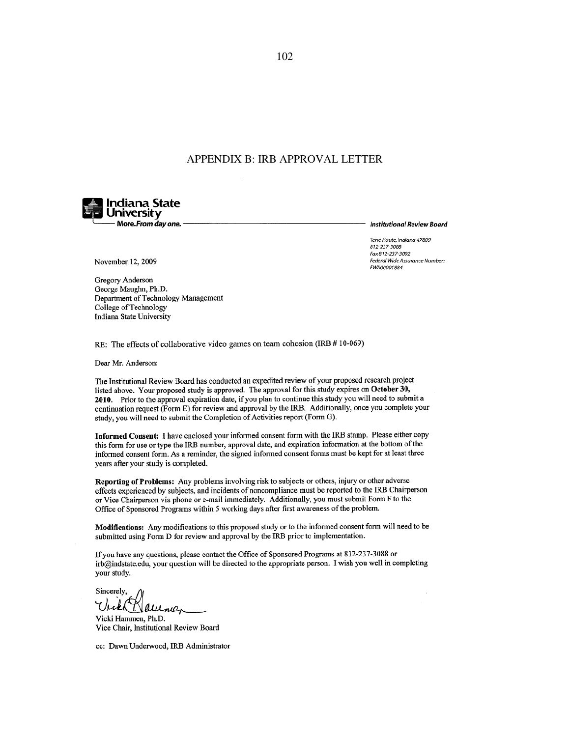## APPENDIX B: IRB APPROVAL LETTER

**Indiana State University**
More. *From day one.*

***Institutional Review Board***

*Terre Haute, Indiana 47809*
*812-237-3088*
*Fax 812-237-3092*
*Federal Wide Assurance Number:*
*FWA00001884*

November 12, 2009

Gregory Anderson
George Maughn, Ph.D.
Department of Technology Management
College of Technology
Indiana State University

RE: The effects of collaborative video games on team cohesion (IRB # 10-069)

Dear Mr. Anderson:

The Institutional Review Board has conducted an expedited review of your proposed research project listed above. Your proposed study is approved. The approval for this study expires on **October 30, 2010.** Prior to the approval expiration date, if you plan to continue this study you will need to submit a continuation request (Form E) for review and approval by the IRB. Additionally, once you complete your study, you will need to submit the Completion of Activities report (Form G).

**Informed Consent:** I have enclosed your informed consent form with the IRB stamp. Please either copy this form for use or type the IRB number, approval date, and expiration information at the bottom of the informed consent form. As a reminder, the signed informed consent forms must be kept for at least three years after your study is completed.

**Reporting of Problems:** Any problems involving risk to subjects or others, injury or other adverse effects experienced by subjects, and incidents of noncompliance must be reported to the IRB Chairperson or Vice Chairperson via phone or e-mail immediately. Additionally, you must submit Form F to the Office of Sponsored Programs within 5 working days after first awareness of the problem.

**Modifications:** Any modifications to this proposed study or to the informed consent form will need to be submitted using Form D for review and approval by the IRB prior to implementation.

If you have any questions, please contact the Office of Sponsored Programs at 812-237-3088 or irb@indstate.edu, your question will be directed to the appropriate person. I wish you well in completing your study.

Sincerely,

Vicki Hammen, Ph.D.
Vice Chair, Institutional Review Board

cc: Dawn Underwood, IRB Administrator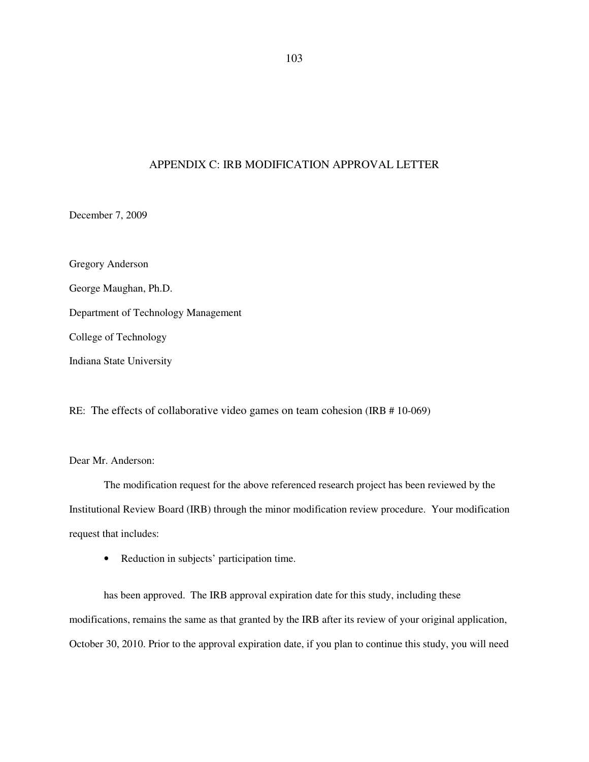# APPENDIX C: IRB MODIFICATION APPROVAL LETTER

December 7, 2009

Gregory Anderson

George Maughan, Ph.D.

Department of Technology Management

College of Technology

Indiana State University

RE: The effects of collaborative video games on team cohesion (IRB # 10-069)

Dear Mr. Anderson:

The modification request for the above referenced research project has been reviewed by the Institutional Review Board (IRB) through the minor modification review procedure. Your modification request that includes:

- Reduction in subjects' participation time.

has been approved. The IRB approval expiration date for this study, including these modifications, remains the same as that granted by the IRB after its review of your original application, October 30, 2010. Prior to the approval expiration date, if you plan to continue this study, you will need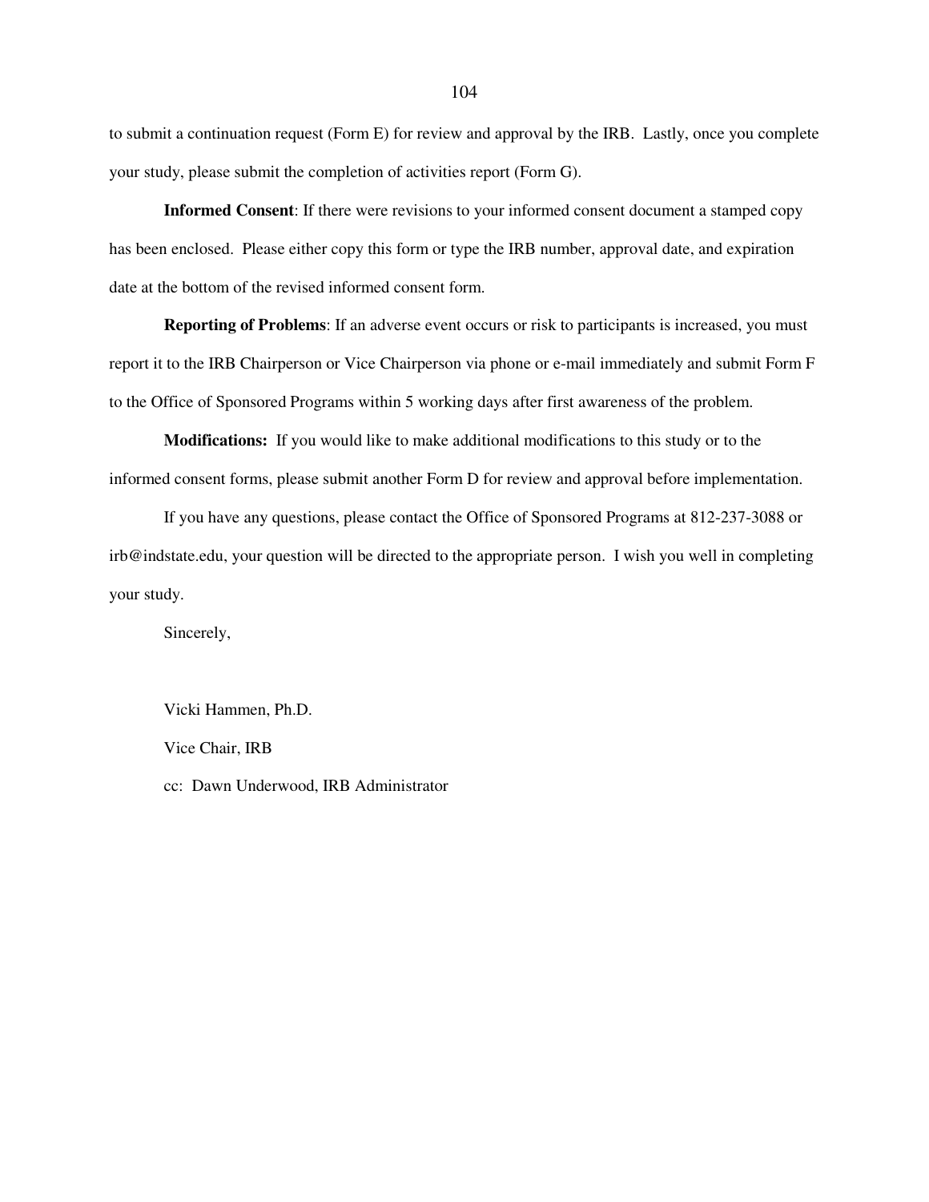to submit a continuation request (Form E) for review and approval by the IRB. Lastly, once you complete your study, please submit the completion of activities report (Form G).

**Informed Consent**: If there were revisions to your informed consent document a stamped copy has been enclosed. Please either copy this form or type the IRB number, approval date, and expiration date at the bottom of the revised informed consent form.

**Reporting of Problems**: If an adverse event occurs or risk to participants is increased, you must report it to the IRB Chairperson or Vice Chairperson via phone or e-mail immediately and submit Form F to the Office of Sponsored Programs within 5 working days after first awareness of the problem.

**Modifications:** If you would like to make additional modifications to this study or to the informed consent forms, please submit another Form D for review and approval before implementation.

If you have any questions, please contact the Office of Sponsored Programs at 812-237-3088 or irb@indstate.edu, your question will be directed to the appropriate person. I wish you well in completing your study.

Sincerely,

Vicki Hammen, Ph.D.

Vice Chair, IRB

cc: Dawn Underwood, IRB Administrator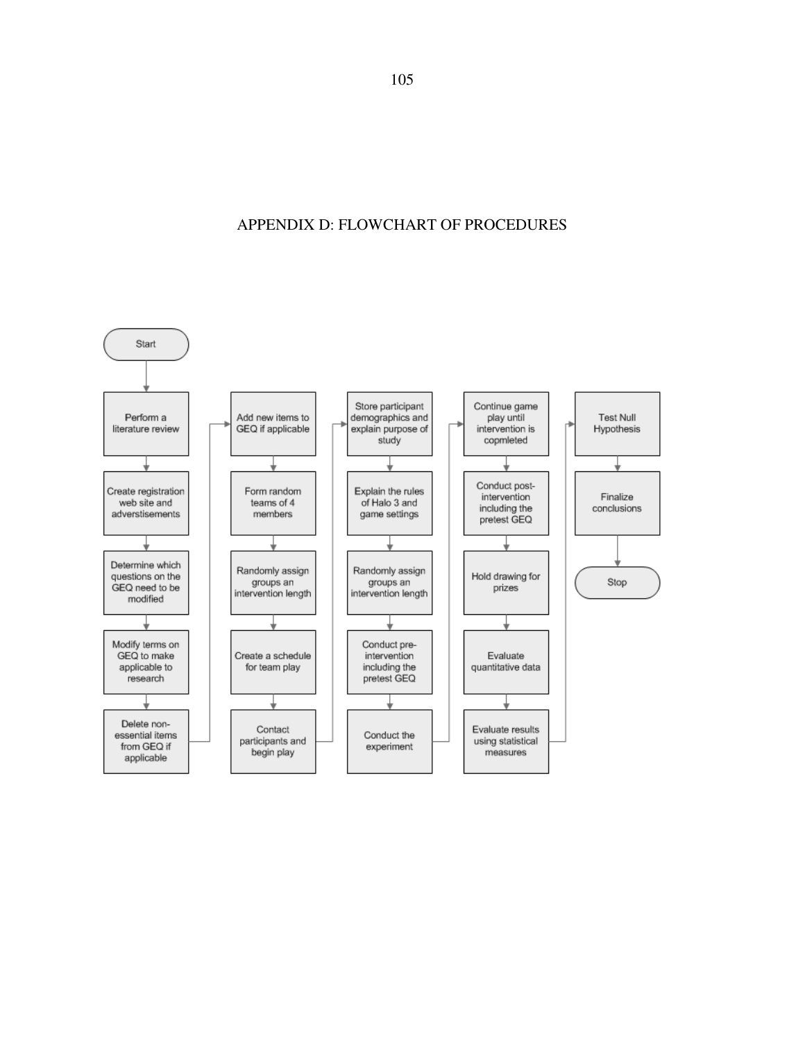# APPENDIX D: FLOWCHART OF PROCEDURES

Start

- Perform a literature review
- Create registration web site and adverstisements
- Determine which questions on the GEQ need to be modified
- Modify terms on GEQ to make applicable to research
- Delete non-essential items from GEQ if applicable
- Add new items to GEQ if applicable
- Form random teams of 4 members
- Randomly assign groups an intervention length
- Create a schedule for team play
- Contact participants and begin play
- Store participant demographics and explain purpose of study
- Explain the rules of Halo 3 and game settings
- Randomly assign groups an intervention length
- Conduct pre-intervention including the pretest GEQ
- Conduct the experiment
- Continue game play until intervention is copmleted
- Conduct post-intervention including the pretest GEQ
- Hold drawing for prizes
- Evaluate quantitative data
- Evaluate results using statistical measures
- Test Null Hypothesis
- Finalize conclusions

Stop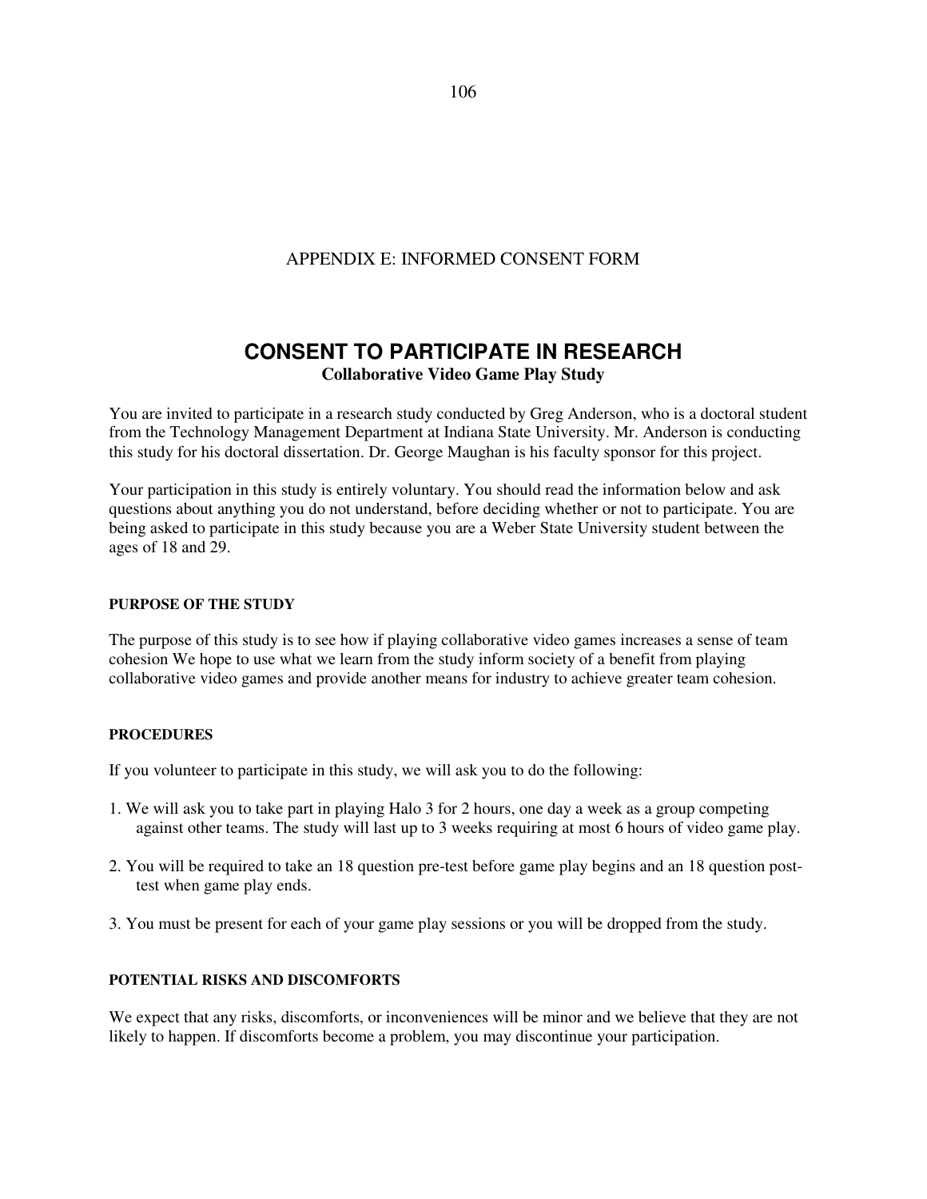# APPENDIX E: INFORMED CONSENT FORM

## CONSENT TO PARTICIPATE IN RESEARCH

**Collaborative Video Game Play Study**

You are invited to participate in a research study conducted by Greg Anderson, who is a doctoral student from the Technology Management Department at Indiana State University. Mr. Anderson is conducting this study for his doctoral dissertation. Dr. George Maughan is his faculty sponsor for this project.

Your participation in this study is entirely voluntary. You should read the information below and ask questions about anything you do not understand, before deciding whether or not to participate. You are being asked to participate in this study because you are a Weber State University student between the ages of 18 and 29.

#### PURPOSE OF THE STUDY

The purpose of this study is to see how if playing collaborative video games increases a sense of team cohesion We hope to use what we learn from the study inform society of a benefit from playing collaborative video games and provide another means for industry to achieve greater team cohesion.

#### PROCEDURES

If you volunteer to participate in this study, we will ask you to do the following:

1. We will ask you to take part in playing Halo 3 for 2 hours, one day a week as a group competing against other teams. The study will last up to 3 weeks requiring at most 6 hours of video game play.

2. You will be required to take an 18 question pre-test before game play begins and an 18 question post-test when game play ends.

3. You must be present for each of your game play sessions or you will be dropped from the study.

#### POTENTIAL RISKS AND DISCOMFORTS

We expect that any risks, discomforts, or inconveniences will be minor and we believe that they are not likely to happen. If discomforts become a problem, you may discontinue your participation.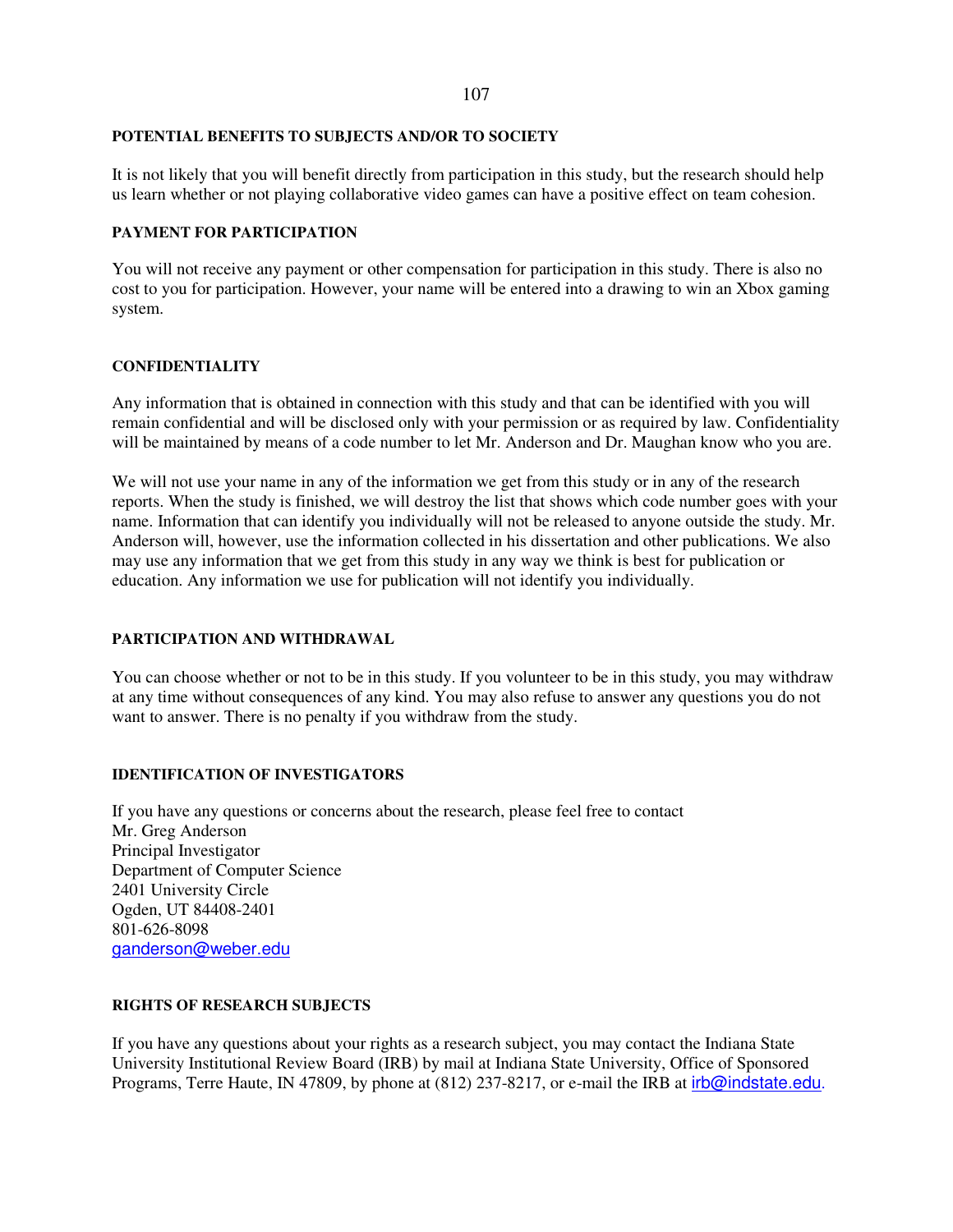**POTENTIAL BENEFITS TO SUBJECTS AND/OR TO SOCIETY**

It is not likely that you will benefit directly from participation in this study, but the research should help us learn whether or not playing collaborative video games can have a positive effect on team cohesion.

**PAYMENT FOR PARTICIPATION**

You will not receive any payment or other compensation for participation in this study. There is also no cost to you for participation. However, your name will be entered into a drawing to win an Xbox gaming system.

**CONFIDENTIALITY**

Any information that is obtained in connection with this study and that can be identified with you will remain confidential and will be disclosed only with your permission or as required by law. Confidentiality will be maintained by means of a code number to let Mr. Anderson and Dr. Maughan know who you are.

We will not use your name in any of the information we get from this study or in any of the research reports. When the study is finished, we will destroy the list that shows which code number goes with your name. Information that can identify you individually will not be released to anyone outside the study. Mr. Anderson will, however, use the information collected in his dissertation and other publications. We also may use any information that we get from this study in any way we think is best for publication or education. Any information we use for publication will not identify you individually.

**PARTICIPATION AND WITHDRAWAL**

You can choose whether or not to be in this study. If you volunteer to be in this study, you may withdraw at any time without consequences of any kind. You may also refuse to answer any questions you do not want to answer. There is no penalty if you withdraw from the study.

**IDENTIFICATION OF INVESTIGATORS**

If you have any questions or concerns about the research, please feel free to contact
Mr. Greg Anderson
Principal Investigator
Department of Computer Science
2401 University Circle
Ogden, UT 84408-2401
801-626-8098
ganderson@weber.edu

**RIGHTS OF RESEARCH SUBJECTS**

If you have any questions about your rights as a research subject, you may contact the Indiana State University Institutional Review Board (IRB) by mail at Indiana State University, Office of Sponsored Programs, Terre Haute, IN 47809, by phone at (812) 237-8217, or e-mail the IRB at irb@indstate.edu.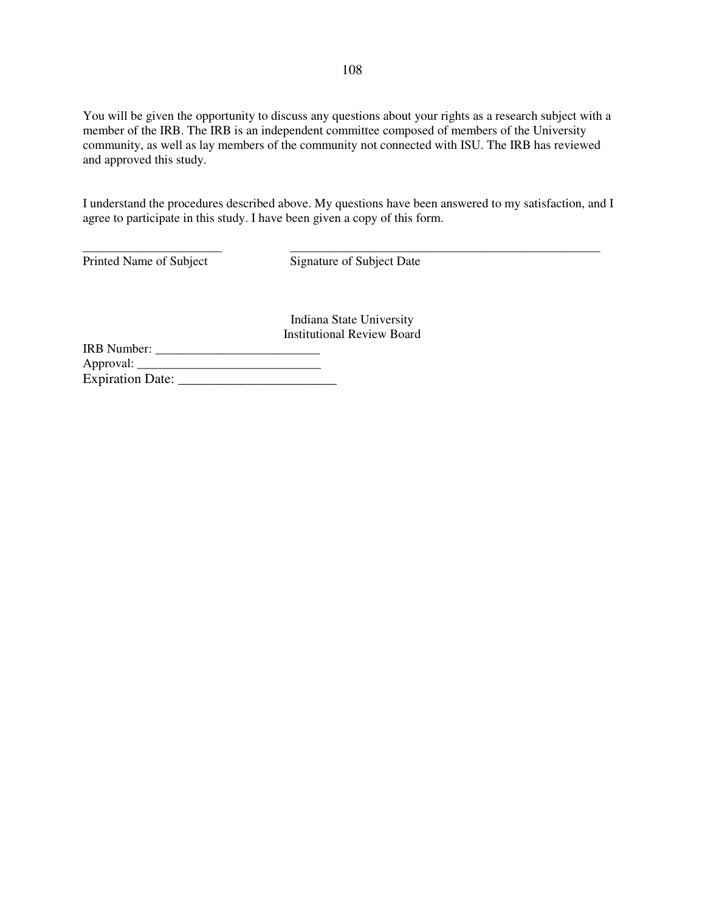You will be given the opportunity to discuss any questions about your rights as a research subject with a member of the IRB. The IRB is an independent committee composed of members of the University community, as well as lay members of the community not connected with ISU. The IRB has reviewed and approved this study.

I understand the procedures described above. My questions have been answered to my satisfaction, and I agree to participate in this study. I have been given a copy of this form.

______________________ ____________________________________________________

Printed Name of Subject Signature of Subject Date

Indiana State University
Institutional Review Board

IRB Number: _________________________

Approval: _____________________________

Expiration Date: _______________________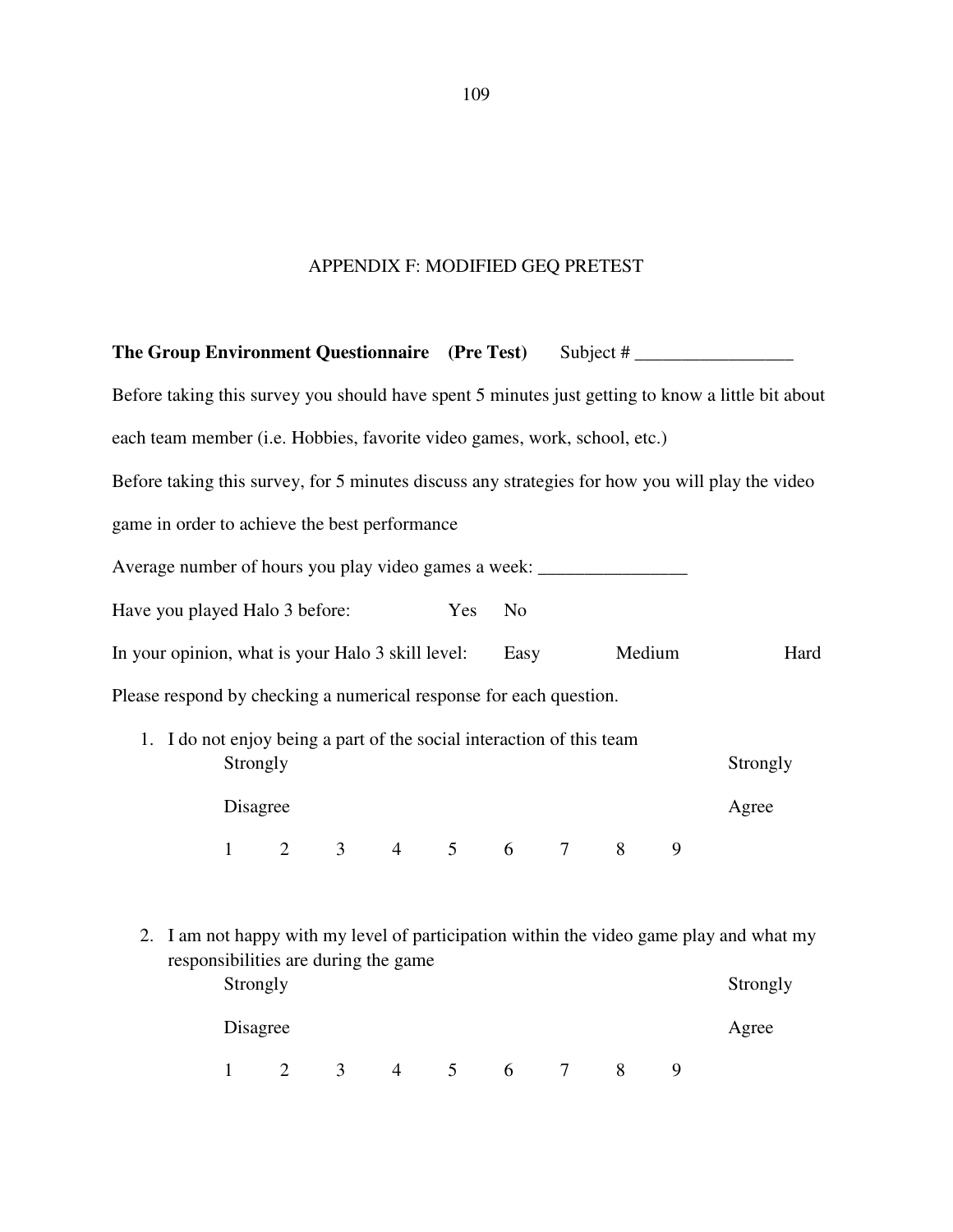# APPENDIX F: MODIFIED GEQ PRETEST

**The Group Environment Questionnaire (Pre Test)** Subject # _________________

Before taking this survey you should have spent 5 minutes just getting to know a little bit about each team member (i.e. Hobbies, favorite video games, work, school, etc.)

Before taking this survey, for 5 minutes discuss any strategies for how you will play the video game in order to achieve the best performance

Average number of hours you play video games a week: ________________

Have you played Halo 3 before: Yes No

In your opinion, what is your Halo 3 skill level: Easy Medium Hard

Please respond by checking a numerical response for each question.

1. I do not enjoy being a part of the social interaction of this team

   Strongly Disagree — Strongly Agree

   1 2 3 4 5 6 7 8 9

2. I am not happy with my level of participation within the video game play and what my responsibilities are during the game

   Strongly Disagree — Strongly Agree

   1 2 3 4 5 6 7 8 9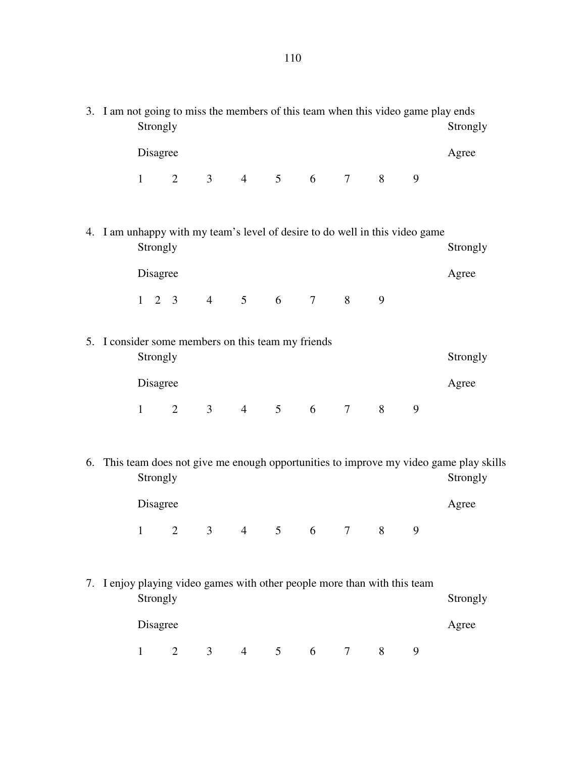3. I am not going to miss the members of this team when this video game play ends

   Strongly Disagree 1 2 3 4 5 6 7 8 9 Strongly Agree

4. I am unhappy with my team's level of desire to do well in this video game

   Strongly Disagree 1 2 3 4 5 6 7 8 9 Strongly Agree

5. I consider some members on this team my friends

   Strongly Disagree 1 2 3 4 5 6 7 8 9 Strongly Agree

6. This team does not give me enough opportunities to improve my video game play skills

   Strongly Disagree 1 2 3 4 5 6 7 8 9 Strongly Agree

7. I enjoy playing video games with other people more than with this team

   Strongly Disagree 1 2 3 4 5 6 7 8 9 Strongly Agree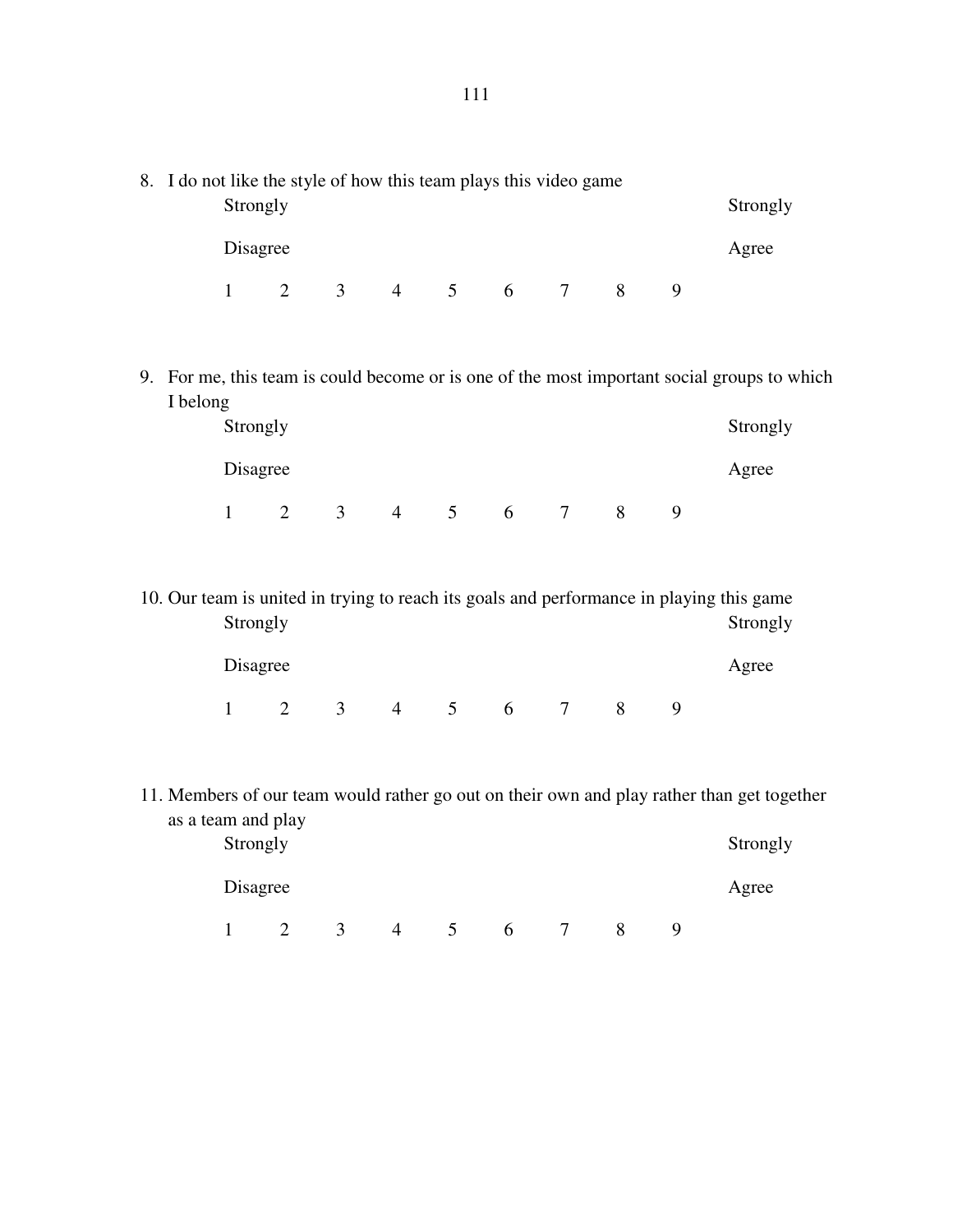8. I do not like the style of how this team plays this video game

| Strongly Disagree | | | | | | | | Strongly Agree |
|---|---|---|---|---|---|---|---|---|
| 1 | 2 | 3 | 4 | 5 | 6 | 7 | 8 | 9 |

9. For me, this team is could become or is one of the most important social groups to which I belong

| Strongly Disagree | | | | | | | | Strongly Agree |
|---|---|---|---|---|---|---|---|---|
| 1 | 2 | 3 | 4 | 5 | 6 | 7 | 8 | 9 |

10. Our team is united in trying to reach its goals and performance in playing this game

| Strongly Disagree | | | | | | | | Strongly Agree |
|---|---|---|---|---|---|---|---|---|
| 1 | 2 | 3 | 4 | 5 | 6 | 7 | 8 | 9 |

11. Members of our team would rather go out on their own and play rather than get together as a team and play

| Strongly Disagree | | | | | | | | Strongly Agree |
|---|---|---|---|---|---|---|---|---|
| 1 | 2 | 3 | 4 | 5 | 6 | 7 | 8 | 9 |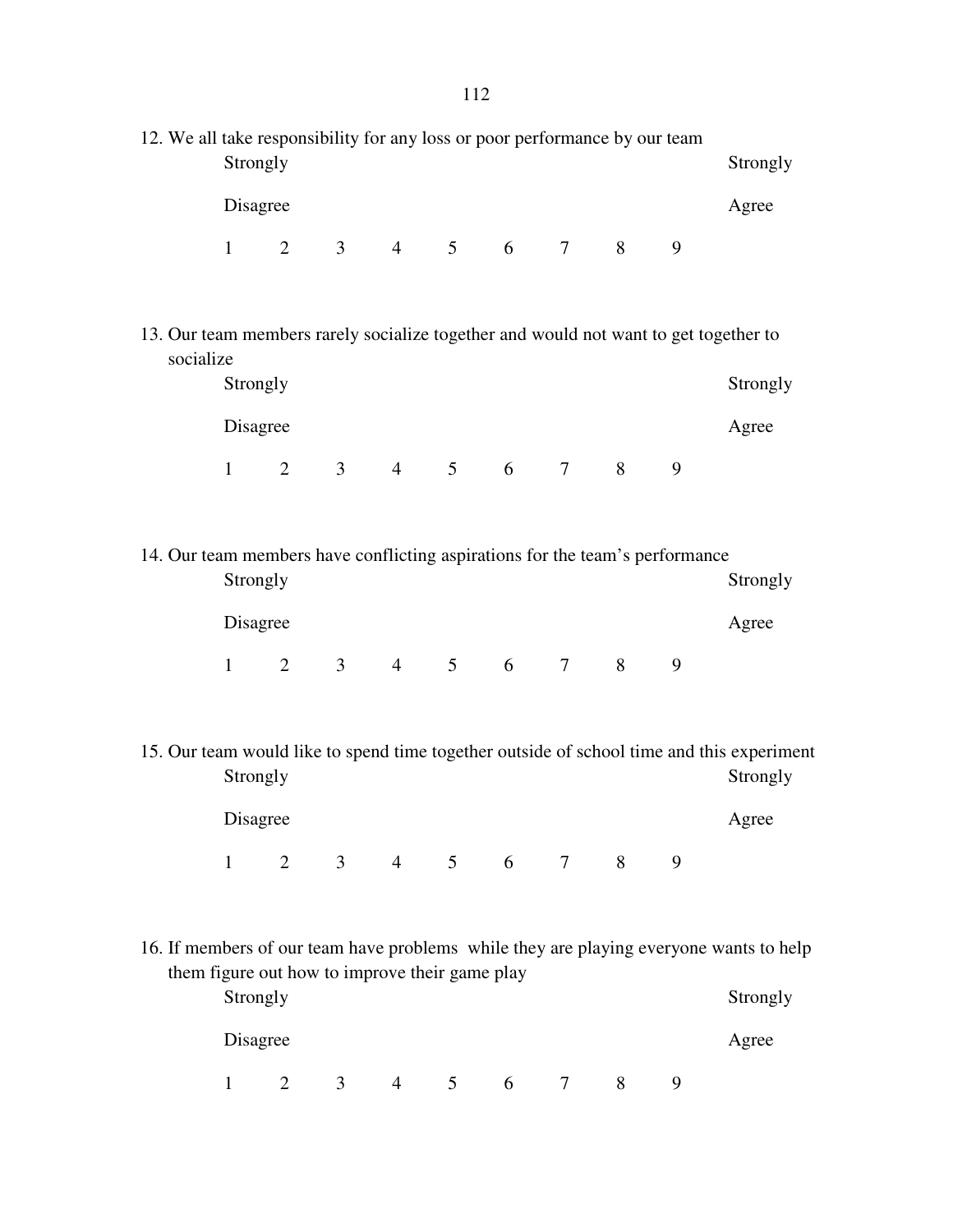12. We all take responsibility for any loss or poor performance by our team

| Strongly Disagree | | | | | | | | | Strongly Agree |
|---|---|---|---|---|---|---|---|---|---|
| 1 | 2 | 3 | 4 | 5 | 6 | 7 | 8 | 9 | |

13. Our team members rarely socialize together and would not want to get together to socialize

| Strongly Disagree | | | | | | | | | Strongly Agree |
|---|---|---|---|---|---|---|---|---|---|
| 1 | 2 | 3 | 4 | 5 | 6 | 7 | 8 | 9 | |

14. Our team members have conflicting aspirations for the team's performance

| Strongly Disagree | | | | | | | | | Strongly Agree |
|---|---|---|---|---|---|---|---|---|---|
| 1 | 2 | 3 | 4 | 5 | 6 | 7 | 8 | 9 | |

15. Our team would like to spend time together outside of school time and this experiment

| Strongly Disagree | | | | | | | | | Strongly Agree |
|---|---|---|---|---|---|---|---|---|---|
| 1 | 2 | 3 | 4 | 5 | 6 | 7 | 8 | 9 | |

16. If members of our team have problems while they are playing everyone wants to help them figure out how to improve their game play

| Strongly Disagree | | | | | | | | | Strongly Agree |
|---|---|---|---|---|---|---|---|---|---|
| 1 | 2 | 3 | 4 | 5 | 6 | 7 | 8 | 9 | |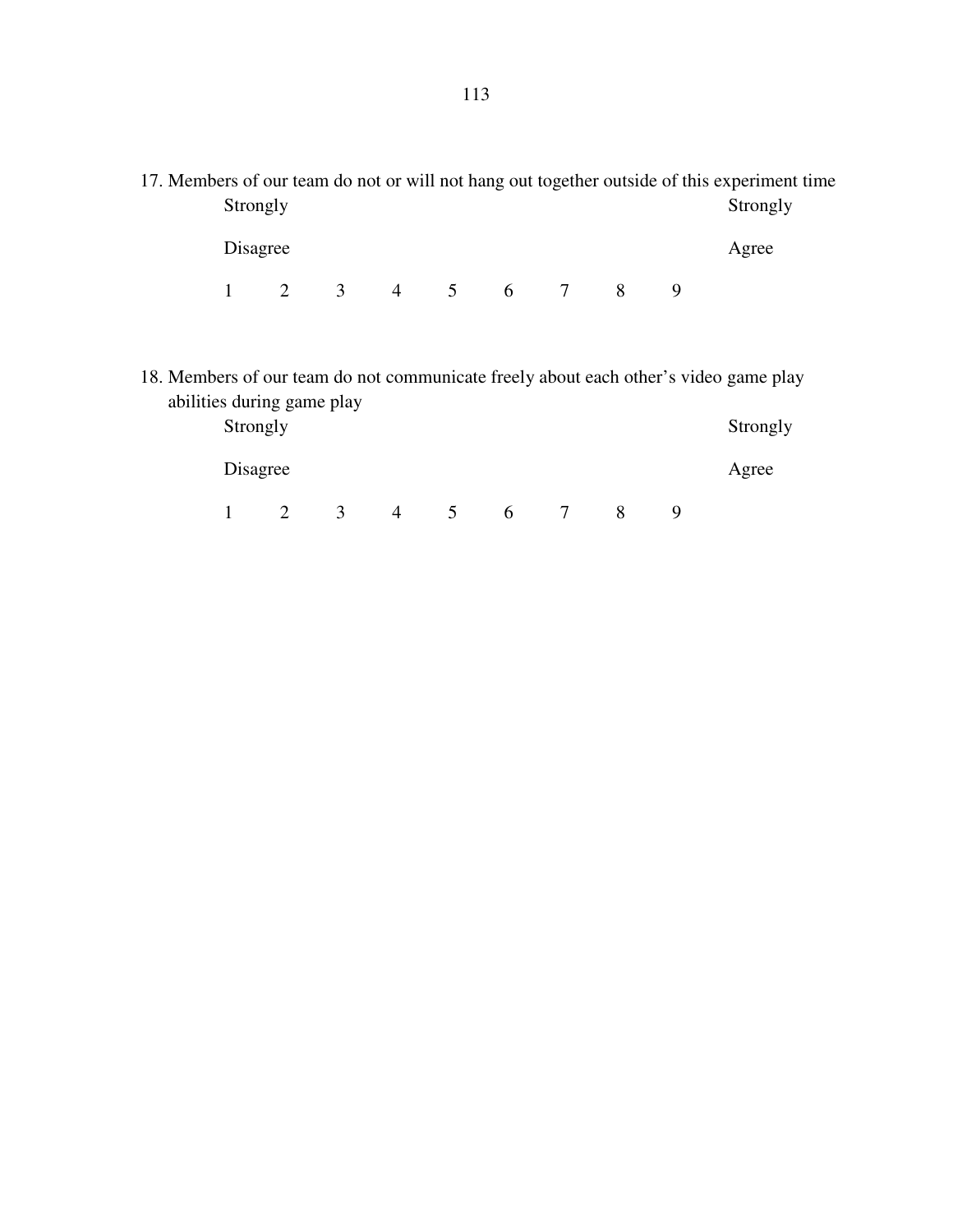17. Members of our team do not or will not hang out together outside of this experiment time

| Strongly Disagree | | | | | | | | | Strongly Agree |
|---|---|---|---|---|---|---|---|---|---|
| 1 | 2 | 3 | 4 | 5 | 6 | 7 | 8 | 9 | |

18. Members of our team do not communicate freely about each other's video game play abilities during game play

| Strongly Disagree | | | | | | | | | Strongly Agree |
|---|---|---|---|---|---|---|---|---|---|
| 1 | 2 | 3 | 4 | 5 | 6 | 7 | 8 | 9 | |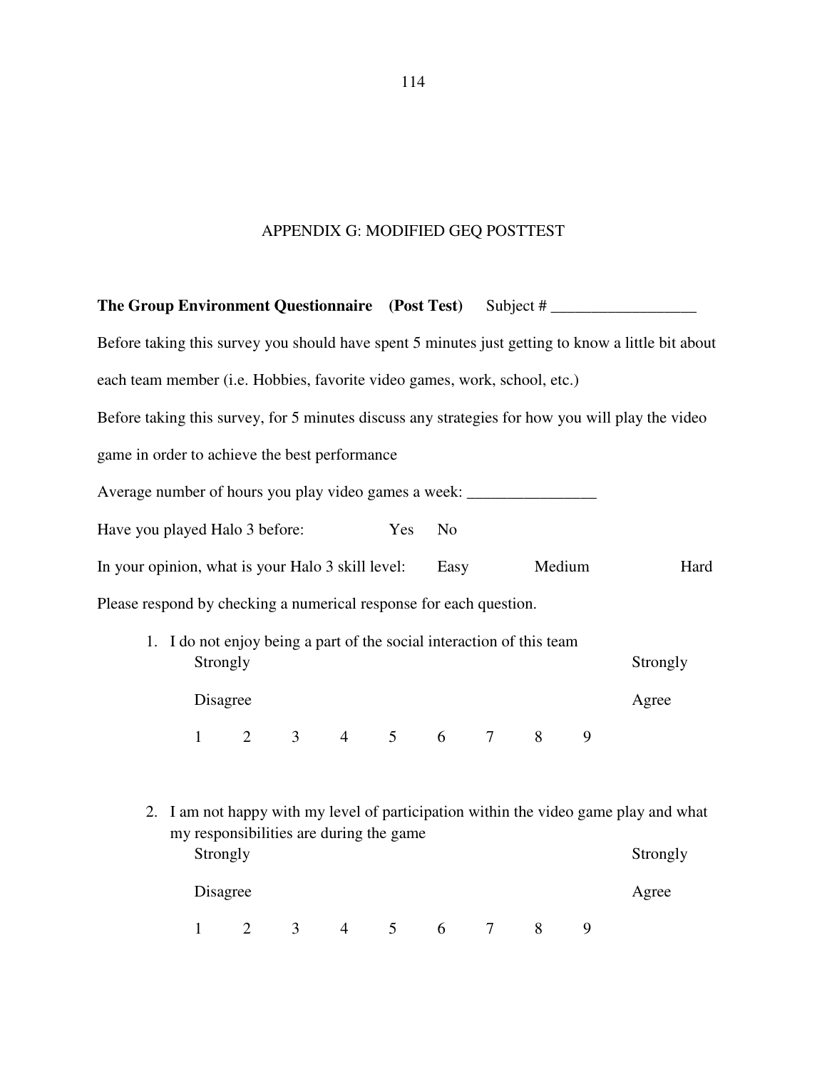# APPENDIX G: MODIFIED GEQ POSTTEST

**The Group Environment Questionnaire (Post Test)** Subject # __________________

Before taking this survey you should have spent 5 minutes just getting to know a little bit about each team member (i.e. Hobbies, favorite video games, work, school, etc.)

Before taking this survey, for 5 minutes discuss any strategies for how you will play the video game in order to achieve the best performance

Average number of hours you play video games a week: ________________

Have you played Halo 3 before: Yes No

In your opinion, what is your Halo 3 skill level: Easy Medium Hard

Please respond by checking a numerical response for each question.

1. I do not enjoy being a part of the social interaction of this team

   Strongly Disagree — Strongly Agree

   1 2 3 4 5 6 7 8 9

2. I am not happy with my level of participation within the video game play and what my responsibilities are during the game

   Strongly Disagree — Strongly Agree

   1 2 3 4 5 6 7 8 9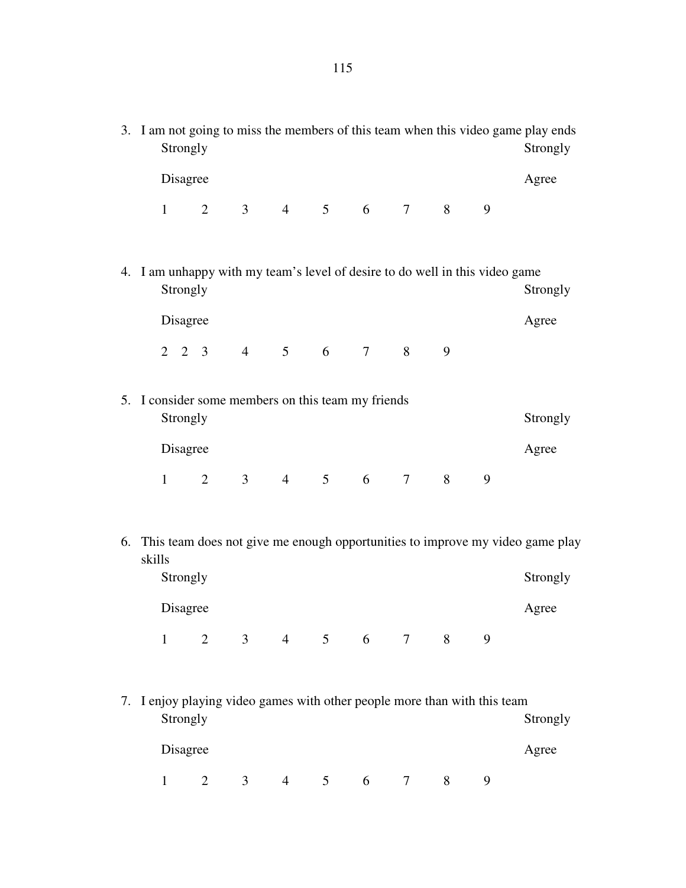3. I am not going to miss the members of this team when this video game play ends

   Strongly Disagree &nbsp;&nbsp;&nbsp;&nbsp;&nbsp;&nbsp;&nbsp;&nbsp;&nbsp;&nbsp;&nbsp;&nbsp;&nbsp;&nbsp;&nbsp;&nbsp;&nbsp;&nbsp;&nbsp;&nbsp;&nbsp;&nbsp;&nbsp;&nbsp;&nbsp;&nbsp;&nbsp;&nbsp;&nbsp;&nbsp;&nbsp;&nbsp; Strongly Agree

   1 &nbsp;&nbsp;&nbsp; 2 &nbsp;&nbsp;&nbsp; 3 &nbsp;&nbsp;&nbsp; 4 &nbsp;&nbsp;&nbsp; 5 &nbsp;&nbsp;&nbsp; 6 &nbsp;&nbsp;&nbsp; 7 &nbsp;&nbsp;&nbsp; 8 &nbsp;&nbsp;&nbsp; 9

4. I am unhappy with my team's level of desire to do well in this video game

   Strongly Disagree &nbsp;&nbsp;&nbsp;&nbsp;&nbsp;&nbsp;&nbsp;&nbsp;&nbsp;&nbsp;&nbsp;&nbsp;&nbsp;&nbsp;&nbsp;&nbsp;&nbsp;&nbsp;&nbsp;&nbsp;&nbsp;&nbsp;&nbsp;&nbsp;&nbsp;&nbsp;&nbsp;&nbsp;&nbsp;&nbsp;&nbsp;&nbsp; Strongly Agree

   2 &nbsp; 2 &nbsp; 3 &nbsp;&nbsp;&nbsp; 4 &nbsp;&nbsp;&nbsp; 5 &nbsp;&nbsp;&nbsp; 6 &nbsp;&nbsp;&nbsp; 7 &nbsp;&nbsp;&nbsp; 8 &nbsp;&nbsp;&nbsp; 9

5. I consider some members on this team my friends

   Strongly Disagree &nbsp;&nbsp;&nbsp;&nbsp;&nbsp;&nbsp;&nbsp;&nbsp;&nbsp;&nbsp;&nbsp;&nbsp;&nbsp;&nbsp;&nbsp;&nbsp;&nbsp;&nbsp;&nbsp;&nbsp;&nbsp;&nbsp;&nbsp;&nbsp;&nbsp;&nbsp;&nbsp;&nbsp;&nbsp;&nbsp;&nbsp;&nbsp; Strongly Agree

   1 &nbsp;&nbsp;&nbsp; 2 &nbsp;&nbsp;&nbsp; 3 &nbsp;&nbsp;&nbsp; 4 &nbsp;&nbsp;&nbsp; 5 &nbsp;&nbsp;&nbsp; 6 &nbsp;&nbsp;&nbsp; 7 &nbsp;&nbsp;&nbsp; 8 &nbsp;&nbsp;&nbsp; 9

6. This team does not give me enough opportunities to improve my video game play skills

   Strongly Disagree &nbsp;&nbsp;&nbsp;&nbsp;&nbsp;&nbsp;&nbsp;&nbsp;&nbsp;&nbsp;&nbsp;&nbsp;&nbsp;&nbsp;&nbsp;&nbsp;&nbsp;&nbsp;&nbsp;&nbsp;&nbsp;&nbsp;&nbsp;&nbsp;&nbsp;&nbsp;&nbsp;&nbsp;&nbsp;&nbsp;&nbsp;&nbsp; Strongly Agree

   1 &nbsp;&nbsp;&nbsp; 2 &nbsp;&nbsp;&nbsp; 3 &nbsp;&nbsp;&nbsp; 4 &nbsp;&nbsp;&nbsp; 5 &nbsp;&nbsp;&nbsp; 6 &nbsp;&nbsp;&nbsp; 7 &nbsp;&nbsp;&nbsp; 8 &nbsp;&nbsp;&nbsp; 9

7. I enjoy playing video games with other people more than with this team

   Strongly Disagree &nbsp;&nbsp;&nbsp;&nbsp;&nbsp;&nbsp;&nbsp;&nbsp;&nbsp;&nbsp;&nbsp;&nbsp;&nbsp;&nbsp;&nbsp;&nbsp;&nbsp;&nbsp;&nbsp;&nbsp;&nbsp;&nbsp;&nbsp;&nbsp;&nbsp;&nbsp;&nbsp;&nbsp;&nbsp;&nbsp;&nbsp;&nbsp; Strongly Agree

   1 &nbsp;&nbsp;&nbsp; 2 &nbsp;&nbsp;&nbsp; 3 &nbsp;&nbsp;&nbsp; 4 &nbsp;&nbsp;&nbsp; 5 &nbsp;&nbsp;&nbsp; 6 &nbsp;&nbsp;&nbsp; 7 &nbsp;&nbsp;&nbsp; 8 &nbsp;&nbsp;&nbsp; 9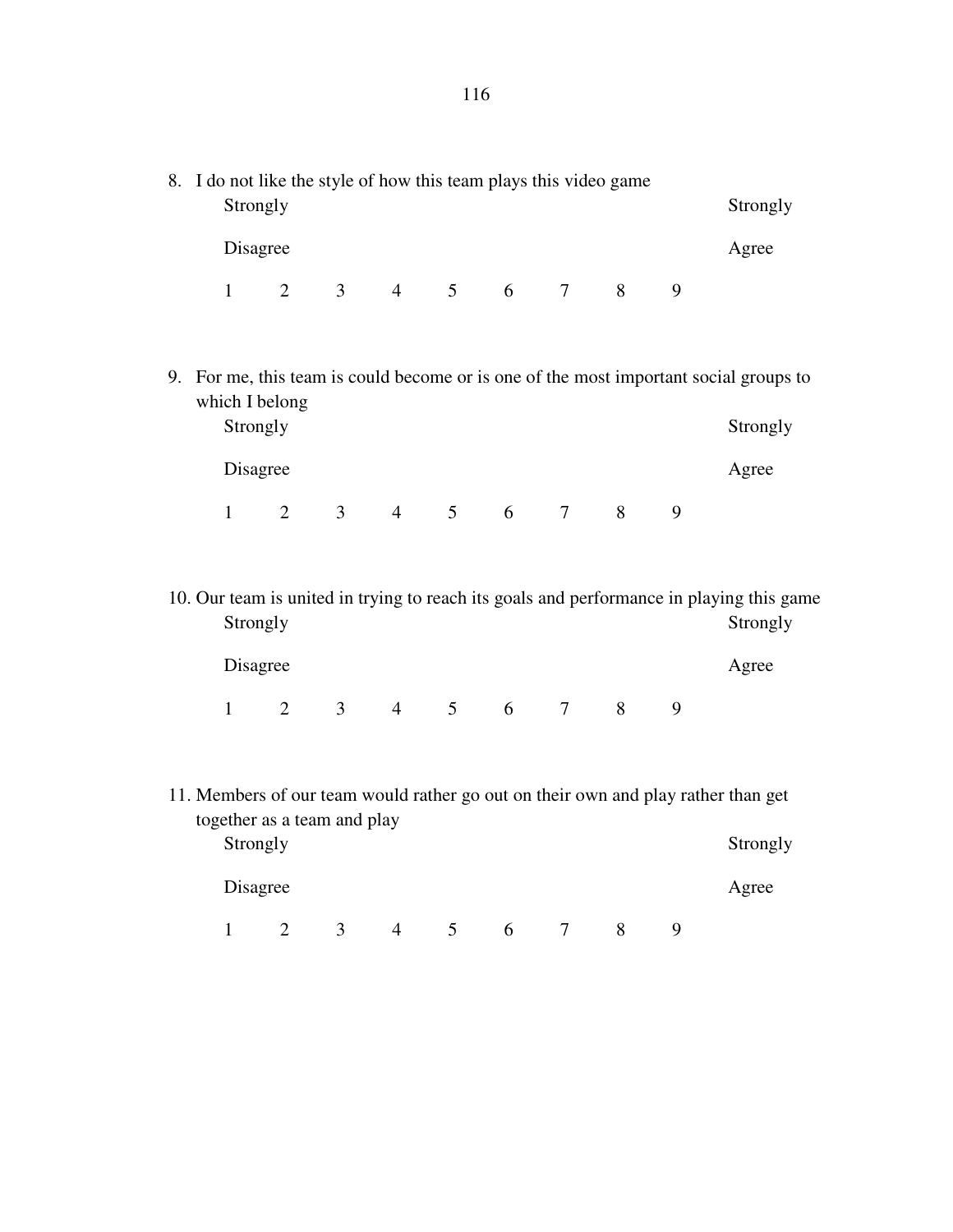8. I do not like the style of how this team plays this video game

    Strongly Disagree &nbsp;&nbsp;&nbsp;&nbsp;&nbsp;&nbsp;&nbsp;&nbsp;&nbsp;&nbsp;&nbsp;&nbsp;&nbsp;&nbsp;&nbsp;&nbsp;&nbsp;&nbsp;&nbsp;&nbsp;&nbsp;&nbsp;&nbsp;&nbsp;&nbsp;&nbsp;&nbsp;&nbsp;&nbsp;&nbsp;&nbsp;&nbsp; Strongly Agree

    1 &nbsp;&nbsp; 2 &nbsp;&nbsp; 3 &nbsp;&nbsp; 4 &nbsp;&nbsp; 5 &nbsp;&nbsp; 6 &nbsp;&nbsp; 7 &nbsp;&nbsp; 8 &nbsp;&nbsp; 9

9. For me, this team is could become or is one of the most important social groups to which I belong

    Strongly Disagree &nbsp;&nbsp;&nbsp;&nbsp;&nbsp;&nbsp;&nbsp;&nbsp;&nbsp;&nbsp;&nbsp;&nbsp;&nbsp;&nbsp;&nbsp;&nbsp;&nbsp;&nbsp;&nbsp;&nbsp;&nbsp;&nbsp;&nbsp;&nbsp;&nbsp;&nbsp;&nbsp;&nbsp;&nbsp;&nbsp;&nbsp;&nbsp; Strongly Agree

    1 &nbsp;&nbsp; 2 &nbsp;&nbsp; 3 &nbsp;&nbsp; 4 &nbsp;&nbsp; 5 &nbsp;&nbsp; 6 &nbsp;&nbsp; 7 &nbsp;&nbsp; 8 &nbsp;&nbsp; 9

10. Our team is united in trying to reach its goals and performance in playing this game

    Strongly Disagree &nbsp;&nbsp;&nbsp;&nbsp;&nbsp;&nbsp;&nbsp;&nbsp;&nbsp;&nbsp;&nbsp;&nbsp;&nbsp;&nbsp;&nbsp;&nbsp;&nbsp;&nbsp;&nbsp;&nbsp;&nbsp;&nbsp;&nbsp;&nbsp;&nbsp;&nbsp;&nbsp;&nbsp;&nbsp;&nbsp;&nbsp;&nbsp; Strongly Agree

    1 &nbsp;&nbsp; 2 &nbsp;&nbsp; 3 &nbsp;&nbsp; 4 &nbsp;&nbsp; 5 &nbsp;&nbsp; 6 &nbsp;&nbsp; 7 &nbsp;&nbsp; 8 &nbsp;&nbsp; 9

11. Members of our team would rather go out on their own and play rather than get together as a team and play

    Strongly Disagree &nbsp;&nbsp;&nbsp;&nbsp;&nbsp;&nbsp;&nbsp;&nbsp;&nbsp;&nbsp;&nbsp;&nbsp;&nbsp;&nbsp;&nbsp;&nbsp;&nbsp;&nbsp;&nbsp;&nbsp;&nbsp;&nbsp;&nbsp;&nbsp;&nbsp;&nbsp;&nbsp;&nbsp;&nbsp;&nbsp;&nbsp;&nbsp; Strongly Agree

    1 &nbsp;&nbsp; 2 &nbsp;&nbsp; 3 &nbsp;&nbsp; 4 &nbsp;&nbsp; 5 &nbsp;&nbsp; 6 &nbsp;&nbsp; 7 &nbsp;&nbsp; 8 &nbsp;&nbsp; 9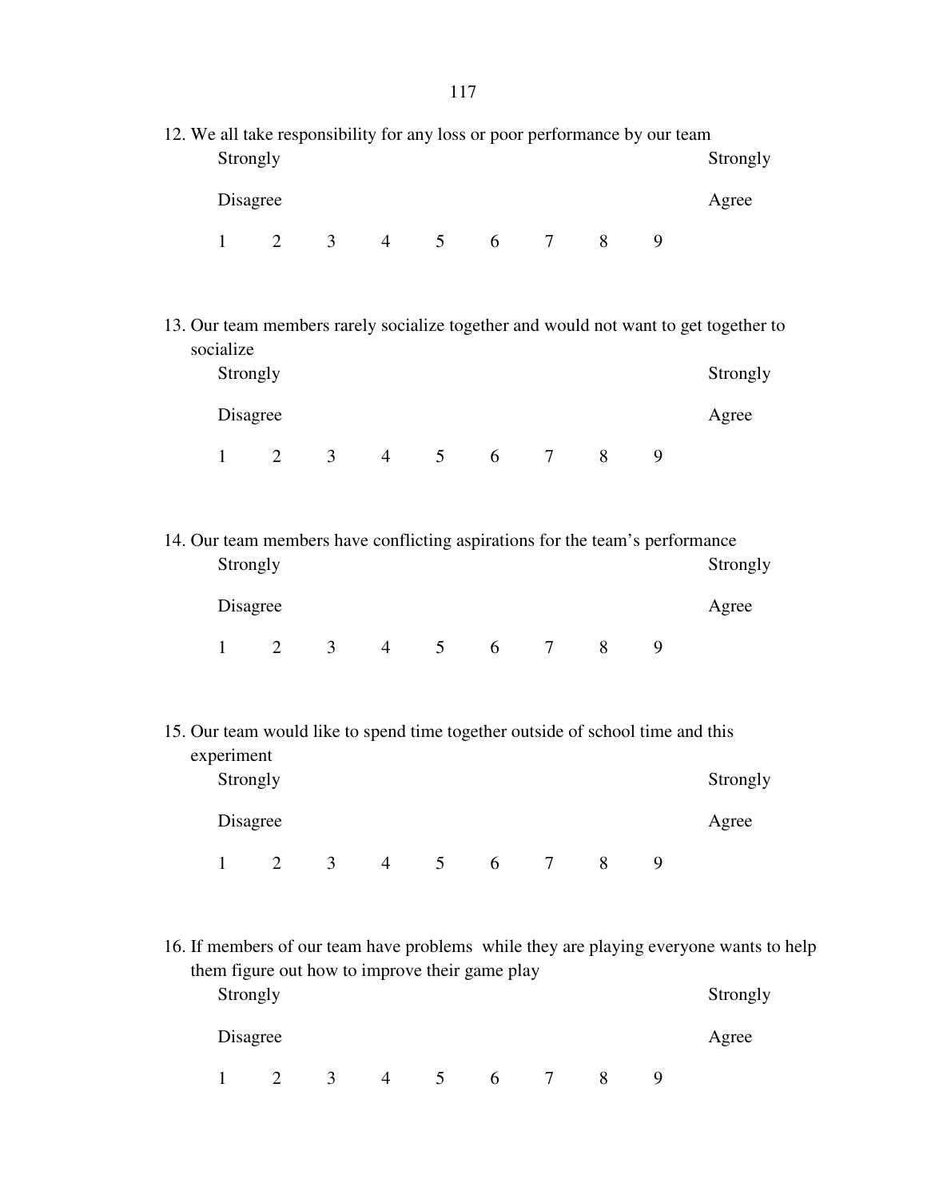12. We all take responsibility for any loss or poor performance by our team

| Strongly Disagree | | | | | | | | Strongly Agree |
|---|---|---|---|---|---|---|---|---|
| 1 | 2 | 3 | 4 | 5 | 6 | 7 | 8 | 9 |

13. Our team members rarely socialize together and would not want to get together to socialize

| Strongly Disagree | | | | | | | | Strongly Agree |
|---|---|---|---|---|---|---|---|---|
| 1 | 2 | 3 | 4 | 5 | 6 | 7 | 8 | 9 |

14. Our team members have conflicting aspirations for the team's performance

| Strongly Disagree | | | | | | | | Strongly Agree |
|---|---|---|---|---|---|---|---|---|
| 1 | 2 | 3 | 4 | 5 | 6 | 7 | 8 | 9 |

15. Our team would like to spend time together outside of school time and this experiment

| Strongly Disagree | | | | | | | | Strongly Agree |
|---|---|---|---|---|---|---|---|---|
| 1 | 2 | 3 | 4 | 5 | 6 | 7 | 8 | 9 |

16. If members of our team have problems while they are playing everyone wants to help them figure out how to improve their game play

| Strongly Disagree | | | | | | | | Strongly Agree |
|---|---|---|---|---|---|---|---|---|
| 1 | 2 | 3 | 4 | 5 | 6 | 7 | 8 | 9 |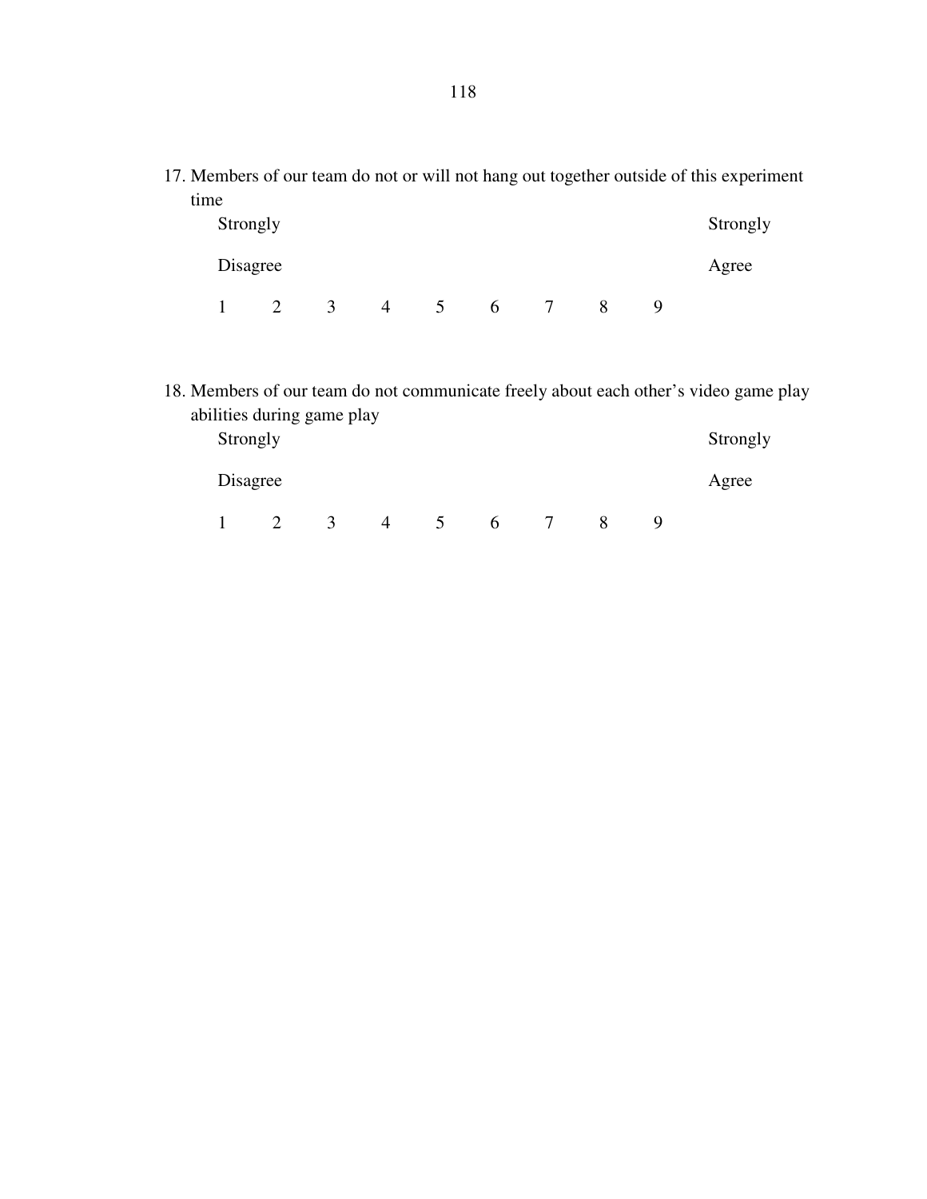17. Members of our team do not or will not hang out together outside of this experiment time

Strongly Disagree &nbsp;&nbsp;&nbsp;&nbsp;&nbsp;&nbsp;&nbsp;&nbsp;&nbsp;&nbsp;&nbsp;&nbsp;&nbsp;&nbsp;&nbsp;&nbsp;&nbsp;&nbsp;&nbsp;&nbsp;&nbsp;&nbsp;&nbsp;&nbsp;&nbsp;&nbsp;&nbsp;&nbsp;&nbsp;&nbsp;&nbsp;&nbsp;&nbsp;&nbsp;&nbsp;&nbsp;&nbsp;&nbsp;&nbsp;&nbsp;&nbsp;&nbsp; Strongly Agree

1 &nbsp;&nbsp; 2 &nbsp;&nbsp; 3 &nbsp;&nbsp; 4 &nbsp;&nbsp; 5 &nbsp;&nbsp; 6 &nbsp;&nbsp; 7 &nbsp;&nbsp; 8 &nbsp;&nbsp; 9

18. Members of our team do not communicate freely about each other's video game play abilities during game play

Strongly Disagree &nbsp;&nbsp;&nbsp;&nbsp;&nbsp;&nbsp;&nbsp;&nbsp;&nbsp;&nbsp;&nbsp;&nbsp;&nbsp;&nbsp;&nbsp;&nbsp;&nbsp;&nbsp;&nbsp;&nbsp;&nbsp;&nbsp;&nbsp;&nbsp;&nbsp;&nbsp;&nbsp;&nbsp;&nbsp;&nbsp;&nbsp;&nbsp;&nbsp;&nbsp;&nbsp;&nbsp;&nbsp;&nbsp;&nbsp;&nbsp;&nbsp;&nbsp; Strongly Agree

1 &nbsp;&nbsp; 2 &nbsp;&nbsp; 3 &nbsp;&nbsp; 4 &nbsp;&nbsp; 5 &nbsp;&nbsp; 6 &nbsp;&nbsp; 7 &nbsp;&nbsp; 8 &nbsp;&nbsp; 9